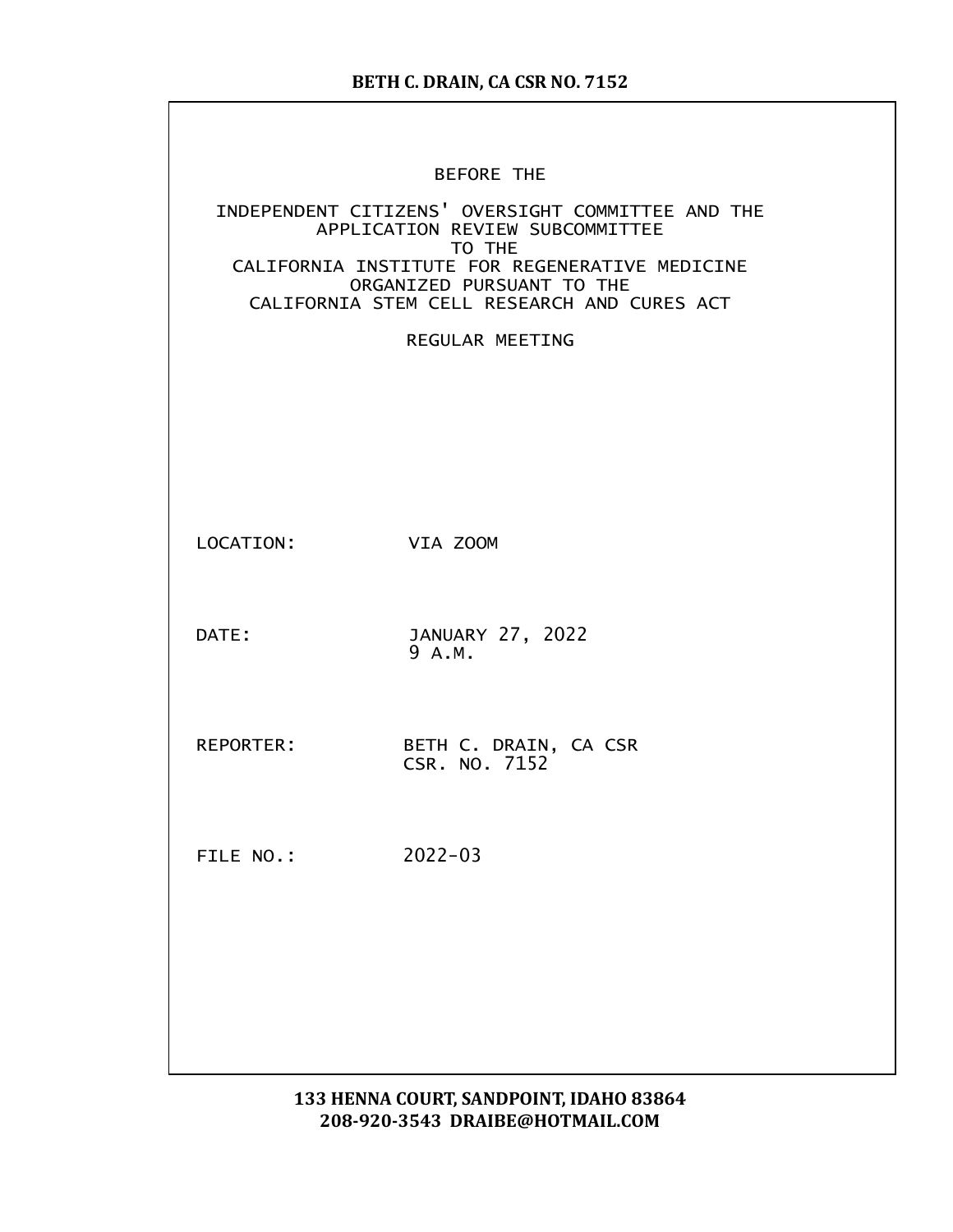BEFORE THE

INDEPENDENT CITIZENS' OVERSIGHT COMMITTEE AND THE APPLICATION REVIEW SUBCOMMITTEE
TO THE
CALIFORNIA INSTITUTE FOR REGENERATIVE MEDICINE
ORGANIZED PURSUANT TO THE
CALIFORNIA STEM CELL RESEARCH AND CURES ACT

REGULAR MEETING

LOCATION: VIA ZOOM

DATE: JANUARY 27, 2022
9 A.M.

REPORTER: BETH C. DRAIN, CA CSR
CSR. NO. 7152

FILE NO.: 2022-03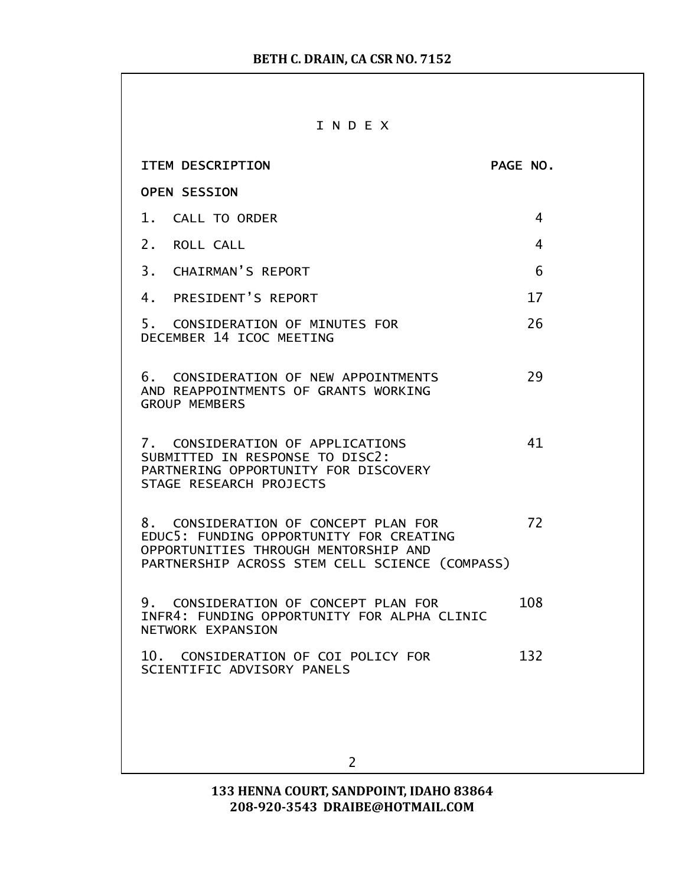# I N D E X

| ITEM DESCRIPTION | PAGE NO. |
|---|---|
| OPEN SESSION | |
| 1. CALL TO ORDER | 4 |
| 2. ROLL CALL | 4 |
| 3. CHAIRMAN'S REPORT | 6 |
| 4. PRESIDENT'S REPORT | 17 |
| 5. CONSIDERATION OF MINUTES FOR DECEMBER 14 ICOC MEETING | 26 |
| 6. CONSIDERATION OF NEW APPOINTMENTS AND REAPPOINTMENTS OF GRANTS WORKING GROUP MEMBERS | 29 |
| 7. CONSIDERATION OF APPLICATIONS SUBMITTED IN RESPONSE TO DISC2: PARTNERING OPPORTUNITY FOR DISCOVERY STAGE RESEARCH PROJECTS | 41 |
| 8. CONSIDERATION OF CONCEPT PLAN FOR EDUC5: FUNDING OPPORTUNITY FOR CREATING OPPORTUNITIES THROUGH MENTORSHIP AND PARTNERSHIP ACROSS STEM CELL SCIENCE (COMPASS) | 72 |
| 9. CONSIDERATION OF CONCEPT PLAN FOR INFR4: FUNDING OPPORTUNITY FOR ALPHA CLINIC NETWORK EXPANSION | 108 |
| 10. CONSIDERATION OF COI POLICY FOR SCIENTIFIC ADVISORY PANELS | 132 |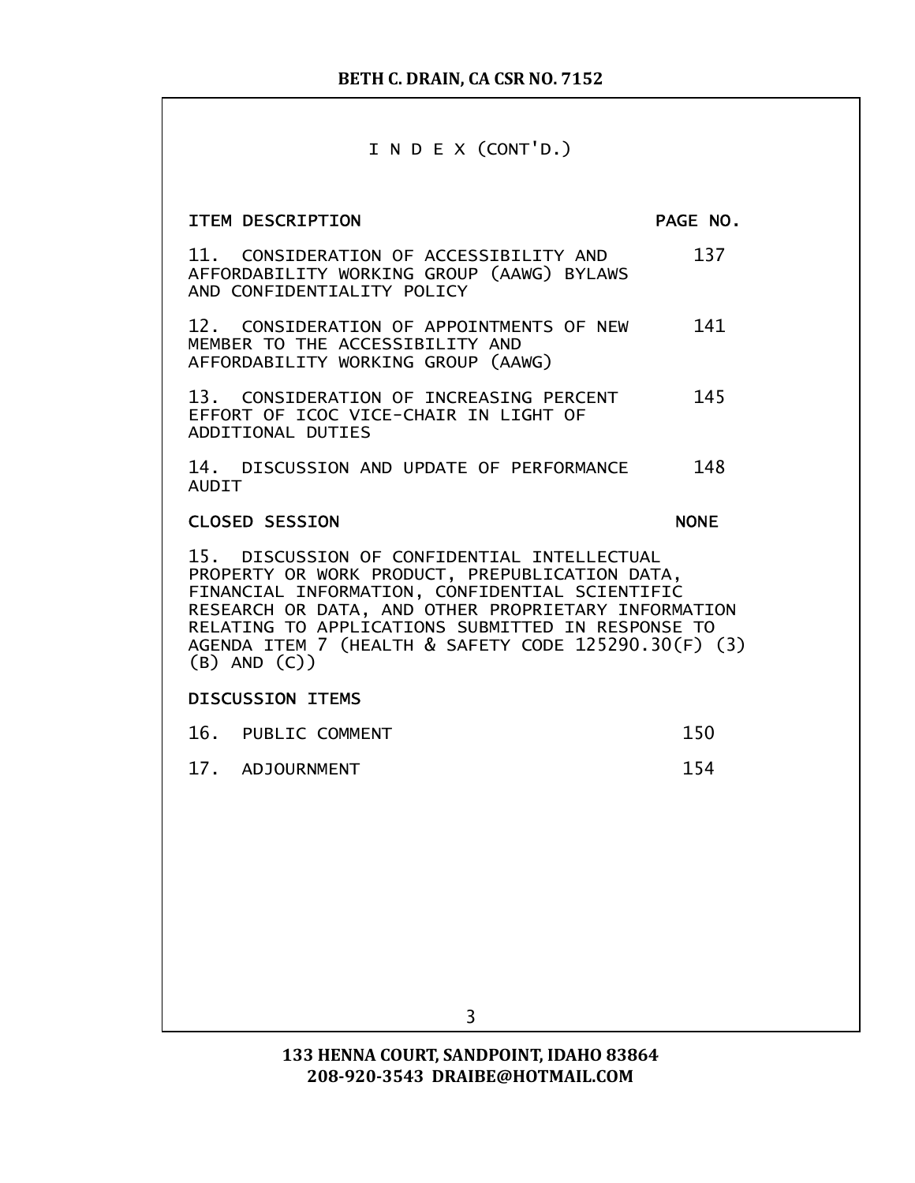I N D E X (CONT'D.)

| ITEM DESCRIPTION | PAGE NO. |
| --- | --- |
| 11. CONSIDERATION OF ACCESSIBILITY AND AFFORDABILITY WORKING GROUP (AAWG) BYLAWS AND CONFIDENTIALITY POLICY | 137 |
| 12. CONSIDERATION OF APPOINTMENTS OF NEW MEMBER TO THE ACCESSIBILITY AND AFFORDABILITY WORKING GROUP (AAWG) | 141 |
| 13. CONSIDERATION OF INCREASING PERCENT EFFORT OF ICOC VICE-CHAIR IN LIGHT OF ADDITIONAL DUTIES | 145 |
| 14. DISCUSSION AND UPDATE OF PERFORMANCE AUDIT | 148 |
| CLOSED SESSION | NONE |
| 15. DISCUSSION OF CONFIDENTIAL INTELLECTUAL PROPERTY OR WORK PRODUCT, PREPUBLICATION DATA, FINANCIAL INFORMATION, CONFIDENTIAL SCIENTIFIC RESEARCH OR DATA, AND OTHER PROPRIETARY INFORMATION RELATING TO APPLICATIONS SUBMITTED IN RESPONSE TO AGENDA ITEM 7 (HEALTH & SAFETY CODE 125290.30(F) (3) (B) AND (C)) | |
| DISCUSSION ITEMS | |
| 16. PUBLIC COMMENT | 150 |
| 17. ADJOURNMENT | 154 |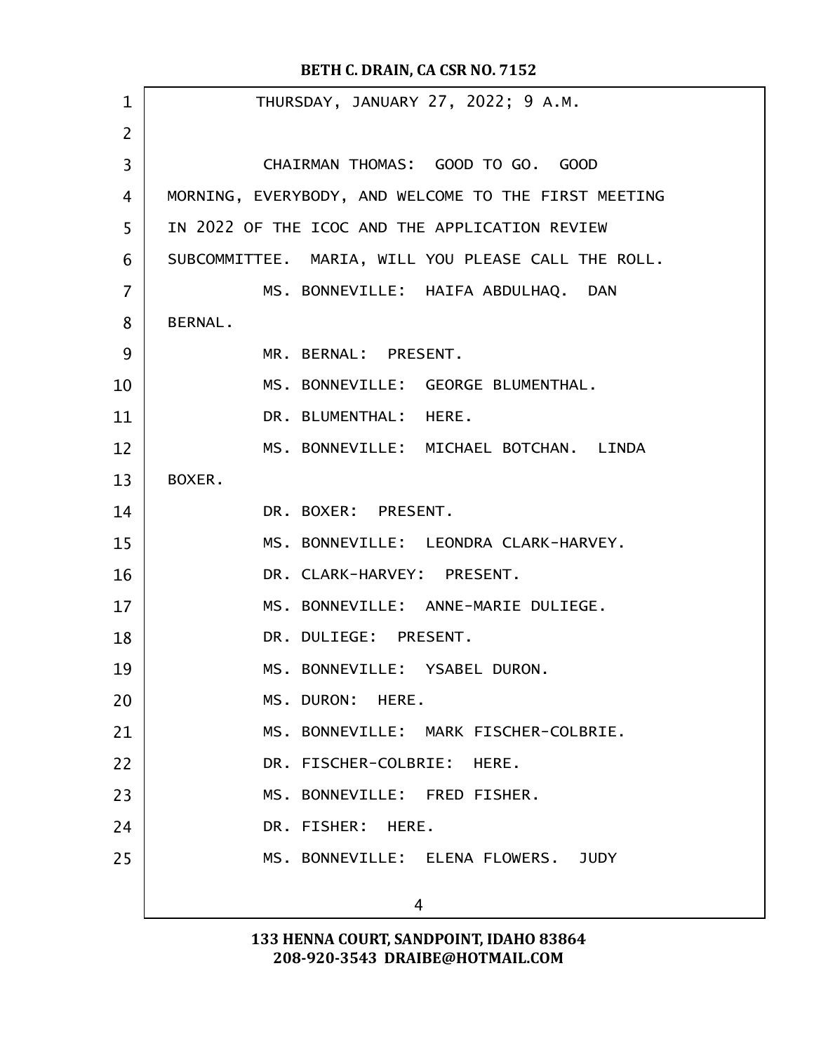THURSDAY, JANUARY 27, 2022; 9 A.M.

CHAIRMAN THOMAS: GOOD TO GO. GOOD MORNING, EVERYBODY, AND WELCOME TO THE FIRST MEETING IN 2022 OF THE ICOC AND THE APPLICATION REVIEW SUBCOMMITTEE. MARIA, WILL YOU PLEASE CALL THE ROLL.

MS. BONNEVILLE: HAIFA ABDULHAQ. DAN BERNAL.

MR. BERNAL: PRESENT.

MS. BONNEVILLE: GEORGE BLUMENTHAL.

DR. BLUMENTHAL: HERE.

MS. BONNEVILLE: MICHAEL BOTCHAN. LINDA BOXER.

DR. BOXER: PRESENT.

MS. BONNEVILLE: LEONDRA CLARK-HARVEY.

DR. CLARK-HARVEY: PRESENT.

MS. BONNEVILLE: ANNE-MARIE DULIEGE.

DR. DULIEGE: PRESENT.

MS. BONNEVILLE: YSABEL DURON.

MS. DURON: HERE.

MS. BONNEVILLE: MARK FISCHER-COLBRIE.

DR. FISCHER-COLBRIE: HERE.

MS. BONNEVILLE: FRED FISHER.

DR. FISHER: HERE.

MS. BONNEVILLE: ELENA FLOWERS. JUDY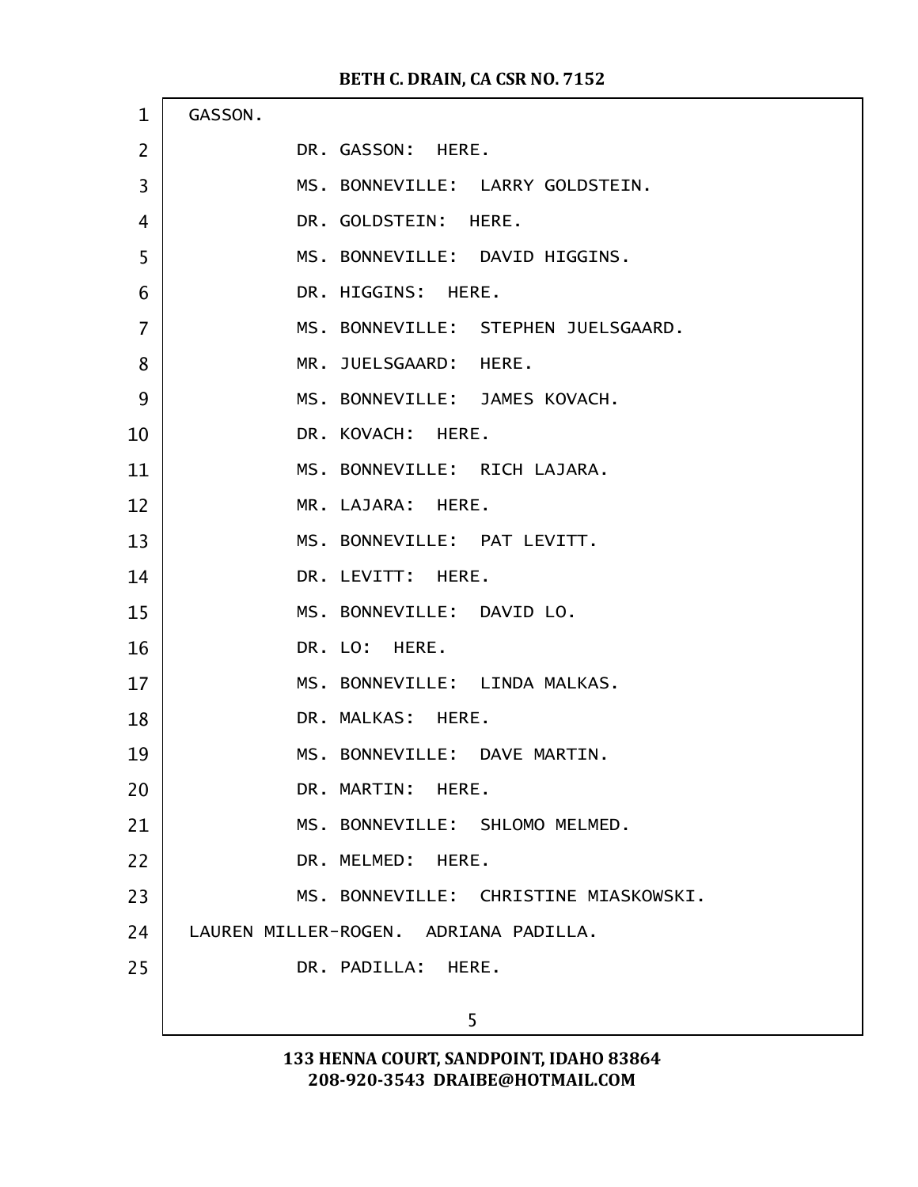GASSON.

DR. GASSON: HERE.

MS. BONNEVILLE: LARRY GOLDSTEIN.

DR. GOLDSTEIN: HERE.

MS. BONNEVILLE: DAVID HIGGINS.

DR. HIGGINS: HERE.

MS. BONNEVILLE: STEPHEN JUELSGAARD.

MR. JUELSGAARD: HERE.

MS. BONNEVILLE: JAMES KOVACH.

DR. KOVACH: HERE.

MS. BONNEVILLE: RICH LAJARA.

MR. LAJARA: HERE.

MS. BONNEVILLE: PAT LEVITT.

DR. LEVITT: HERE.

MS. BONNEVILLE: DAVID LO.

DR. LO: HERE.

MS. BONNEVILLE: LINDA MALKAS.

DR. MALKAS: HERE.

MS. BONNEVILLE: DAVE MARTIN.

DR. MARTIN: HERE.

MS. BONNEVILLE: SHLOMO MELMED.

DR. MELMED: HERE.

MS. BONNEVILLE: CHRISTINE MIASKOWSKI. LAUREN MILLER-ROGEN. ADRIANA PADILLA.

DR. PADILLA: HERE.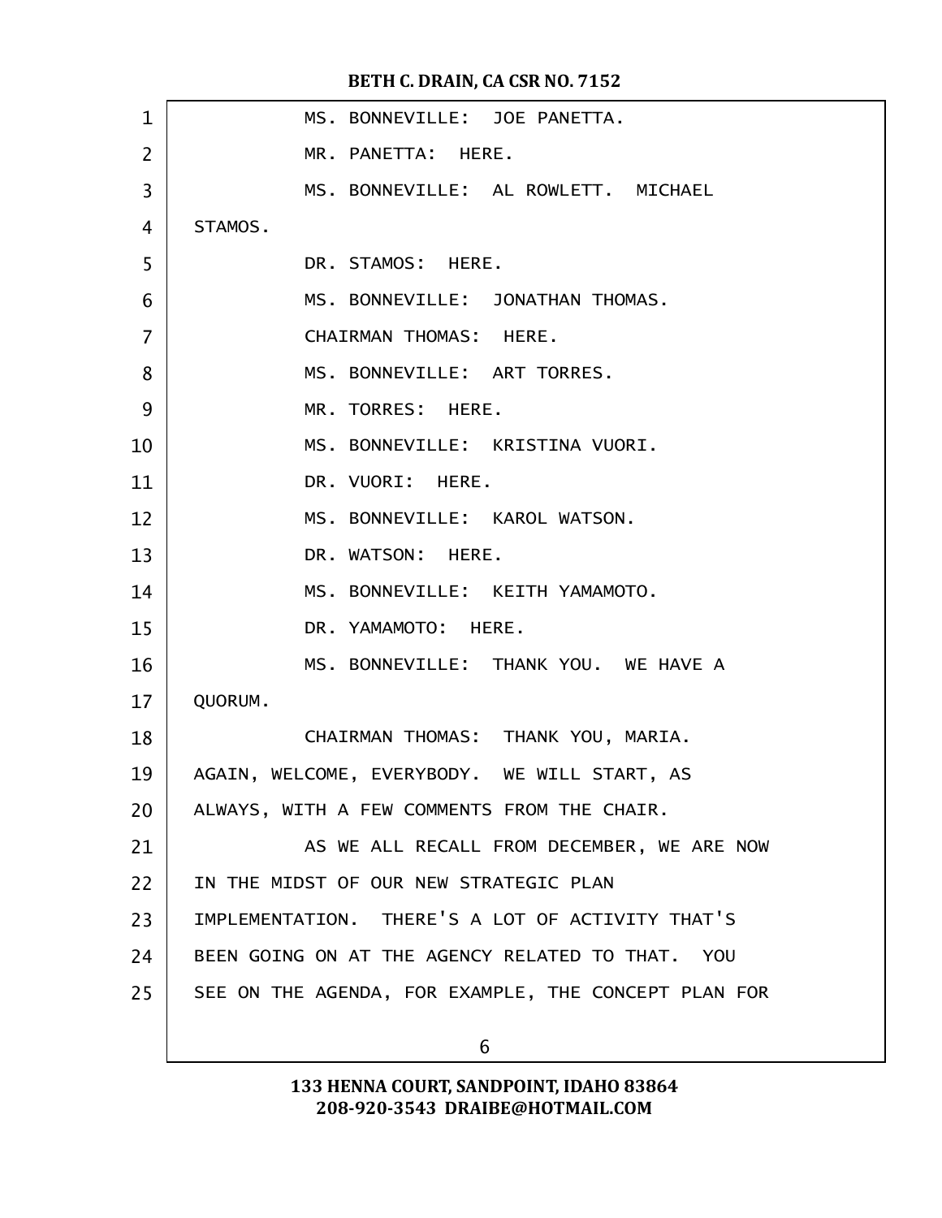MS. BONNEVILLE: JOE PANETTA.

MR. PANETTA: HERE.

MS. BONNEVILLE: AL ROWLETT. MICHAEL STAMOS.

DR. STAMOS: HERE.

MS. BONNEVILLE: JONATHAN THOMAS.

CHAIRMAN THOMAS: HERE.

MS. BONNEVILLE: ART TORRES.

MR. TORRES: HERE.

MS. BONNEVILLE: KRISTINA VUORI.

DR. VUORI: HERE.

MS. BONNEVILLE: KAROL WATSON.

DR. WATSON: HERE.

MS. BONNEVILLE: KEITH YAMAMOTO.

DR. YAMAMOTO: HERE.

MS. BONNEVILLE: THANK YOU. WE HAVE A QUORUM.

CHAIRMAN THOMAS: THANK YOU, MARIA. AGAIN, WELCOME, EVERYBODY. WE WILL START, AS ALWAYS, WITH A FEW COMMENTS FROM THE CHAIR.

AS WE ALL RECALL FROM DECEMBER, WE ARE NOW IN THE MIDST OF OUR NEW STRATEGIC PLAN IMPLEMENTATION. THERE'S A LOT OF ACTIVITY THAT'S BEEN GOING ON AT THE AGENCY RELATED TO THAT. YOU SEE ON THE AGENDA, FOR EXAMPLE, THE CONCEPT PLAN FOR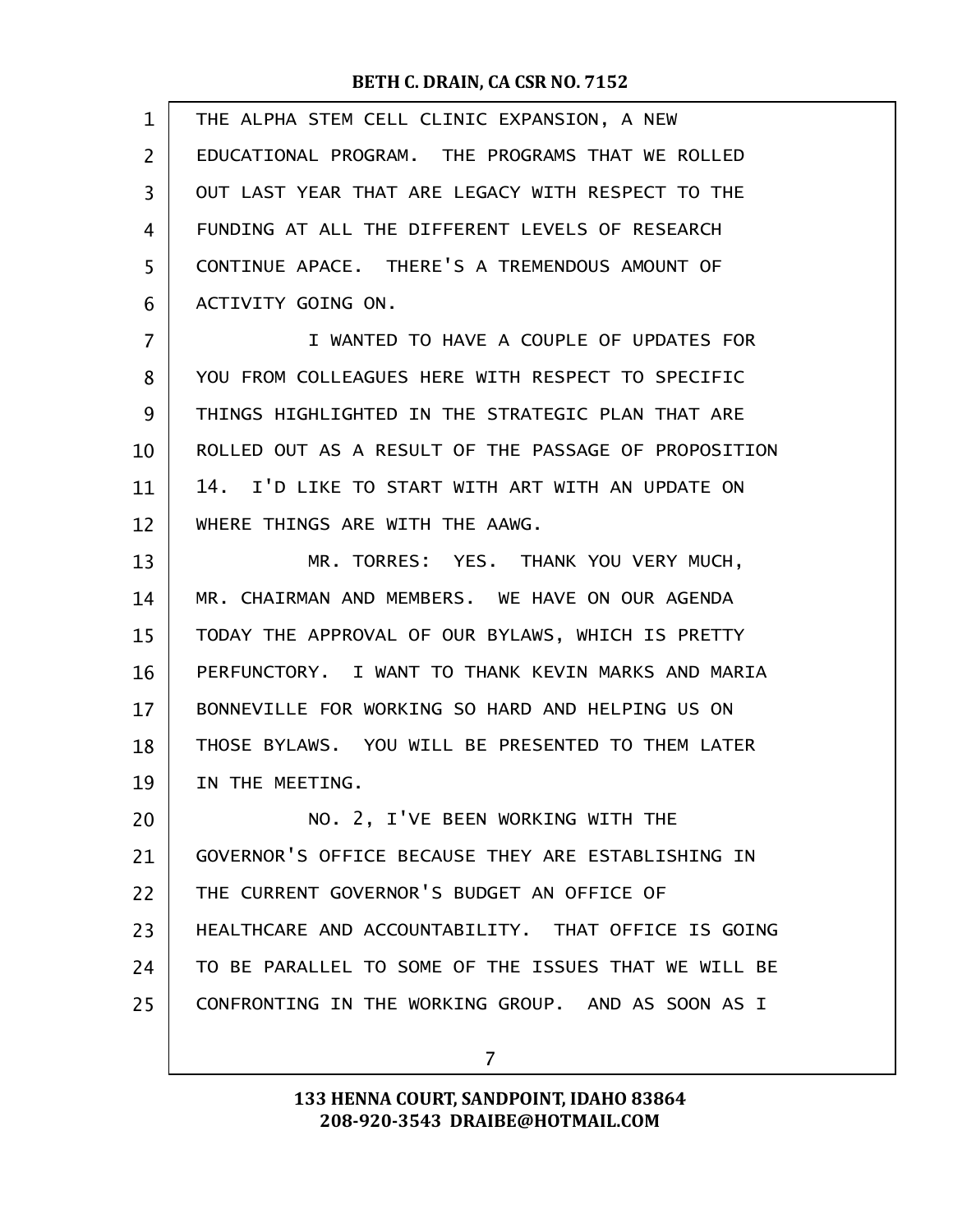THE ALPHA STEM CELL CLINIC EXPANSION, A NEW EDUCATIONAL PROGRAM. THE PROGRAMS THAT WE ROLLED OUT LAST YEAR THAT ARE LEGACY WITH RESPECT TO THE FUNDING AT ALL THE DIFFERENT LEVELS OF RESEARCH CONTINUE APACE. THERE'S A TREMENDOUS AMOUNT OF ACTIVITY GOING ON.

I WANTED TO HAVE A COUPLE OF UPDATES FOR YOU FROM COLLEAGUES HERE WITH RESPECT TO SPECIFIC THINGS HIGHLIGHTED IN THE STRATEGIC PLAN THAT ARE ROLLED OUT AS A RESULT OF THE PASSAGE OF PROPOSITION 14. I'D LIKE TO START WITH ART WITH AN UPDATE ON WHERE THINGS ARE WITH THE AAWG.

MR. TORRES: YES. THANK YOU VERY MUCH, MR. CHAIRMAN AND MEMBERS. WE HAVE ON OUR AGENDA TODAY THE APPROVAL OF OUR BYLAWS, WHICH IS PRETTY PERFUNCTORY. I WANT TO THANK KEVIN MARKS AND MARIA BONNEVILLE FOR WORKING SO HARD AND HELPING US ON THOSE BYLAWS. YOU WILL BE PRESENTED TO THEM LATER IN THE MEETING.

NO. 2, I'VE BEEN WORKING WITH THE GOVERNOR'S OFFICE BECAUSE THEY ARE ESTABLISHING IN THE CURRENT GOVERNOR'S BUDGET AN OFFICE OF HEALTHCARE AND ACCOUNTABILITY. THAT OFFICE IS GOING TO BE PARALLEL TO SOME OF THE ISSUES THAT WE WILL BE CONFRONTING IN THE WORKING GROUP. AND AS SOON AS I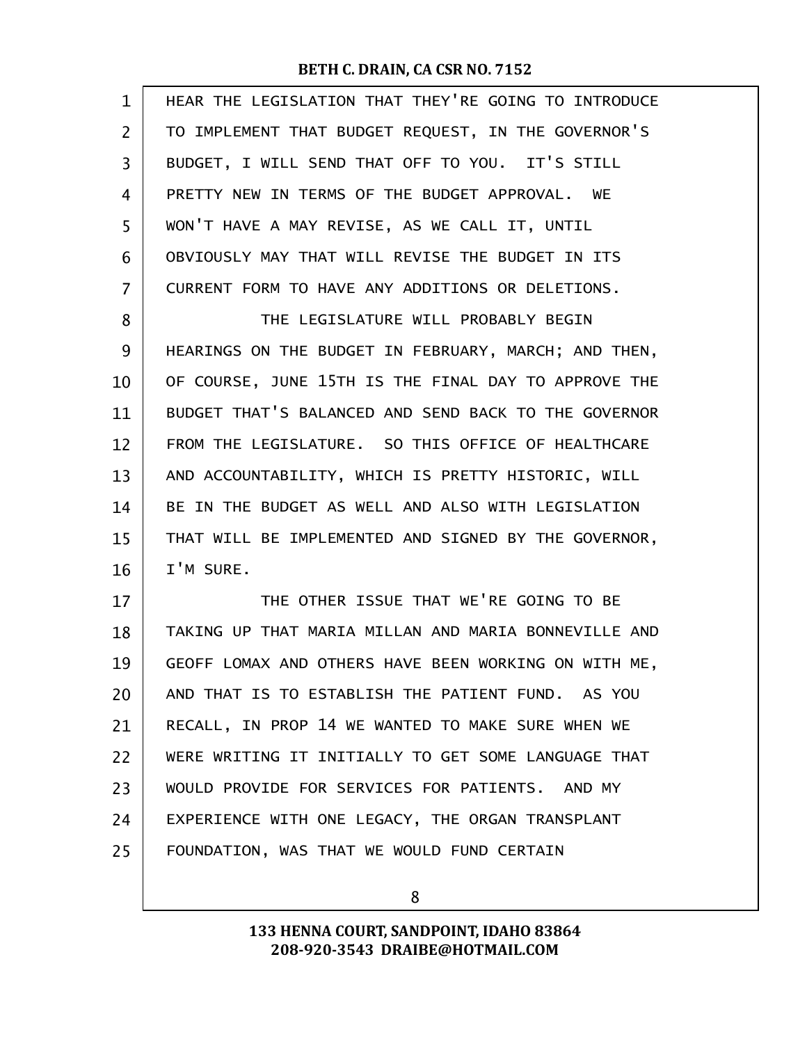HEAR THE LEGISLATION THAT THEY'RE GOING TO INTRODUCE TO IMPLEMENT THAT BUDGET REQUEST, IN THE GOVERNOR'S BUDGET, I WILL SEND THAT OFF TO YOU. IT'S STILL PRETTY NEW IN TERMS OF THE BUDGET APPROVAL. WE WON'T HAVE A MAY REVISE, AS WE CALL IT, UNTIL OBVIOUSLY MAY THAT WILL REVISE THE BUDGET IN ITS CURRENT FORM TO HAVE ANY ADDITIONS OR DELETIONS.

THE LEGISLATURE WILL PROBABLY BEGIN HEARINGS ON THE BUDGET IN FEBRUARY, MARCH; AND THEN, OF COURSE, JUNE 15TH IS THE FINAL DAY TO APPROVE THE BUDGET THAT'S BALANCED AND SEND BACK TO THE GOVERNOR FROM THE LEGISLATURE. SO THIS OFFICE OF HEALTHCARE AND ACCOUNTABILITY, WHICH IS PRETTY HISTORIC, WILL BE IN THE BUDGET AS WELL AND ALSO WITH LEGISLATION THAT WILL BE IMPLEMENTED AND SIGNED BY THE GOVERNOR, I'M SURE.

THE OTHER ISSUE THAT WE'RE GOING TO BE TAKING UP THAT MARIA MILLAN AND MARIA BONNEVILLE AND GEOFF LOMAX AND OTHERS HAVE BEEN WORKING ON WITH ME, AND THAT IS TO ESTABLISH THE PATIENT FUND. AS YOU RECALL, IN PROP 14 WE WANTED TO MAKE SURE WHEN WE WERE WRITING IT INITIALLY TO GET SOME LANGUAGE THAT WOULD PROVIDE FOR SERVICES FOR PATIENTS. AND MY EXPERIENCE WITH ONE LEGACY, THE ORGAN TRANSPLANT FOUNDATION, WAS THAT WE WOULD FUND CERTAIN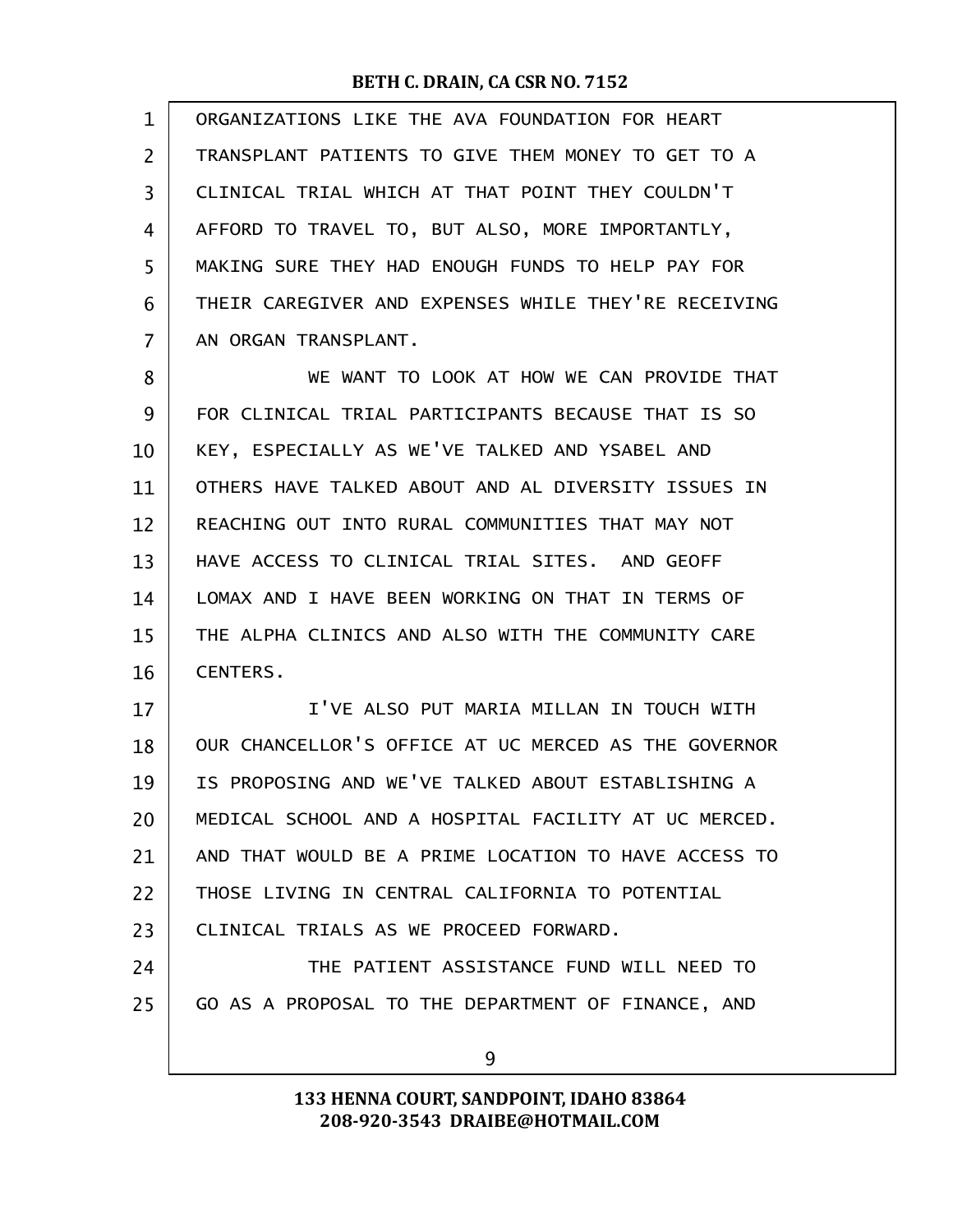ORGANIZATIONS LIKE THE AVA FOUNDATION FOR HEART TRANSPLANT PATIENTS TO GIVE THEM MONEY TO GET TO A CLINICAL TRIAL WHICH AT THAT POINT THEY COULDN'T AFFORD TO TRAVEL TO, BUT ALSO, MORE IMPORTANTLY, MAKING SURE THEY HAD ENOUGH FUNDS TO HELP PAY FOR THEIR CAREGIVER AND EXPENSES WHILE THEY'RE RECEIVING AN ORGAN TRANSPLANT.

WE WANT TO LOOK AT HOW WE CAN PROVIDE THAT FOR CLINICAL TRIAL PARTICIPANTS BECAUSE THAT IS SO KEY, ESPECIALLY AS WE'VE TALKED AND YSABEL AND OTHERS HAVE TALKED ABOUT AND AL DIVERSITY ISSUES IN REACHING OUT INTO RURAL COMMUNITIES THAT MAY NOT HAVE ACCESS TO CLINICAL TRIAL SITES. AND GEOFF LOMAX AND I HAVE BEEN WORKING ON THAT IN TERMS OF THE ALPHA CLINICS AND ALSO WITH THE COMMUNITY CARE CENTERS.

I'VE ALSO PUT MARIA MILLAN IN TOUCH WITH OUR CHANCELLOR'S OFFICE AT UC MERCED AS THE GOVERNOR IS PROPOSING AND WE'VE TALKED ABOUT ESTABLISHING A MEDICAL SCHOOL AND A HOSPITAL FACILITY AT UC MERCED. AND THAT WOULD BE A PRIME LOCATION TO HAVE ACCESS TO THOSE LIVING IN CENTRAL CALIFORNIA TO POTENTIAL CLINICAL TRIALS AS WE PROCEED FORWARD.

THE PATIENT ASSISTANCE FUND WILL NEED TO GO AS A PROPOSAL TO THE DEPARTMENT OF FINANCE, AND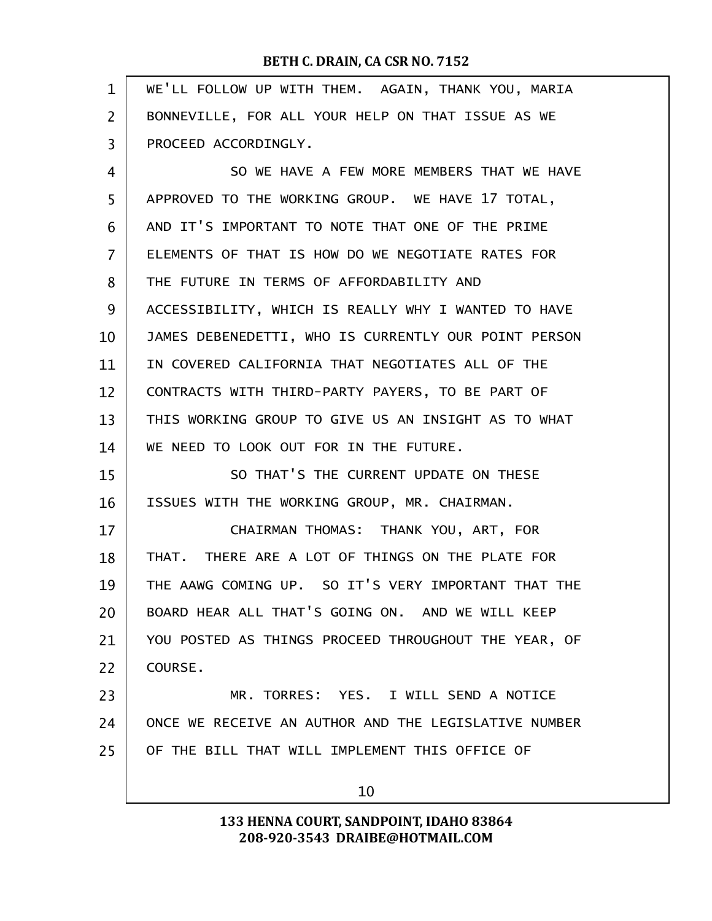WE'LL FOLLOW UP WITH THEM. AGAIN, THANK YOU, MARIA BONNEVILLE, FOR ALL YOUR HELP ON THAT ISSUE AS WE PROCEED ACCORDINGLY.

SO WE HAVE A FEW MORE MEMBERS THAT WE HAVE APPROVED TO THE WORKING GROUP. WE HAVE 17 TOTAL, AND IT'S IMPORTANT TO NOTE THAT ONE OF THE PRIME ELEMENTS OF THAT IS HOW DO WE NEGOTIATE RATES FOR THE FUTURE IN TERMS OF AFFORDABILITY AND ACCESSIBILITY, WHICH IS REALLY WHY I WANTED TO HAVE JAMES DEBENEDETTI, WHO IS CURRENTLY OUR POINT PERSON IN COVERED CALIFORNIA THAT NEGOTIATES ALL OF THE CONTRACTS WITH THIRD-PARTY PAYERS, TO BE PART OF THIS WORKING GROUP TO GIVE US AN INSIGHT AS TO WHAT WE NEED TO LOOK OUT FOR IN THE FUTURE.

SO THAT'S THE CURRENT UPDATE ON THESE ISSUES WITH THE WORKING GROUP, MR. CHAIRMAN.

CHAIRMAN THOMAS: THANK YOU, ART, FOR THAT. THERE ARE A LOT OF THINGS ON THE PLATE FOR THE AAWG COMING UP. SO IT'S VERY IMPORTANT THAT THE BOARD HEAR ALL THAT'S GOING ON. AND WE WILL KEEP YOU POSTED AS THINGS PROCEED THROUGHOUT THE YEAR, OF COURSE.

MR. TORRES: YES. I WILL SEND A NOTICE ONCE WE RECEIVE AN AUTHOR AND THE LEGISLATIVE NUMBER OF THE BILL THAT WILL IMPLEMENT THIS OFFICE OF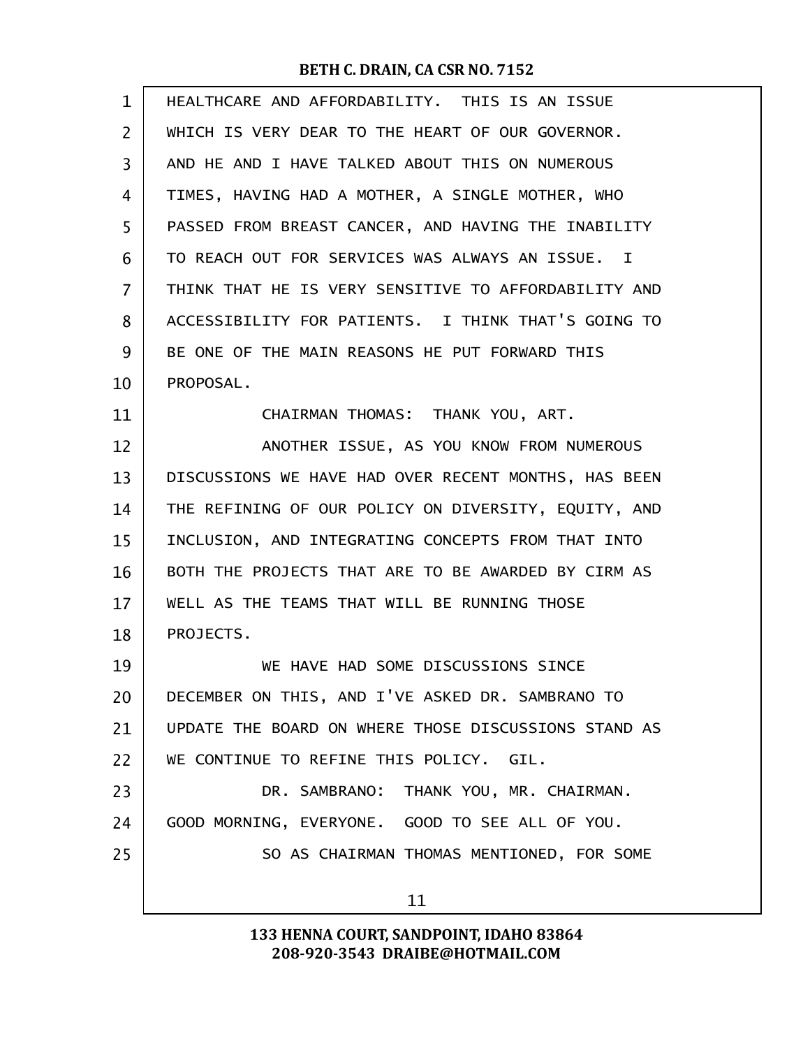HEALTHCARE AND AFFORDABILITY. THIS IS AN ISSUE WHICH IS VERY DEAR TO THE HEART OF OUR GOVERNOR. AND HE AND I HAVE TALKED ABOUT THIS ON NUMEROUS TIMES, HAVING HAD A MOTHER, A SINGLE MOTHER, WHO PASSED FROM BREAST CANCER, AND HAVING THE INABILITY TO REACH OUT FOR SERVICES WAS ALWAYS AN ISSUE. I THINK THAT HE IS VERY SENSITIVE TO AFFORDABILITY AND ACCESSIBILITY FOR PATIENTS. I THINK THAT'S GOING TO BE ONE OF THE MAIN REASONS HE PUT FORWARD THIS PROPOSAL.

CHAIRMAN THOMAS: THANK YOU, ART.

ANOTHER ISSUE, AS YOU KNOW FROM NUMEROUS DISCUSSIONS WE HAVE HAD OVER RECENT MONTHS, HAS BEEN THE REFINING OF OUR POLICY ON DIVERSITY, EQUITY, AND INCLUSION, AND INTEGRATING CONCEPTS FROM THAT INTO BOTH THE PROJECTS THAT ARE TO BE AWARDED BY CIRM AS WELL AS THE TEAMS THAT WILL BE RUNNING THOSE PROJECTS.

WE HAVE HAD SOME DISCUSSIONS SINCE DECEMBER ON THIS, AND I'VE ASKED DR. SAMBRANO TO UPDATE THE BOARD ON WHERE THOSE DISCUSSIONS STAND AS WE CONTINUE TO REFINE THIS POLICY. GIL.

DR. SAMBRANO: THANK YOU, MR. CHAIRMAN. GOOD MORNING, EVERYONE. GOOD TO SEE ALL OF YOU.

SO AS CHAIRMAN THOMAS MENTIONED, FOR SOME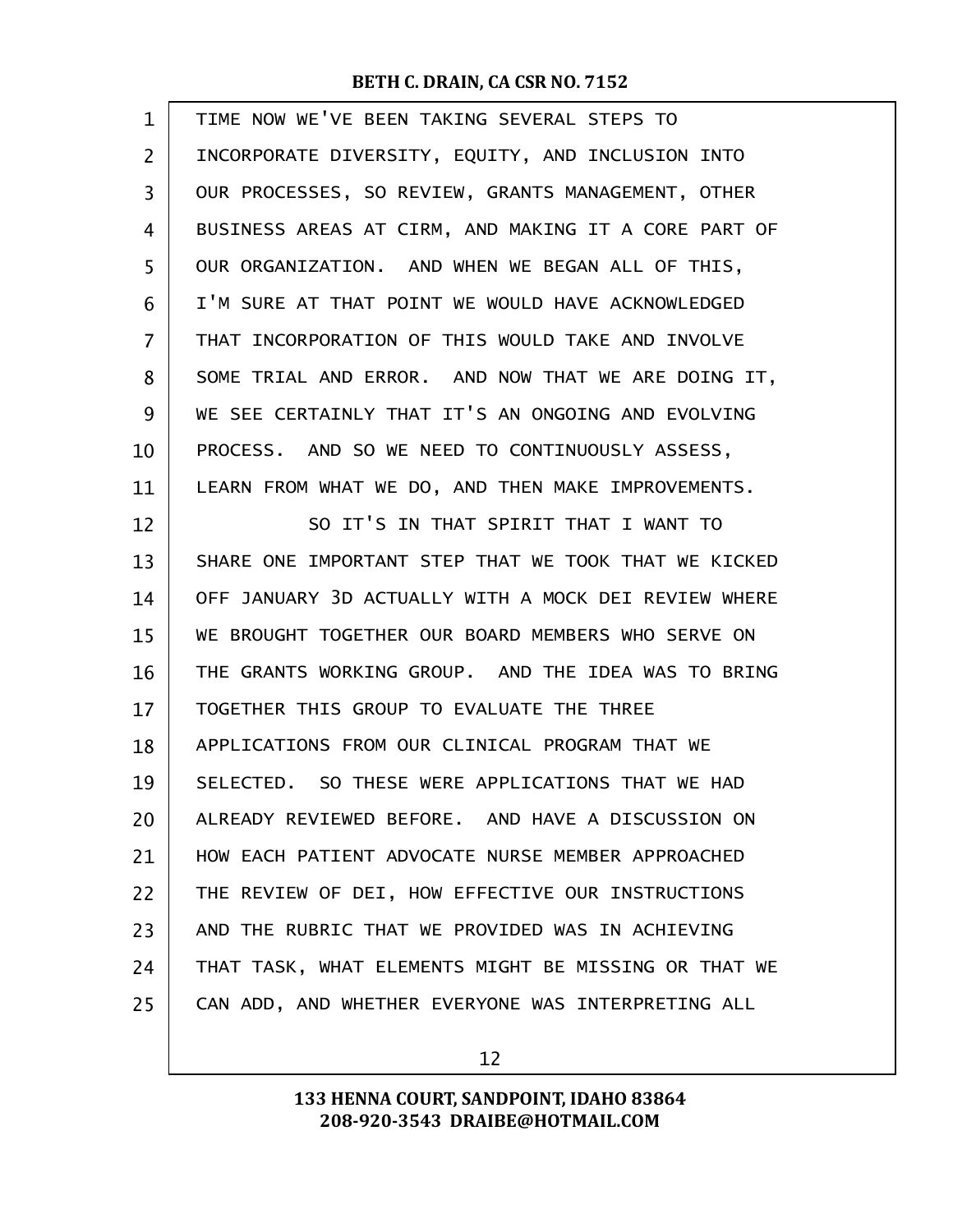TIME NOW WE'VE BEEN TAKING SEVERAL STEPS TO INCORPORATE DIVERSITY, EQUITY, AND INCLUSION INTO OUR PROCESSES, SO REVIEW, GRANTS MANAGEMENT, OTHER BUSINESS AREAS AT CIRM, AND MAKING IT A CORE PART OF OUR ORGANIZATION. AND WHEN WE BEGAN ALL OF THIS, I'M SURE AT THAT POINT WE WOULD HAVE ACKNOWLEDGED THAT INCORPORATION OF THIS WOULD TAKE AND INVOLVE SOME TRIAL AND ERROR. AND NOW THAT WE ARE DOING IT, WE SEE CERTAINLY THAT IT'S AN ONGOING AND EVOLVING PROCESS. AND SO WE NEED TO CONTINUOUSLY ASSESS, LEARN FROM WHAT WE DO, AND THEN MAKE IMPROVEMENTS.

SO IT'S IN THAT SPIRIT THAT I WANT TO SHARE ONE IMPORTANT STEP THAT WE TOOK THAT WE KICKED OFF JANUARY 3D ACTUALLY WITH A MOCK DEI REVIEW WHERE WE BROUGHT TOGETHER OUR BOARD MEMBERS WHO SERVE ON THE GRANTS WORKING GROUP. AND THE IDEA WAS TO BRING TOGETHER THIS GROUP TO EVALUATE THE THREE APPLICATIONS FROM OUR CLINICAL PROGRAM THAT WE SELECTED. SO THESE WERE APPLICATIONS THAT WE HAD ALREADY REVIEWED BEFORE. AND HAVE A DISCUSSION ON HOW EACH PATIENT ADVOCATE NURSE MEMBER APPROACHED THE REVIEW OF DEI, HOW EFFECTIVE OUR INSTRUCTIONS AND THE RUBRIC THAT WE PROVIDED WAS IN ACHIEVING THAT TASK, WHAT ELEMENTS MIGHT BE MISSING OR THAT WE CAN ADD, AND WHETHER EVERYONE WAS INTERPRETING ALL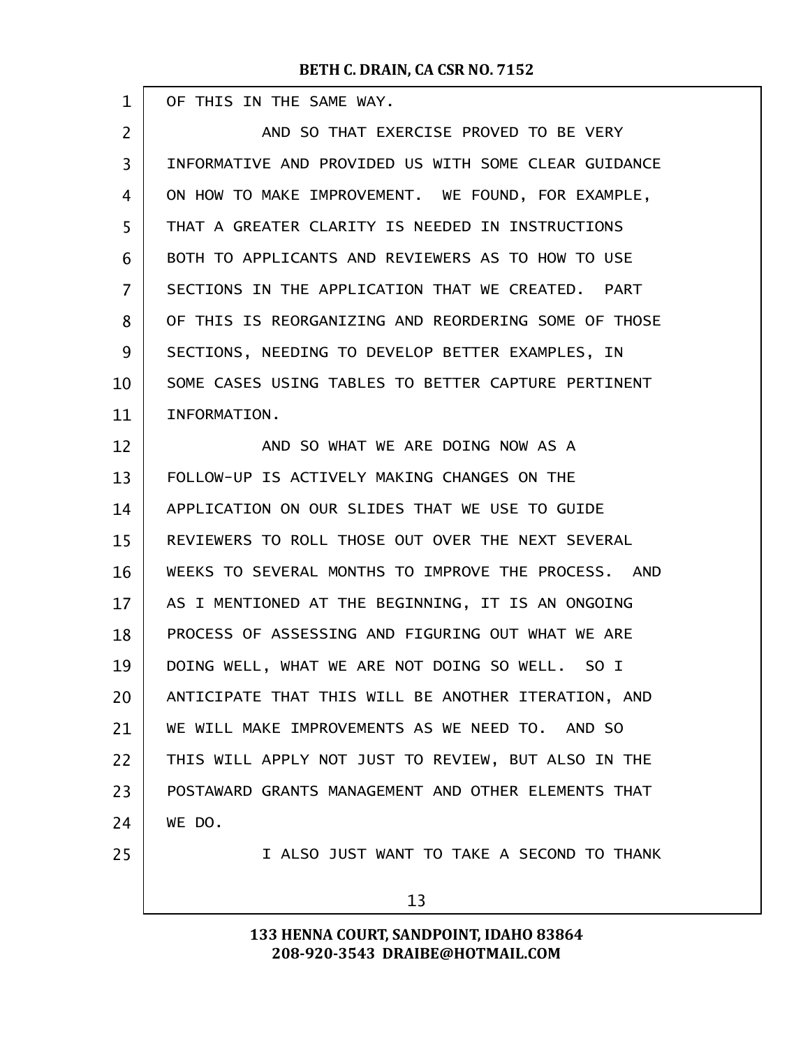OF THIS IN THE SAME WAY.

AND SO THAT EXERCISE PROVED TO BE VERY INFORMATIVE AND PROVIDED US WITH SOME CLEAR GUIDANCE ON HOW TO MAKE IMPROVEMENT. WE FOUND, FOR EXAMPLE, THAT A GREATER CLARITY IS NEEDED IN INSTRUCTIONS BOTH TO APPLICANTS AND REVIEWERS AS TO HOW TO USE SECTIONS IN THE APPLICATION THAT WE CREATED. PART OF THIS IS REORGANIZING AND REORDERING SOME OF THOSE SECTIONS, NEEDING TO DEVELOP BETTER EXAMPLES, IN SOME CASES USING TABLES TO BETTER CAPTURE PERTINENT INFORMATION.

AND SO WHAT WE ARE DOING NOW AS A FOLLOW-UP IS ACTIVELY MAKING CHANGES ON THE APPLICATION ON OUR SLIDES THAT WE USE TO GUIDE REVIEWERS TO ROLL THOSE OUT OVER THE NEXT SEVERAL WEEKS TO SEVERAL MONTHS TO IMPROVE THE PROCESS. AND AS I MENTIONED AT THE BEGINNING, IT IS AN ONGOING PROCESS OF ASSESSING AND FIGURING OUT WHAT WE ARE DOING WELL, WHAT WE ARE NOT DOING SO WELL. SO I ANTICIPATE THAT THIS WILL BE ANOTHER ITERATION, AND WE WILL MAKE IMPROVEMENTS AS WE NEED TO. AND SO THIS WILL APPLY NOT JUST TO REVIEW, BUT ALSO IN THE POSTAWARD GRANTS MANAGEMENT AND OTHER ELEMENTS THAT WE DO.

I ALSO JUST WANT TO TAKE A SECOND TO THANK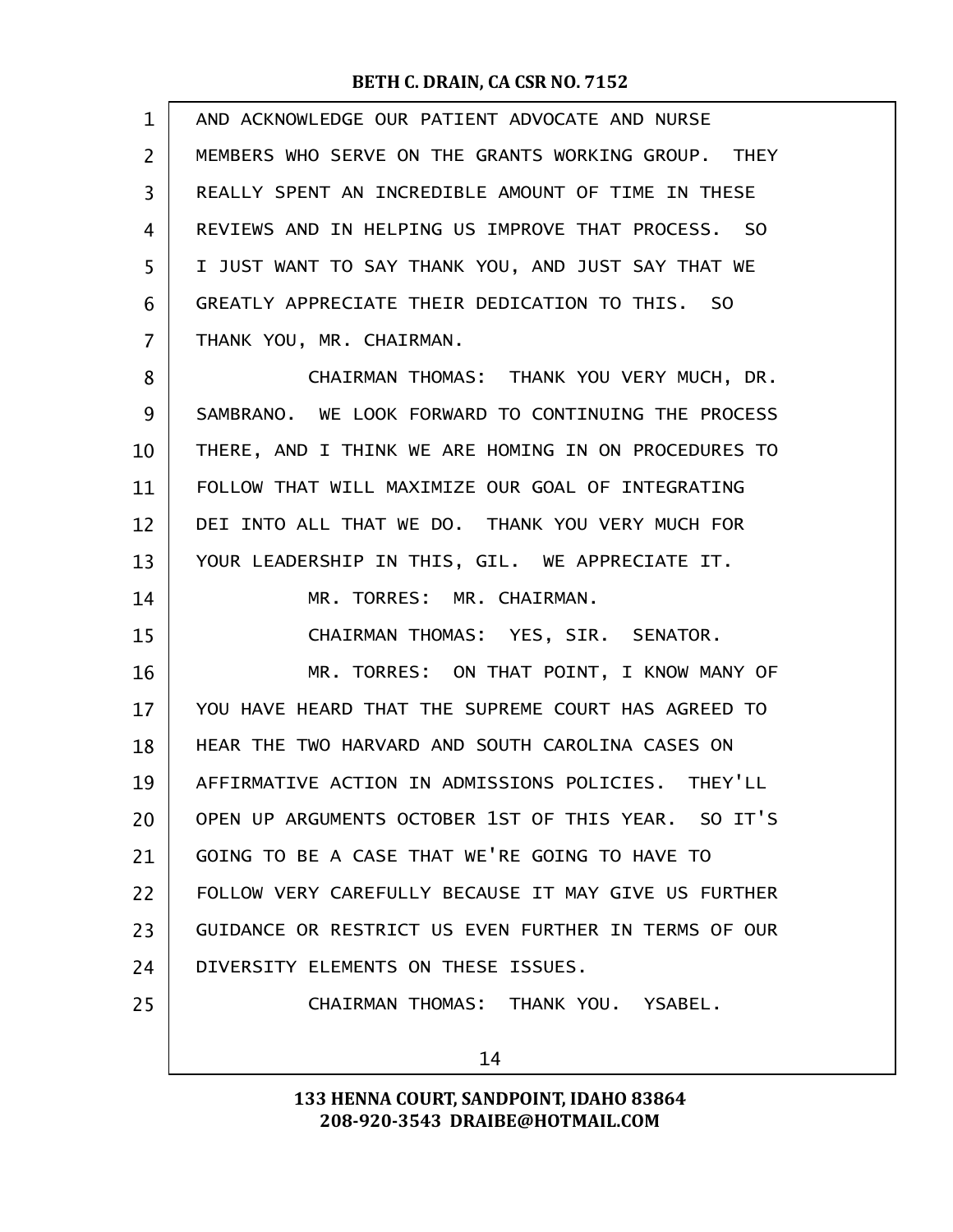AND ACKNOWLEDGE OUR PATIENT ADVOCATE AND NURSE MEMBERS WHO SERVE ON THE GRANTS WORKING GROUP. THEY REALLY SPENT AN INCREDIBLE AMOUNT OF TIME IN THESE REVIEWS AND IN HELPING US IMPROVE THAT PROCESS. SO I JUST WANT TO SAY THANK YOU, AND JUST SAY THAT WE GREATLY APPRECIATE THEIR DEDICATION TO THIS. SO THANK YOU, MR. CHAIRMAN.

CHAIRMAN THOMAS: THANK YOU VERY MUCH, DR. SAMBRANO. WE LOOK FORWARD TO CONTINUING THE PROCESS THERE, AND I THINK WE ARE HOMING IN ON PROCEDURES TO FOLLOW THAT WILL MAXIMIZE OUR GOAL OF INTEGRATING DEI INTO ALL THAT WE DO. THANK YOU VERY MUCH FOR YOUR LEADERSHIP IN THIS, GIL. WE APPRECIATE IT.

MR. TORRES: MR. CHAIRMAN.

CHAIRMAN THOMAS: YES, SIR. SENATOR.

MR. TORRES: ON THAT POINT, I KNOW MANY OF YOU HAVE HEARD THAT THE SUPREME COURT HAS AGREED TO HEAR THE TWO HARVARD AND SOUTH CAROLINA CASES ON AFFIRMATIVE ACTION IN ADMISSIONS POLICIES. THEY'LL OPEN UP ARGUMENTS OCTOBER 1ST OF THIS YEAR. SO IT'S GOING TO BE A CASE THAT WE'RE GOING TO HAVE TO FOLLOW VERY CAREFULLY BECAUSE IT MAY GIVE US FURTHER GUIDANCE OR RESTRICT US EVEN FURTHER IN TERMS OF OUR DIVERSITY ELEMENTS ON THESE ISSUES.

CHAIRMAN THOMAS: THANK YOU. YSABEL.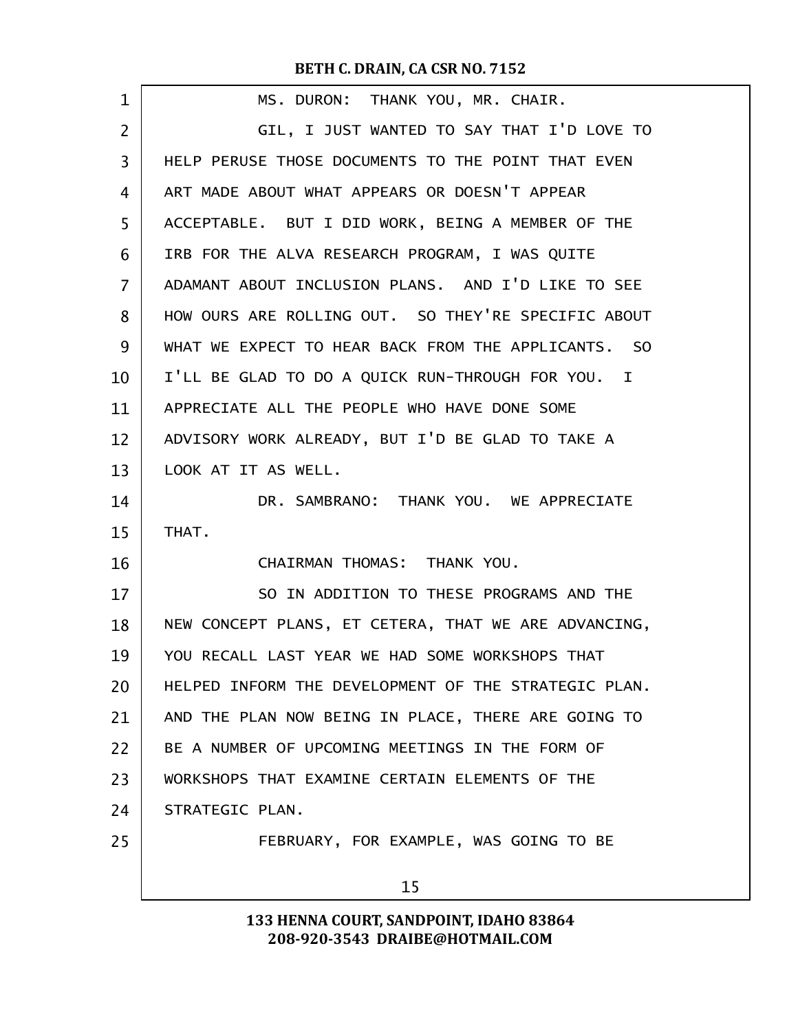MS. DURON: THANK YOU, MR. CHAIR.

GIL, I JUST WANTED TO SAY THAT I'D LOVE TO HELP PERUSE THOSE DOCUMENTS TO THE POINT THAT EVEN ART MADE ABOUT WHAT APPEARS OR DOESN'T APPEAR ACCEPTABLE. BUT I DID WORK, BEING A MEMBER OF THE IRB FOR THE ALVA RESEARCH PROGRAM, I WAS QUITE ADAMANT ABOUT INCLUSION PLANS. AND I'D LIKE TO SEE HOW OURS ARE ROLLING OUT. SO THEY'RE SPECIFIC ABOUT WHAT WE EXPECT TO HEAR BACK FROM THE APPLICANTS. SO I'LL BE GLAD TO DO A QUICK RUN-THROUGH FOR YOU. I APPRECIATE ALL THE PEOPLE WHO HAVE DONE SOME ADVISORY WORK ALREADY, BUT I'D BE GLAD TO TAKE A LOOK AT IT AS WELL.

DR. SAMBRANO: THANK YOU. WE APPRECIATE THAT.

CHAIRMAN THOMAS: THANK YOU.

SO IN ADDITION TO THESE PROGRAMS AND THE NEW CONCEPT PLANS, ET CETERA, THAT WE ARE ADVANCING, YOU RECALL LAST YEAR WE HAD SOME WORKSHOPS THAT HELPED INFORM THE DEVELOPMENT OF THE STRATEGIC PLAN. AND THE PLAN NOW BEING IN PLACE, THERE ARE GOING TO BE A NUMBER OF UPCOMING MEETINGS IN THE FORM OF WORKSHOPS THAT EXAMINE CERTAIN ELEMENTS OF THE STRATEGIC PLAN.

FEBRUARY, FOR EXAMPLE, WAS GOING TO BE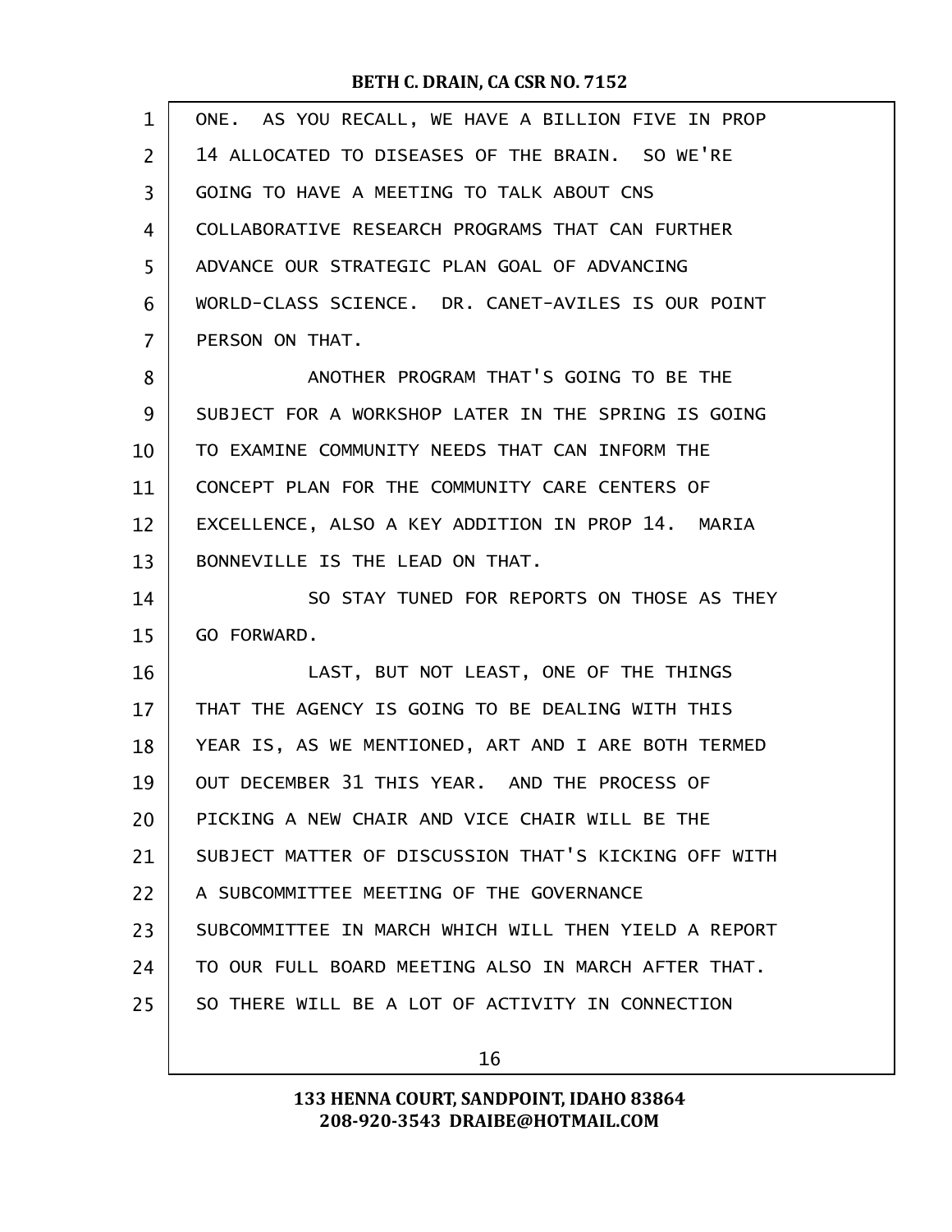ONE. AS YOU RECALL, WE HAVE A BILLION FIVE IN PROP 14 ALLOCATED TO DISEASES OF THE BRAIN. SO WE'RE GOING TO HAVE A MEETING TO TALK ABOUT CNS COLLABORATIVE RESEARCH PROGRAMS THAT CAN FURTHER ADVANCE OUR STRATEGIC PLAN GOAL OF ADVANCING WORLD-CLASS SCIENCE. DR. CANET-AVILES IS OUR POINT PERSON ON THAT.

ANOTHER PROGRAM THAT'S GOING TO BE THE SUBJECT FOR A WORKSHOP LATER IN THE SPRING IS GOING TO EXAMINE COMMUNITY NEEDS THAT CAN INFORM THE CONCEPT PLAN FOR THE COMMUNITY CARE CENTERS OF EXCELLENCE, ALSO A KEY ADDITION IN PROP 14. MARIA BONNEVILLE IS THE LEAD ON THAT.

SO STAY TUNED FOR REPORTS ON THOSE AS THEY GO FORWARD.

LAST, BUT NOT LEAST, ONE OF THE THINGS THAT THE AGENCY IS GOING TO BE DEALING WITH THIS YEAR IS, AS WE MENTIONED, ART AND I ARE BOTH TERMED OUT DECEMBER 31 THIS YEAR. AND THE PROCESS OF PICKING A NEW CHAIR AND VICE CHAIR WILL BE THE SUBJECT MATTER OF DISCUSSION THAT'S KICKING OFF WITH A SUBCOMMITTEE MEETING OF THE GOVERNANCE SUBCOMMITTEE IN MARCH WHICH WILL THEN YIELD A REPORT TO OUR FULL BOARD MEETING ALSO IN MARCH AFTER THAT. SO THERE WILL BE A LOT OF ACTIVITY IN CONNECTION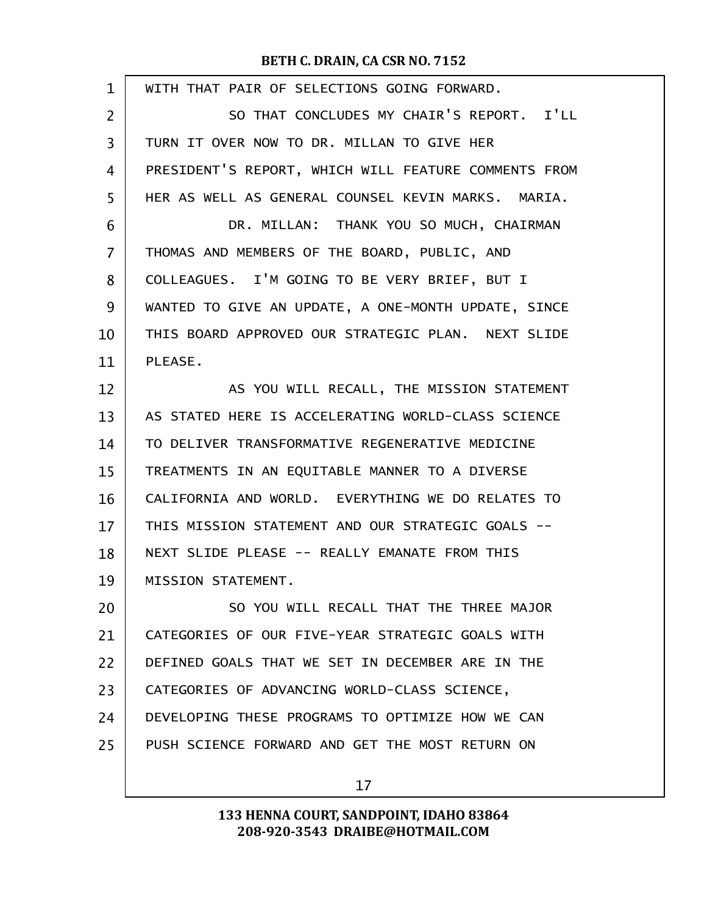WITH THAT PAIR OF SELECTIONS GOING FORWARD.

SO THAT CONCLUDES MY CHAIR'S REPORT. I'LL TURN IT OVER NOW TO DR. MILLAN TO GIVE HER PRESIDENT'S REPORT, WHICH WILL FEATURE COMMENTS FROM HER AS WELL AS GENERAL COUNSEL KEVIN MARKS. MARIA.

DR. MILLAN: THANK YOU SO MUCH, CHAIRMAN THOMAS AND MEMBERS OF THE BOARD, PUBLIC, AND COLLEAGUES. I'M GOING TO BE VERY BRIEF, BUT I WANTED TO GIVE AN UPDATE, A ONE-MONTH UPDATE, SINCE THIS BOARD APPROVED OUR STRATEGIC PLAN. NEXT SLIDE PLEASE.

AS YOU WILL RECALL, THE MISSION STATEMENT AS STATED HERE IS ACCELERATING WORLD-CLASS SCIENCE TO DELIVER TRANSFORMATIVE REGENERATIVE MEDICINE TREATMENTS IN AN EQUITABLE MANNER TO A DIVERSE CALIFORNIA AND WORLD. EVERYTHING WE DO RELATES TO THIS MISSION STATEMENT AND OUR STRATEGIC GOALS -- NEXT SLIDE PLEASE -- REALLY EMANATE FROM THIS MISSION STATEMENT.

SO YOU WILL RECALL THAT THE THREE MAJOR CATEGORIES OF OUR FIVE-YEAR STRATEGIC GOALS WITH DEFINED GOALS THAT WE SET IN DECEMBER ARE IN THE CATEGORIES OF ADVANCING WORLD-CLASS SCIENCE, DEVELOPING THESE PROGRAMS TO OPTIMIZE HOW WE CAN PUSH SCIENCE FORWARD AND GET THE MOST RETURN ON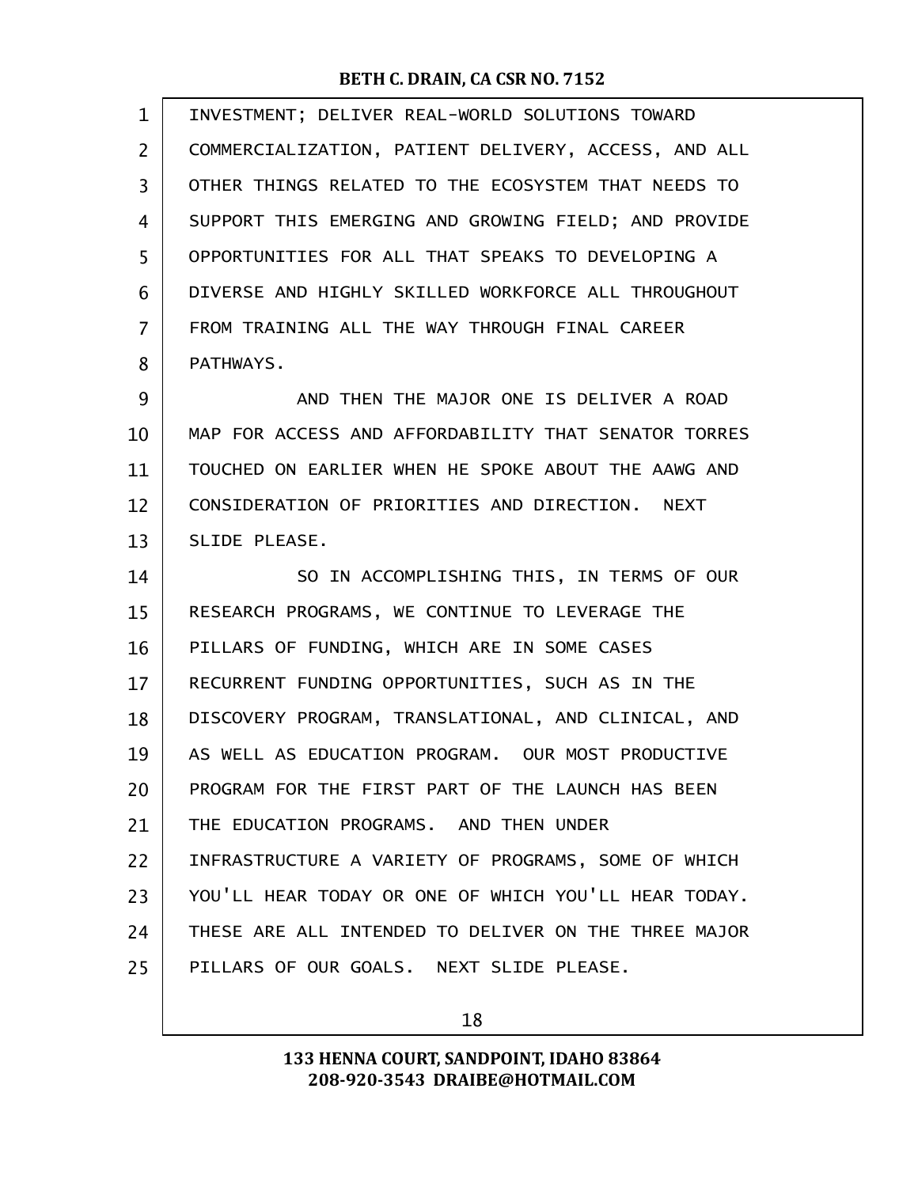INVESTMENT; DELIVER REAL-WORLD SOLUTIONS TOWARD COMMERCIALIZATION, PATIENT DELIVERY, ACCESS, AND ALL OTHER THINGS RELATED TO THE ECOSYSTEM THAT NEEDS TO SUPPORT THIS EMERGING AND GROWING FIELD; AND PROVIDE OPPORTUNITIES FOR ALL THAT SPEAKS TO DEVELOPING A DIVERSE AND HIGHLY SKILLED WORKFORCE ALL THROUGHOUT FROM TRAINING ALL THE WAY THROUGH FINAL CAREER PATHWAYS.

AND THEN THE MAJOR ONE IS DELIVER A ROAD MAP FOR ACCESS AND AFFORDABILITY THAT SENATOR TORRES TOUCHED ON EARLIER WHEN HE SPOKE ABOUT THE AAWG AND CONSIDERATION OF PRIORITIES AND DIRECTION. NEXT SLIDE PLEASE.

SO IN ACCOMPLISHING THIS, IN TERMS OF OUR RESEARCH PROGRAMS, WE CONTINUE TO LEVERAGE THE PILLARS OF FUNDING, WHICH ARE IN SOME CASES RECURRENT FUNDING OPPORTUNITIES, SUCH AS IN THE DISCOVERY PROGRAM, TRANSLATIONAL, AND CLINICAL, AND AS WELL AS EDUCATION PROGRAM. OUR MOST PRODUCTIVE PROGRAM FOR THE FIRST PART OF THE LAUNCH HAS BEEN THE EDUCATION PROGRAMS. AND THEN UNDER INFRASTRUCTURE A VARIETY OF PROGRAMS, SOME OF WHICH YOU'LL HEAR TODAY OR ONE OF WHICH YOU'LL HEAR TODAY. THESE ARE ALL INTENDED TO DELIVER ON THE THREE MAJOR PILLARS OF OUR GOALS. NEXT SLIDE PLEASE.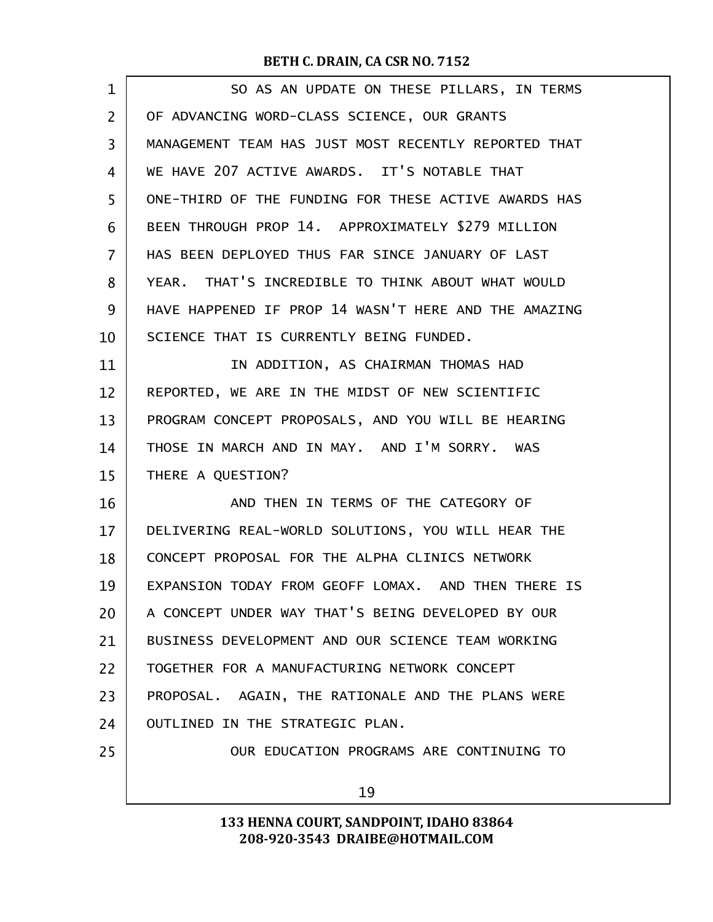SO AS AN UPDATE ON THESE PILLARS, IN TERMS OF ADVANCING WORD-CLASS SCIENCE, OUR GRANTS MANAGEMENT TEAM HAS JUST MOST RECENTLY REPORTED THAT WE HAVE 207 ACTIVE AWARDS. IT'S NOTABLE THAT ONE-THIRD OF THE FUNDING FOR THESE ACTIVE AWARDS HAS BEEN THROUGH PROP 14. APPROXIMATELY $279 MILLION HAS BEEN DEPLOYED THUS FAR SINCE JANUARY OF LAST YEAR. THAT'S INCREDIBLE TO THINK ABOUT WHAT WOULD HAVE HAPPENED IF PROP 14 WASN'T HERE AND THE AMAZING SCIENCE THAT IS CURRENTLY BEING FUNDED.

IN ADDITION, AS CHAIRMAN THOMAS HAD REPORTED, WE ARE IN THE MIDST OF NEW SCIENTIFIC PROGRAM CONCEPT PROPOSALS, AND YOU WILL BE HEARING THOSE IN MARCH AND IN MAY. AND I'M SORRY. WAS THERE A QUESTION?

AND THEN IN TERMS OF THE CATEGORY OF DELIVERING REAL-WORLD SOLUTIONS, YOU WILL HEAR THE CONCEPT PROPOSAL FOR THE ALPHA CLINICS NETWORK EXPANSION TODAY FROM GEOFF LOMAX. AND THEN THERE IS A CONCEPT UNDER WAY THAT'S BEING DEVELOPED BY OUR BUSINESS DEVELOPMENT AND OUR SCIENCE TEAM WORKING TOGETHER FOR A MANUFACTURING NETWORK CONCEPT PROPOSAL. AGAIN, THE RATIONALE AND THE PLANS WERE OUTLINED IN THE STRATEGIC PLAN.

OUR EDUCATION PROGRAMS ARE CONTINUING TO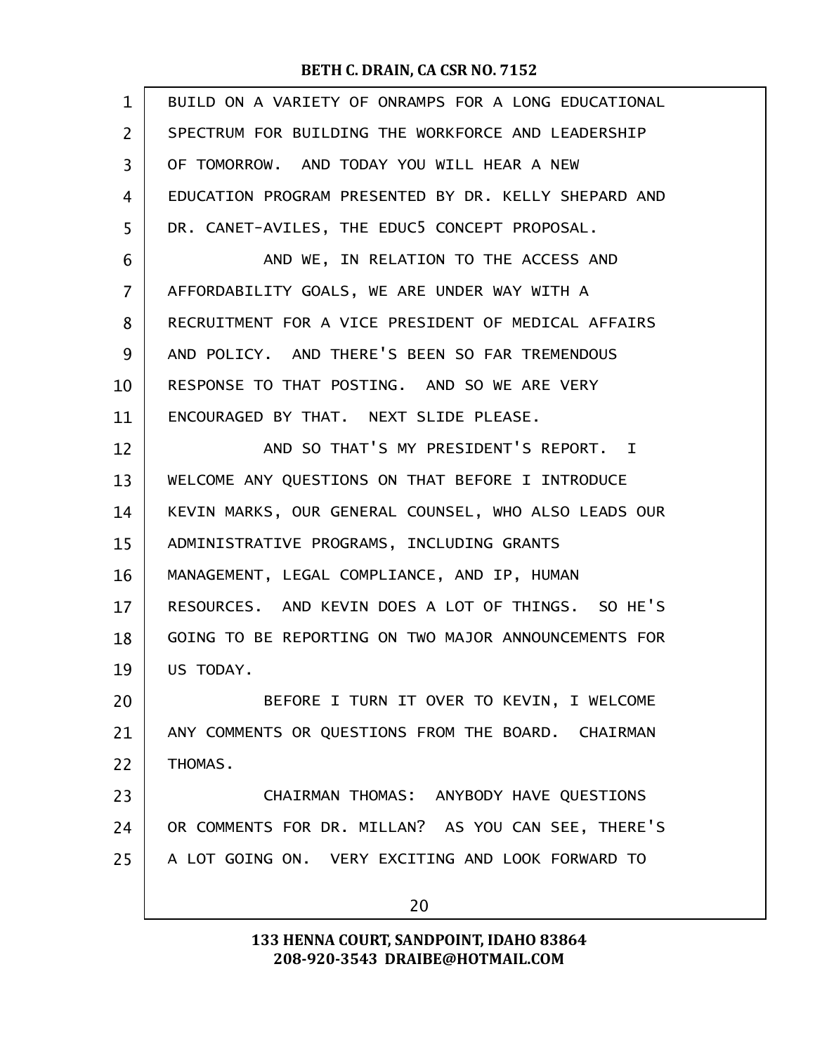BUILD ON A VARIETY OF ONRAMPS FOR A LONG EDUCATIONAL SPECTRUM FOR BUILDING THE WORKFORCE AND LEADERSHIP OF TOMORROW. AND TODAY YOU WILL HEAR A NEW EDUCATION PROGRAM PRESENTED BY DR. KELLY SHEPARD AND DR. CANET-AVILES, THE EDUC5 CONCEPT PROPOSAL.

AND WE, IN RELATION TO THE ACCESS AND AFFORDABILITY GOALS, WE ARE UNDER WAY WITH A RECRUITMENT FOR A VICE PRESIDENT OF MEDICAL AFFAIRS AND POLICY. AND THERE'S BEEN SO FAR TREMENDOUS RESPONSE TO THAT POSTING. AND SO WE ARE VERY ENCOURAGED BY THAT. NEXT SLIDE PLEASE.

AND SO THAT'S MY PRESIDENT'S REPORT. I WELCOME ANY QUESTIONS ON THAT BEFORE I INTRODUCE KEVIN MARKS, OUR GENERAL COUNSEL, WHO ALSO LEADS OUR ADMINISTRATIVE PROGRAMS, INCLUDING GRANTS MANAGEMENT, LEGAL COMPLIANCE, AND IP, HUMAN RESOURCES. AND KEVIN DOES A LOT OF THINGS. SO HE'S GOING TO BE REPORTING ON TWO MAJOR ANNOUNCEMENTS FOR US TODAY.

BEFORE I TURN IT OVER TO KEVIN, I WELCOME ANY COMMENTS OR QUESTIONS FROM THE BOARD. CHAIRMAN THOMAS.

CHAIRMAN THOMAS: ANYBODY HAVE QUESTIONS OR COMMENTS FOR DR. MILLAN? AS YOU CAN SEE, THERE'S A LOT GOING ON. VERY EXCITING AND LOOK FORWARD TO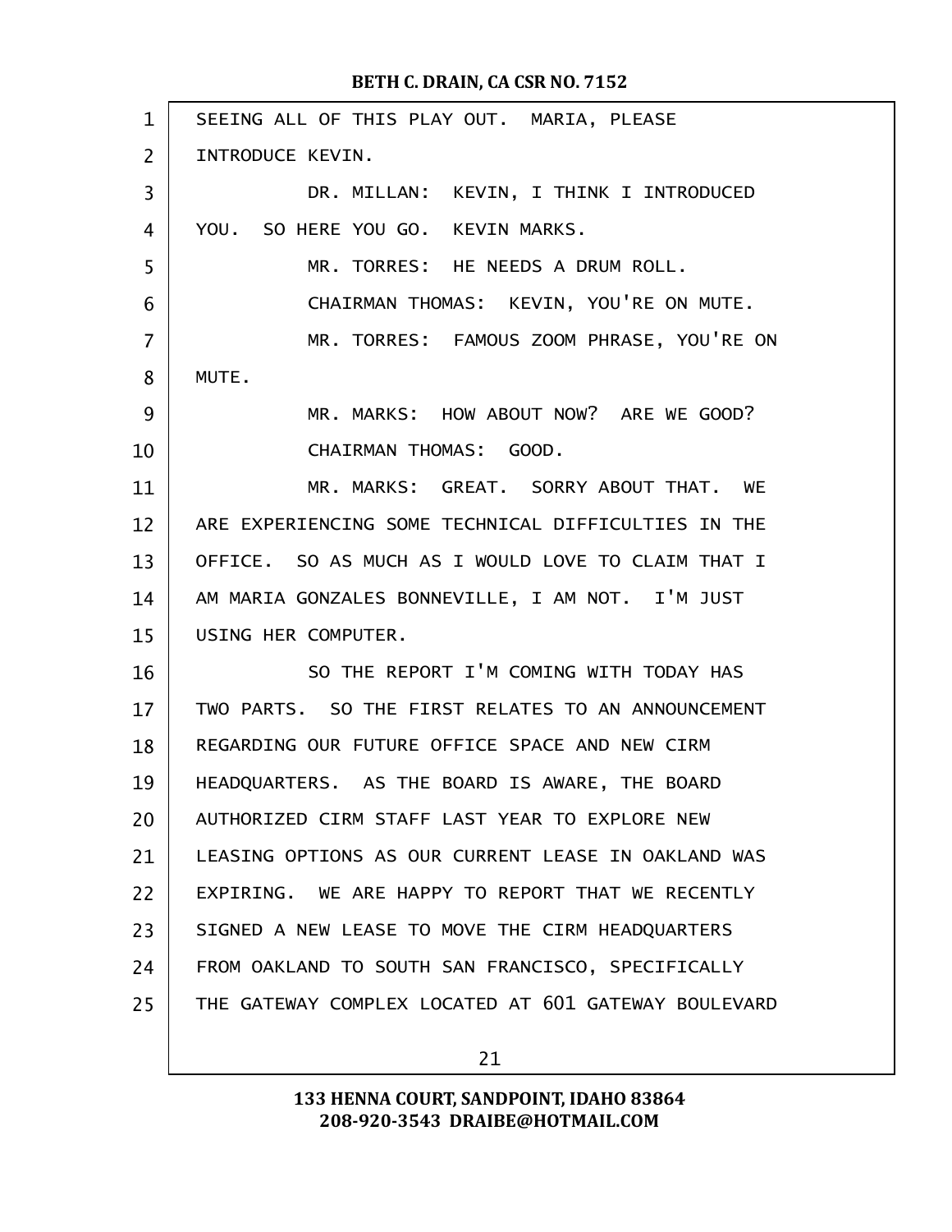SEEING ALL OF THIS PLAY OUT. MARIA, PLEASE INTRODUCE KEVIN.

DR. MILLAN: KEVIN, I THINK I INTRODUCED YOU. SO HERE YOU GO. KEVIN MARKS.

MR. TORRES: HE NEEDS A DRUM ROLL.

CHAIRMAN THOMAS: KEVIN, YOU'RE ON MUTE.

MR. TORRES: FAMOUS ZOOM PHRASE, YOU'RE ON MUTE.

MR. MARKS: HOW ABOUT NOW? ARE WE GOOD?

CHAIRMAN THOMAS: GOOD.

MR. MARKS: GREAT. SORRY ABOUT THAT. WE ARE EXPERIENCING SOME TECHNICAL DIFFICULTIES IN THE OFFICE. SO AS MUCH AS I WOULD LOVE TO CLAIM THAT I AM MARIA GONZALES BONNEVILLE, I AM NOT. I'M JUST USING HER COMPUTER.

SO THE REPORT I'M COMING WITH TODAY HAS TWO PARTS. SO THE FIRST RELATES TO AN ANNOUNCEMENT REGARDING OUR FUTURE OFFICE SPACE AND NEW CIRM HEADQUARTERS. AS THE BOARD IS AWARE, THE BOARD AUTHORIZED CIRM STAFF LAST YEAR TO EXPLORE NEW LEASING OPTIONS AS OUR CURRENT LEASE IN OAKLAND WAS EXPIRING. WE ARE HAPPY TO REPORT THAT WE RECENTLY SIGNED A NEW LEASE TO MOVE THE CIRM HEADQUARTERS FROM OAKLAND TO SOUTH SAN FRANCISCO, SPECIFICALLY THE GATEWAY COMPLEX LOCATED AT 601 GATEWAY BOULEVARD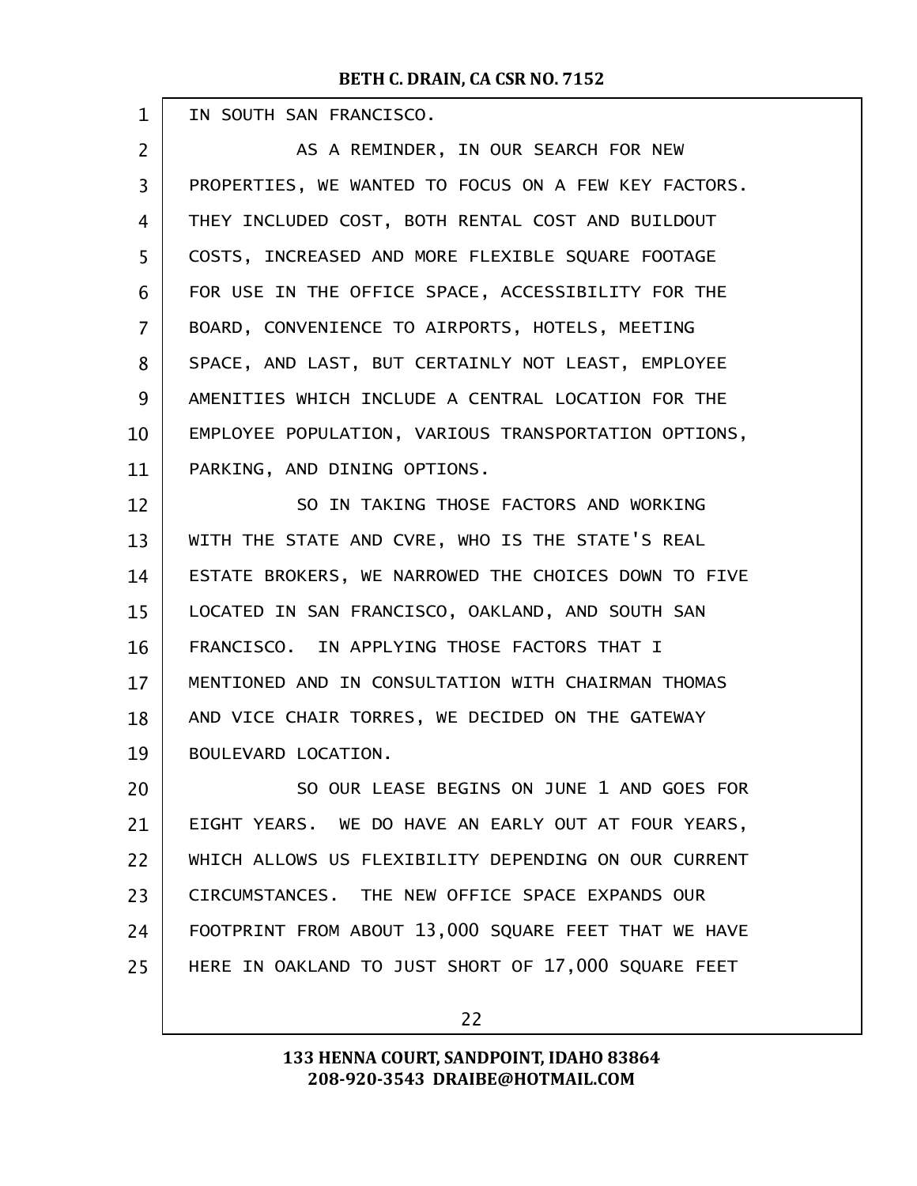IN SOUTH SAN FRANCISCO.

AS A REMINDER, IN OUR SEARCH FOR NEW PROPERTIES, WE WANTED TO FOCUS ON A FEW KEY FACTORS. THEY INCLUDED COST, BOTH RENTAL COST AND BUILDOUT COSTS, INCREASED AND MORE FLEXIBLE SQUARE FOOTAGE FOR USE IN THE OFFICE SPACE, ACCESSIBILITY FOR THE BOARD, CONVENIENCE TO AIRPORTS, HOTELS, MEETING SPACE, AND LAST, BUT CERTAINLY NOT LEAST, EMPLOYEE AMENITIES WHICH INCLUDE A CENTRAL LOCATION FOR THE EMPLOYEE POPULATION, VARIOUS TRANSPORTATION OPTIONS, PARKING, AND DINING OPTIONS.

SO IN TAKING THOSE FACTORS AND WORKING WITH THE STATE AND CVRE, WHO IS THE STATE'S REAL ESTATE BROKERS, WE NARROWED THE CHOICES DOWN TO FIVE LOCATED IN SAN FRANCISCO, OAKLAND, AND SOUTH SAN FRANCISCO. IN APPLYING THOSE FACTORS THAT I MENTIONED AND IN CONSULTATION WITH CHAIRMAN THOMAS AND VICE CHAIR TORRES, WE DECIDED ON THE GATEWAY BOULEVARD LOCATION.

SO OUR LEASE BEGINS ON JUNE 1 AND GOES FOR EIGHT YEARS. WE DO HAVE AN EARLY OUT AT FOUR YEARS, WHICH ALLOWS US FLEXIBILITY DEPENDING ON OUR CURRENT CIRCUMSTANCES. THE NEW OFFICE SPACE EXPANDS OUR FOOTPRINT FROM ABOUT 13,000 SQUARE FEET THAT WE HAVE HERE IN OAKLAND TO JUST SHORT OF 17,000 SQUARE FEET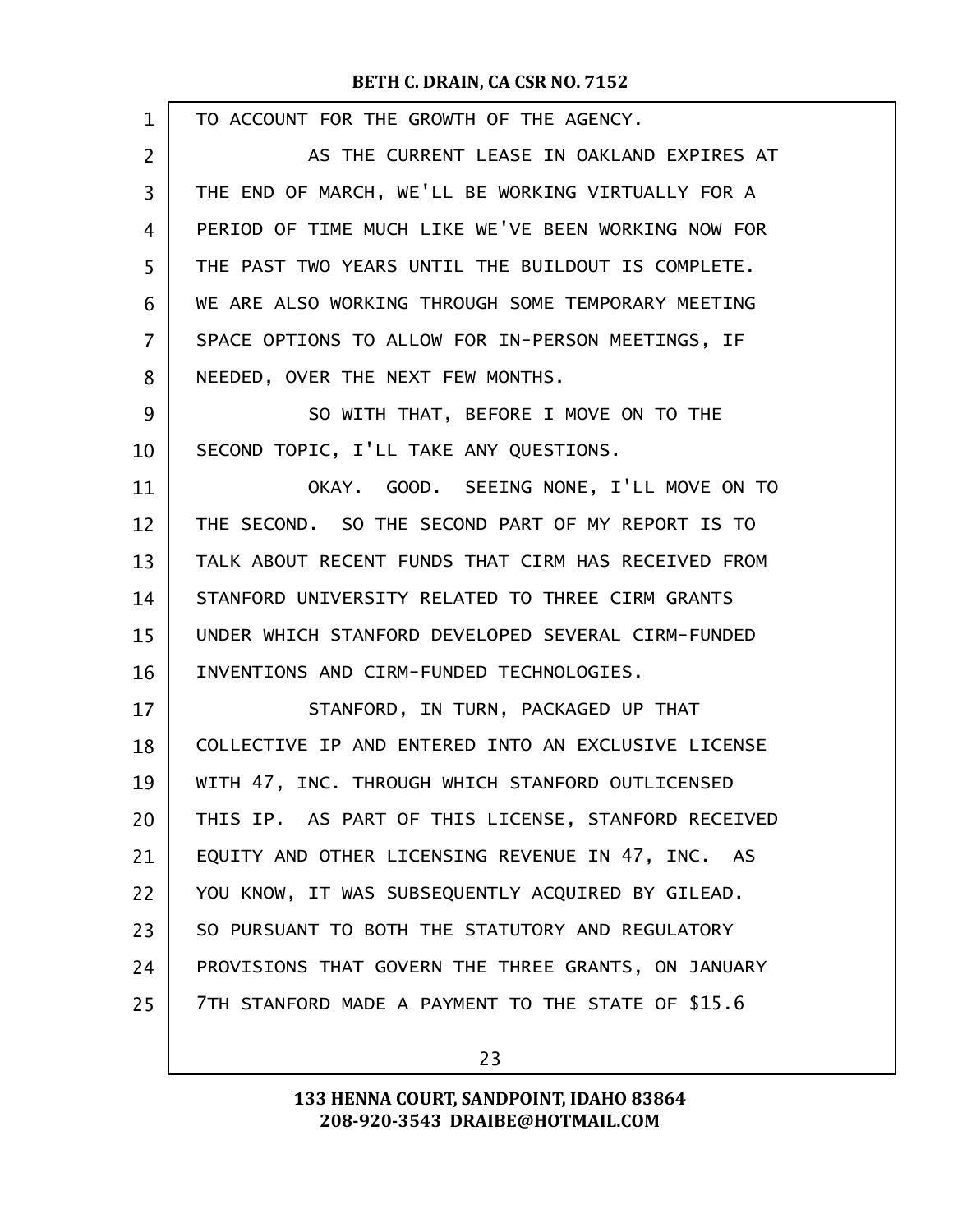TO ACCOUNT FOR THE GROWTH OF THE AGENCY.

AS THE CURRENT LEASE IN OAKLAND EXPIRES AT THE END OF MARCH, WE'LL BE WORKING VIRTUALLY FOR A PERIOD OF TIME MUCH LIKE WE'VE BEEN WORKING NOW FOR THE PAST TWO YEARS UNTIL THE BUILDOUT IS COMPLETE. WE ARE ALSO WORKING THROUGH SOME TEMPORARY MEETING SPACE OPTIONS TO ALLOW FOR IN-PERSON MEETINGS, IF NEEDED, OVER THE NEXT FEW MONTHS.

SO WITH THAT, BEFORE I MOVE ON TO THE SECOND TOPIC, I'LL TAKE ANY QUESTIONS.

OKAY. GOOD. SEEING NONE, I'LL MOVE ON TO THE SECOND. SO THE SECOND PART OF MY REPORT IS TO TALK ABOUT RECENT FUNDS THAT CIRM HAS RECEIVED FROM STANFORD UNIVERSITY RELATED TO THREE CIRM GRANTS UNDER WHICH STANFORD DEVELOPED SEVERAL CIRM-FUNDED INVENTIONS AND CIRM-FUNDED TECHNOLOGIES.

STANFORD, IN TURN, PACKAGED UP THAT COLLECTIVE IP AND ENTERED INTO AN EXCLUSIVE LICENSE WITH 47, INC. THROUGH WHICH STANFORD OUTLICENSED THIS IP. AS PART OF THIS LICENSE, STANFORD RECEIVED EQUITY AND OTHER LICENSING REVENUE IN 47, INC. AS YOU KNOW, IT WAS SUBSEQUENTLY ACQUIRED BY GILEAD. SO PURSUANT TO BOTH THE STATUTORY AND REGULATORY PROVISIONS THAT GOVERN THE THREE GRANTS, ON JANUARY 7TH STANFORD MADE A PAYMENT TO THE STATE OF $15.6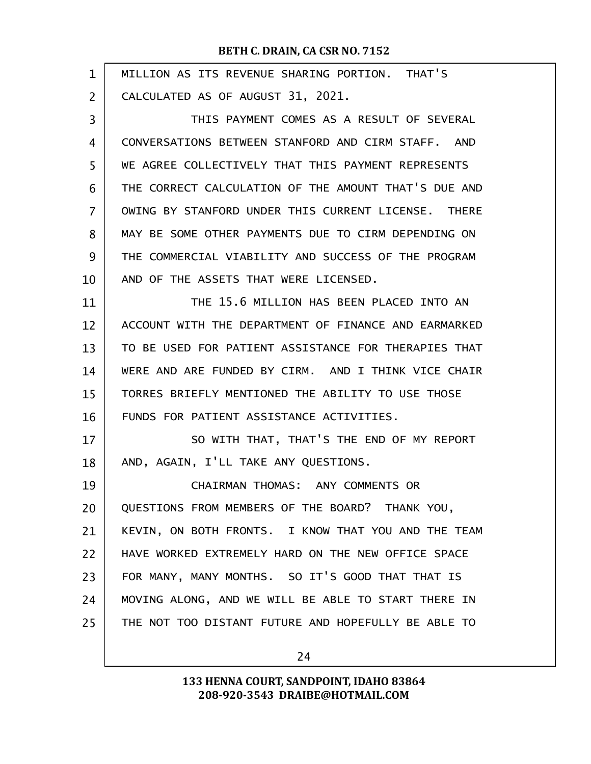MILLION AS ITS REVENUE SHARING PORTION. THAT'S CALCULATED AS OF AUGUST 31, 2021.

THIS PAYMENT COMES AS A RESULT OF SEVERAL CONVERSATIONS BETWEEN STANFORD AND CIRM STAFF. AND WE AGREE COLLECTIVELY THAT THIS PAYMENT REPRESENTS THE CORRECT CALCULATION OF THE AMOUNT THAT'S DUE AND OWING BY STANFORD UNDER THIS CURRENT LICENSE. THERE MAY BE SOME OTHER PAYMENTS DUE TO CIRM DEPENDING ON THE COMMERCIAL VIABILITY AND SUCCESS OF THE PROGRAM AND OF THE ASSETS THAT WERE LICENSED.

THE 15.6 MILLION HAS BEEN PLACED INTO AN ACCOUNT WITH THE DEPARTMENT OF FINANCE AND EARMARKED TO BE USED FOR PATIENT ASSISTANCE FOR THERAPIES THAT WERE AND ARE FUNDED BY CIRM. AND I THINK VICE CHAIR TORRES BRIEFLY MENTIONED THE ABILITY TO USE THOSE FUNDS FOR PATIENT ASSISTANCE ACTIVITIES.

SO WITH THAT, THAT'S THE END OF MY REPORT AND, AGAIN, I'LL TAKE ANY QUESTIONS.

CHAIRMAN THOMAS: ANY COMMENTS OR QUESTIONS FROM MEMBERS OF THE BOARD? THANK YOU, KEVIN, ON BOTH FRONTS. I KNOW THAT YOU AND THE TEAM HAVE WORKED EXTREMELY HARD ON THE NEW OFFICE SPACE FOR MANY, MANY MONTHS. SO IT'S GOOD THAT THAT IS MOVING ALONG, AND WE WILL BE ABLE TO START THERE IN THE NOT TOO DISTANT FUTURE AND HOPEFULLY BE ABLE TO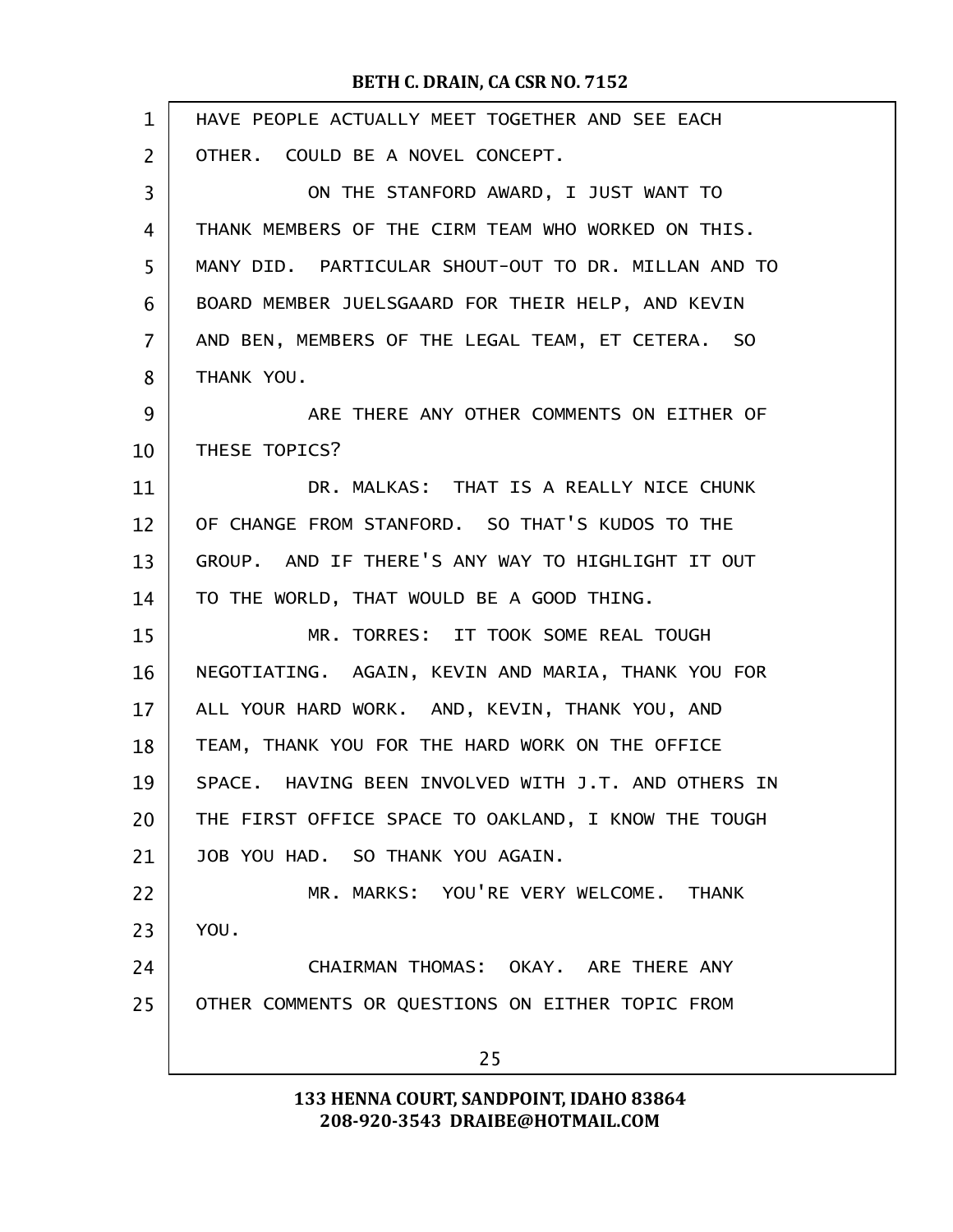HAVE PEOPLE ACTUALLY MEET TOGETHER AND SEE EACH OTHER. COULD BE A NOVEL CONCEPT.

ON THE STANFORD AWARD, I JUST WANT TO THANK MEMBERS OF THE CIRM TEAM WHO WORKED ON THIS. MANY DID. PARTICULAR SHOUT-OUT TO DR. MILLAN AND TO BOARD MEMBER JUELSGAARD FOR THEIR HELP, AND KEVIN AND BEN, MEMBERS OF THE LEGAL TEAM, ET CETERA. SO THANK YOU.

ARE THERE ANY OTHER COMMENTS ON EITHER OF THESE TOPICS?

DR. MALKAS: THAT IS A REALLY NICE CHUNK OF CHANGE FROM STANFORD. SO THAT'S KUDOS TO THE GROUP. AND IF THERE'S ANY WAY TO HIGHLIGHT IT OUT TO THE WORLD, THAT WOULD BE A GOOD THING.

MR. TORRES: IT TOOK SOME REAL TOUGH NEGOTIATING. AGAIN, KEVIN AND MARIA, THANK YOU FOR ALL YOUR HARD WORK. AND, KEVIN, THANK YOU, AND TEAM, THANK YOU FOR THE HARD WORK ON THE OFFICE SPACE. HAVING BEEN INVOLVED WITH J.T. AND OTHERS IN THE FIRST OFFICE SPACE TO OAKLAND, I KNOW THE TOUGH JOB YOU HAD. SO THANK YOU AGAIN.

MR. MARKS: YOU'RE VERY WELCOME. THANK YOU.

CHAIRMAN THOMAS: OKAY. ARE THERE ANY OTHER COMMENTS OR QUESTIONS ON EITHER TOPIC FROM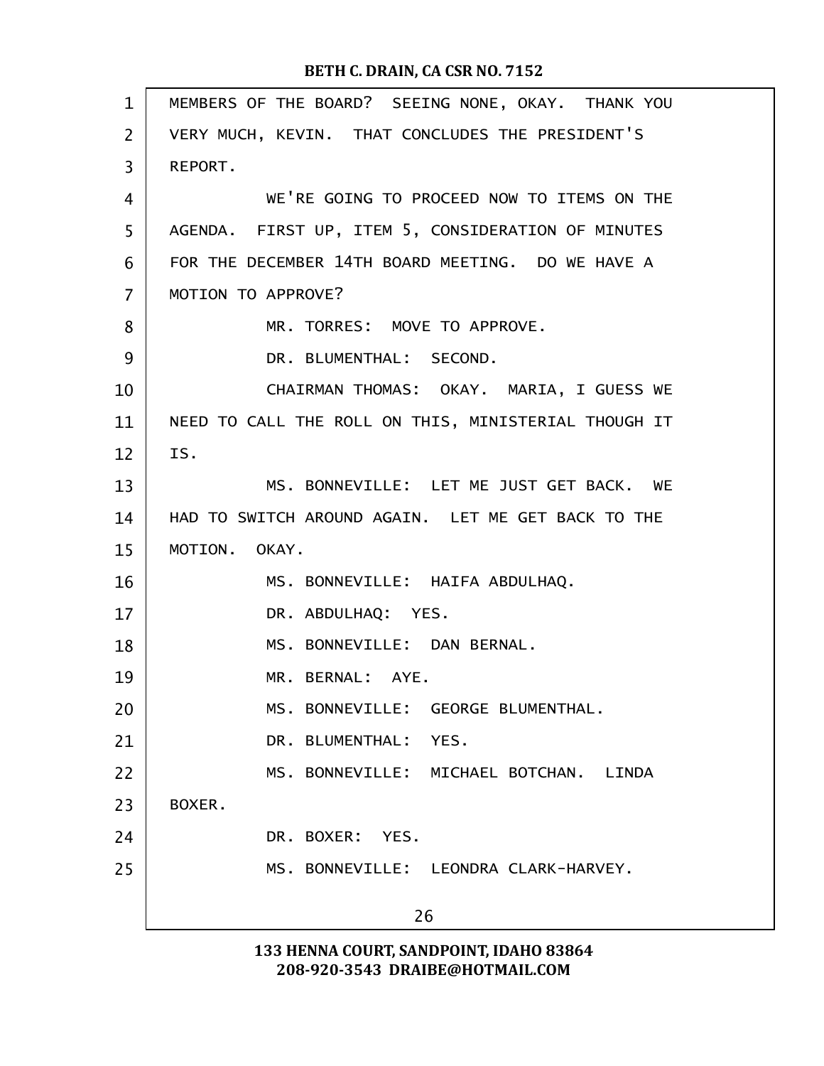MEMBERS OF THE BOARD? SEEING NONE, OKAY. THANK YOU VERY MUCH, KEVIN. THAT CONCLUDES THE PRESIDENT'S REPORT.

WE'RE GOING TO PROCEED NOW TO ITEMS ON THE AGENDA. FIRST UP, ITEM 5, CONSIDERATION OF MINUTES FOR THE DECEMBER 14TH BOARD MEETING. DO WE HAVE A MOTION TO APPROVE?

MR. TORRES: MOVE TO APPROVE.

DR. BLUMENTHAL: SECOND.

CHAIRMAN THOMAS: OKAY. MARIA, I GUESS WE NEED TO CALL THE ROLL ON THIS, MINISTERIAL THOUGH IT IS.

MS. BONNEVILLE: LET ME JUST GET BACK. WE HAD TO SWITCH AROUND AGAIN. LET ME GET BACK TO THE MOTION. OKAY.

MS. BONNEVILLE: HAIFA ABDULHAQ.

DR. ABDULHAQ: YES.

MS. BONNEVILLE: DAN BERNAL.

MR. BERNAL: AYE.

MS. BONNEVILLE: GEORGE BLUMENTHAL.

DR. BLUMENTHAL: YES.

MS. BONNEVILLE: MICHAEL BOTCHAN. LINDA BOXER.

DR. BOXER: YES.

MS. BONNEVILLE: LEONDRA CLARK-HARVEY.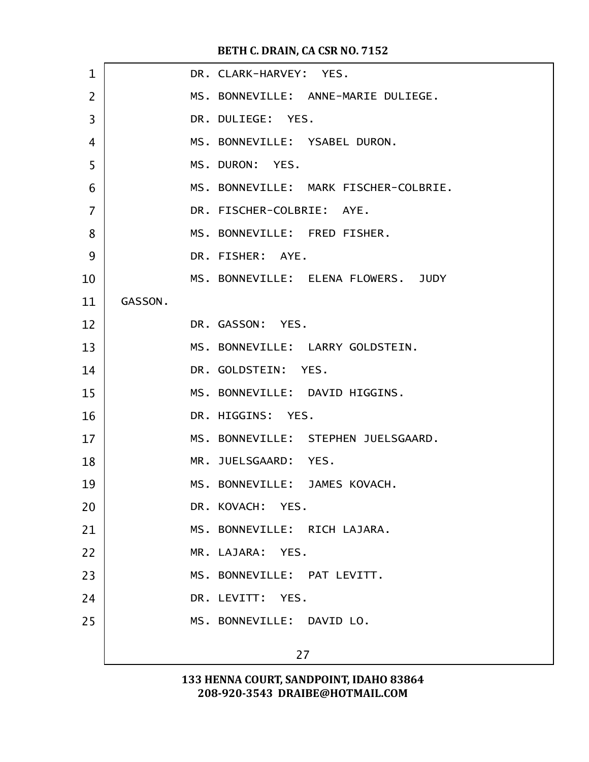DR. CLARK-HARVEY: YES.

MS. BONNEVILLE: ANNE-MARIE DULIEGE.

DR. DULIEGE: YES.

MS. BONNEVILLE: YSABEL DURON.

MS. DURON: YES.

MS. BONNEVILLE: MARK FISCHER-COLBRIE.

DR. FISCHER-COLBRIE: AYE.

MS. BONNEVILLE: FRED FISHER.

DR. FISHER: AYE.

MS. BONNEVILLE: ELENA FLOWERS. JUDY GASSON.

DR. GASSON: YES.

MS. BONNEVILLE: LARRY GOLDSTEIN.

DR. GOLDSTEIN: YES.

MS. BONNEVILLE: DAVID HIGGINS.

DR. HIGGINS: YES.

MS. BONNEVILLE: STEPHEN JUELSGAARD.

MR. JUELSGAARD: YES.

MS. BONNEVILLE: JAMES KOVACH.

DR. KOVACH: YES.

MS. BONNEVILLE: RICH LAJARA.

MR. LAJARA: YES.

MS. BONNEVILLE: PAT LEVITT.

DR. LEVITT: YES.

MS. BONNEVILLE: DAVID LO.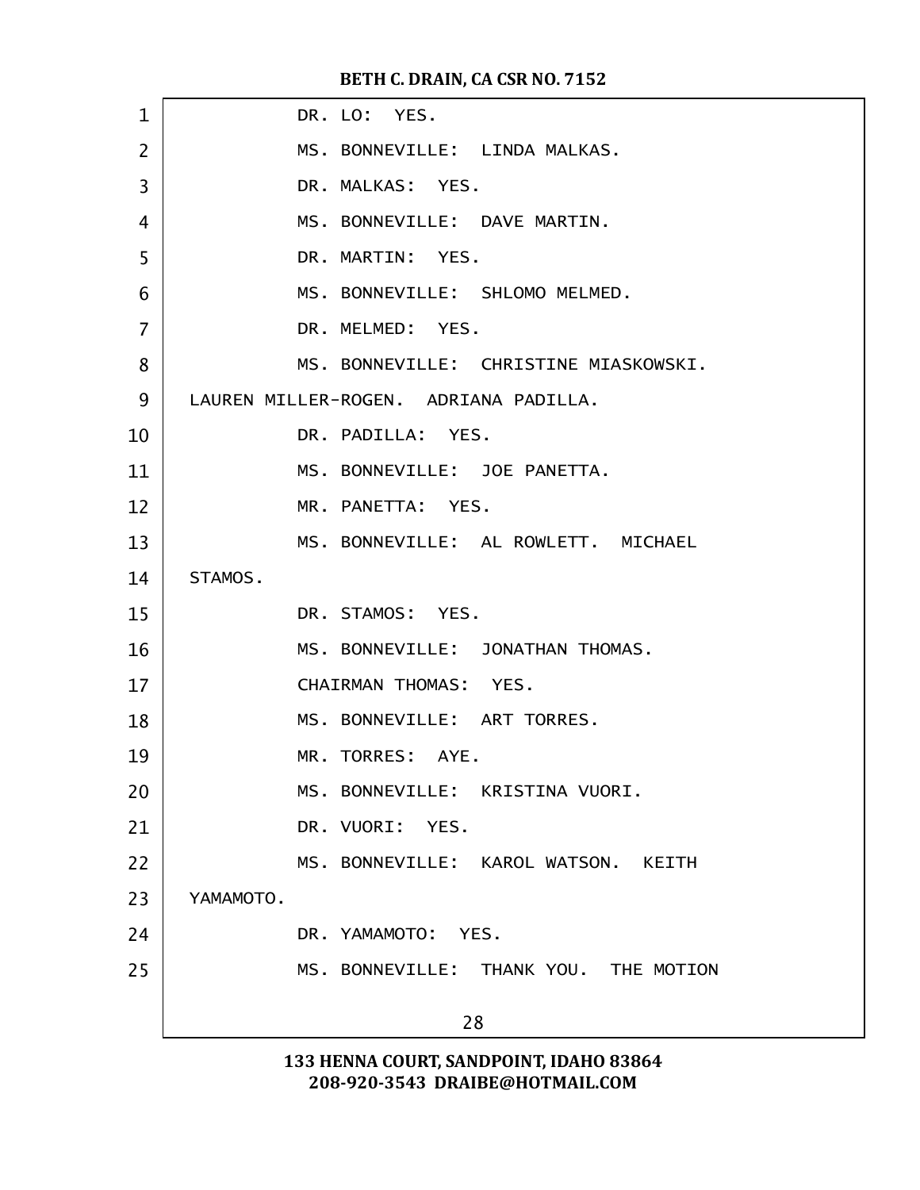DR. LO: YES.

MS. BONNEVILLE: LINDA MALKAS.

DR. MALKAS: YES.

MS. BONNEVILLE: DAVE MARTIN.

DR. MARTIN: YES.

MS. BONNEVILLE: SHLOMO MELMED.

DR. MELMED: YES.

MS. BONNEVILLE: CHRISTINE MIASKOWSKI. LAUREN MILLER-ROGEN. ADRIANA PADILLA.

DR. PADILLA: YES.

MS. BONNEVILLE: JOE PANETTA.

MR. PANETTA: YES.

MS. BONNEVILLE: AL ROWLETT. MICHAEL STAMOS.

DR. STAMOS: YES.

MS. BONNEVILLE: JONATHAN THOMAS.

CHAIRMAN THOMAS: YES.

MS. BONNEVILLE: ART TORRES.

MR. TORRES: AYE.

MS. BONNEVILLE: KRISTINA VUORI.

DR. VUORI: YES.

MS. BONNEVILLE: KAROL WATSON. KEITH YAMAMOTO.

DR. YAMAMOTO: YES.

MS. BONNEVILLE: THANK YOU. THE MOTION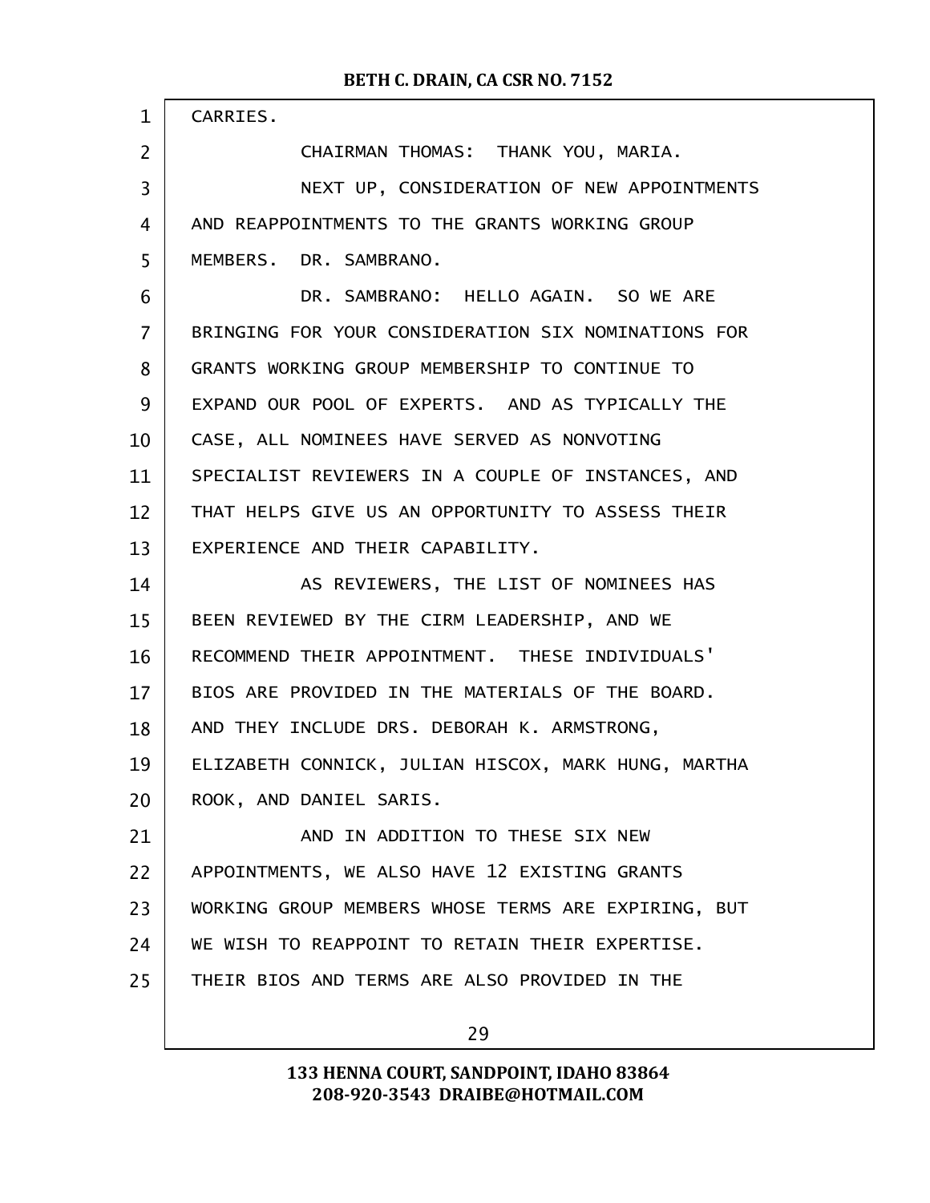CARRIES.

CHAIRMAN THOMAS: THANK YOU, MARIA.

NEXT UP, CONSIDERATION OF NEW APPOINTMENTS AND REAPPOINTMENTS TO THE GRANTS WORKING GROUP MEMBERS. DR. SAMBRANO.

DR. SAMBRANO: HELLO AGAIN. SO WE ARE BRINGING FOR YOUR CONSIDERATION SIX NOMINATIONS FOR GRANTS WORKING GROUP MEMBERSHIP TO CONTINUE TO EXPAND OUR POOL OF EXPERTS. AND AS TYPICALLY THE CASE, ALL NOMINEES HAVE SERVED AS NONVOTING SPECIALIST REVIEWERS IN A COUPLE OF INSTANCES, AND THAT HELPS GIVE US AN OPPORTUNITY TO ASSESS THEIR EXPERIENCE AND THEIR CAPABILITY.

AS REVIEWERS, THE LIST OF NOMINEES HAS BEEN REVIEWED BY THE CIRM LEADERSHIP, AND WE RECOMMEND THEIR APPOINTMENT. THESE INDIVIDUALS' BIOS ARE PROVIDED IN THE MATERIALS OF THE BOARD. AND THEY INCLUDE DRS. DEBORAH K. ARMSTRONG, ELIZABETH CONNICK, JULIAN HISCOX, MARK HUNG, MARTHA ROOK, AND DANIEL SARIS.

AND IN ADDITION TO THESE SIX NEW APPOINTMENTS, WE ALSO HAVE 12 EXISTING GRANTS WORKING GROUP MEMBERS WHOSE TERMS ARE EXPIRING, BUT WE WISH TO REAPPOINT TO RETAIN THEIR EXPERTISE. THEIR BIOS AND TERMS ARE ALSO PROVIDED IN THE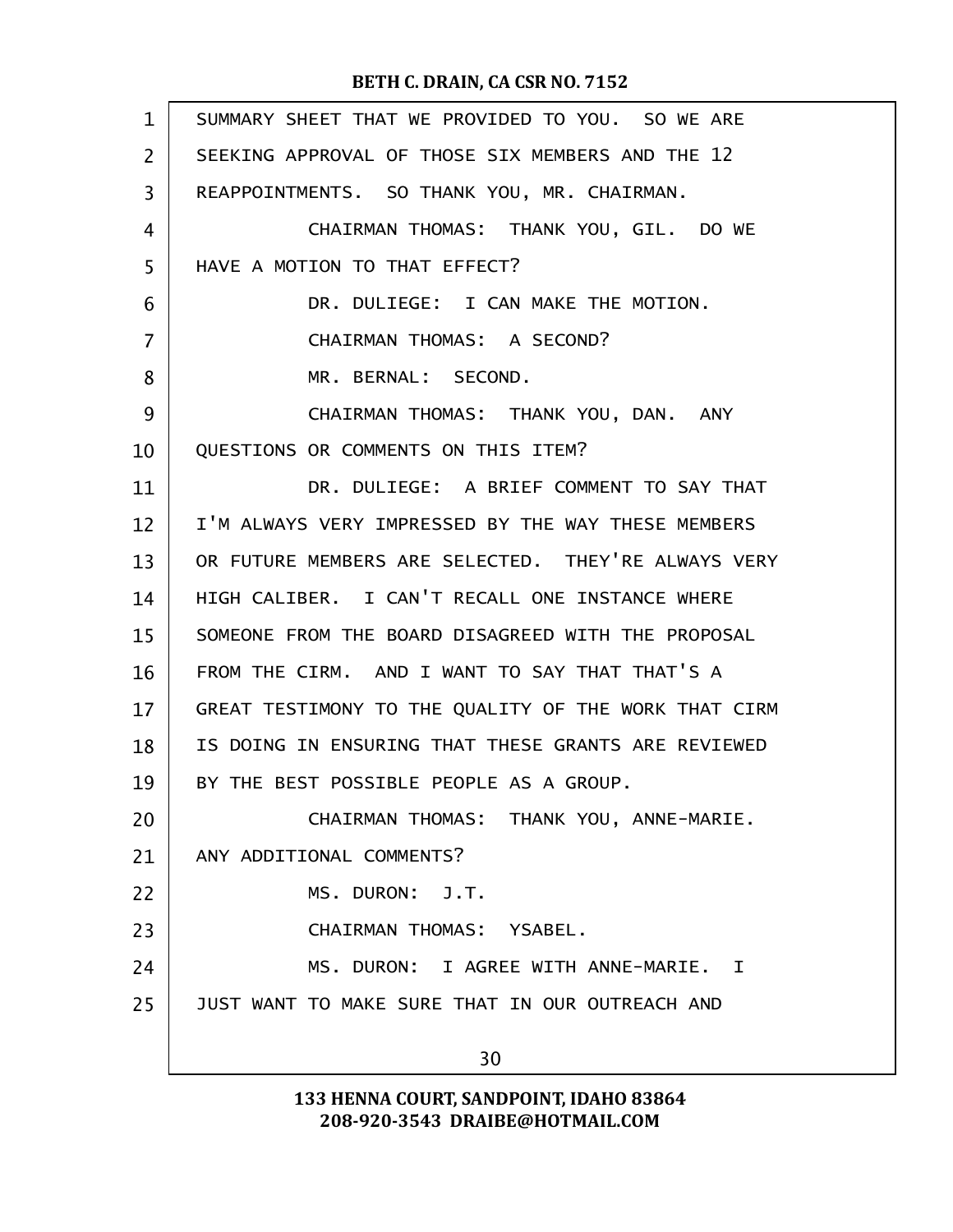SUMMARY SHEET THAT WE PROVIDED TO YOU. SO WE ARE SEEKING APPROVAL OF THOSE SIX MEMBERS AND THE 12 REAPPOINTMENTS. SO THANK YOU, MR. CHAIRMAN.

CHAIRMAN THOMAS: THANK YOU, GIL. DO WE HAVE A MOTION TO THAT EFFECT?

DR. DULIEGE: I CAN MAKE THE MOTION.

CHAIRMAN THOMAS: A SECOND?

MR. BERNAL: SECOND.

CHAIRMAN THOMAS: THANK YOU, DAN. ANY QUESTIONS OR COMMENTS ON THIS ITEM?

DR. DULIEGE: A BRIEF COMMENT TO SAY THAT I'M ALWAYS VERY IMPRESSED BY THE WAY THESE MEMBERS OR FUTURE MEMBERS ARE SELECTED. THEY'RE ALWAYS VERY HIGH CALIBER. I CAN'T RECALL ONE INSTANCE WHERE SOMEONE FROM THE BOARD DISAGREED WITH THE PROPOSAL FROM THE CIRM. AND I WANT TO SAY THAT THAT'S A GREAT TESTIMONY TO THE QUALITY OF THE WORK THAT CIRM IS DOING IN ENSURING THAT THESE GRANTS ARE REVIEWED BY THE BEST POSSIBLE PEOPLE AS A GROUP.

CHAIRMAN THOMAS: THANK YOU, ANNE-MARIE. ANY ADDITIONAL COMMENTS?

MS. DURON: J.T.

CHAIRMAN THOMAS: YSABEL.

MS. DURON: I AGREE WITH ANNE-MARIE. I JUST WANT TO MAKE SURE THAT IN OUR OUTREACH AND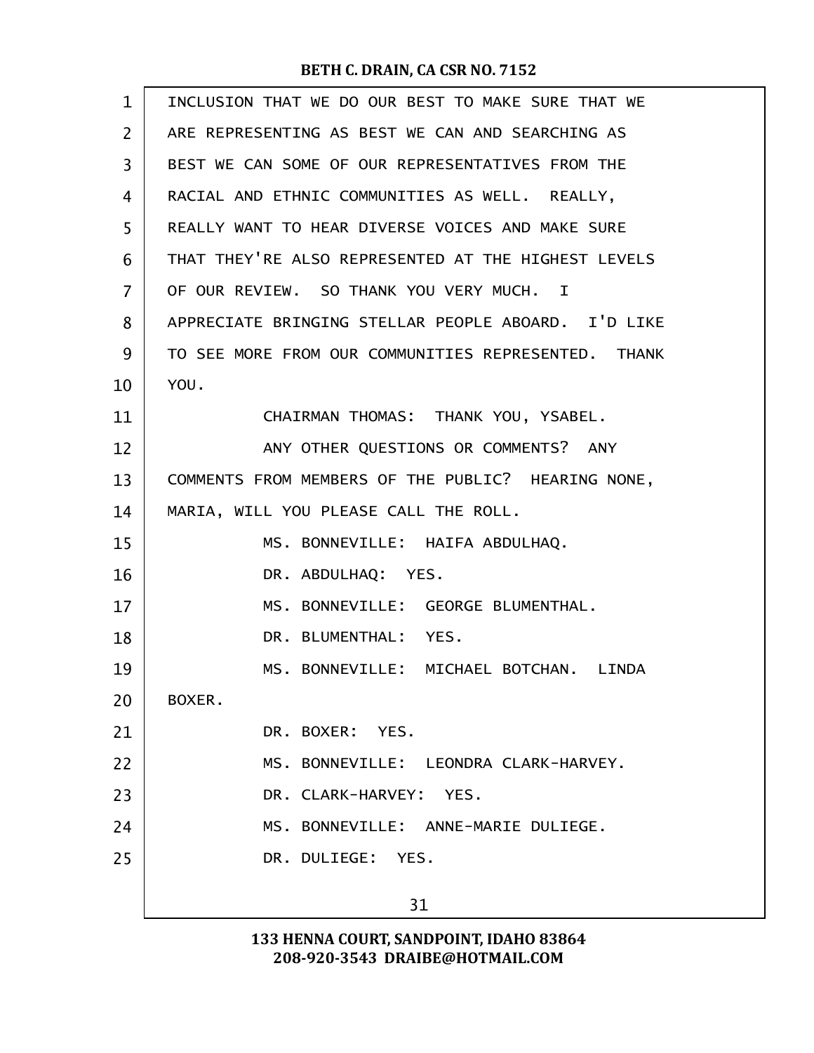INCLUSION THAT WE DO OUR BEST TO MAKE SURE THAT WE ARE REPRESENTING AS BEST WE CAN AND SEARCHING AS BEST WE CAN SOME OF OUR REPRESENTATIVES FROM THE RACIAL AND ETHNIC COMMUNITIES AS WELL. REALLY, REALLY WANT TO HEAR DIVERSE VOICES AND MAKE SURE THAT THEY'RE ALSO REPRESENTED AT THE HIGHEST LEVELS OF OUR REVIEW. SO THANK YOU VERY MUCH. I APPRECIATE BRINGING STELLAR PEOPLE ABOARD. I'D LIKE TO SEE MORE FROM OUR COMMUNITIES REPRESENTED. THANK YOU.

CHAIRMAN THOMAS: THANK YOU, YSABEL.

ANY OTHER QUESTIONS OR COMMENTS? ANY COMMENTS FROM MEMBERS OF THE PUBLIC? HEARING NONE, MARIA, WILL YOU PLEASE CALL THE ROLL.

MS. BONNEVILLE: HAIFA ABDULHAQ.

DR. ABDULHAQ: YES.

MS. BONNEVILLE: GEORGE BLUMENTHAL.

DR. BLUMENTHAL: YES.

MS. BONNEVILLE: MICHAEL BOTCHAN. LINDA BOXER.

DR. BOXER: YES.

MS. BONNEVILLE: LEONDRA CLARK-HARVEY.

DR. CLARK-HARVEY: YES.

MS. BONNEVILLE: ANNE-MARIE DULIEGE.

DR. DULIEGE: YES.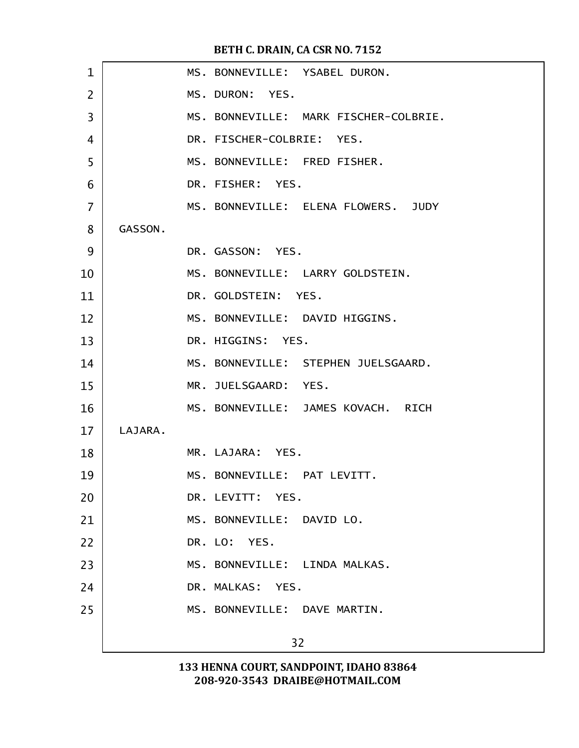MS. BONNEVILLE: YSABEL DURON.

MS. DURON: YES.

MS. BONNEVILLE: MARK FISCHER-COLBRIE.

DR. FISCHER-COLBRIE: YES.

MS. BONNEVILLE: FRED FISHER.

DR. FISHER: YES.

MS. BONNEVILLE: ELENA FLOWERS. JUDY GASSON.

DR. GASSON: YES.

MS. BONNEVILLE: LARRY GOLDSTEIN.

DR. GOLDSTEIN: YES.

MS. BONNEVILLE: DAVID HIGGINS.

DR. HIGGINS: YES.

MS. BONNEVILLE: STEPHEN JUELSGAARD.

MR. JUELSGAARD: YES.

MS. BONNEVILLE: JAMES KOVACH. RICH LAJARA.

MR. LAJARA: YES.

MS. BONNEVILLE: PAT LEVITT.

DR. LEVITT: YES.

MS. BONNEVILLE: DAVID LO.

DR. LO: YES.

MS. BONNEVILLE: LINDA MALKAS.

DR. MALKAS: YES.

MS. BONNEVILLE: DAVE MARTIN.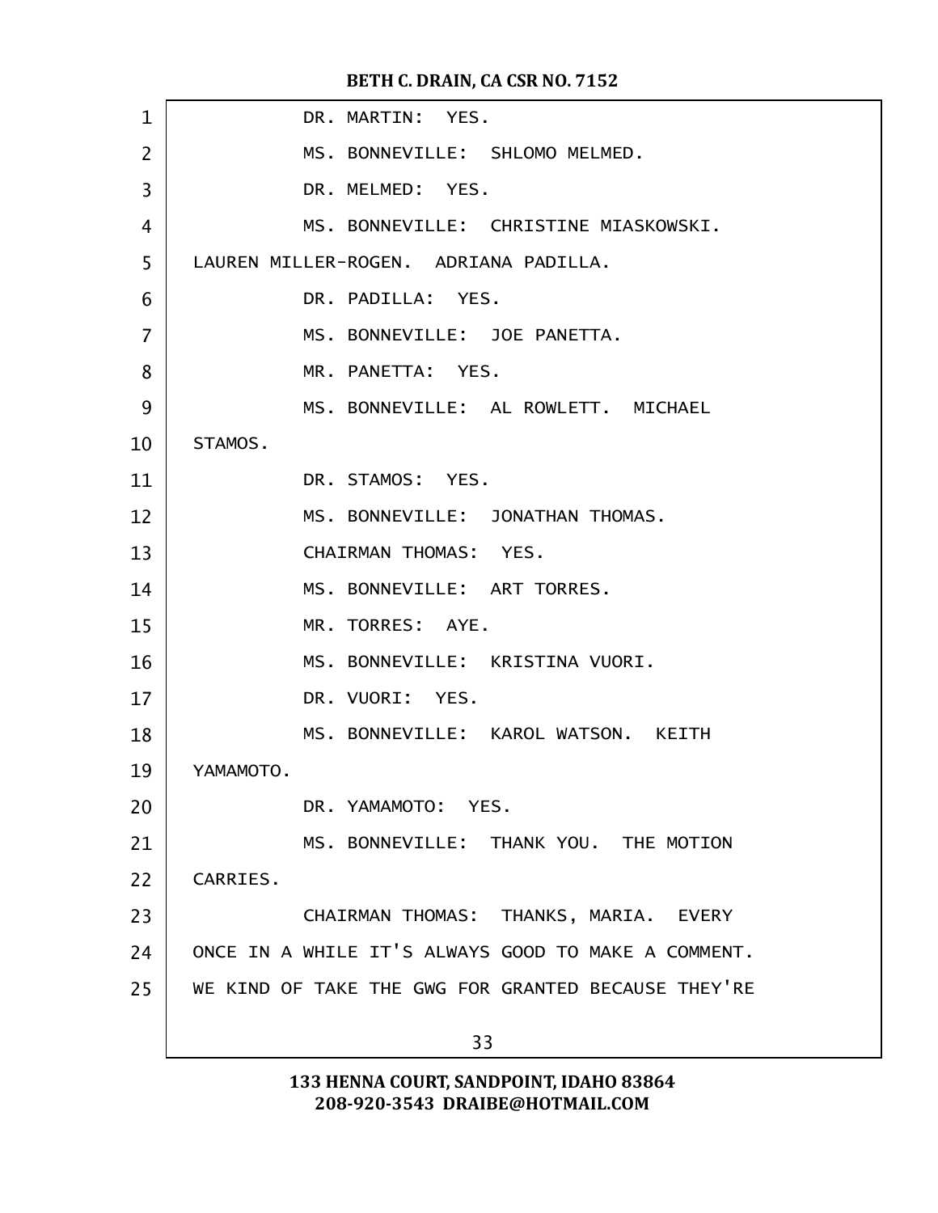DR. MARTIN: YES.

MS. BONNEVILLE: SHLOMO MELMED.

DR. MELMED: YES.

MS. BONNEVILLE: CHRISTINE MIASKOWSKI. LAUREN MILLER-ROGEN. ADRIANA PADILLA.

DR. PADILLA: YES.

MS. BONNEVILLE: JOE PANETTA.

MR. PANETTA: YES.

MS. BONNEVILLE: AL ROWLETT. MICHAEL STAMOS.

DR. STAMOS: YES.

MS. BONNEVILLE: JONATHAN THOMAS.

CHAIRMAN THOMAS: YES.

MS. BONNEVILLE: ART TORRES.

MR. TORRES: AYE.

MS. BONNEVILLE: KRISTINA VUORI.

DR. VUORI: YES.

MS. BONNEVILLE: KAROL WATSON. KEITH YAMAMOTO.

DR. YAMAMOTO: YES.

MS. BONNEVILLE: THANK YOU. THE MOTION CARRIES.

CHAIRMAN THOMAS: THANKS, MARIA. EVERY ONCE IN A WHILE IT'S ALWAYS GOOD TO MAKE A COMMENT. WE KIND OF TAKE THE GWG FOR GRANTED BECAUSE THEY'RE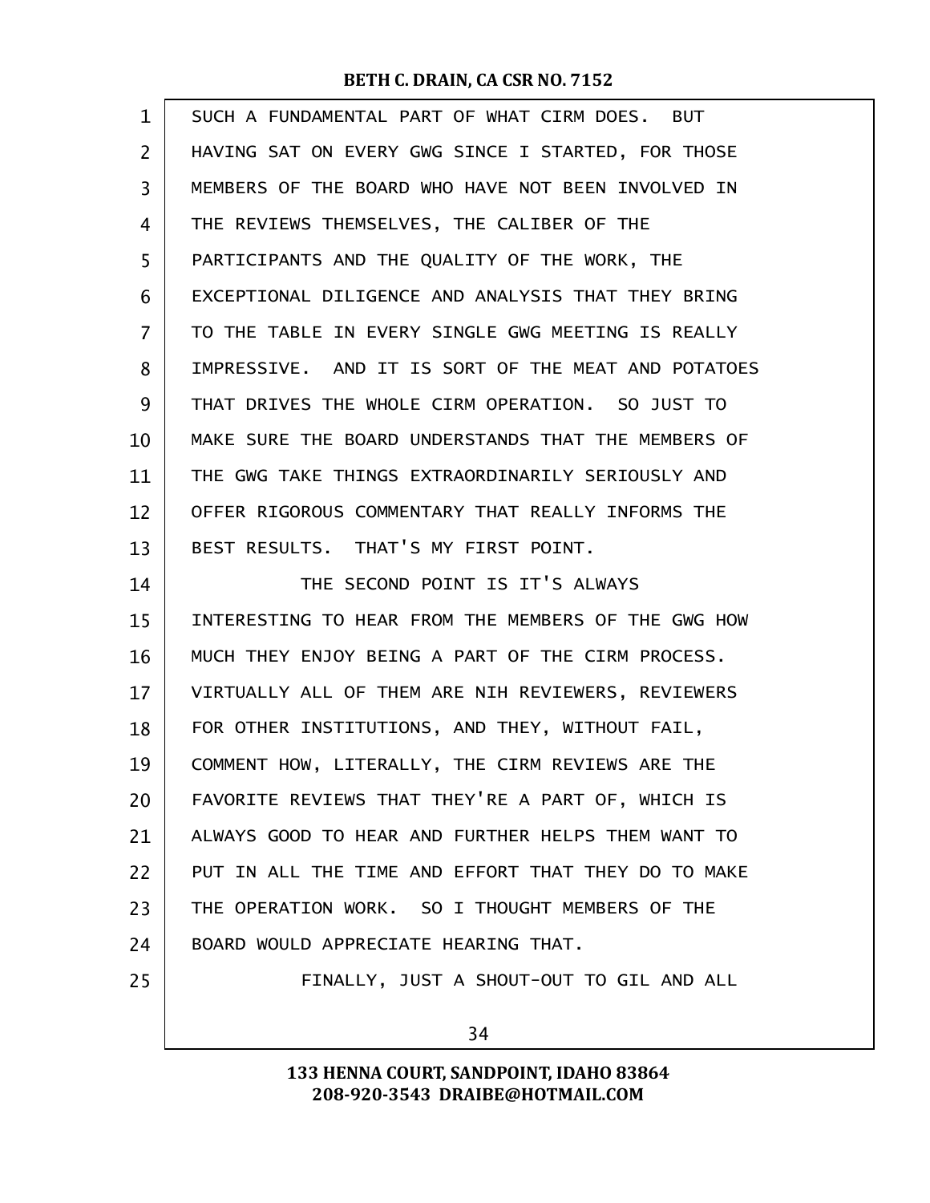SUCH A FUNDAMENTAL PART OF WHAT CIRM DOES. BUT HAVING SAT ON EVERY GWG SINCE I STARTED, FOR THOSE MEMBERS OF THE BOARD WHO HAVE NOT BEEN INVOLVED IN THE REVIEWS THEMSELVES, THE CALIBER OF THE PARTICIPANTS AND THE QUALITY OF THE WORK, THE EXCEPTIONAL DILIGENCE AND ANALYSIS THAT THEY BRING TO THE TABLE IN EVERY SINGLE GWG MEETING IS REALLY IMPRESSIVE. AND IT IS SORT OF THE MEAT AND POTATOES THAT DRIVES THE WHOLE CIRM OPERATION. SO JUST TO MAKE SURE THE BOARD UNDERSTANDS THAT THE MEMBERS OF THE GWG TAKE THINGS EXTRAORDINARILY SERIOUSLY AND OFFER RIGOROUS COMMENTARY THAT REALLY INFORMS THE BEST RESULTS. THAT'S MY FIRST POINT.

THE SECOND POINT IS IT'S ALWAYS INTERESTING TO HEAR FROM THE MEMBERS OF THE GWG HOW MUCH THEY ENJOY BEING A PART OF THE CIRM PROCESS. VIRTUALLY ALL OF THEM ARE NIH REVIEWERS, REVIEWERS FOR OTHER INSTITUTIONS, AND THEY, WITHOUT FAIL, COMMENT HOW, LITERALLY, THE CIRM REVIEWS ARE THE FAVORITE REVIEWS THAT THEY'RE A PART OF, WHICH IS ALWAYS GOOD TO HEAR AND FURTHER HELPS THEM WANT TO PUT IN ALL THE TIME AND EFFORT THAT THEY DO TO MAKE THE OPERATION WORK. SO I THOUGHT MEMBERS OF THE BOARD WOULD APPRECIATE HEARING THAT.

FINALLY, JUST A SHOUT-OUT TO GIL AND ALL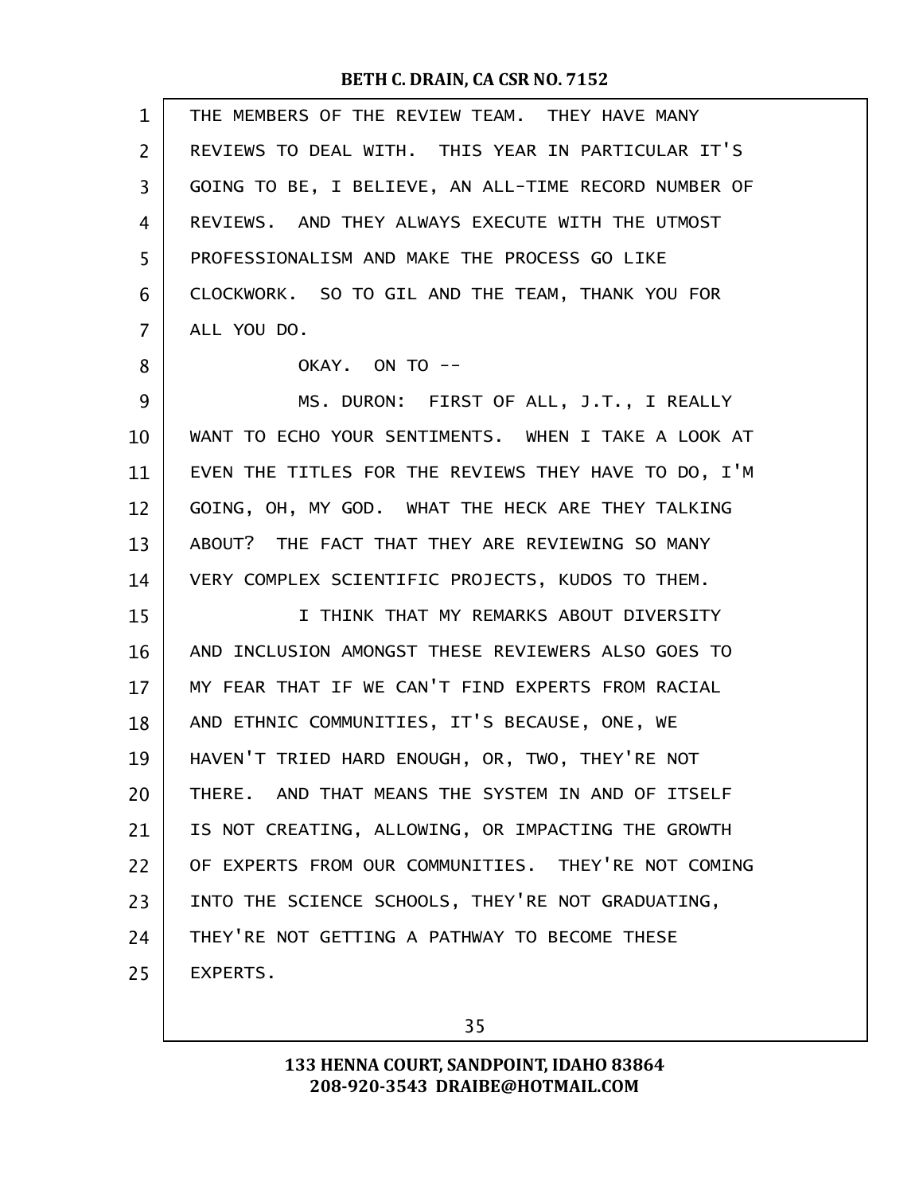THE MEMBERS OF THE REVIEW TEAM. THEY HAVE MANY REVIEWS TO DEAL WITH. THIS YEAR IN PARTICULAR IT'S GOING TO BE, I BELIEVE, AN ALL-TIME RECORD NUMBER OF REVIEWS. AND THEY ALWAYS EXECUTE WITH THE UTMOST PROFESSIONALISM AND MAKE THE PROCESS GO LIKE CLOCKWORK. SO TO GIL AND THE TEAM, THANK YOU FOR ALL YOU DO.

OKAY. ON TO --

MS. DURON: FIRST OF ALL, J.T., I REALLY WANT TO ECHO YOUR SENTIMENTS. WHEN I TAKE A LOOK AT EVEN THE TITLES FOR THE REVIEWS THEY HAVE TO DO, I'M GOING, OH, MY GOD. WHAT THE HECK ARE THEY TALKING ABOUT? THE FACT THAT THEY ARE REVIEWING SO MANY VERY COMPLEX SCIENTIFIC PROJECTS, KUDOS TO THEM.

I THINK THAT MY REMARKS ABOUT DIVERSITY AND INCLUSION AMONGST THESE REVIEWERS ALSO GOES TO MY FEAR THAT IF WE CAN'T FIND EXPERTS FROM RACIAL AND ETHNIC COMMUNITIES, IT'S BECAUSE, ONE, WE HAVEN'T TRIED HARD ENOUGH, OR, TWO, THEY'RE NOT THERE. AND THAT MEANS THE SYSTEM IN AND OF ITSELF IS NOT CREATING, ALLOWING, OR IMPACTING THE GROWTH OF EXPERTS FROM OUR COMMUNITIES. THEY'RE NOT COMING INTO THE SCIENCE SCHOOLS, THEY'RE NOT GRADUATING, THEY'RE NOT GETTING A PATHWAY TO BECOME THESE EXPERTS.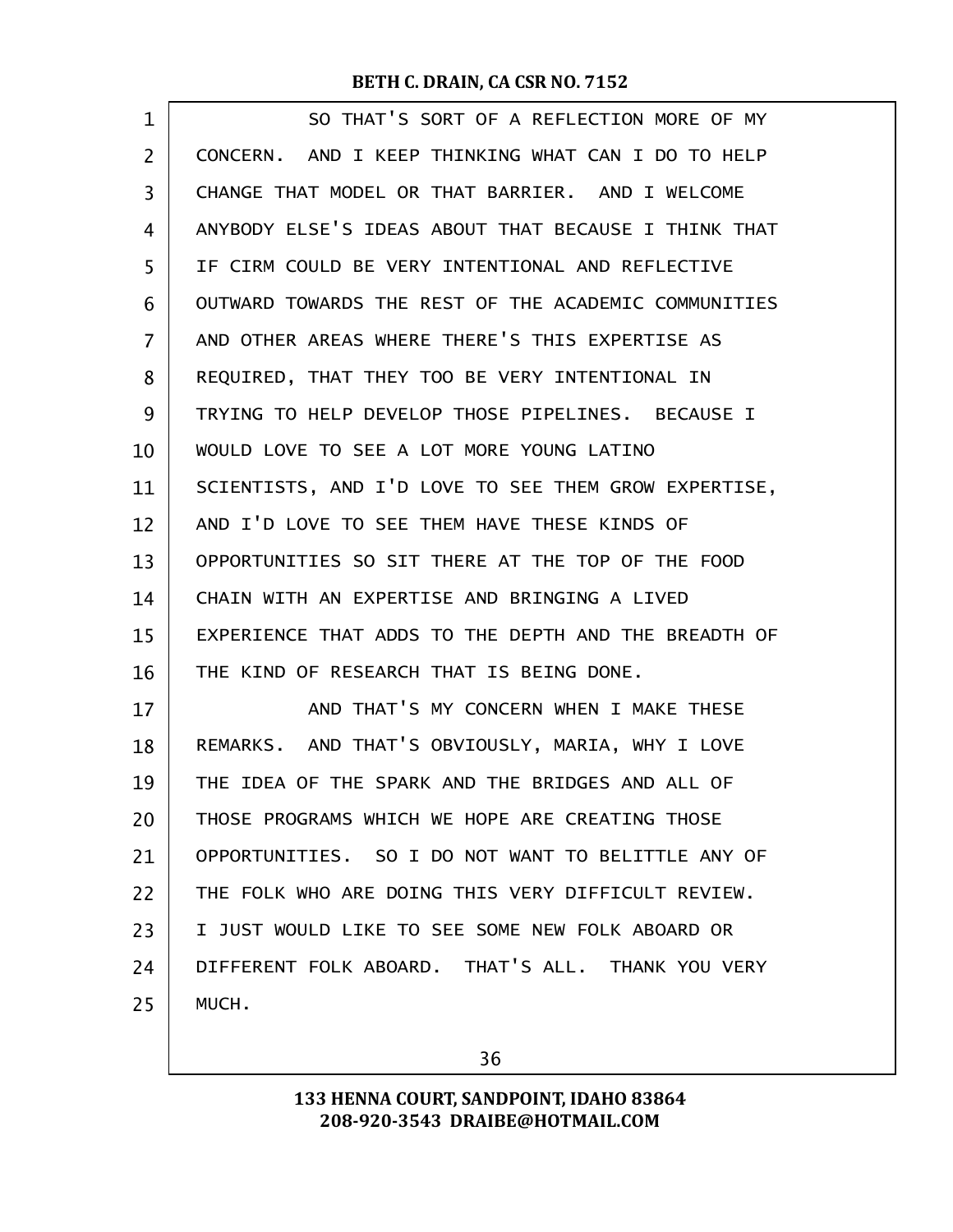SO THAT'S SORT OF A REFLECTION MORE OF MY CONCERN. AND I KEEP THINKING WHAT CAN I DO TO HELP CHANGE THAT MODEL OR THAT BARRIER. AND I WELCOME ANYBODY ELSE'S IDEAS ABOUT THAT BECAUSE I THINK THAT IF CIRM COULD BE VERY INTENTIONAL AND REFLECTIVE OUTWARD TOWARDS THE REST OF THE ACADEMIC COMMUNITIES AND OTHER AREAS WHERE THERE'S THIS EXPERTISE AS REQUIRED, THAT THEY TOO BE VERY INTENTIONAL IN TRYING TO HELP DEVELOP THOSE PIPELINES. BECAUSE I WOULD LOVE TO SEE A LOT MORE YOUNG LATINO SCIENTISTS, AND I'D LOVE TO SEE THEM GROW EXPERTISE, AND I'D LOVE TO SEE THEM HAVE THESE KINDS OF OPPORTUNITIES SO SIT THERE AT THE TOP OF THE FOOD CHAIN WITH AN EXPERTISE AND BRINGING A LIVED EXPERIENCE THAT ADDS TO THE DEPTH AND THE BREADTH OF THE KIND OF RESEARCH THAT IS BEING DONE.

AND THAT'S MY CONCERN WHEN I MAKE THESE REMARKS. AND THAT'S OBVIOUSLY, MARIA, WHY I LOVE THE IDEA OF THE SPARK AND THE BRIDGES AND ALL OF THOSE PROGRAMS WHICH WE HOPE ARE CREATING THOSE OPPORTUNITIES. SO I DO NOT WANT TO BELITTLE ANY OF THE FOLK WHO ARE DOING THIS VERY DIFFICULT REVIEW. I JUST WOULD LIKE TO SEE SOME NEW FOLK ABOARD OR DIFFERENT FOLK ABOARD. THAT'S ALL. THANK YOU VERY MUCH.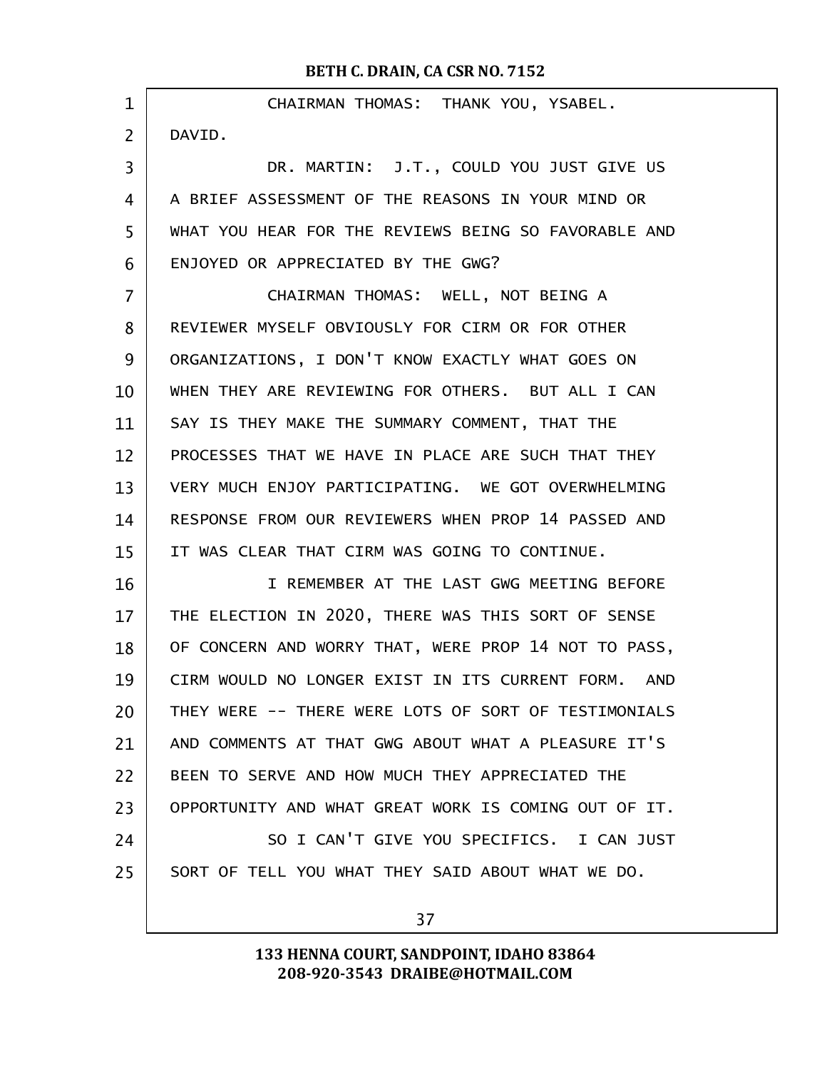CHAIRMAN THOMAS: THANK YOU, YSABEL. DAVID.

DR. MARTIN: J.T., COULD YOU JUST GIVE US A BRIEF ASSESSMENT OF THE REASONS IN YOUR MIND OR WHAT YOU HEAR FOR THE REVIEWS BEING SO FAVORABLE AND ENJOYED OR APPRECIATED BY THE GWG?

CHAIRMAN THOMAS: WELL, NOT BEING A REVIEWER MYSELF OBVIOUSLY FOR CIRM OR FOR OTHER ORGANIZATIONS, I DON'T KNOW EXACTLY WHAT GOES ON WHEN THEY ARE REVIEWING FOR OTHERS. BUT ALL I CAN SAY IS THEY MAKE THE SUMMARY COMMENT, THAT THE PROCESSES THAT WE HAVE IN PLACE ARE SUCH THAT THEY VERY MUCH ENJOY PARTICIPATING. WE GOT OVERWHELMING RESPONSE FROM OUR REVIEWERS WHEN PROP 14 PASSED AND IT WAS CLEAR THAT CIRM WAS GOING TO CONTINUE.

I REMEMBER AT THE LAST GWG MEETING BEFORE THE ELECTION IN 2020, THERE WAS THIS SORT OF SENSE OF CONCERN AND WORRY THAT, WERE PROP 14 NOT TO PASS, CIRM WOULD NO LONGER EXIST IN ITS CURRENT FORM. AND THEY WERE -- THERE WERE LOTS OF SORT OF TESTIMONIALS AND COMMENTS AT THAT GWG ABOUT WHAT A PLEASURE IT'S BEEN TO SERVE AND HOW MUCH THEY APPRECIATED THE OPPORTUNITY AND WHAT GREAT WORK IS COMING OUT OF IT.

SO I CAN'T GIVE YOU SPECIFICS. I CAN JUST SORT OF TELL YOU WHAT THEY SAID ABOUT WHAT WE DO.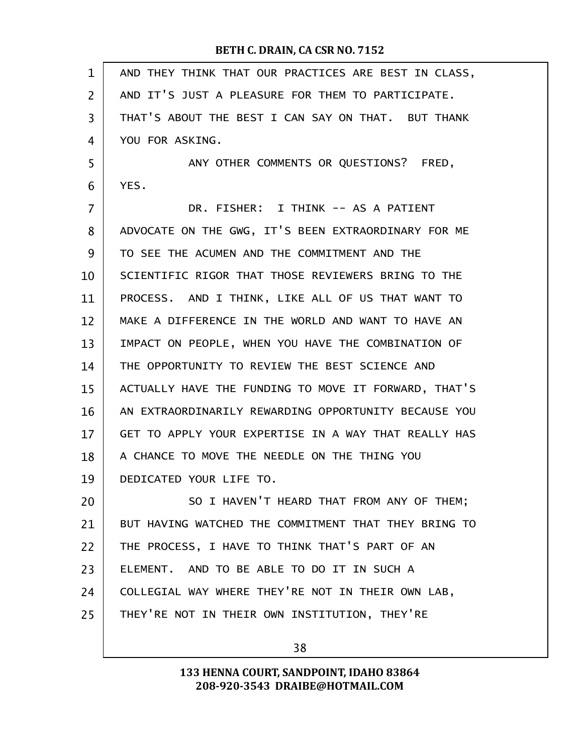AND THEY THINK THAT OUR PRACTICES ARE BEST IN CLASS, AND IT'S JUST A PLEASURE FOR THEM TO PARTICIPATE. THAT'S ABOUT THE BEST I CAN SAY ON THAT. BUT THANK YOU FOR ASKING.

ANY OTHER COMMENTS OR QUESTIONS? FRED, YES.

DR. FISHER: I THINK -- AS A PATIENT ADVOCATE ON THE GWG, IT'S BEEN EXTRAORDINARY FOR ME TO SEE THE ACUMEN AND THE COMMITMENT AND THE SCIENTIFIC RIGOR THAT THOSE REVIEWERS BRING TO THE PROCESS. AND I THINK, LIKE ALL OF US THAT WANT TO MAKE A DIFFERENCE IN THE WORLD AND WANT TO HAVE AN IMPACT ON PEOPLE, WHEN YOU HAVE THE COMBINATION OF THE OPPORTUNITY TO REVIEW THE BEST SCIENCE AND ACTUALLY HAVE THE FUNDING TO MOVE IT FORWARD, THAT'S AN EXTRAORDINARILY REWARDING OPPORTUNITY BECAUSE YOU GET TO APPLY YOUR EXPERTISE IN A WAY THAT REALLY HAS A CHANCE TO MOVE THE NEEDLE ON THE THING YOU DEDICATED YOUR LIFE TO.

SO I HAVEN'T HEARD THAT FROM ANY OF THEM; BUT HAVING WATCHED THE COMMITMENT THAT THEY BRING TO THE PROCESS, I HAVE TO THINK THAT'S PART OF AN ELEMENT. AND TO BE ABLE TO DO IT IN SUCH A COLLEGIAL WAY WHERE THEY'RE NOT IN THEIR OWN LAB, THEY'RE NOT IN THEIR OWN INSTITUTION, THEY'RE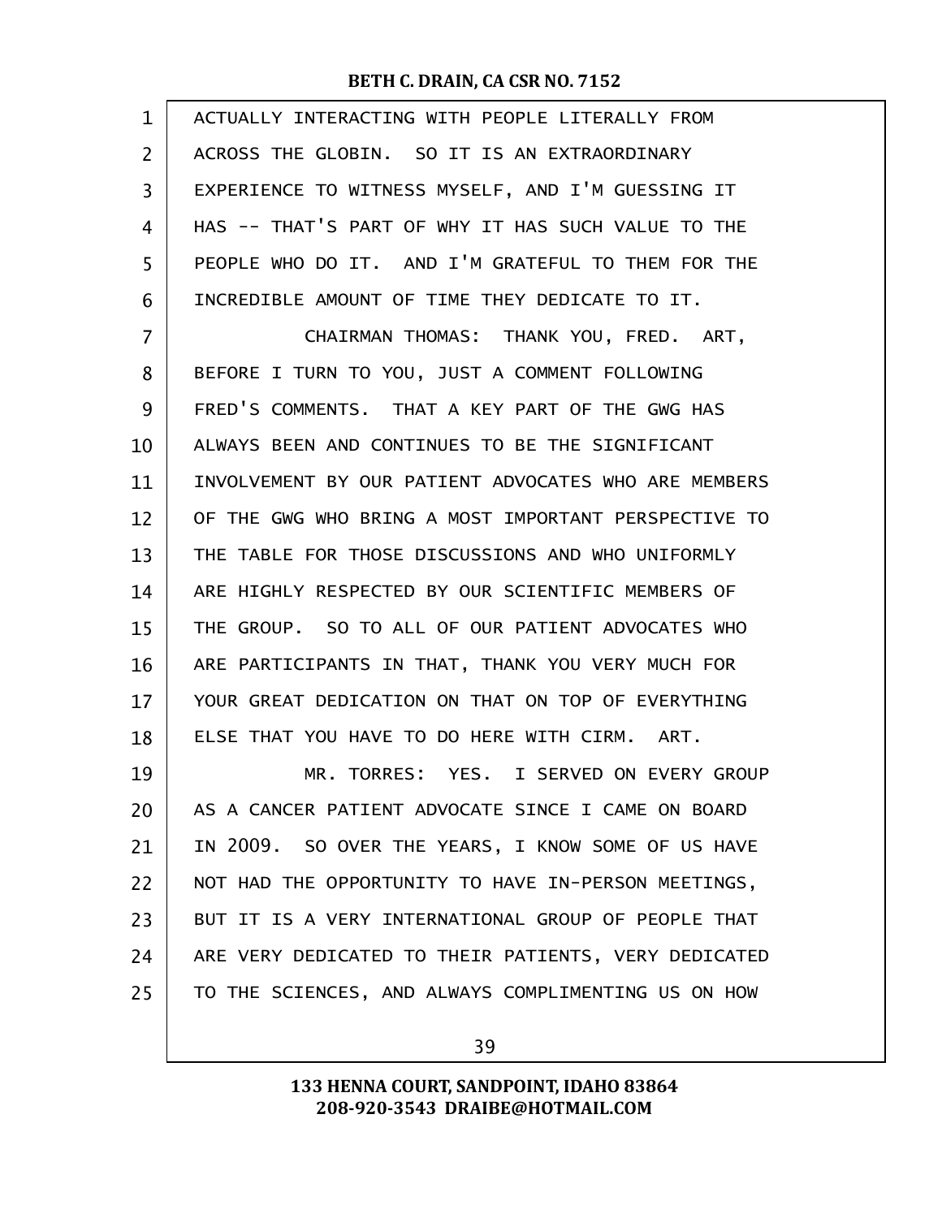ACTUALLY INTERACTING WITH PEOPLE LITERALLY FROM ACROSS THE GLOBIN. SO IT IS AN EXTRAORDINARY EXPERIENCE TO WITNESS MYSELF, AND I'M GUESSING IT HAS -- THAT'S PART OF WHY IT HAS SUCH VALUE TO THE PEOPLE WHO DO IT. AND I'M GRATEFUL TO THEM FOR THE INCREDIBLE AMOUNT OF TIME THEY DEDICATE TO IT.

CHAIRMAN THOMAS: THANK YOU, FRED. ART, BEFORE I TURN TO YOU, JUST A COMMENT FOLLOWING FRED'S COMMENTS. THAT A KEY PART OF THE GWG HAS ALWAYS BEEN AND CONTINUES TO BE THE SIGNIFICANT INVOLVEMENT BY OUR PATIENT ADVOCATES WHO ARE MEMBERS OF THE GWG WHO BRING A MOST IMPORTANT PERSPECTIVE TO THE TABLE FOR THOSE DISCUSSIONS AND WHO UNIFORMLY ARE HIGHLY RESPECTED BY OUR SCIENTIFIC MEMBERS OF THE GROUP. SO TO ALL OF OUR PATIENT ADVOCATES WHO ARE PARTICIPANTS IN THAT, THANK YOU VERY MUCH FOR YOUR GREAT DEDICATION ON THAT ON TOP OF EVERYTHING ELSE THAT YOU HAVE TO DO HERE WITH CIRM. ART.

MR. TORRES: YES. I SERVED ON EVERY GROUP AS A CANCER PATIENT ADVOCATE SINCE I CAME ON BOARD IN 2009. SO OVER THE YEARS, I KNOW SOME OF US HAVE NOT HAD THE OPPORTUNITY TO HAVE IN-PERSON MEETINGS, BUT IT IS A VERY INTERNATIONAL GROUP OF PEOPLE THAT ARE VERY DEDICATED TO THEIR PATIENTS, VERY DEDICATED TO THE SCIENCES, AND ALWAYS COMPLIMENTING US ON HOW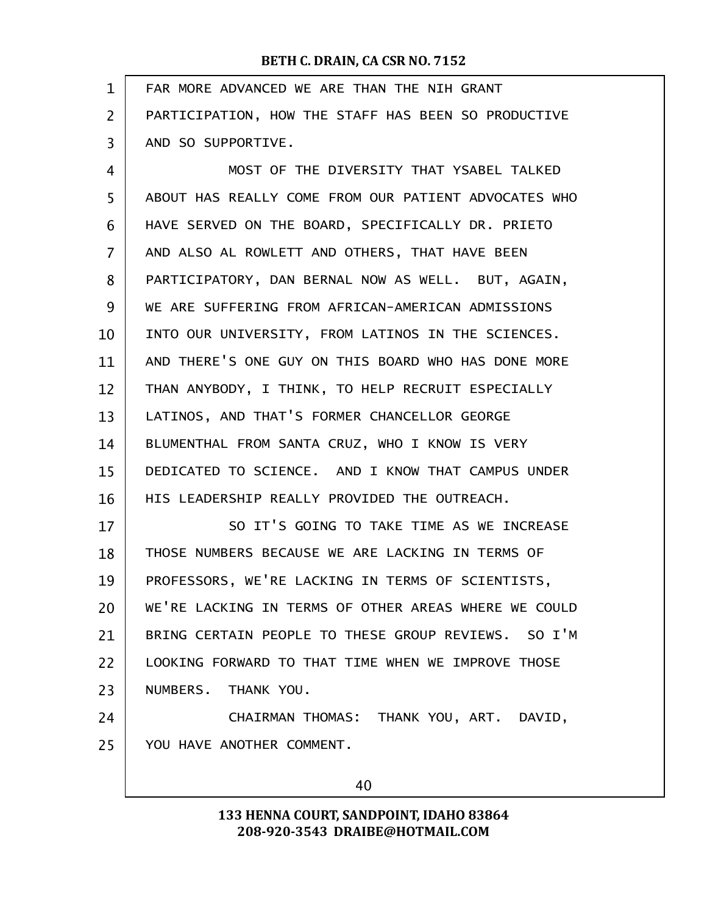FAR MORE ADVANCED WE ARE THAN THE NIH GRANT PARTICIPATION, HOW THE STAFF HAS BEEN SO PRODUCTIVE AND SO SUPPORTIVE.

MOST OF THE DIVERSITY THAT YSABEL TALKED ABOUT HAS REALLY COME FROM OUR PATIENT ADVOCATES WHO HAVE SERVED ON THE BOARD, SPECIFICALLY DR. PRIETO AND ALSO AL ROWLETT AND OTHERS, THAT HAVE BEEN PARTICIPATORY, DAN BERNAL NOW AS WELL. BUT, AGAIN, WE ARE SUFFERING FROM AFRICAN-AMERICAN ADMISSIONS INTO OUR UNIVERSITY, FROM LATINOS IN THE SCIENCES. AND THERE'S ONE GUY ON THIS BOARD WHO HAS DONE MORE THAN ANYBODY, I THINK, TO HELP RECRUIT ESPECIALLY LATINOS, AND THAT'S FORMER CHANCELLOR GEORGE BLUMENTHAL FROM SANTA CRUZ, WHO I KNOW IS VERY DEDICATED TO SCIENCE. AND I KNOW THAT CAMPUS UNDER HIS LEADERSHIP REALLY PROVIDED THE OUTREACH.

SO IT'S GOING TO TAKE TIME AS WE INCREASE THOSE NUMBERS BECAUSE WE ARE LACKING IN TERMS OF PROFESSORS, WE'RE LACKING IN TERMS OF SCIENTISTS, WE'RE LACKING IN TERMS OF OTHER AREAS WHERE WE COULD BRING CERTAIN PEOPLE TO THESE GROUP REVIEWS. SO I'M LOOKING FORWARD TO THAT TIME WHEN WE IMPROVE THOSE NUMBERS. THANK YOU.

CHAIRMAN THOMAS: THANK YOU, ART. DAVID, YOU HAVE ANOTHER COMMENT.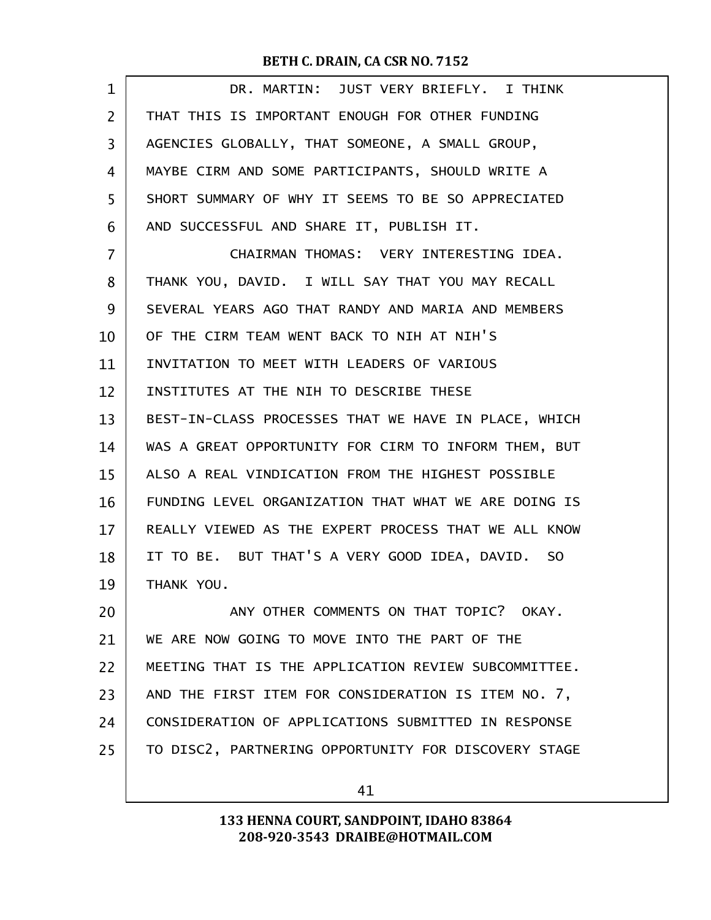DR. MARTIN: JUST VERY BRIEFLY. I THINK THAT THIS IS IMPORTANT ENOUGH FOR OTHER FUNDING AGENCIES GLOBALLY, THAT SOMEONE, A SMALL GROUP, MAYBE CIRM AND SOME PARTICIPANTS, SHOULD WRITE A SHORT SUMMARY OF WHY IT SEEMS TO BE SO APPRECIATED AND SUCCESSFUL AND SHARE IT, PUBLISH IT.

CHAIRMAN THOMAS: VERY INTERESTING IDEA. THANK YOU, DAVID. I WILL SAY THAT YOU MAY RECALL SEVERAL YEARS AGO THAT RANDY AND MARIA AND MEMBERS OF THE CIRM TEAM WENT BACK TO NIH AT NIH'S INVITATION TO MEET WITH LEADERS OF VARIOUS INSTITUTES AT THE NIH TO DESCRIBE THESE BEST-IN-CLASS PROCESSES THAT WE HAVE IN PLACE, WHICH WAS A GREAT OPPORTUNITY FOR CIRM TO INFORM THEM, BUT ALSO A REAL VINDICATION FROM THE HIGHEST POSSIBLE FUNDING LEVEL ORGANIZATION THAT WHAT WE ARE DOING IS REALLY VIEWED AS THE EXPERT PROCESS THAT WE ALL KNOW IT TO BE. BUT THAT'S A VERY GOOD IDEA, DAVID. SO THANK YOU.

ANY OTHER COMMENTS ON THAT TOPIC? OKAY. WE ARE NOW GOING TO MOVE INTO THE PART OF THE MEETING THAT IS THE APPLICATION REVIEW SUBCOMMITTEE. AND THE FIRST ITEM FOR CONSIDERATION IS ITEM NO. 7, CONSIDERATION OF APPLICATIONS SUBMITTED IN RESPONSE TO DISC2, PARTNERING OPPORTUNITY FOR DISCOVERY STAGE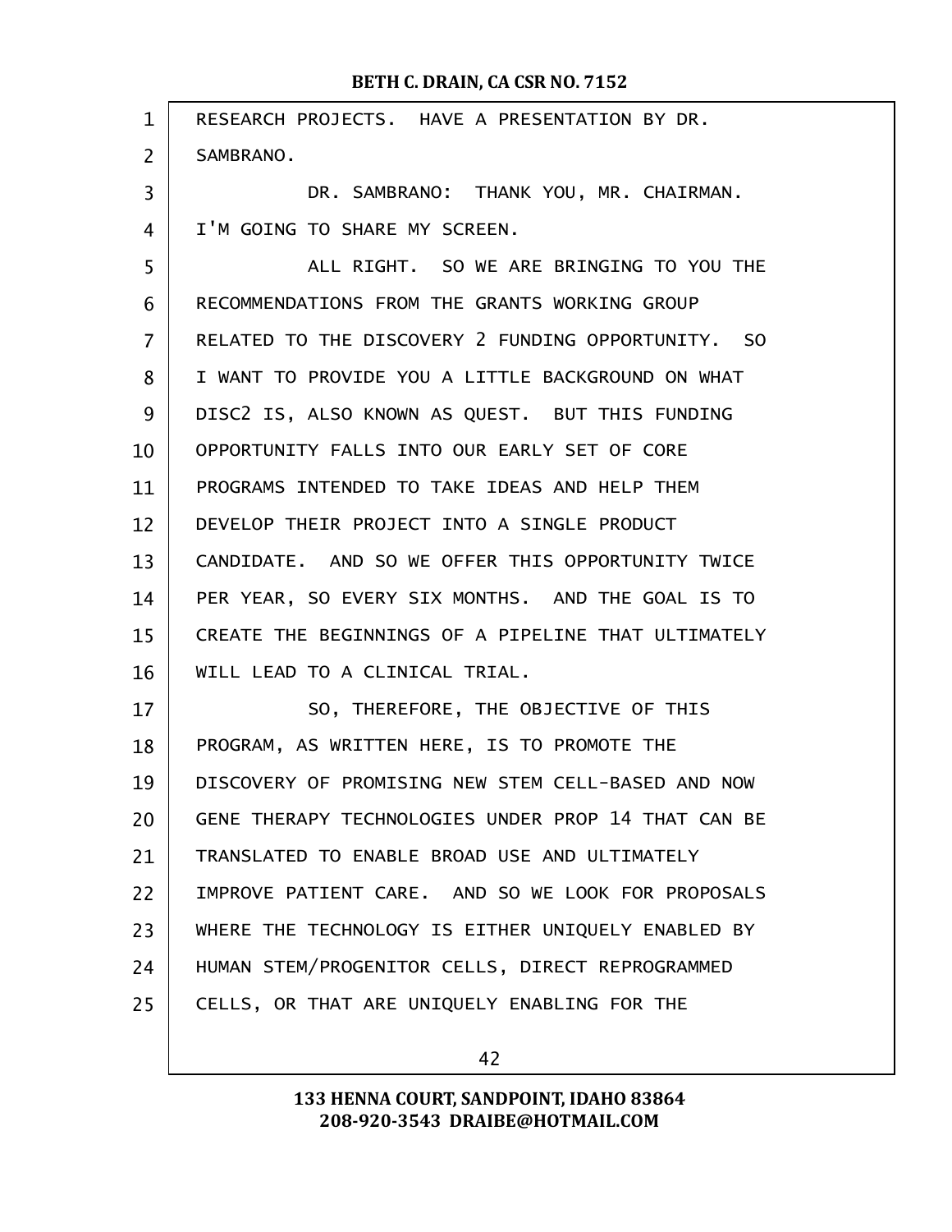RESEARCH PROJECTS. HAVE A PRESENTATION BY DR. SAMBRANO.

DR. SAMBRANO: THANK YOU, MR. CHAIRMAN. I'M GOING TO SHARE MY SCREEN.

ALL RIGHT. SO WE ARE BRINGING TO YOU THE RECOMMENDATIONS FROM THE GRANTS WORKING GROUP RELATED TO THE DISCOVERY 2 FUNDING OPPORTUNITY. SO I WANT TO PROVIDE YOU A LITTLE BACKGROUND ON WHAT DISC2 IS, ALSO KNOWN AS QUEST. BUT THIS FUNDING OPPORTUNITY FALLS INTO OUR EARLY SET OF CORE PROGRAMS INTENDED TO TAKE IDEAS AND HELP THEM DEVELOP THEIR PROJECT INTO A SINGLE PRODUCT CANDIDATE. AND SO WE OFFER THIS OPPORTUNITY TWICE PER YEAR, SO EVERY SIX MONTHS. AND THE GOAL IS TO CREATE THE BEGINNINGS OF A PIPELINE THAT ULTIMATELY WILL LEAD TO A CLINICAL TRIAL.

SO, THEREFORE, THE OBJECTIVE OF THIS PROGRAM, AS WRITTEN HERE, IS TO PROMOTE THE DISCOVERY OF PROMISING NEW STEM CELL-BASED AND NOW GENE THERAPY TECHNOLOGIES UNDER PROP 14 THAT CAN BE TRANSLATED TO ENABLE BROAD USE AND ULTIMATELY IMPROVE PATIENT CARE. AND SO WE LOOK FOR PROPOSALS WHERE THE TECHNOLOGY IS EITHER UNIQUELY ENABLED BY HUMAN STEM/PROGENITOR CELLS, DIRECT REPROGRAMMED CELLS, OR THAT ARE UNIQUELY ENABLING FOR THE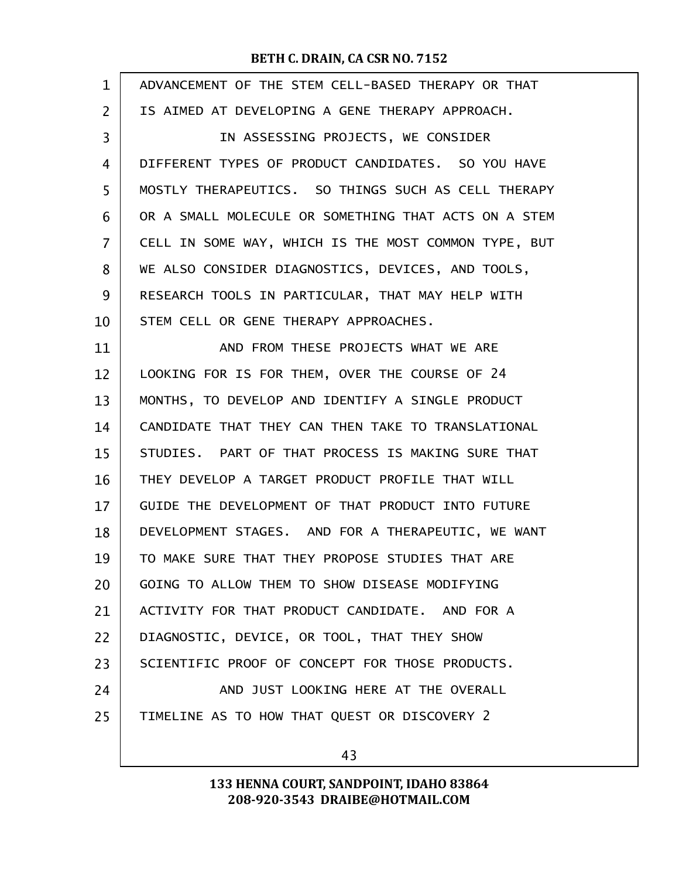ADVANCEMENT OF THE STEM CELL-BASED THERAPY OR THAT IS AIMED AT DEVELOPING A GENE THERAPY APPROACH.

IN ASSESSING PROJECTS, WE CONSIDER DIFFERENT TYPES OF PRODUCT CANDIDATES. SO YOU HAVE MOSTLY THERAPEUTICS. SO THINGS SUCH AS CELL THERAPY OR A SMALL MOLECULE OR SOMETHING THAT ACTS ON A STEM CELL IN SOME WAY, WHICH IS THE MOST COMMON TYPE, BUT WE ALSO CONSIDER DIAGNOSTICS, DEVICES, AND TOOLS, RESEARCH TOOLS IN PARTICULAR, THAT MAY HELP WITH STEM CELL OR GENE THERAPY APPROACHES.

AND FROM THESE PROJECTS WHAT WE ARE LOOKING FOR IS FOR THEM, OVER THE COURSE OF 24 MONTHS, TO DEVELOP AND IDENTIFY A SINGLE PRODUCT CANDIDATE THAT THEY CAN THEN TAKE TO TRANSLATIONAL STUDIES. PART OF THAT PROCESS IS MAKING SURE THAT THEY DEVELOP A TARGET PRODUCT PROFILE THAT WILL GUIDE THE DEVELOPMENT OF THAT PRODUCT INTO FUTURE DEVELOPMENT STAGES. AND FOR A THERAPEUTIC, WE WANT TO MAKE SURE THAT THEY PROPOSE STUDIES THAT ARE GOING TO ALLOW THEM TO SHOW DISEASE MODIFYING ACTIVITY FOR THAT PRODUCT CANDIDATE. AND FOR A DIAGNOSTIC, DEVICE, OR TOOL, THAT THEY SHOW SCIENTIFIC PROOF OF CONCEPT FOR THOSE PRODUCTS.

AND JUST LOOKING HERE AT THE OVERALL TIMELINE AS TO HOW THAT QUEST OR DISCOVERY 2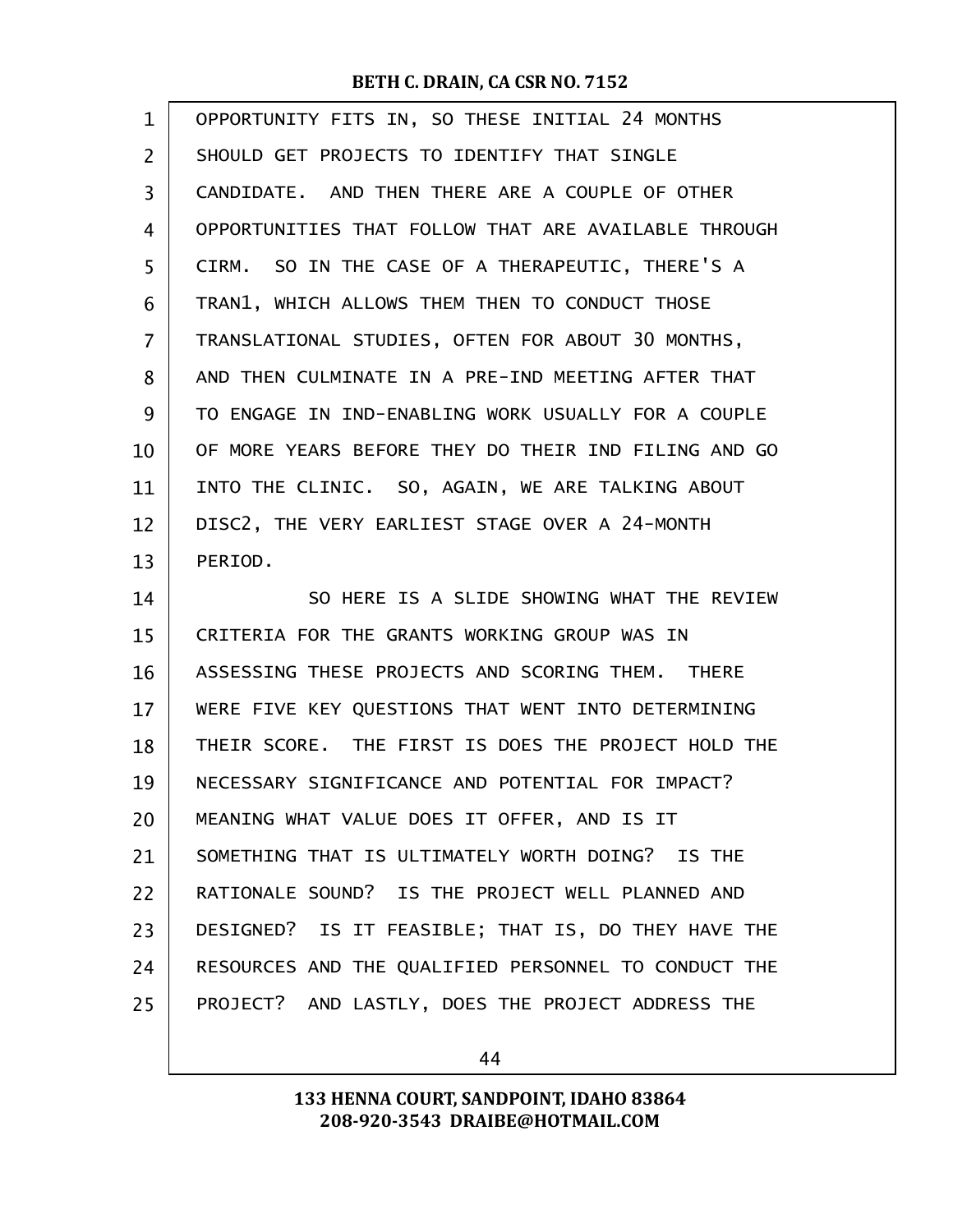OPPORTUNITY FITS IN, SO THESE INITIAL 24 MONTHS SHOULD GET PROJECTS TO IDENTIFY THAT SINGLE CANDIDATE. AND THEN THERE ARE A COUPLE OF OTHER OPPORTUNITIES THAT FOLLOW THAT ARE AVAILABLE THROUGH CIRM. SO IN THE CASE OF A THERAPEUTIC, THERE'S A TRAN1, WHICH ALLOWS THEM THEN TO CONDUCT THOSE TRANSLATIONAL STUDIES, OFTEN FOR ABOUT 30 MONTHS, AND THEN CULMINATE IN A PRE-IND MEETING AFTER THAT TO ENGAGE IN IND-ENABLING WORK USUALLY FOR A COUPLE OF MORE YEARS BEFORE THEY DO THEIR IND FILING AND GO INTO THE CLINIC. SO, AGAIN, WE ARE TALKING ABOUT DISC2, THE VERY EARLIEST STAGE OVER A 24-MONTH PERIOD.

SO HERE IS A SLIDE SHOWING WHAT THE REVIEW CRITERIA FOR THE GRANTS WORKING GROUP WAS IN ASSESSING THESE PROJECTS AND SCORING THEM. THERE WERE FIVE KEY QUESTIONS THAT WENT INTO DETERMINING THEIR SCORE. THE FIRST IS DOES THE PROJECT HOLD THE NECESSARY SIGNIFICANCE AND POTENTIAL FOR IMPACT? MEANING WHAT VALUE DOES IT OFFER, AND IS IT SOMETHING THAT IS ULTIMATELY WORTH DOING? IS THE RATIONALE SOUND? IS THE PROJECT WELL PLANNED AND DESIGNED? IS IT FEASIBLE; THAT IS, DO THEY HAVE THE RESOURCES AND THE QUALIFIED PERSONNEL TO CONDUCT THE PROJECT? AND LASTLY, DOES THE PROJECT ADDRESS THE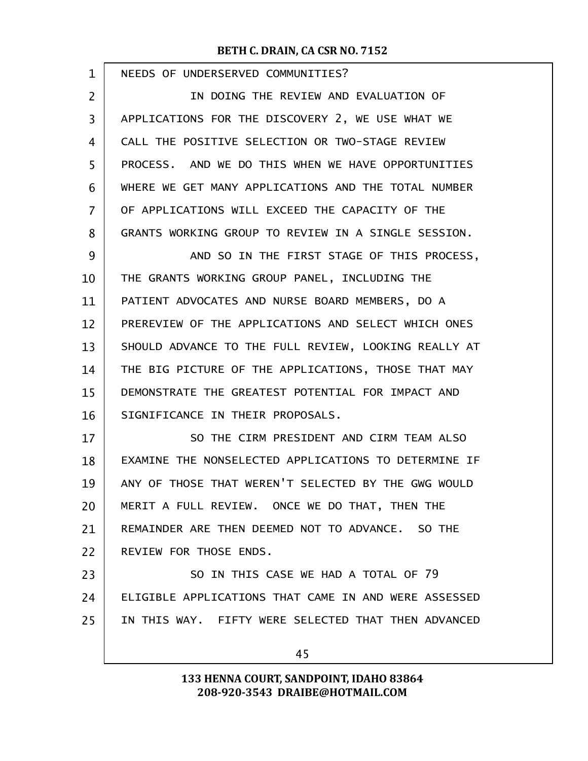NEEDS OF UNDERSERVED COMMUNITIES?

IN DOING THE REVIEW AND EVALUATION OF APPLICATIONS FOR THE DISCOVERY 2, WE USE WHAT WE CALL THE POSITIVE SELECTION OR TWO-STAGE REVIEW PROCESS. AND WE DO THIS WHEN WE HAVE OPPORTUNITIES WHERE WE GET MANY APPLICATIONS AND THE TOTAL NUMBER OF APPLICATIONS WILL EXCEED THE CAPACITY OF THE GRANTS WORKING GROUP TO REVIEW IN A SINGLE SESSION.

AND SO IN THE FIRST STAGE OF THIS PROCESS, THE GRANTS WORKING GROUP PANEL, INCLUDING THE PATIENT ADVOCATES AND NURSE BOARD MEMBERS, DO A PREREVIEW OF THE APPLICATIONS AND SELECT WHICH ONES SHOULD ADVANCE TO THE FULL REVIEW, LOOKING REALLY AT THE BIG PICTURE OF THE APPLICATIONS, THOSE THAT MAY DEMONSTRATE THE GREATEST POTENTIAL FOR IMPACT AND SIGNIFICANCE IN THEIR PROPOSALS.

SO THE CIRM PRESIDENT AND CIRM TEAM ALSO EXAMINE THE NONSELECTED APPLICATIONS TO DETERMINE IF ANY OF THOSE THAT WEREN'T SELECTED BY THE GWG WOULD MERIT A FULL REVIEW. ONCE WE DO THAT, THEN THE REMAINDER ARE THEN DEEMED NOT TO ADVANCE. SO THE REVIEW FOR THOSE ENDS.

SO IN THIS CASE WE HAD A TOTAL OF 79 ELIGIBLE APPLICATIONS THAT CAME IN AND WERE ASSESSED IN THIS WAY. FIFTY WERE SELECTED THAT THEN ADVANCED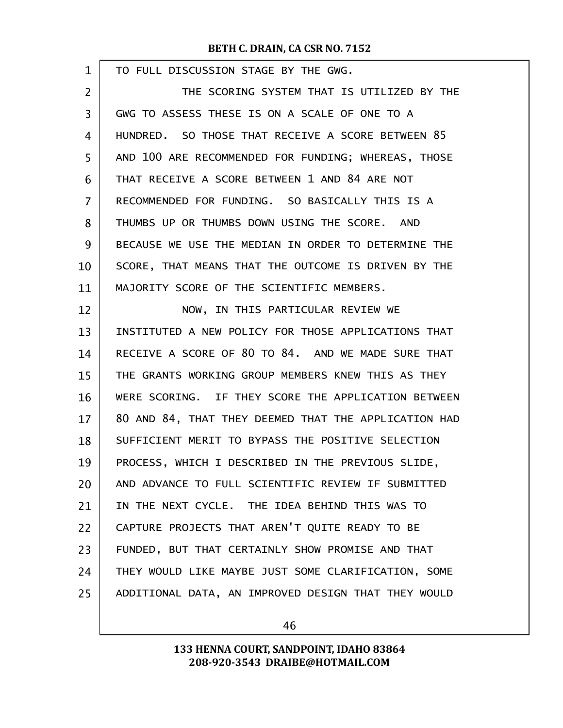TO FULL DISCUSSION STAGE BY THE GWG.

THE SCORING SYSTEM THAT IS UTILIZED BY THE GWG TO ASSESS THESE IS ON A SCALE OF ONE TO A HUNDRED. SO THOSE THAT RECEIVE A SCORE BETWEEN 85 AND 100 ARE RECOMMENDED FOR FUNDING; WHEREAS, THOSE THAT RECEIVE A SCORE BETWEEN 1 AND 84 ARE NOT RECOMMENDED FOR FUNDING. SO BASICALLY THIS IS A THUMBS UP OR THUMBS DOWN USING THE SCORE. AND BECAUSE WE USE THE MEDIAN IN ORDER TO DETERMINE THE SCORE, THAT MEANS THAT THE OUTCOME IS DRIVEN BY THE MAJORITY SCORE OF THE SCIENTIFIC MEMBERS.

NOW, IN THIS PARTICULAR REVIEW WE INSTITUTED A NEW POLICY FOR THOSE APPLICATIONS THAT RECEIVE A SCORE OF 80 TO 84. AND WE MADE SURE THAT THE GRANTS WORKING GROUP MEMBERS KNEW THIS AS THEY WERE SCORING. IF THEY SCORE THE APPLICATION BETWEEN 80 AND 84, THAT THEY DEEMED THAT THE APPLICATION HAD SUFFICIENT MERIT TO BYPASS THE POSITIVE SELECTION PROCESS, WHICH I DESCRIBED IN THE PREVIOUS SLIDE, AND ADVANCE TO FULL SCIENTIFIC REVIEW IF SUBMITTED IN THE NEXT CYCLE. THE IDEA BEHIND THIS WAS TO CAPTURE PROJECTS THAT AREN'T QUITE READY TO BE FUNDED, BUT THAT CERTAINLY SHOW PROMISE AND THAT THEY WOULD LIKE MAYBE JUST SOME CLARIFICATION, SOME ADDITIONAL DATA, AN IMPROVED DESIGN THAT THEY WOULD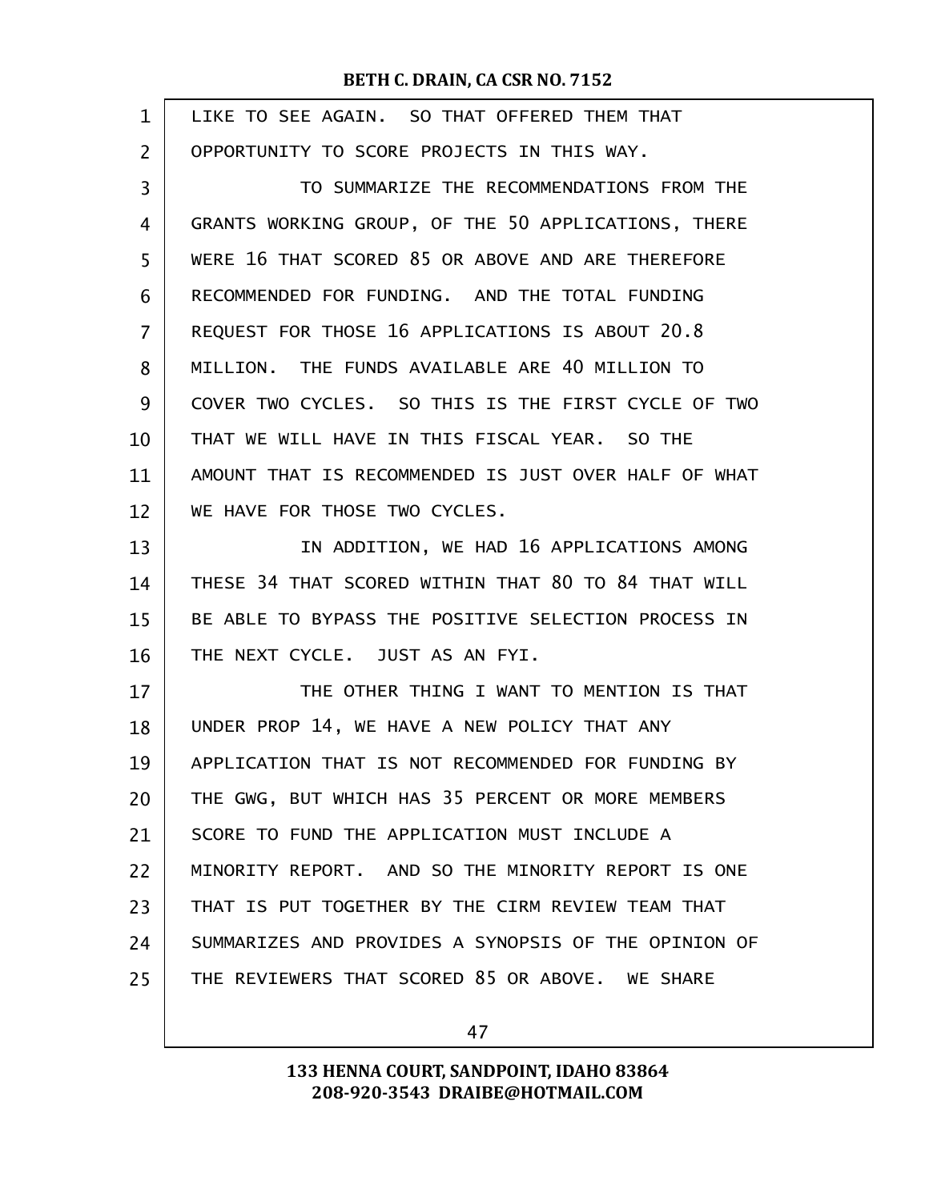LIKE TO SEE AGAIN. SO THAT OFFERED THEM THAT OPPORTUNITY TO SCORE PROJECTS IN THIS WAY.

TO SUMMARIZE THE RECOMMENDATIONS FROM THE GRANTS WORKING GROUP, OF THE 50 APPLICATIONS, THERE WERE 16 THAT SCORED 85 OR ABOVE AND ARE THEREFORE RECOMMENDED FOR FUNDING. AND THE TOTAL FUNDING REQUEST FOR THOSE 16 APPLICATIONS IS ABOUT 20.8 MILLION. THE FUNDS AVAILABLE ARE 40 MILLION TO COVER TWO CYCLES. SO THIS IS THE FIRST CYCLE OF TWO THAT WE WILL HAVE IN THIS FISCAL YEAR. SO THE AMOUNT THAT IS RECOMMENDED IS JUST OVER HALF OF WHAT WE HAVE FOR THOSE TWO CYCLES.

IN ADDITION, WE HAD 16 APPLICATIONS AMONG THESE 34 THAT SCORED WITHIN THAT 80 TO 84 THAT WILL BE ABLE TO BYPASS THE POSITIVE SELECTION PROCESS IN THE NEXT CYCLE. JUST AS AN FYI.

THE OTHER THING I WANT TO MENTION IS THAT UNDER PROP 14, WE HAVE A NEW POLICY THAT ANY APPLICATION THAT IS NOT RECOMMENDED FOR FUNDING BY THE GWG, BUT WHICH HAS 35 PERCENT OR MORE MEMBERS SCORE TO FUND THE APPLICATION MUST INCLUDE A MINORITY REPORT. AND SO THE MINORITY REPORT IS ONE THAT IS PUT TOGETHER BY THE CIRM REVIEW TEAM THAT SUMMARIZES AND PROVIDES A SYNOPSIS OF THE OPINION OF THE REVIEWERS THAT SCORED 85 OR ABOVE. WE SHARE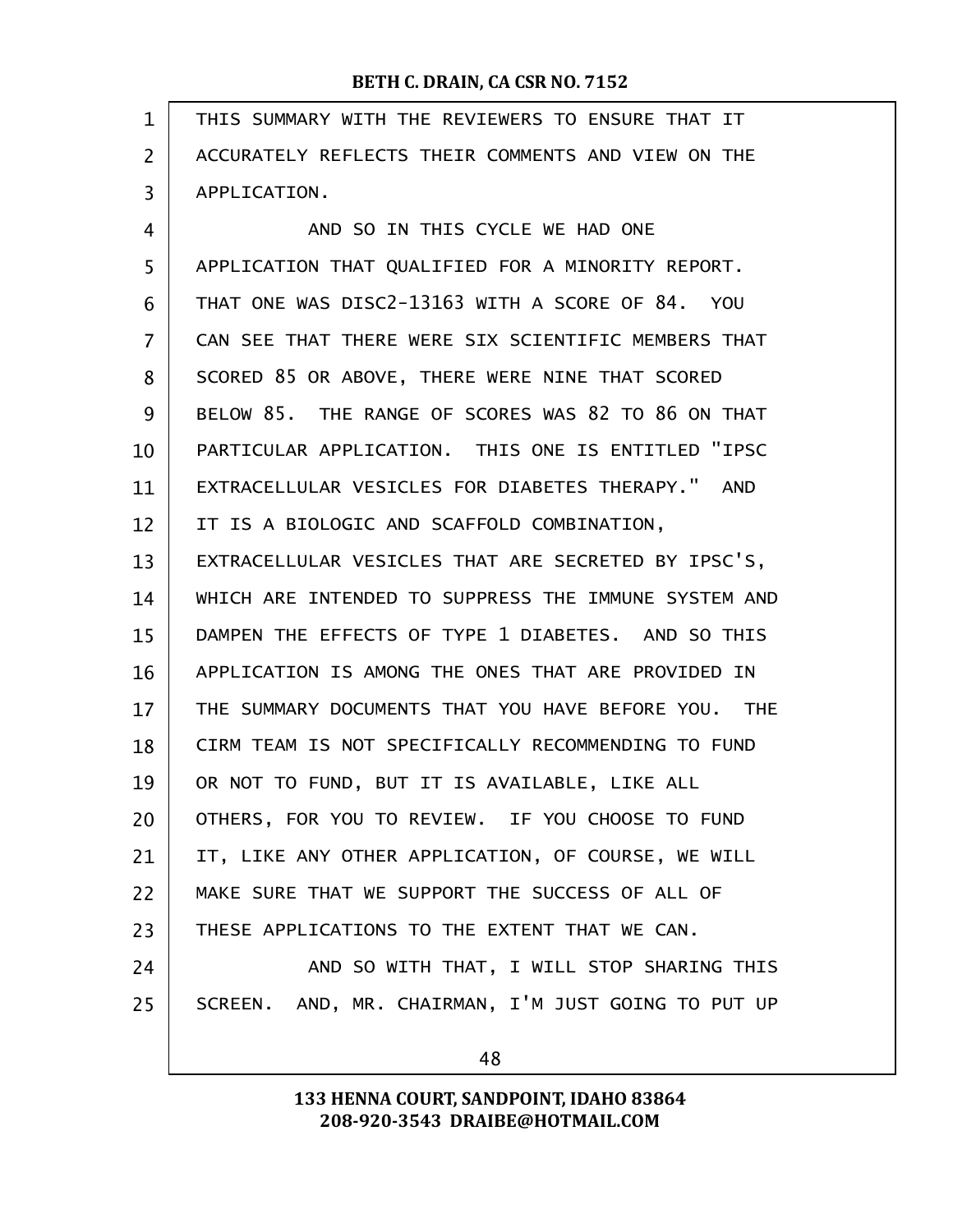THIS SUMMARY WITH THE REVIEWERS TO ENSURE THAT IT ACCURATELY REFLECTS THEIR COMMENTS AND VIEW ON THE APPLICATION.

AND SO IN THIS CYCLE WE HAD ONE APPLICATION THAT QUALIFIED FOR A MINORITY REPORT. THAT ONE WAS DISC2-13163 WITH A SCORE OF 84. YOU CAN SEE THAT THERE WERE SIX SCIENTIFIC MEMBERS THAT SCORED 85 OR ABOVE, THERE WERE NINE THAT SCORED BELOW 85. THE RANGE OF SCORES WAS 82 TO 86 ON THAT PARTICULAR APPLICATION. THIS ONE IS ENTITLED "IPSC EXTRACELLULAR VESICLES FOR DIABETES THERAPY." AND IT IS A BIOLOGIC AND SCAFFOLD COMBINATION, EXTRACELLULAR VESICLES THAT ARE SECRETED BY IPSC'S, WHICH ARE INTENDED TO SUPPRESS THE IMMUNE SYSTEM AND DAMPEN THE EFFECTS OF TYPE 1 DIABETES. AND SO THIS APPLICATION IS AMONG THE ONES THAT ARE PROVIDED IN THE SUMMARY DOCUMENTS THAT YOU HAVE BEFORE YOU. THE CIRM TEAM IS NOT SPECIFICALLY RECOMMENDING TO FUND OR NOT TO FUND, BUT IT IS AVAILABLE, LIKE ALL OTHERS, FOR YOU TO REVIEW. IF YOU CHOOSE TO FUND IT, LIKE ANY OTHER APPLICATION, OF COURSE, WE WILL MAKE SURE THAT WE SUPPORT THE SUCCESS OF ALL OF THESE APPLICATIONS TO THE EXTENT THAT WE CAN.

AND SO WITH THAT, I WILL STOP SHARING THIS SCREEN. AND, MR. CHAIRMAN, I'M JUST GOING TO PUT UP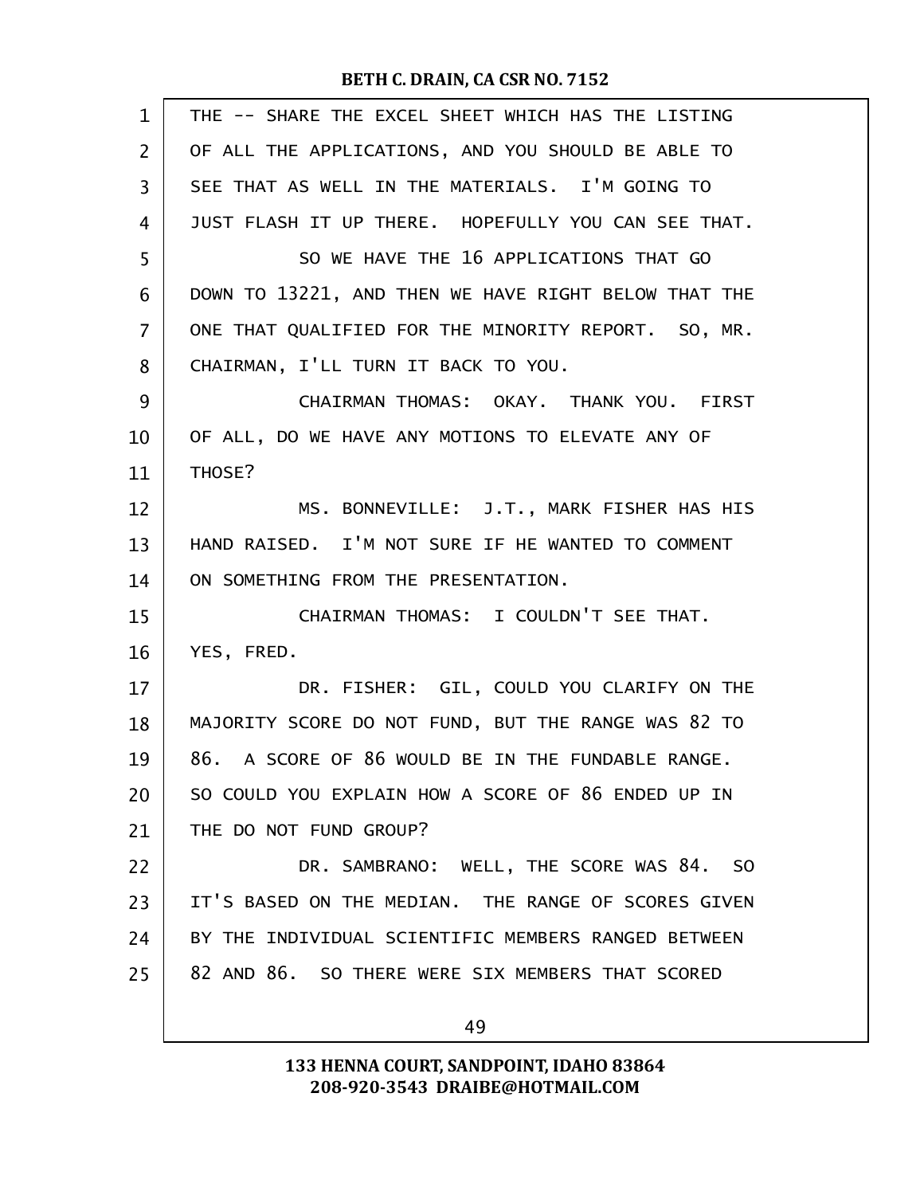THE -- SHARE THE EXCEL SHEET WHICH HAS THE LISTING OF ALL THE APPLICATIONS, AND YOU SHOULD BE ABLE TO SEE THAT AS WELL IN THE MATERIALS. I'M GOING TO JUST FLASH IT UP THERE. HOPEFULLY YOU CAN SEE THAT.

SO WE HAVE THE 16 APPLICATIONS THAT GO DOWN TO 13221, AND THEN WE HAVE RIGHT BELOW THAT THE ONE THAT QUALIFIED FOR THE MINORITY REPORT. SO, MR. CHAIRMAN, I'LL TURN IT BACK TO YOU.

CHAIRMAN THOMAS: OKAY. THANK YOU. FIRST OF ALL, DO WE HAVE ANY MOTIONS TO ELEVATE ANY OF THOSE?

MS. BONNEVILLE: J.T., MARK FISHER HAS HIS HAND RAISED. I'M NOT SURE IF HE WANTED TO COMMENT ON SOMETHING FROM THE PRESENTATION.

CHAIRMAN THOMAS: I COULDN'T SEE THAT. YES, FRED.

DR. FISHER: GIL, COULD YOU CLARIFY ON THE MAJORITY SCORE DO NOT FUND, BUT THE RANGE WAS 82 TO 86. A SCORE OF 86 WOULD BE IN THE FUNDABLE RANGE. SO COULD YOU EXPLAIN HOW A SCORE OF 86 ENDED UP IN THE DO NOT FUND GROUP?

DR. SAMBRANO: WELL, THE SCORE WAS 84. SO IT'S BASED ON THE MEDIAN. THE RANGE OF SCORES GIVEN BY THE INDIVIDUAL SCIENTIFIC MEMBERS RANGED BETWEEN 82 AND 86. SO THERE WERE SIX MEMBERS THAT SCORED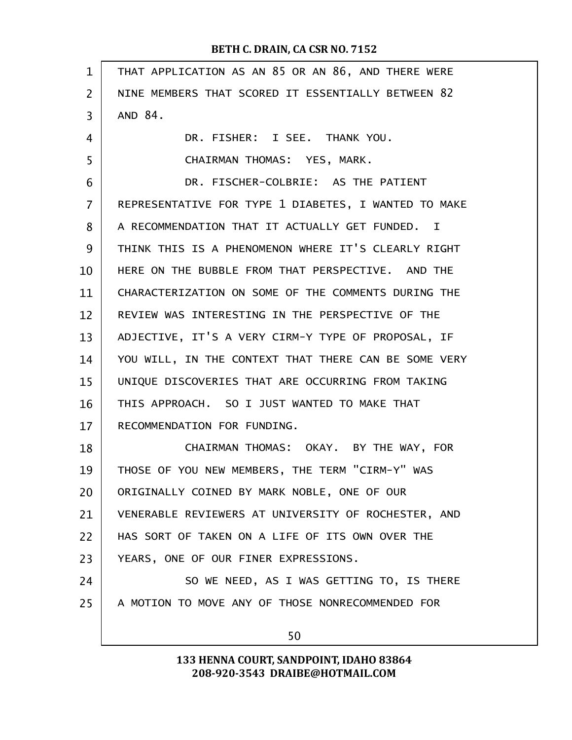THAT APPLICATION AS AN 85 OR AN 86, AND THERE WERE NINE MEMBERS THAT SCORED IT ESSENTIALLY BETWEEN 82 AND 84.

DR. FISHER: I SEE. THANK YOU.

CHAIRMAN THOMAS: YES, MARK.

DR. FISCHER-COLBRIE: AS THE PATIENT REPRESENTATIVE FOR TYPE 1 DIABETES, I WANTED TO MAKE A RECOMMENDATION THAT IT ACTUALLY GET FUNDED. I THINK THIS IS A PHENOMENON WHERE IT'S CLEARLY RIGHT HERE ON THE BUBBLE FROM THAT PERSPECTIVE. AND THE CHARACTERIZATION ON SOME OF THE COMMENTS DURING THE REVIEW WAS INTERESTING IN THE PERSPECTIVE OF THE ADJECTIVE, IT'S A VERY CIRM-Y TYPE OF PROPOSAL, IF YOU WILL, IN THE CONTEXT THAT THERE CAN BE SOME VERY UNIQUE DISCOVERIES THAT ARE OCCURRING FROM TAKING THIS APPROACH. SO I JUST WANTED TO MAKE THAT RECOMMENDATION FOR FUNDING.

CHAIRMAN THOMAS: OKAY. BY THE WAY, FOR THOSE OF YOU NEW MEMBERS, THE TERM "CIRM-Y" WAS ORIGINALLY COINED BY MARK NOBLE, ONE OF OUR VENERABLE REVIEWERS AT UNIVERSITY OF ROCHESTER, AND HAS SORT OF TAKEN ON A LIFE OF ITS OWN OVER THE YEARS, ONE OF OUR FINER EXPRESSIONS.

SO WE NEED, AS I WAS GETTING TO, IS THERE A MOTION TO MOVE ANY OF THOSE NONRECOMMENDED FOR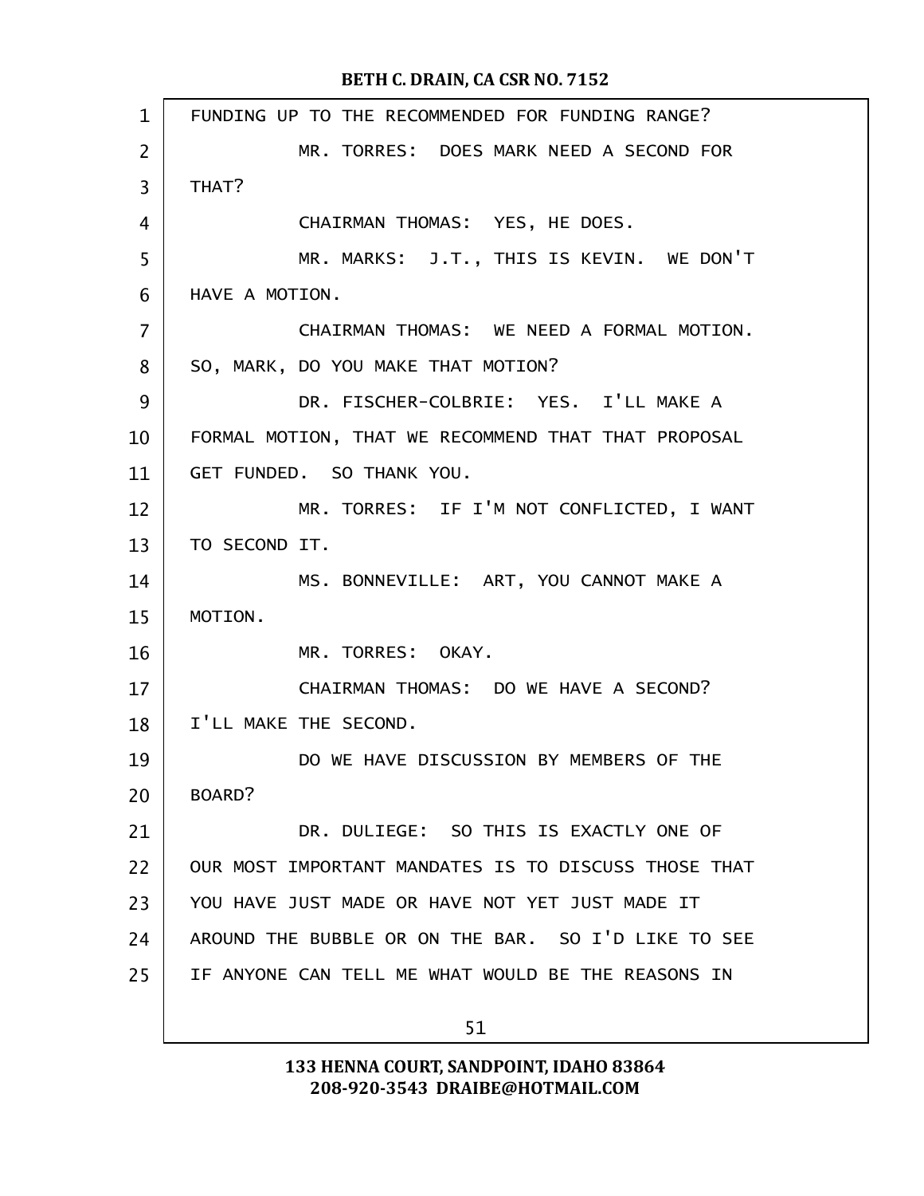FUNDING UP TO THE RECOMMENDED FOR FUNDING RANGE?

MR. TORRES: DOES MARK NEED A SECOND FOR THAT?

CHAIRMAN THOMAS: YES, HE DOES.

MR. MARKS: J.T., THIS IS KEVIN. WE DON'T HAVE A MOTION.

CHAIRMAN THOMAS: WE NEED A FORMAL MOTION. SO, MARK, DO YOU MAKE THAT MOTION?

DR. FISCHER-COLBRIE: YES. I'LL MAKE A FORMAL MOTION, THAT WE RECOMMEND THAT THAT PROPOSAL GET FUNDED. SO THANK YOU.

MR. TORRES: IF I'M NOT CONFLICTED, I WANT TO SECOND IT.

MS. BONNEVILLE: ART, YOU CANNOT MAKE A MOTION.

MR. TORRES: OKAY.

CHAIRMAN THOMAS: DO WE HAVE A SECOND? I'LL MAKE THE SECOND.

DO WE HAVE DISCUSSION BY MEMBERS OF THE BOARD?

DR. DULIEGE: SO THIS IS EXACTLY ONE OF OUR MOST IMPORTANT MANDATES IS TO DISCUSS THOSE THAT YOU HAVE JUST MADE OR HAVE NOT YET JUST MADE IT AROUND THE BUBBLE OR ON THE BAR. SO I'D LIKE TO SEE IF ANYONE CAN TELL ME WHAT WOULD BE THE REASONS IN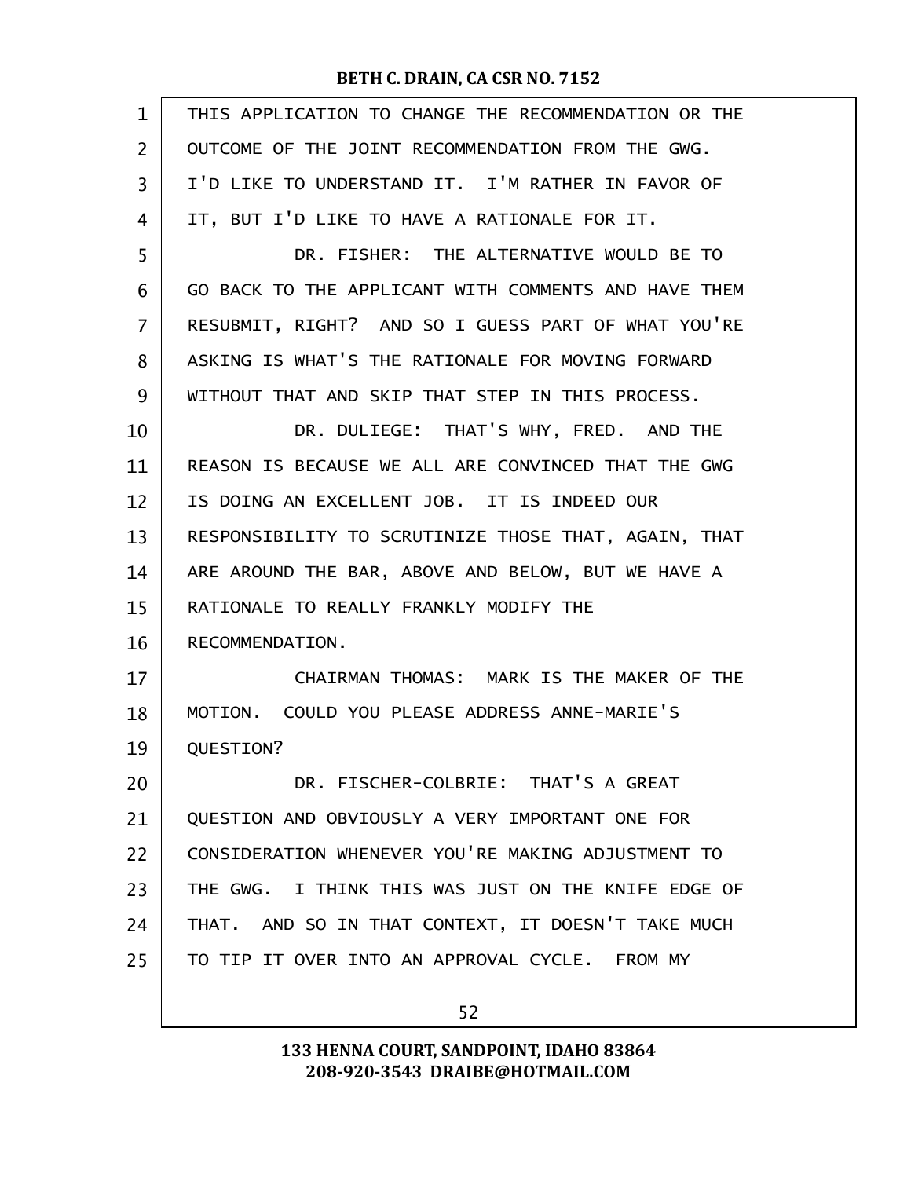THIS APPLICATION TO CHANGE THE RECOMMENDATION OR THE OUTCOME OF THE JOINT RECOMMENDATION FROM THE GWG. I'D LIKE TO UNDERSTAND IT. I'M RATHER IN FAVOR OF IT, BUT I'D LIKE TO HAVE A RATIONALE FOR IT.

DR. FISHER: THE ALTERNATIVE WOULD BE TO GO BACK TO THE APPLICANT WITH COMMENTS AND HAVE THEM RESUBMIT, RIGHT? AND SO I GUESS PART OF WHAT YOU'RE ASKING IS WHAT'S THE RATIONALE FOR MOVING FORWARD WITHOUT THAT AND SKIP THAT STEP IN THIS PROCESS.

DR. DULIEGE: THAT'S WHY, FRED. AND THE REASON IS BECAUSE WE ALL ARE CONVINCED THAT THE GWG IS DOING AN EXCELLENT JOB. IT IS INDEED OUR RESPONSIBILITY TO SCRUTINIZE THOSE THAT, AGAIN, THAT ARE AROUND THE BAR, ABOVE AND BELOW, BUT WE HAVE A RATIONALE TO REALLY FRANKLY MODIFY THE RECOMMENDATION.

CHAIRMAN THOMAS: MARK IS THE MAKER OF THE MOTION. COULD YOU PLEASE ADDRESS ANNE-MARIE'S QUESTION?

DR. FISCHER-COLBRIE: THAT'S A GREAT QUESTION AND OBVIOUSLY A VERY IMPORTANT ONE FOR CONSIDERATION WHENEVER YOU'RE MAKING ADJUSTMENT TO THE GWG. I THINK THIS WAS JUST ON THE KNIFE EDGE OF THAT. AND SO IN THAT CONTEXT, IT DOESN'T TAKE MUCH TO TIP IT OVER INTO AN APPROVAL CYCLE. FROM MY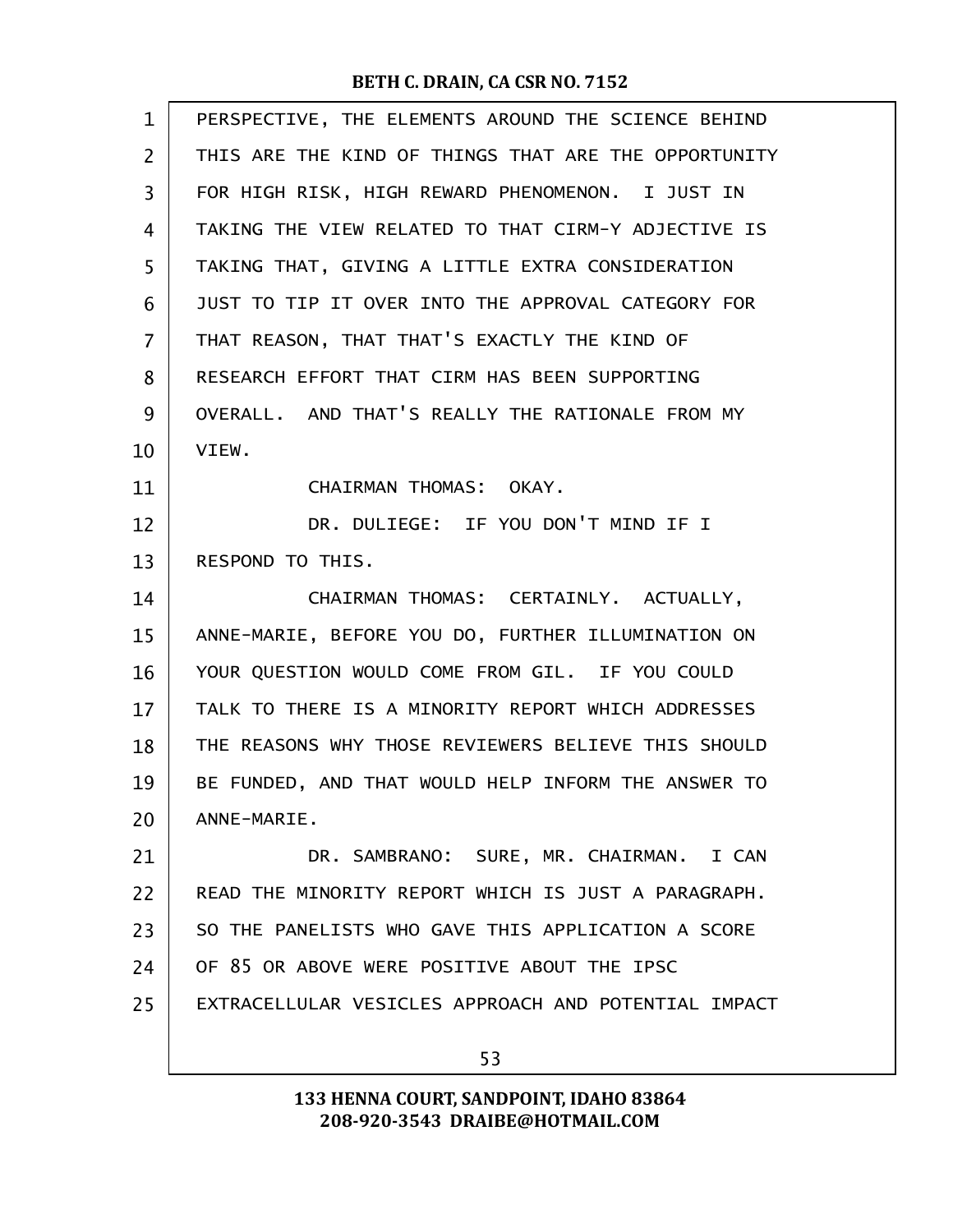PERSPECTIVE, THE ELEMENTS AROUND THE SCIENCE BEHIND THIS ARE THE KIND OF THINGS THAT ARE THE OPPORTUNITY FOR HIGH RISK, HIGH REWARD PHENOMENON. I JUST IN TAKING THE VIEW RELATED TO THAT CIRM-Y ADJECTIVE IS TAKING THAT, GIVING A LITTLE EXTRA CONSIDERATION JUST TO TIP IT OVER INTO THE APPROVAL CATEGORY FOR THAT REASON, THAT THAT'S EXACTLY THE KIND OF RESEARCH EFFORT THAT CIRM HAS BEEN SUPPORTING OVERALL. AND THAT'S REALLY THE RATIONALE FROM MY VIEW.

CHAIRMAN THOMAS: OKAY.

DR. DULIEGE: IF YOU DON'T MIND IF I RESPOND TO THIS.

CHAIRMAN THOMAS: CERTAINLY. ACTUALLY, ANNE-MARIE, BEFORE YOU DO, FURTHER ILLUMINATION ON YOUR QUESTION WOULD COME FROM GIL. IF YOU COULD TALK TO THERE IS A MINORITY REPORT WHICH ADDRESSES THE REASONS WHY THOSE REVIEWERS BELIEVE THIS SHOULD BE FUNDED, AND THAT WOULD HELP INFORM THE ANSWER TO ANNE-MARIE.

DR. SAMBRANO: SURE, MR. CHAIRMAN. I CAN READ THE MINORITY REPORT WHICH IS JUST A PARAGRAPH. SO THE PANELISTS WHO GAVE THIS APPLICATION A SCORE OF 85 OR ABOVE WERE POSITIVE ABOUT THE IPSC EXTRACELLULAR VESICLES APPROACH AND POTENTIAL IMPACT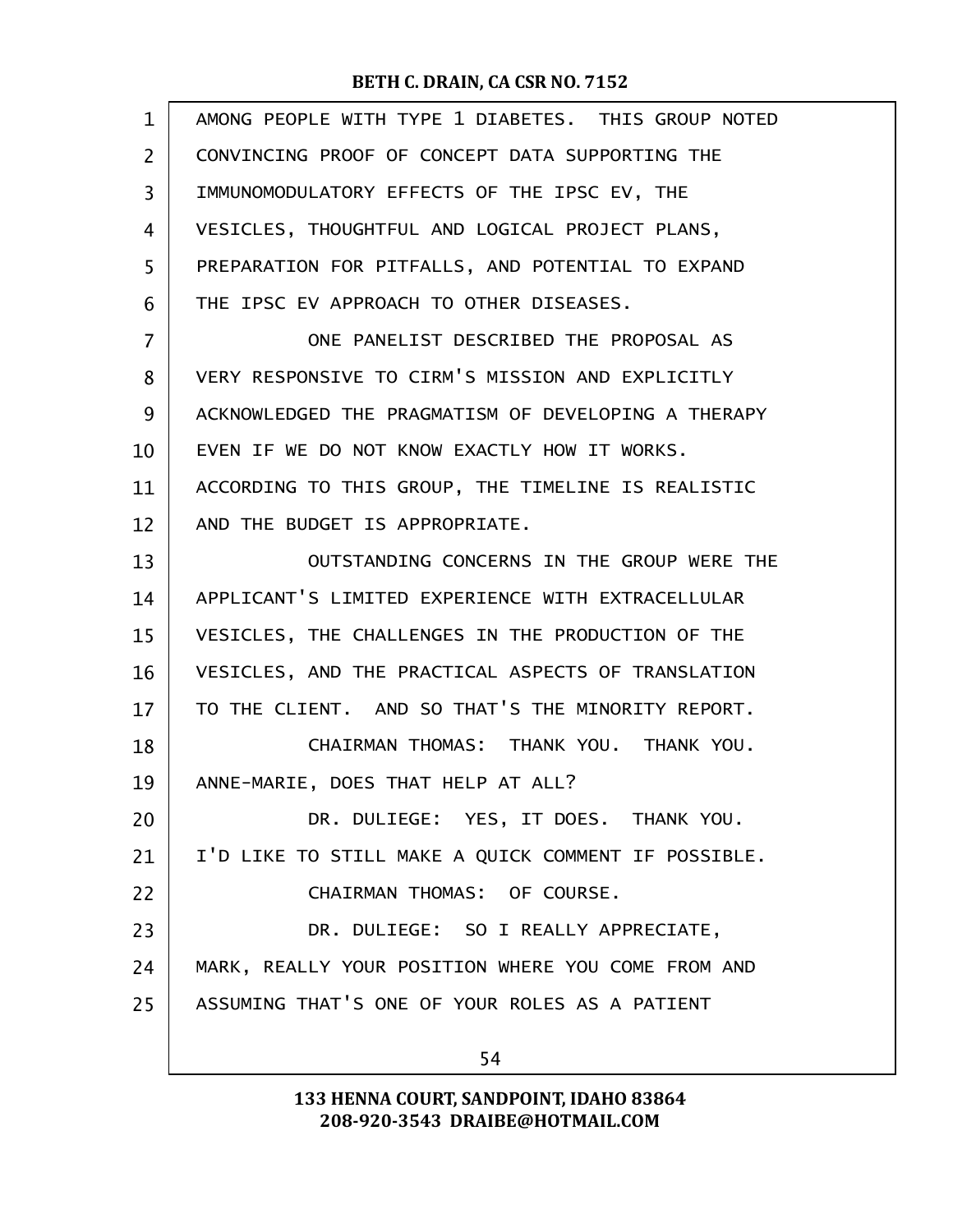AMONG PEOPLE WITH TYPE 1 DIABETES. THIS GROUP NOTED CONVINCING PROOF OF CONCEPT DATA SUPPORTING THE IMMUNOMODULATORY EFFECTS OF THE IPSC EV, THE VESICLES, THOUGHTFUL AND LOGICAL PROJECT PLANS, PREPARATION FOR PITFALLS, AND POTENTIAL TO EXPAND THE IPSC EV APPROACH TO OTHER DISEASES.

ONE PANELIST DESCRIBED THE PROPOSAL AS VERY RESPONSIVE TO CIRM'S MISSION AND EXPLICITLY ACKNOWLEDGED THE PRAGMATISM OF DEVELOPING A THERAPY EVEN IF WE DO NOT KNOW EXACTLY HOW IT WORKS. ACCORDING TO THIS GROUP, THE TIMELINE IS REALISTIC AND THE BUDGET IS APPROPRIATE.

OUTSTANDING CONCERNS IN THE GROUP WERE THE APPLICANT'S LIMITED EXPERIENCE WITH EXTRACELLULAR VESICLES, THE CHALLENGES IN THE PRODUCTION OF THE VESICLES, AND THE PRACTICAL ASPECTS OF TRANSLATION TO THE CLIENT. AND SO THAT'S THE MINORITY REPORT.

CHAIRMAN THOMAS: THANK YOU. THANK YOU. ANNE-MARIE, DOES THAT HELP AT ALL?

DR. DULIEGE: YES, IT DOES. THANK YOU. I'D LIKE TO STILL MAKE A QUICK COMMENT IF POSSIBLE.

CHAIRMAN THOMAS: OF COURSE.

DR. DULIEGE: SO I REALLY APPRECIATE, MARK, REALLY YOUR POSITION WHERE YOU COME FROM AND ASSUMING THAT'S ONE OF YOUR ROLES AS A PATIENT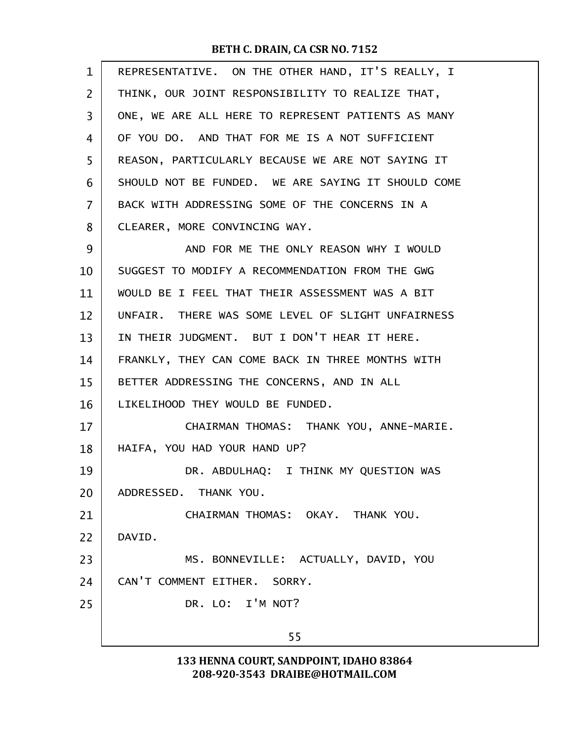REPRESENTATIVE. ON THE OTHER HAND, IT'S REALLY, I THINK, OUR JOINT RESPONSIBILITY TO REALIZE THAT, ONE, WE ARE ALL HERE TO REPRESENT PATIENTS AS MANY OF YOU DO. AND THAT FOR ME IS A NOT SUFFICIENT REASON, PARTICULARLY BECAUSE WE ARE NOT SAYING IT SHOULD NOT BE FUNDED. WE ARE SAYING IT SHOULD COME BACK WITH ADDRESSING SOME OF THE CONCERNS IN A CLEARER, MORE CONVINCING WAY.

AND FOR ME THE ONLY REASON WHY I WOULD SUGGEST TO MODIFY A RECOMMENDATION FROM THE GWG WOULD BE I FEEL THAT THEIR ASSESSMENT WAS A BIT UNFAIR. THERE WAS SOME LEVEL OF SLIGHT UNFAIRNESS IN THEIR JUDGMENT. BUT I DON'T HEAR IT HERE. FRANKLY, THEY CAN COME BACK IN THREE MONTHS WITH BETTER ADDRESSING THE CONCERNS, AND IN ALL LIKELIHOOD THEY WOULD BE FUNDED.

CHAIRMAN THOMAS: THANK YOU, ANNE-MARIE. HAIFA, YOU HAD YOUR HAND UP?

DR. ABDULHAQ: I THINK MY QUESTION WAS ADDRESSED. THANK YOU.

CHAIRMAN THOMAS: OKAY. THANK YOU. DAVID.

MS. BONNEVILLE: ACTUALLY, DAVID, YOU CAN'T COMMENT EITHER. SORRY.

DR. LO: I'M NOT?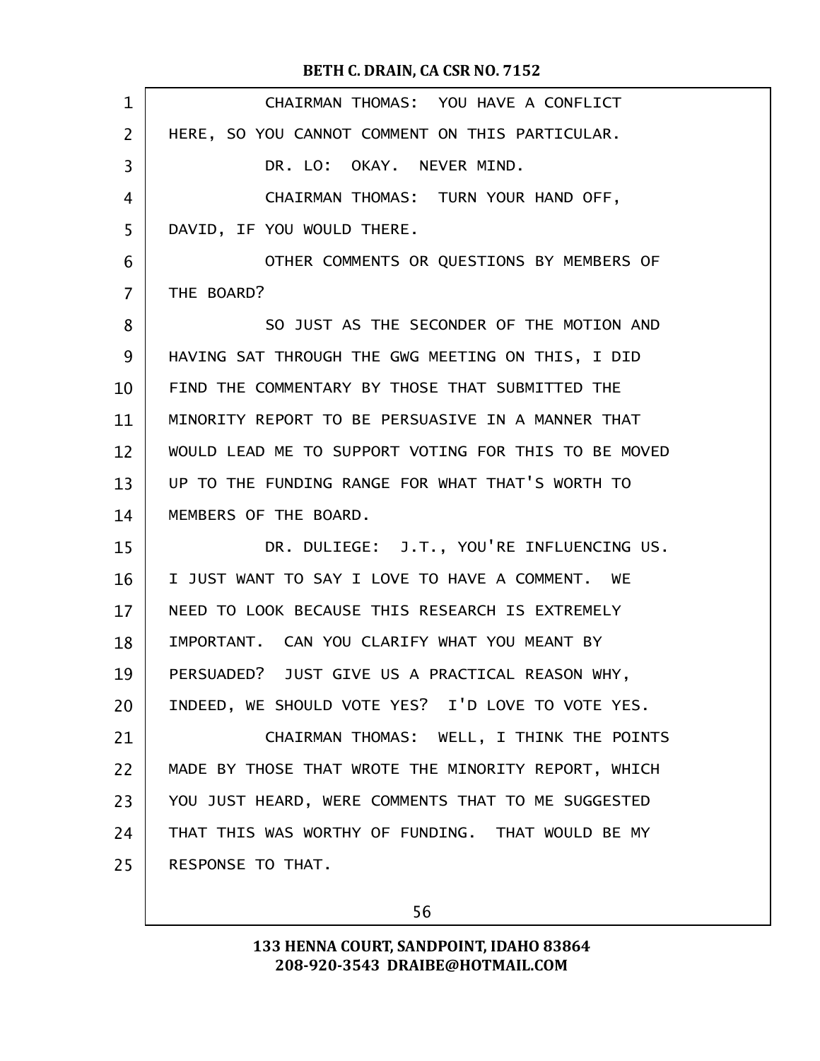CHAIRMAN THOMAS: YOU HAVE A CONFLICT HERE, SO YOU CANNOT COMMENT ON THIS PARTICULAR.

DR. LO: OKAY. NEVER MIND.

CHAIRMAN THOMAS: TURN YOUR HAND OFF, DAVID, IF YOU WOULD THERE.

OTHER COMMENTS OR QUESTIONS BY MEMBERS OF THE BOARD?

SO JUST AS THE SECONDER OF THE MOTION AND HAVING SAT THROUGH THE GWG MEETING ON THIS, I DID FIND THE COMMENTARY BY THOSE THAT SUBMITTED THE MINORITY REPORT TO BE PERSUASIVE IN A MANNER THAT WOULD LEAD ME TO SUPPORT VOTING FOR THIS TO BE MOVED UP TO THE FUNDING RANGE FOR WHAT THAT'S WORTH TO MEMBERS OF THE BOARD.

DR. DULIEGE: J.T., YOU'RE INFLUENCING US. I JUST WANT TO SAY I LOVE TO HAVE A COMMENT. WE NEED TO LOOK BECAUSE THIS RESEARCH IS EXTREMELY IMPORTANT. CAN YOU CLARIFY WHAT YOU MEANT BY PERSUADED? JUST GIVE US A PRACTICAL REASON WHY, INDEED, WE SHOULD VOTE YES? I'D LOVE TO VOTE YES.

CHAIRMAN THOMAS: WELL, I THINK THE POINTS MADE BY THOSE THAT WROTE THE MINORITY REPORT, WHICH YOU JUST HEARD, WERE COMMENTS THAT TO ME SUGGESTED THAT THIS WAS WORTHY OF FUNDING. THAT WOULD BE MY RESPONSE TO THAT.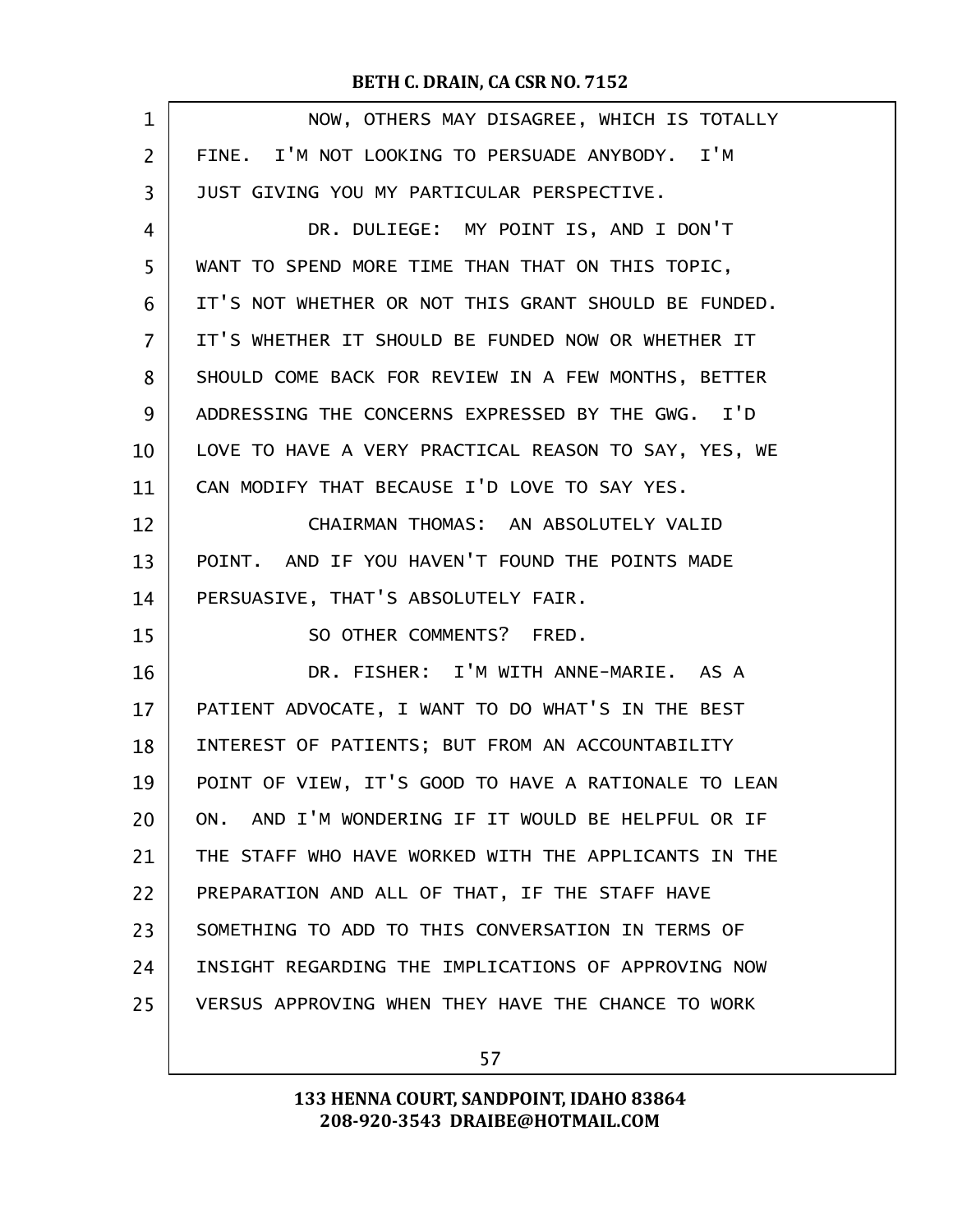NOW, OTHERS MAY DISAGREE, WHICH IS TOTALLY FINE. I'M NOT LOOKING TO PERSUADE ANYBODY. I'M JUST GIVING YOU MY PARTICULAR PERSPECTIVE.

DR. DULIEGE: MY POINT IS, AND I DON'T WANT TO SPEND MORE TIME THAN THAT ON THIS TOPIC, IT'S NOT WHETHER OR NOT THIS GRANT SHOULD BE FUNDED. IT'S WHETHER IT SHOULD BE FUNDED NOW OR WHETHER IT SHOULD COME BACK FOR REVIEW IN A FEW MONTHS, BETTER ADDRESSING THE CONCERNS EXPRESSED BY THE GWG. I'D LOVE TO HAVE A VERY PRACTICAL REASON TO SAY, YES, WE CAN MODIFY THAT BECAUSE I'D LOVE TO SAY YES.

CHAIRMAN THOMAS: AN ABSOLUTELY VALID POINT. AND IF YOU HAVEN'T FOUND THE POINTS MADE PERSUASIVE, THAT'S ABSOLUTELY FAIR.

SO OTHER COMMENTS? FRED.

DR. FISHER: I'M WITH ANNE-MARIE. AS A PATIENT ADVOCATE, I WANT TO DO WHAT'S IN THE BEST INTEREST OF PATIENTS; BUT FROM AN ACCOUNTABILITY POINT OF VIEW, IT'S GOOD TO HAVE A RATIONALE TO LEAN ON. AND I'M WONDERING IF IT WOULD BE HELPFUL OR IF THE STAFF WHO HAVE WORKED WITH THE APPLICANTS IN THE PREPARATION AND ALL OF THAT, IF THE STAFF HAVE SOMETHING TO ADD TO THIS CONVERSATION IN TERMS OF INSIGHT REGARDING THE IMPLICATIONS OF APPROVING NOW VERSUS APPROVING WHEN THEY HAVE THE CHANCE TO WORK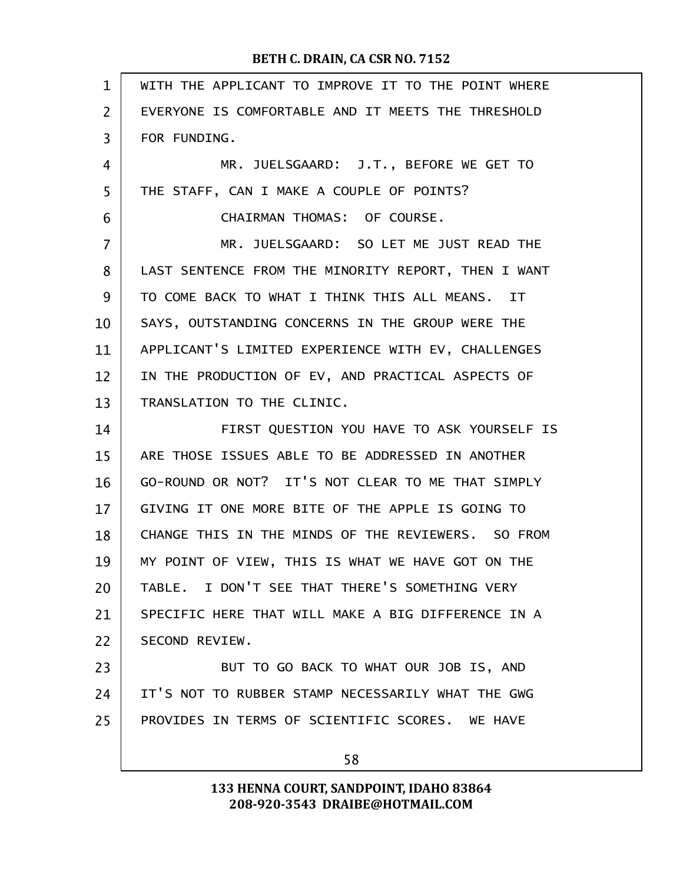WITH THE APPLICANT TO IMPROVE IT TO THE POINT WHERE EVERYONE IS COMFORTABLE AND IT MEETS THE THRESHOLD FOR FUNDING.

MR. JUELSGAARD: J.T., BEFORE WE GET TO THE STAFF, CAN I MAKE A COUPLE OF POINTS?

CHAIRMAN THOMAS: OF COURSE.

MR. JUELSGAARD: SO LET ME JUST READ THE LAST SENTENCE FROM THE MINORITY REPORT, THEN I WANT TO COME BACK TO WHAT I THINK THIS ALL MEANS. IT SAYS, OUTSTANDING CONCERNS IN THE GROUP WERE THE APPLICANT'S LIMITED EXPERIENCE WITH EV, CHALLENGES IN THE PRODUCTION OF EV, AND PRACTICAL ASPECTS OF TRANSLATION TO THE CLINIC.

FIRST QUESTION YOU HAVE TO ASK YOURSELF IS ARE THOSE ISSUES ABLE TO BE ADDRESSED IN ANOTHER GO-ROUND OR NOT? IT'S NOT CLEAR TO ME THAT SIMPLY GIVING IT ONE MORE BITE OF THE APPLE IS GOING TO CHANGE THIS IN THE MINDS OF THE REVIEWERS. SO FROM MY POINT OF VIEW, THIS IS WHAT WE HAVE GOT ON THE TABLE. I DON'T SEE THAT THERE'S SOMETHING VERY SPECIFIC HERE THAT WILL MAKE A BIG DIFFERENCE IN A SECOND REVIEW.

BUT TO GO BACK TO WHAT OUR JOB IS, AND IT'S NOT TO RUBBER STAMP NECESSARILY WHAT THE GWG PROVIDES IN TERMS OF SCIENTIFIC SCORES. WE HAVE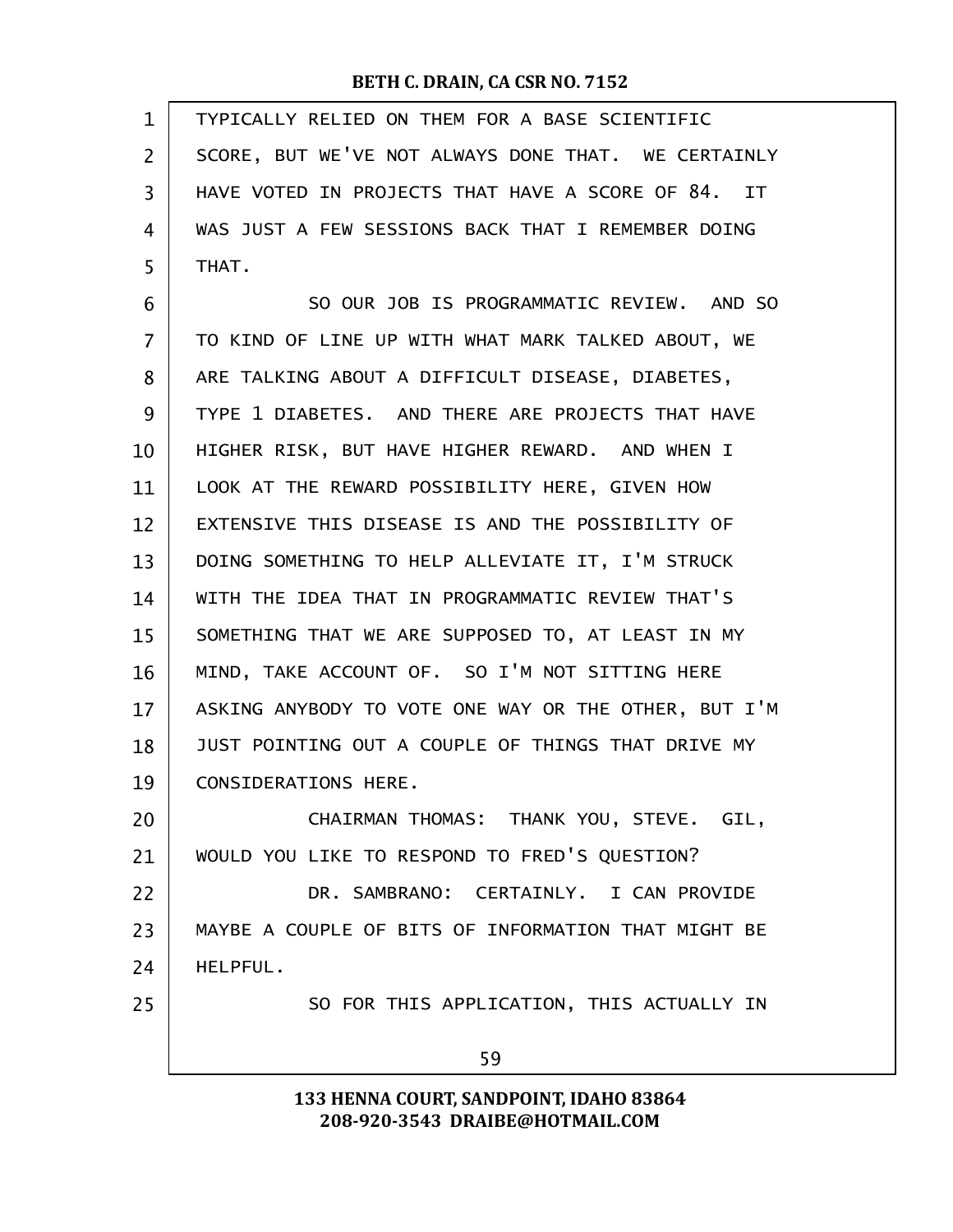TYPICALLY RELIED ON THEM FOR A BASE SCIENTIFIC SCORE, BUT WE'VE NOT ALWAYS DONE THAT. WE CERTAINLY HAVE VOTED IN PROJECTS THAT HAVE A SCORE OF 84. IT WAS JUST A FEW SESSIONS BACK THAT I REMEMBER DOING THAT.

SO OUR JOB IS PROGRAMMATIC REVIEW. AND SO TO KIND OF LINE UP WITH WHAT MARK TALKED ABOUT, WE ARE TALKING ABOUT A DIFFICULT DISEASE, DIABETES, TYPE 1 DIABETES. AND THERE ARE PROJECTS THAT HAVE HIGHER RISK, BUT HAVE HIGHER REWARD. AND WHEN I LOOK AT THE REWARD POSSIBILITY HERE, GIVEN HOW EXTENSIVE THIS DISEASE IS AND THE POSSIBILITY OF DOING SOMETHING TO HELP ALLEVIATE IT, I'M STRUCK WITH THE IDEA THAT IN PROGRAMMATIC REVIEW THAT'S SOMETHING THAT WE ARE SUPPOSED TO, AT LEAST IN MY MIND, TAKE ACCOUNT OF. SO I'M NOT SITTING HERE ASKING ANYBODY TO VOTE ONE WAY OR THE OTHER, BUT I'M JUST POINTING OUT A COUPLE OF THINGS THAT DRIVE MY CONSIDERATIONS HERE.

CHAIRMAN THOMAS: THANK YOU, STEVE. GIL, WOULD YOU LIKE TO RESPOND TO FRED'S QUESTION?

DR. SAMBRANO: CERTAINLY. I CAN PROVIDE MAYBE A COUPLE OF BITS OF INFORMATION THAT MIGHT BE HELPFUL.

SO FOR THIS APPLICATION, THIS ACTUALLY IN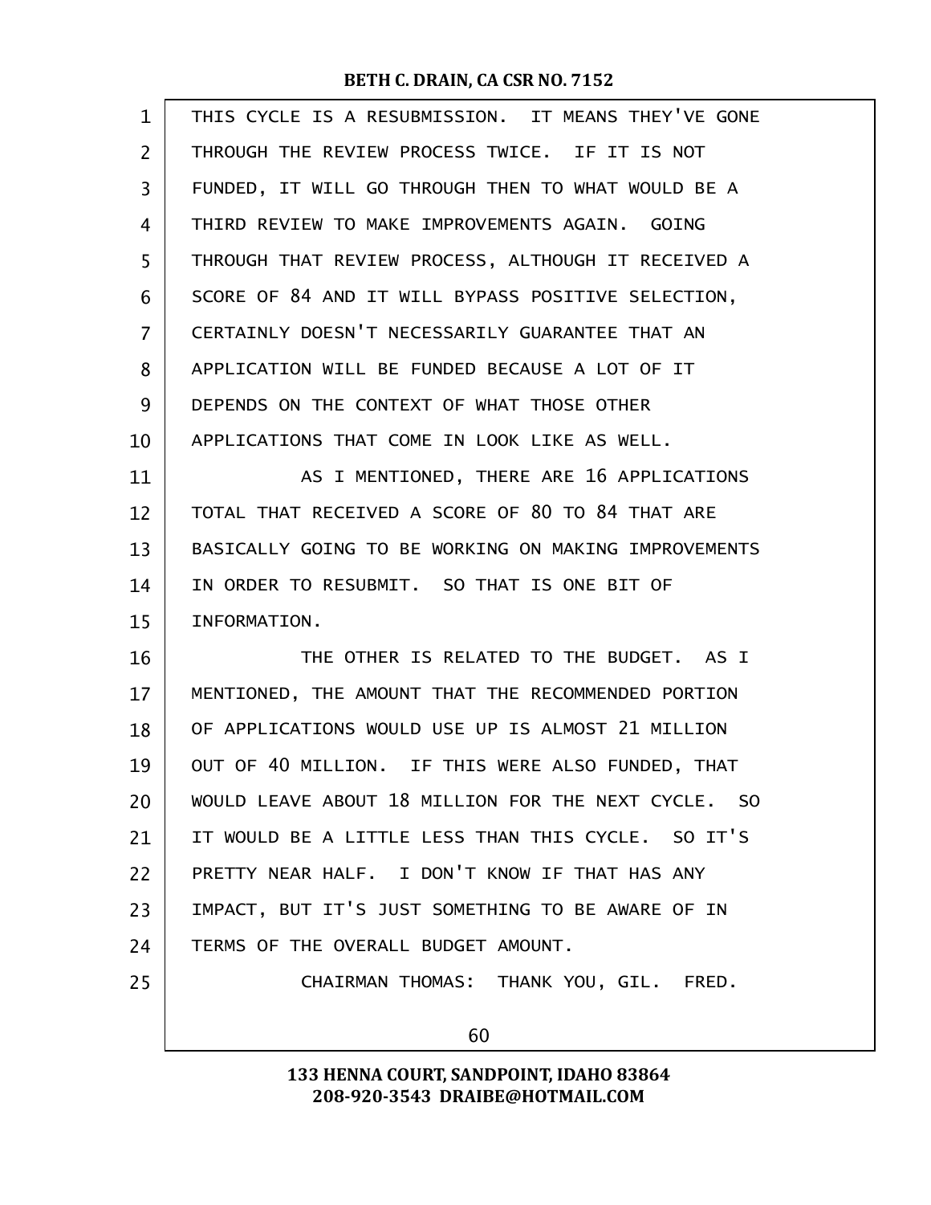THIS CYCLE IS A RESUBMISSION. IT MEANS THEY'VE GONE THROUGH THE REVIEW PROCESS TWICE. IF IT IS NOT FUNDED, IT WILL GO THROUGH THEN TO WHAT WOULD BE A THIRD REVIEW TO MAKE IMPROVEMENTS AGAIN. GOING THROUGH THAT REVIEW PROCESS, ALTHOUGH IT RECEIVED A SCORE OF 84 AND IT WILL BYPASS POSITIVE SELECTION, CERTAINLY DOESN'T NECESSARILY GUARANTEE THAT AN APPLICATION WILL BE FUNDED BECAUSE A LOT OF IT DEPENDS ON THE CONTEXT OF WHAT THOSE OTHER APPLICATIONS THAT COME IN LOOK LIKE AS WELL.

AS I MENTIONED, THERE ARE 16 APPLICATIONS TOTAL THAT RECEIVED A SCORE OF 80 TO 84 THAT ARE BASICALLY GOING TO BE WORKING ON MAKING IMPROVEMENTS IN ORDER TO RESUBMIT. SO THAT IS ONE BIT OF INFORMATION.

THE OTHER IS RELATED TO THE BUDGET. AS I MENTIONED, THE AMOUNT THAT THE RECOMMENDED PORTION OF APPLICATIONS WOULD USE UP IS ALMOST 21 MILLION OUT OF 40 MILLION. IF THIS WERE ALSO FUNDED, THAT WOULD LEAVE ABOUT 18 MILLION FOR THE NEXT CYCLE. SO IT WOULD BE A LITTLE LESS THAN THIS CYCLE. SO IT'S PRETTY NEAR HALF. I DON'T KNOW IF THAT HAS ANY IMPACT, BUT IT'S JUST SOMETHING TO BE AWARE OF IN TERMS OF THE OVERALL BUDGET AMOUNT.

CHAIRMAN THOMAS: THANK YOU, GIL. FRED.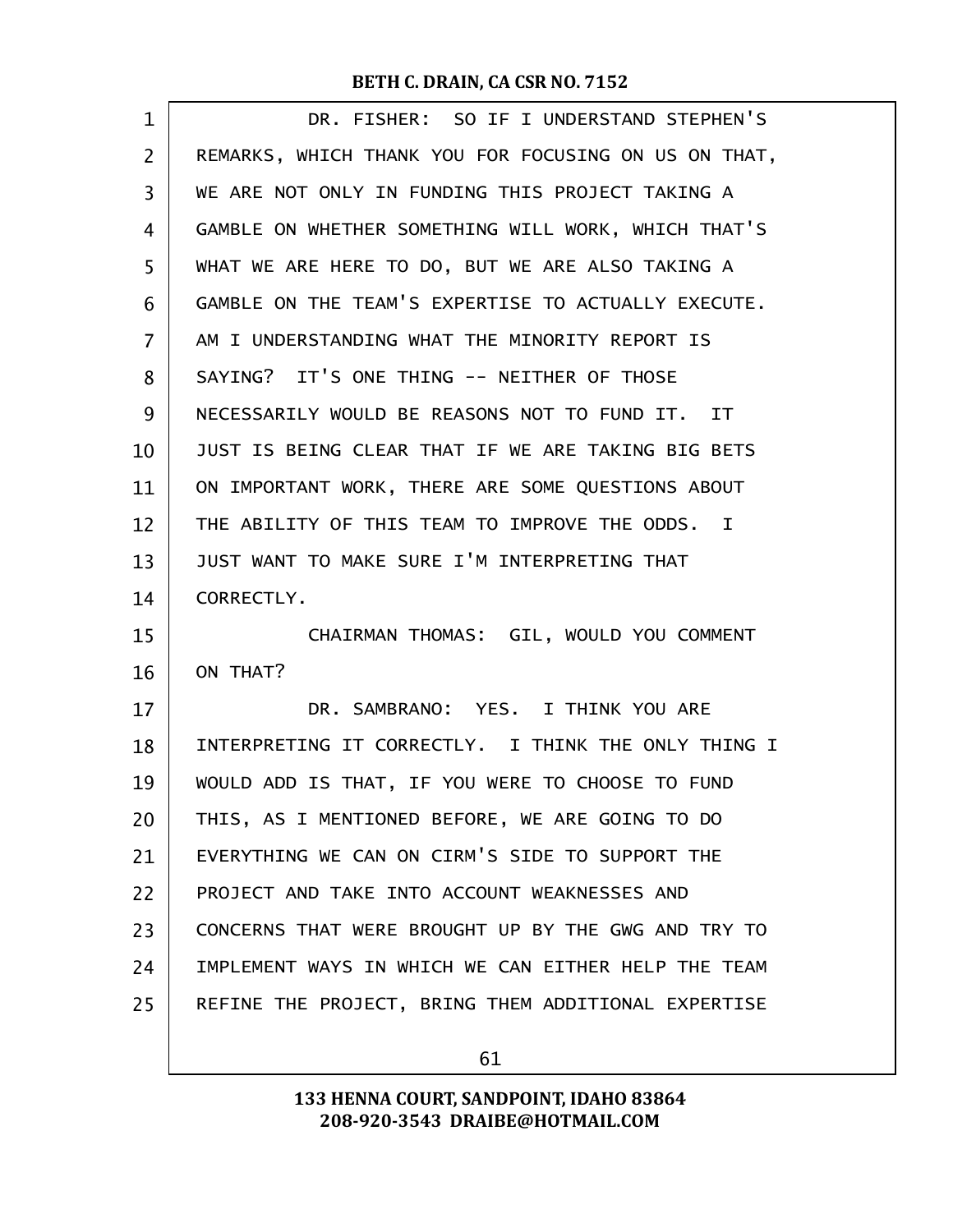DR. FISHER: SO IF I UNDERSTAND STEPHEN'S REMARKS, WHICH THANK YOU FOR FOCUSING ON US ON THAT, WE ARE NOT ONLY IN FUNDING THIS PROJECT TAKING A GAMBLE ON WHETHER SOMETHING WILL WORK, WHICH THAT'S WHAT WE ARE HERE TO DO, BUT WE ARE ALSO TAKING A GAMBLE ON THE TEAM'S EXPERTISE TO ACTUALLY EXECUTE. AM I UNDERSTANDING WHAT THE MINORITY REPORT IS SAYING? IT'S ONE THING -- NEITHER OF THOSE NECESSARILY WOULD BE REASONS NOT TO FUND IT. IT JUST IS BEING CLEAR THAT IF WE ARE TAKING BIG BETS ON IMPORTANT WORK, THERE ARE SOME QUESTIONS ABOUT THE ABILITY OF THIS TEAM TO IMPROVE THE ODDS. I JUST WANT TO MAKE SURE I'M INTERPRETING THAT CORRECTLY.

CHAIRMAN THOMAS: GIL, WOULD YOU COMMENT ON THAT?

DR. SAMBRANO: YES. I THINK YOU ARE INTERPRETING IT CORRECTLY. I THINK THE ONLY THING I WOULD ADD IS THAT, IF YOU WERE TO CHOOSE TO FUND THIS, AS I MENTIONED BEFORE, WE ARE GOING TO DO EVERYTHING WE CAN ON CIRM'S SIDE TO SUPPORT THE PROJECT AND TAKE INTO ACCOUNT WEAKNESSES AND CONCERNS THAT WERE BROUGHT UP BY THE GWG AND TRY TO IMPLEMENT WAYS IN WHICH WE CAN EITHER HELP THE TEAM REFINE THE PROJECT, BRING THEM ADDITIONAL EXPERTISE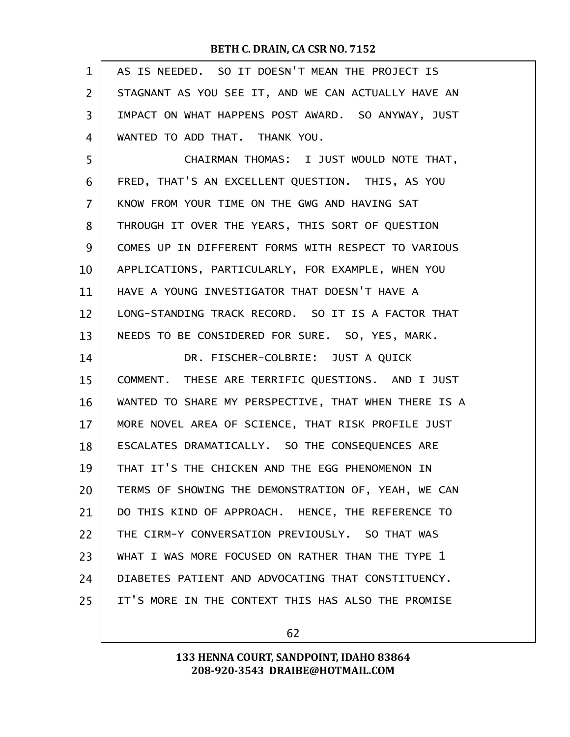AS IS NEEDED. SO IT DOESN'T MEAN THE PROJECT IS STAGNANT AS YOU SEE IT, AND WE CAN ACTUALLY HAVE AN IMPACT ON WHAT HAPPENS POST AWARD. SO ANYWAY, JUST WANTED TO ADD THAT. THANK YOU.

CHAIRMAN THOMAS: I JUST WOULD NOTE THAT, FRED, THAT'S AN EXCELLENT QUESTION. THIS, AS YOU KNOW FROM YOUR TIME ON THE GWG AND HAVING SAT THROUGH IT OVER THE YEARS, THIS SORT OF QUESTION COMES UP IN DIFFERENT FORMS WITH RESPECT TO VARIOUS APPLICATIONS, PARTICULARLY, FOR EXAMPLE, WHEN YOU HAVE A YOUNG INVESTIGATOR THAT DOESN'T HAVE A LONG-STANDING TRACK RECORD. SO IT IS A FACTOR THAT NEEDS TO BE CONSIDERED FOR SURE. SO, YES, MARK.

DR. FISCHER-COLBRIE: JUST A QUICK COMMENT. THESE ARE TERRIFIC QUESTIONS. AND I JUST WANTED TO SHARE MY PERSPECTIVE, THAT WHEN THERE IS A MORE NOVEL AREA OF SCIENCE, THAT RISK PROFILE JUST ESCALATES DRAMATICALLY. SO THE CONSEQUENCES ARE THAT IT'S THE CHICKEN AND THE EGG PHENOMENON IN TERMS OF SHOWING THE DEMONSTRATION OF, YEAH, WE CAN DO THIS KIND OF APPROACH. HENCE, THE REFERENCE TO THE CIRM-Y CONVERSATION PREVIOUSLY. SO THAT WAS WHAT I WAS MORE FOCUSED ON RATHER THAN THE TYPE 1 DIABETES PATIENT AND ADVOCATING THAT CONSTITUENCY. IT'S MORE IN THE CONTEXT THIS HAS ALSO THE PROMISE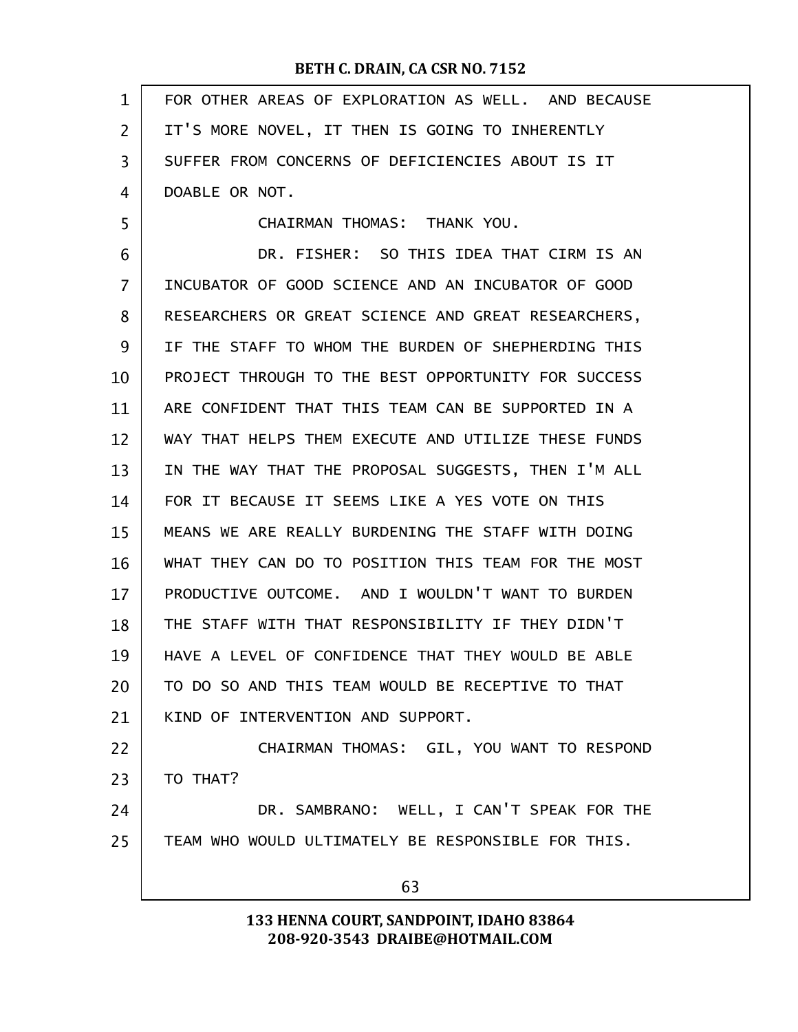FOR OTHER AREAS OF EXPLORATION AS WELL. AND BECAUSE IT'S MORE NOVEL, IT THEN IS GOING TO INHERENTLY SUFFER FROM CONCERNS OF DEFICIENCIES ABOUT IS IT DOABLE OR NOT.

CHAIRMAN THOMAS: THANK YOU.

DR. FISHER: SO THIS IDEA THAT CIRM IS AN INCUBATOR OF GOOD SCIENCE AND AN INCUBATOR OF GOOD RESEARCHERS OR GREAT SCIENCE AND GREAT RESEARCHERS, IF THE STAFF TO WHOM THE BURDEN OF SHEPHERDING THIS PROJECT THROUGH TO THE BEST OPPORTUNITY FOR SUCCESS ARE CONFIDENT THAT THIS TEAM CAN BE SUPPORTED IN A WAY THAT HELPS THEM EXECUTE AND UTILIZE THESE FUNDS IN THE WAY THAT THE PROPOSAL SUGGESTS, THEN I'M ALL FOR IT BECAUSE IT SEEMS LIKE A YES VOTE ON THIS MEANS WE ARE REALLY BURDENING THE STAFF WITH DOING WHAT THEY CAN DO TO POSITION THIS TEAM FOR THE MOST PRODUCTIVE OUTCOME. AND I WOULDN'T WANT TO BURDEN THE STAFF WITH THAT RESPONSIBILITY IF THEY DIDN'T HAVE A LEVEL OF CONFIDENCE THAT THEY WOULD BE ABLE TO DO SO AND THIS TEAM WOULD BE RECEPTIVE TO THAT KIND OF INTERVENTION AND SUPPORT.

CHAIRMAN THOMAS: GIL, YOU WANT TO RESPOND TO THAT?

DR. SAMBRANO: WELL, I CAN'T SPEAK FOR THE TEAM WHO WOULD ULTIMATELY BE RESPONSIBLE FOR THIS.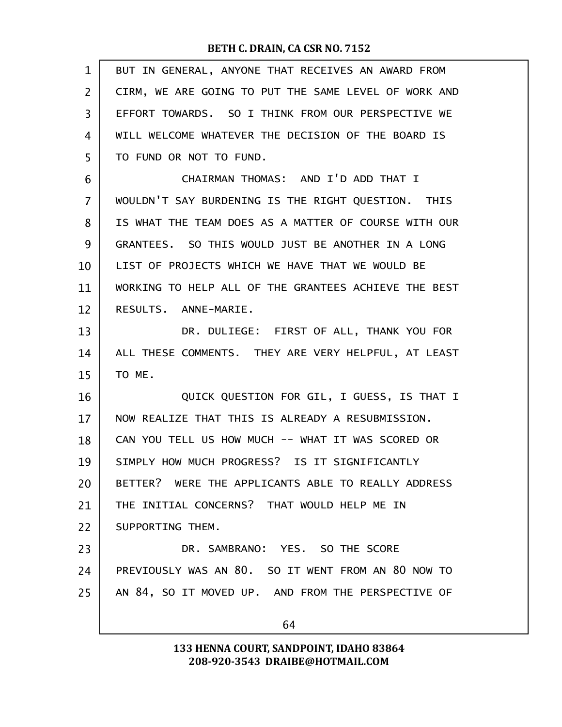BUT IN GENERAL, ANYONE THAT RECEIVES AN AWARD FROM CIRM, WE ARE GOING TO PUT THE SAME LEVEL OF WORK AND EFFORT TOWARDS. SO I THINK FROM OUR PERSPECTIVE WE WILL WELCOME WHATEVER THE DECISION OF THE BOARD IS TO FUND OR NOT TO FUND.

CHAIRMAN THOMAS: AND I'D ADD THAT I WOULDN'T SAY BURDENING IS THE RIGHT QUESTION. THIS IS WHAT THE TEAM DOES AS A MATTER OF COURSE WITH OUR GRANTEES. SO THIS WOULD JUST BE ANOTHER IN A LONG LIST OF PROJECTS WHICH WE HAVE THAT WE WOULD BE WORKING TO HELP ALL OF THE GRANTEES ACHIEVE THE BEST RESULTS. ANNE-MARIE.

DR. DULIEGE: FIRST OF ALL, THANK YOU FOR ALL THESE COMMENTS. THEY ARE VERY HELPFUL, AT LEAST TO ME.

QUICK QUESTION FOR GIL, I GUESS, IS THAT I NOW REALIZE THAT THIS IS ALREADY A RESUBMISSION. CAN YOU TELL US HOW MUCH -- WHAT IT WAS SCORED OR SIMPLY HOW MUCH PROGRESS? IS IT SIGNIFICANTLY BETTER? WERE THE APPLICANTS ABLE TO REALLY ADDRESS THE INITIAL CONCERNS? THAT WOULD HELP ME IN SUPPORTING THEM.

DR. SAMBRANO: YES. SO THE SCORE PREVIOUSLY WAS AN 80. SO IT WENT FROM AN 80 NOW TO AN 84, SO IT MOVED UP. AND FROM THE PERSPECTIVE OF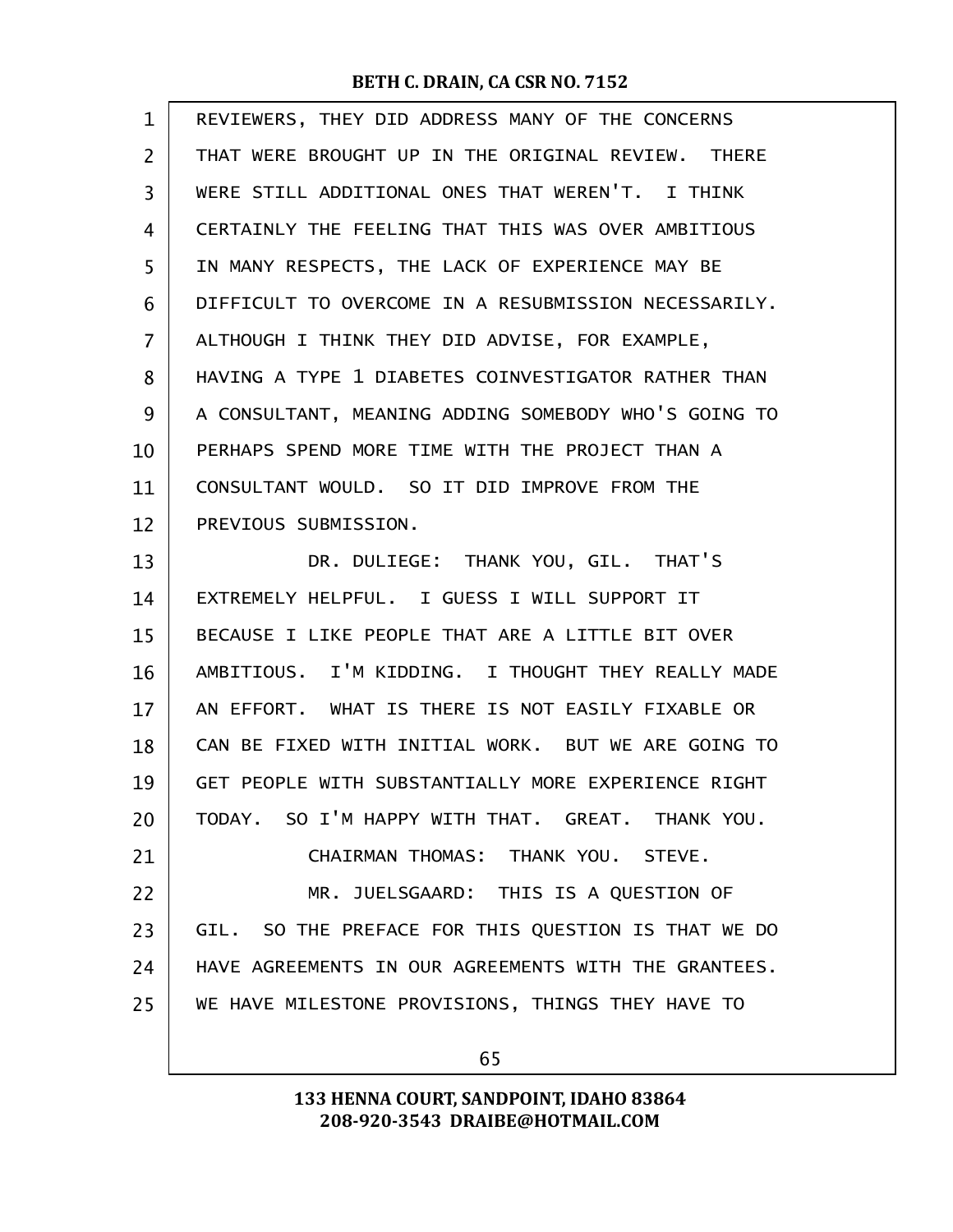REVIEWERS, THEY DID ADDRESS MANY OF THE CONCERNS THAT WERE BROUGHT UP IN THE ORIGINAL REVIEW. THERE WERE STILL ADDITIONAL ONES THAT WEREN'T. I THINK CERTAINLY THE FEELING THAT THIS WAS OVER AMBITIOUS IN MANY RESPECTS, THE LACK OF EXPERIENCE MAY BE DIFFICULT TO OVERCOME IN A RESUBMISSION NECESSARILY. ALTHOUGH I THINK THEY DID ADVISE, FOR EXAMPLE, HAVING A TYPE 1 DIABETES COINVESTIGATOR RATHER THAN A CONSULTANT, MEANING ADDING SOMEBODY WHO'S GOING TO PERHAPS SPEND MORE TIME WITH THE PROJECT THAN A CONSULTANT WOULD. SO IT DID IMPROVE FROM THE PREVIOUS SUBMISSION.

DR. DULIEGE: THANK YOU, GIL. THAT'S EXTREMELY HELPFUL. I GUESS I WILL SUPPORT IT BECAUSE I LIKE PEOPLE THAT ARE A LITTLE BIT OVER AMBITIOUS. I'M KIDDING. I THOUGHT THEY REALLY MADE AN EFFORT. WHAT IS THERE IS NOT EASILY FIXABLE OR CAN BE FIXED WITH INITIAL WORK. BUT WE ARE GOING TO GET PEOPLE WITH SUBSTANTIALLY MORE EXPERIENCE RIGHT TODAY. SO I'M HAPPY WITH THAT. GREAT. THANK YOU.

CHAIRMAN THOMAS: THANK YOU. STEVE.

MR. JUELSGAARD: THIS IS A QUESTION OF GIL. SO THE PREFACE FOR THIS QUESTION IS THAT WE DO HAVE AGREEMENTS IN OUR AGREEMENTS WITH THE GRANTEES. WE HAVE MILESTONE PROVISIONS, THINGS THEY HAVE TO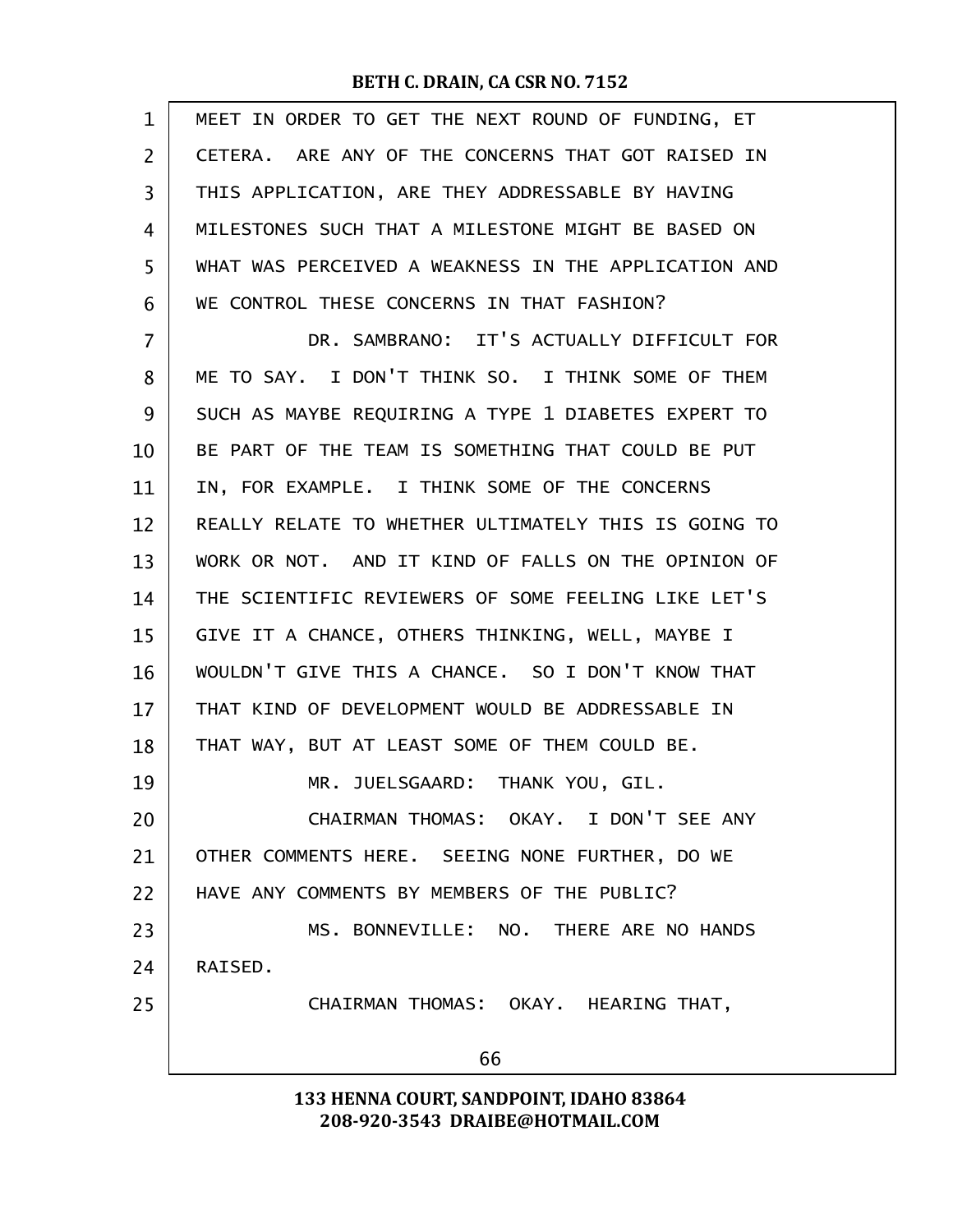MEET IN ORDER TO GET THE NEXT ROUND OF FUNDING, ET CETERA. ARE ANY OF THE CONCERNS THAT GOT RAISED IN THIS APPLICATION, ARE THEY ADDRESSABLE BY HAVING MILESTONES SUCH THAT A MILESTONE MIGHT BE BASED ON WHAT WAS PERCEIVED A WEAKNESS IN THE APPLICATION AND WE CONTROL THESE CONCERNS IN THAT FASHION?

DR. SAMBRANO: IT'S ACTUALLY DIFFICULT FOR ME TO SAY. I DON'T THINK SO. I THINK SOME OF THEM SUCH AS MAYBE REQUIRING A TYPE 1 DIABETES EXPERT TO BE PART OF THE TEAM IS SOMETHING THAT COULD BE PUT IN, FOR EXAMPLE. I THINK SOME OF THE CONCERNS REALLY RELATE TO WHETHER ULTIMATELY THIS IS GOING TO WORK OR NOT. AND IT KIND OF FALLS ON THE OPINION OF THE SCIENTIFIC REVIEWERS OF SOME FEELING LIKE LET'S GIVE IT A CHANCE, OTHERS THINKING, WELL, MAYBE I WOULDN'T GIVE THIS A CHANCE. SO I DON'T KNOW THAT THAT KIND OF DEVELOPMENT WOULD BE ADDRESSABLE IN THAT WAY, BUT AT LEAST SOME OF THEM COULD BE.

MR. JUELSGAARD: THANK YOU, GIL.

CHAIRMAN THOMAS: OKAY. I DON'T SEE ANY OTHER COMMENTS HERE. SEEING NONE FURTHER, DO WE HAVE ANY COMMENTS BY MEMBERS OF THE PUBLIC?

MS. BONNEVILLE: NO. THERE ARE NO HANDS RAISED.

CHAIRMAN THOMAS: OKAY. HEARING THAT,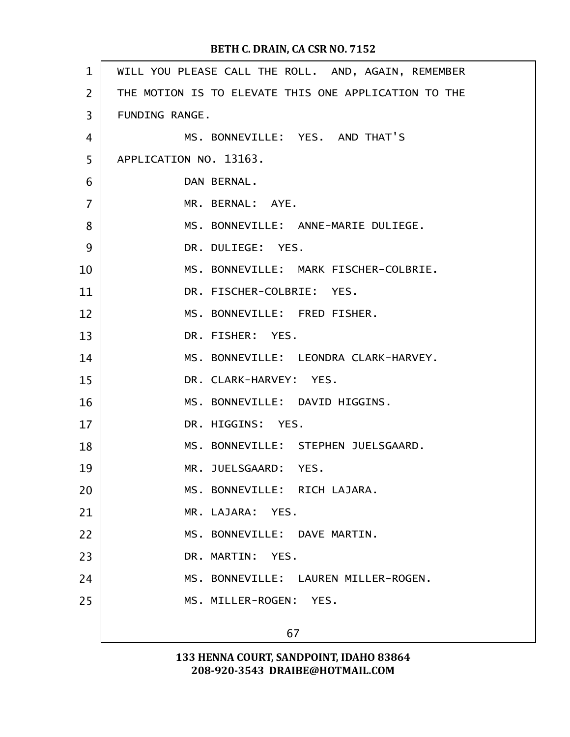WILL YOU PLEASE CALL THE ROLL. AND, AGAIN, REMEMBER THE MOTION IS TO ELEVATE THIS ONE APPLICATION TO THE FUNDING RANGE.

MS. BONNEVILLE: YES. AND THAT'S APPLICATION NO. 13163.

DAN BERNAL.

MR. BERNAL: AYE.

MS. BONNEVILLE: ANNE-MARIE DULIEGE.

DR. DULIEGE: YES.

MS. BONNEVILLE: MARK FISCHER-COLBRIE.

DR. FISCHER-COLBRIE: YES.

MS. BONNEVILLE: FRED FISHER.

DR. FISHER: YES.

MS. BONNEVILLE: LEONDRA CLARK-HARVEY.

DR. CLARK-HARVEY: YES.

MS. BONNEVILLE: DAVID HIGGINS.

DR. HIGGINS: YES.

MS. BONNEVILLE: STEPHEN JUELSGAARD.

MR. JUELSGAARD: YES.

MS. BONNEVILLE: RICH LAJARA.

MR. LAJARA: YES.

MS. BONNEVILLE: DAVE MARTIN.

DR. MARTIN: YES.

MS. BONNEVILLE: LAUREN MILLER-ROGEN.

MS. MILLER-ROGEN: YES.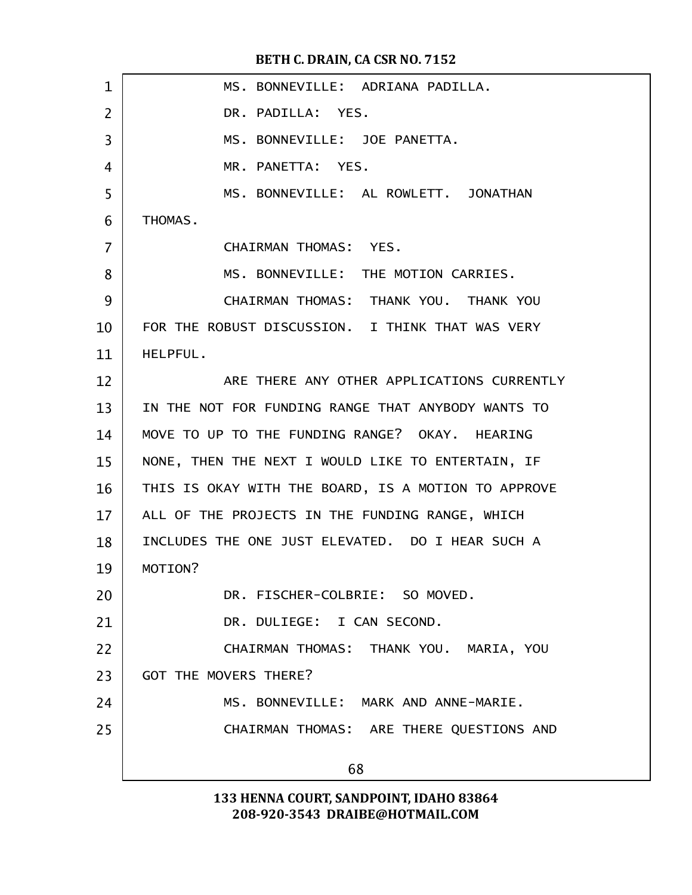MS. BONNEVILLE: ADRIANA PADILLA.

DR. PADILLA: YES.

MS. BONNEVILLE: JOE PANETTA.

MR. PANETTA: YES.

MS. BONNEVILLE: AL ROWLETT. JONATHAN THOMAS.

CHAIRMAN THOMAS: YES.

MS. BONNEVILLE: THE MOTION CARRIES.

CHAIRMAN THOMAS: THANK YOU. THANK YOU FOR THE ROBUST DISCUSSION. I THINK THAT WAS VERY HELPFUL.

ARE THERE ANY OTHER APPLICATIONS CURRENTLY IN THE NOT FOR FUNDING RANGE THAT ANYBODY WANTS TO MOVE TO UP TO THE FUNDING RANGE? OKAY. HEARING NONE, THEN THE NEXT I WOULD LIKE TO ENTERTAIN, IF THIS IS OKAY WITH THE BOARD, IS A MOTION TO APPROVE ALL OF THE PROJECTS IN THE FUNDING RANGE, WHICH INCLUDES THE ONE JUST ELEVATED. DO I HEAR SUCH A MOTION?

DR. FISCHER-COLBRIE: SO MOVED.

DR. DULIEGE: I CAN SECOND.

CHAIRMAN THOMAS: THANK YOU. MARIA, YOU GOT THE MOVERS THERE?

MS. BONNEVILLE: MARK AND ANNE-MARIE.

CHAIRMAN THOMAS: ARE THERE QUESTIONS AND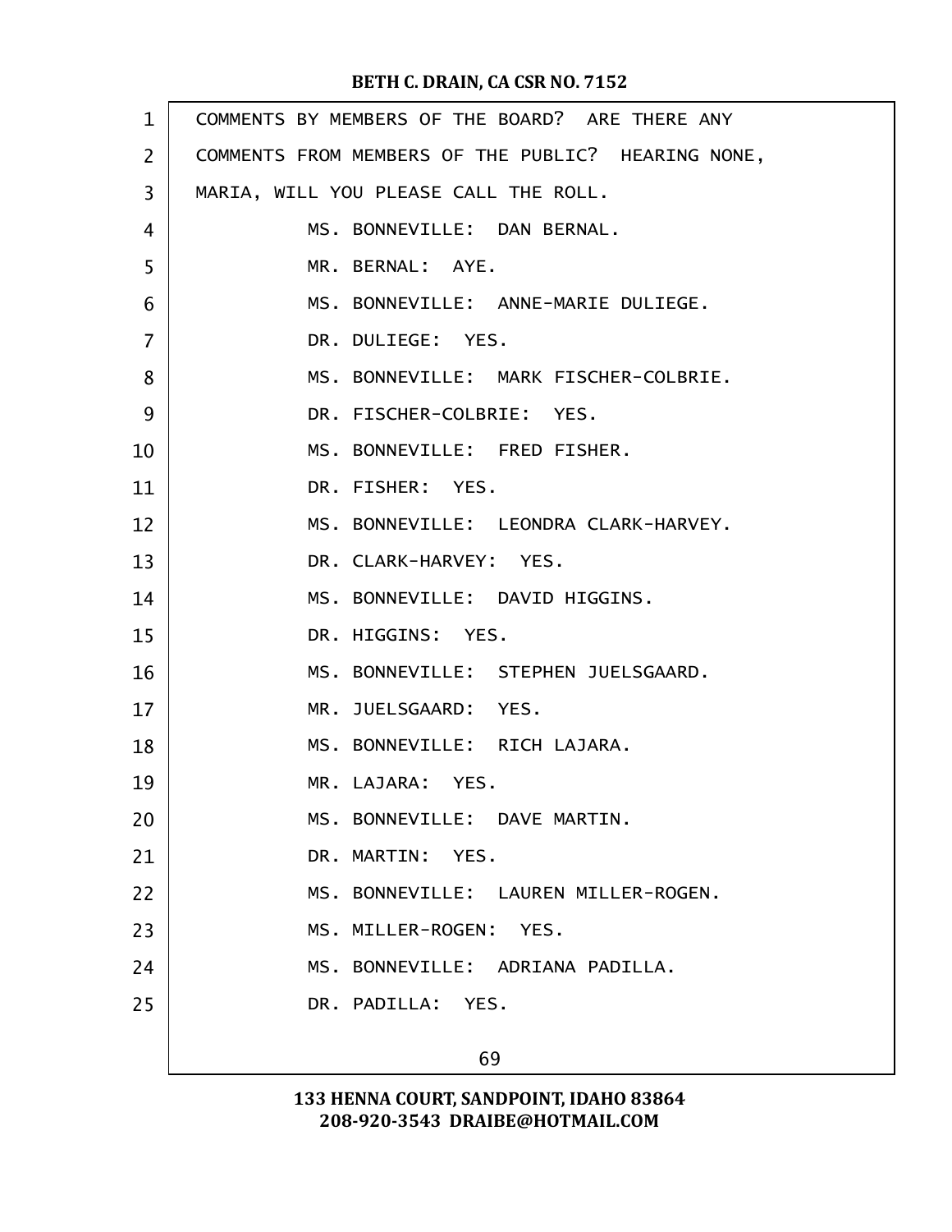COMMENTS BY MEMBERS OF THE BOARD? ARE THERE ANY COMMENTS FROM MEMBERS OF THE PUBLIC? HEARING NONE, MARIA, WILL YOU PLEASE CALL THE ROLL.

MS. BONNEVILLE: DAN BERNAL.

MR. BERNAL: AYE.

MS. BONNEVILLE: ANNE-MARIE DULIEGE.

DR. DULIEGE: YES.

MS. BONNEVILLE: MARK FISCHER-COLBRIE.

DR. FISCHER-COLBRIE: YES.

MS. BONNEVILLE: FRED FISHER.

DR. FISHER: YES.

MS. BONNEVILLE: LEONDRA CLARK-HARVEY.

DR. CLARK-HARVEY: YES.

MS. BONNEVILLE: DAVID HIGGINS.

DR. HIGGINS: YES.

MS. BONNEVILLE: STEPHEN JUELSGAARD.

MR. JUELSGAARD: YES.

MS. BONNEVILLE: RICH LAJARA.

MR. LAJARA: YES.

MS. BONNEVILLE: DAVE MARTIN.

DR. MARTIN: YES.

MS. BONNEVILLE: LAUREN MILLER-ROGEN.

MS. MILLER-ROGEN: YES.

MS. BONNEVILLE: ADRIANA PADILLA.

DR. PADILLA: YES.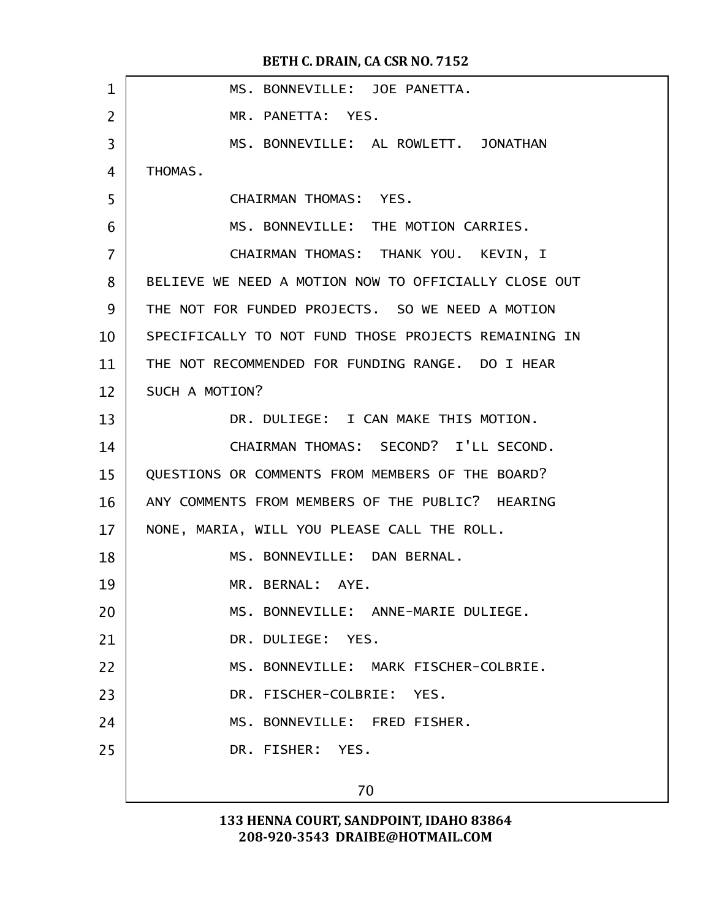MS. BONNEVILLE: JOE PANETTA.

MR. PANETTA: YES.

MS. BONNEVILLE: AL ROWLETT. JONATHAN THOMAS.

CHAIRMAN THOMAS: YES.

MS. BONNEVILLE: THE MOTION CARRIES.

CHAIRMAN THOMAS: THANK YOU. KEVIN, I BELIEVE WE NEED A MOTION NOW TO OFFICIALLY CLOSE OUT THE NOT FOR FUNDED PROJECTS. SO WE NEED A MOTION SPECIFICALLY TO NOT FUND THOSE PROJECTS REMAINING IN THE NOT RECOMMENDED FOR FUNDING RANGE. DO I HEAR SUCH A MOTION?

DR. DULIEGE: I CAN MAKE THIS MOTION.

CHAIRMAN THOMAS: SECOND? I'LL SECOND. QUESTIONS OR COMMENTS FROM MEMBERS OF THE BOARD? ANY COMMENTS FROM MEMBERS OF THE PUBLIC? HEARING NONE, MARIA, WILL YOU PLEASE CALL THE ROLL.

MS. BONNEVILLE: DAN BERNAL.

MR. BERNAL: AYE.

MS. BONNEVILLE: ANNE-MARIE DULIEGE.

DR. DULIEGE: YES.

MS. BONNEVILLE: MARK FISCHER-COLBRIE.

DR. FISCHER-COLBRIE: YES.

MS. BONNEVILLE: FRED FISHER.

DR. FISHER: YES.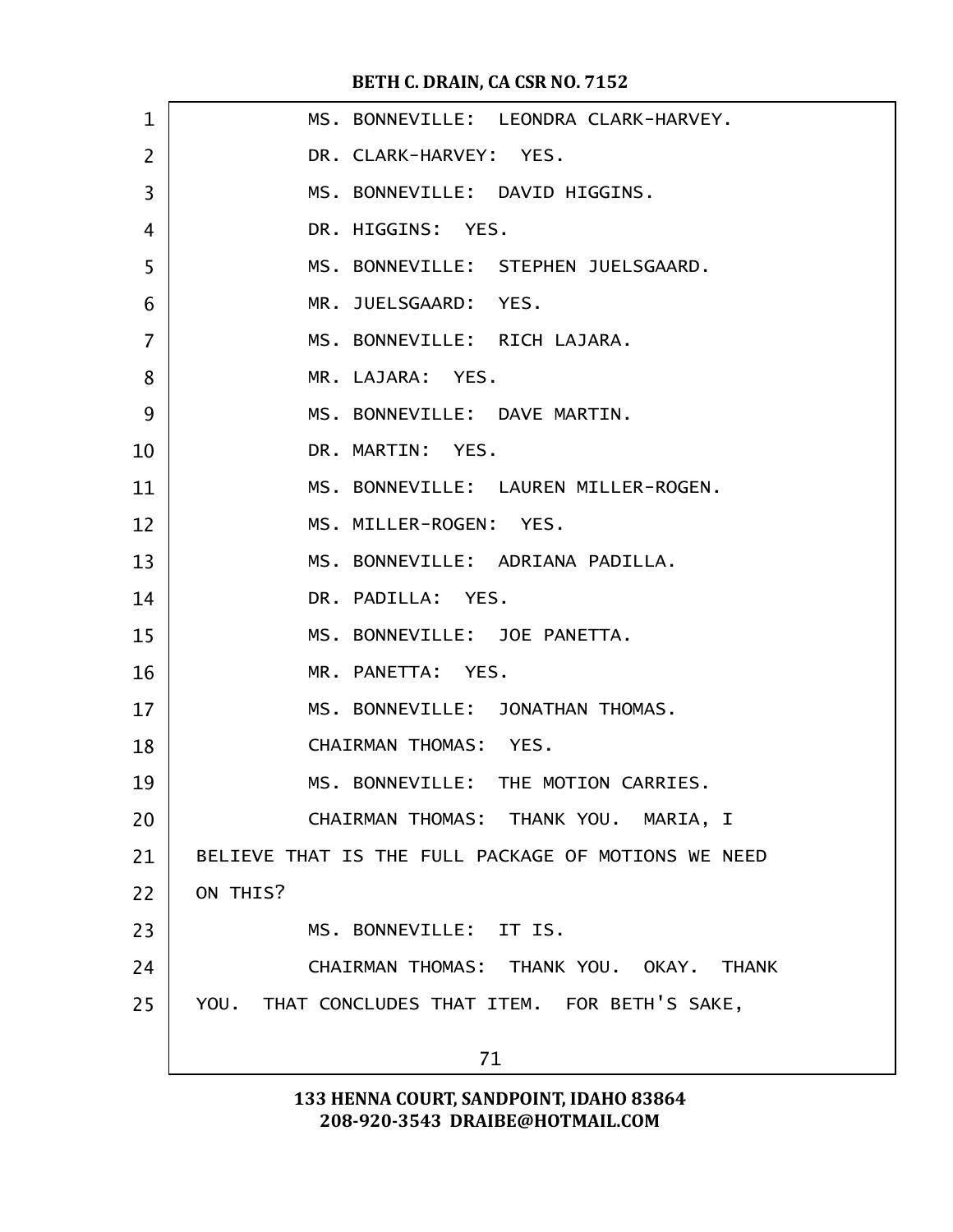MS. BONNEVILLE: LEONDRA CLARK-HARVEY.

DR. CLARK-HARVEY: YES.

MS. BONNEVILLE: DAVID HIGGINS.

DR. HIGGINS: YES.

MS. BONNEVILLE: STEPHEN JUELSGAARD.

MR. JUELSGAARD: YES.

MS. BONNEVILLE: RICH LAJARA.

MR. LAJARA: YES.

MS. BONNEVILLE: DAVE MARTIN.

DR. MARTIN: YES.

MS. BONNEVILLE: LAUREN MILLER-ROGEN.

MS. MILLER-ROGEN: YES.

MS. BONNEVILLE: ADRIANA PADILLA.

DR. PADILLA: YES.

MS. BONNEVILLE: JOE PANETTA.

MR. PANETTA: YES.

MS. BONNEVILLE: JONATHAN THOMAS.

CHAIRMAN THOMAS: YES.

MS. BONNEVILLE: THE MOTION CARRIES.

CHAIRMAN THOMAS: THANK YOU. MARIA, I BELIEVE THAT IS THE FULL PACKAGE OF MOTIONS WE NEED ON THIS?

MS. BONNEVILLE: IT IS.

CHAIRMAN THOMAS: THANK YOU. OKAY. THANK YOU. THAT CONCLUDES THAT ITEM. FOR BETH'S SAKE,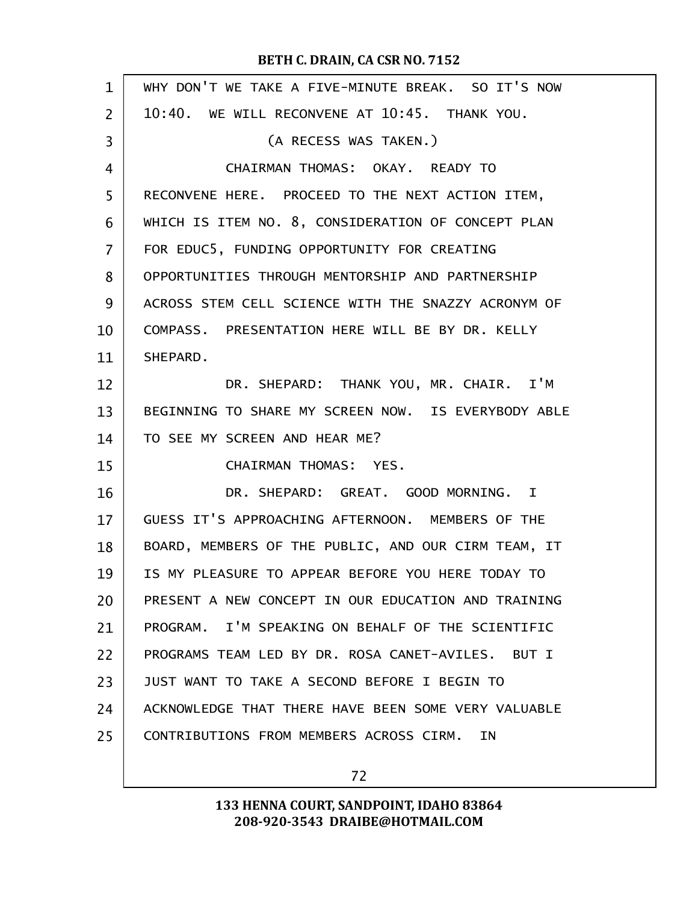WHY DON'T WE TAKE A FIVE-MINUTE BREAK. SO IT'S NOW 10:40. WE WILL RECONVENE AT 10:45. THANK YOU.

(A RECESS WAS TAKEN.)

CHAIRMAN THOMAS: OKAY. READY TO RECONVENE HERE. PROCEED TO THE NEXT ACTION ITEM, WHICH IS ITEM NO. 8, CONSIDERATION OF CONCEPT PLAN FOR EDUC5, FUNDING OPPORTUNITY FOR CREATING OPPORTUNITIES THROUGH MENTORSHIP AND PARTNERSHIP ACROSS STEM CELL SCIENCE WITH THE SNAZZY ACRONYM OF COMPASS. PRESENTATION HERE WILL BE BY DR. KELLY SHEPARD.

DR. SHEPARD: THANK YOU, MR. CHAIR. I'M BEGINNING TO SHARE MY SCREEN NOW. IS EVERYBODY ABLE TO SEE MY SCREEN AND HEAR ME?

CHAIRMAN THOMAS: YES.

DR. SHEPARD: GREAT. GOOD MORNING. I GUESS IT'S APPROACHING AFTERNOON. MEMBERS OF THE BOARD, MEMBERS OF THE PUBLIC, AND OUR CIRM TEAM, IT IS MY PLEASURE TO APPEAR BEFORE YOU HERE TODAY TO PRESENT A NEW CONCEPT IN OUR EDUCATION AND TRAINING PROGRAM. I'M SPEAKING ON BEHALF OF THE SCIENTIFIC PROGRAMS TEAM LED BY DR. ROSA CANET-AVILES. BUT I JUST WANT TO TAKE A SECOND BEFORE I BEGIN TO ACKNOWLEDGE THAT THERE HAVE BEEN SOME VERY VALUABLE CONTRIBUTIONS FROM MEMBERS ACROSS CIRM. IN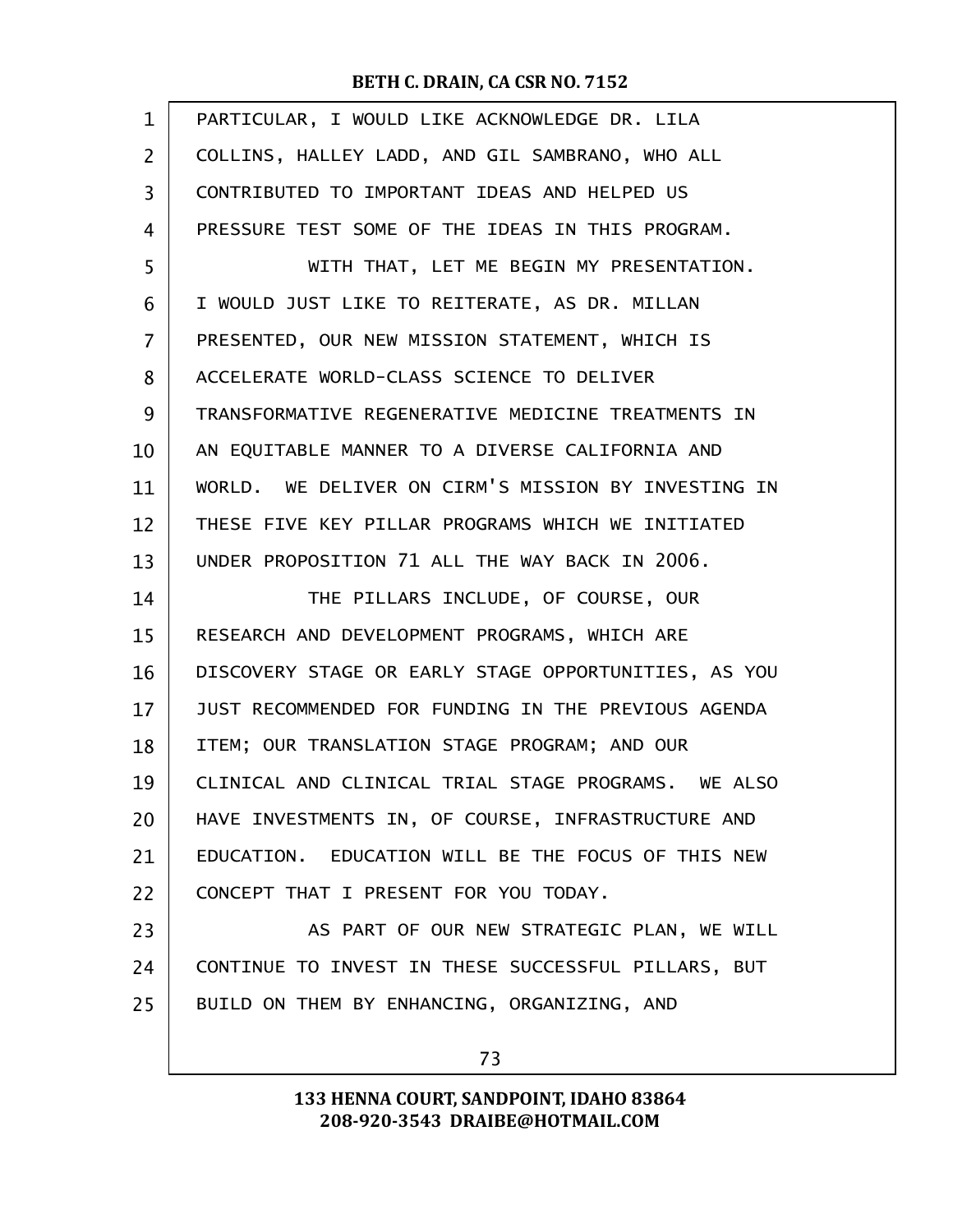PARTICULAR, I WOULD LIKE ACKNOWLEDGE DR. LILA COLLINS, HALLEY LADD, AND GIL SAMBRANO, WHO ALL CONTRIBUTED TO IMPORTANT IDEAS AND HELPED US PRESSURE TEST SOME OF THE IDEAS IN THIS PROGRAM.

WITH THAT, LET ME BEGIN MY PRESENTATION. I WOULD JUST LIKE TO REITERATE, AS DR. MILLAN PRESENTED, OUR NEW MISSION STATEMENT, WHICH IS ACCELERATE WORLD-CLASS SCIENCE TO DELIVER TRANSFORMATIVE REGENERATIVE MEDICINE TREATMENTS IN AN EQUITABLE MANNER TO A DIVERSE CALIFORNIA AND WORLD. WE DELIVER ON CIRM'S MISSION BY INVESTING IN THESE FIVE KEY PILLAR PROGRAMS WHICH WE INITIATED UNDER PROPOSITION 71 ALL THE WAY BACK IN 2006.

THE PILLARS INCLUDE, OF COURSE, OUR RESEARCH AND DEVELOPMENT PROGRAMS, WHICH ARE DISCOVERY STAGE OR EARLY STAGE OPPORTUNITIES, AS YOU JUST RECOMMENDED FOR FUNDING IN THE PREVIOUS AGENDA ITEM; OUR TRANSLATION STAGE PROGRAM; AND OUR CLINICAL AND CLINICAL TRIAL STAGE PROGRAMS. WE ALSO HAVE INVESTMENTS IN, OF COURSE, INFRASTRUCTURE AND EDUCATION. EDUCATION WILL BE THE FOCUS OF THIS NEW CONCEPT THAT I PRESENT FOR YOU TODAY.

AS PART OF OUR NEW STRATEGIC PLAN, WE WILL CONTINUE TO INVEST IN THESE SUCCESSFUL PILLARS, BUT BUILD ON THEM BY ENHANCING, ORGANIZING, AND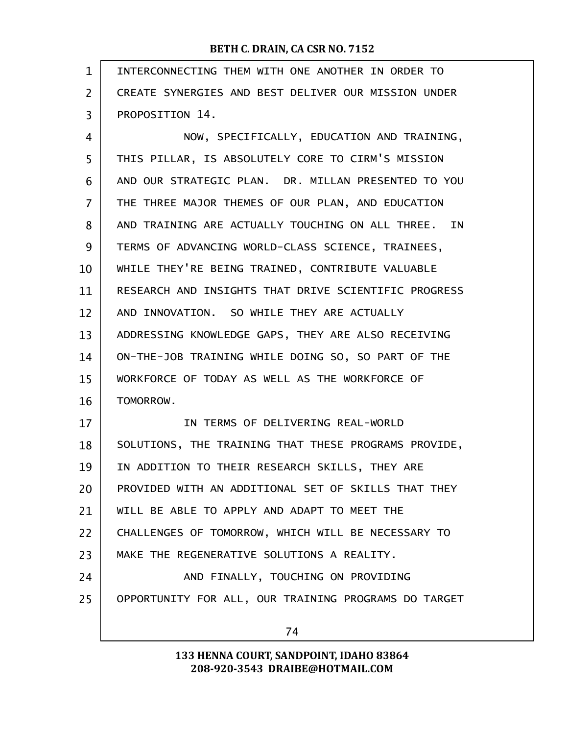INTERCONNECTING THEM WITH ONE ANOTHER IN ORDER TO CREATE SYNERGIES AND BEST DELIVER OUR MISSION UNDER PROPOSITION 14.

NOW, SPECIFICALLY, EDUCATION AND TRAINING, THIS PILLAR, IS ABSOLUTELY CORE TO CIRM'S MISSION AND OUR STRATEGIC PLAN. DR. MILLAN PRESENTED TO YOU THE THREE MAJOR THEMES OF OUR PLAN, AND EDUCATION AND TRAINING ARE ACTUALLY TOUCHING ON ALL THREE. IN TERMS OF ADVANCING WORLD-CLASS SCIENCE, TRAINEES, WHILE THEY'RE BEING TRAINED, CONTRIBUTE VALUABLE RESEARCH AND INSIGHTS THAT DRIVE SCIENTIFIC PROGRESS AND INNOVATION. SO WHILE THEY ARE ACTUALLY ADDRESSING KNOWLEDGE GAPS, THEY ARE ALSO RECEIVING ON-THE-JOB TRAINING WHILE DOING SO, SO PART OF THE WORKFORCE OF TODAY AS WELL AS THE WORKFORCE OF TOMORROW.

IN TERMS OF DELIVERING REAL-WORLD SOLUTIONS, THE TRAINING THAT THESE PROGRAMS PROVIDE, IN ADDITION TO THEIR RESEARCH SKILLS, THEY ARE PROVIDED WITH AN ADDITIONAL SET OF SKILLS THAT THEY WILL BE ABLE TO APPLY AND ADAPT TO MEET THE CHALLENGES OF TOMORROW, WHICH WILL BE NECESSARY TO MAKE THE REGENERATIVE SOLUTIONS A REALITY.

AND FINALLY, TOUCHING ON PROVIDING OPPORTUNITY FOR ALL, OUR TRAINING PROGRAMS DO TARGET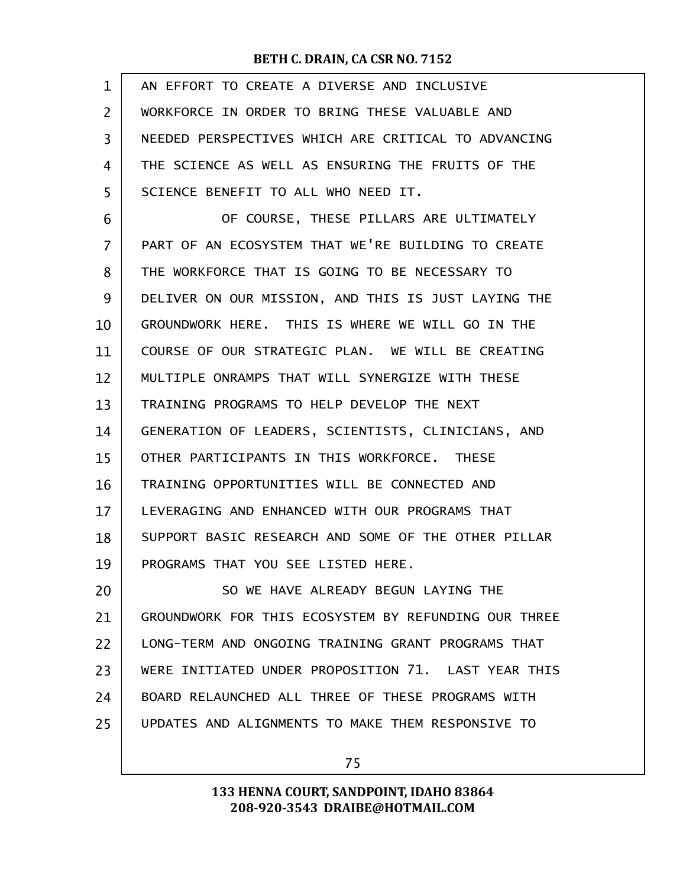AN EFFORT TO CREATE A DIVERSE AND INCLUSIVE WORKFORCE IN ORDER TO BRING THESE VALUABLE AND NEEDED PERSPECTIVES WHICH ARE CRITICAL TO ADVANCING THE SCIENCE AS WELL AS ENSURING THE FRUITS OF THE SCIENCE BENEFIT TO ALL WHO NEED IT.

OF COURSE, THESE PILLARS ARE ULTIMATELY PART OF AN ECOSYSTEM THAT WE'RE BUILDING TO CREATE THE WORKFORCE THAT IS GOING TO BE NECESSARY TO DELIVER ON OUR MISSION, AND THIS IS JUST LAYING THE GROUNDWORK HERE. THIS IS WHERE WE WILL GO IN THE COURSE OF OUR STRATEGIC PLAN. WE WILL BE CREATING MULTIPLE ONRAMPS THAT WILL SYNERGIZE WITH THESE TRAINING PROGRAMS TO HELP DEVELOP THE NEXT GENERATION OF LEADERS, SCIENTISTS, CLINICIANS, AND OTHER PARTICIPANTS IN THIS WORKFORCE. THESE TRAINING OPPORTUNITIES WILL BE CONNECTED AND LEVERAGING AND ENHANCED WITH OUR PROGRAMS THAT SUPPORT BASIC RESEARCH AND SOME OF THE OTHER PILLAR PROGRAMS THAT YOU SEE LISTED HERE.

SO WE HAVE ALREADY BEGUN LAYING THE GROUNDWORK FOR THIS ECOSYSTEM BY REFUNDING OUR THREE LONG-TERM AND ONGOING TRAINING GRANT PROGRAMS THAT WERE INITIATED UNDER PROPOSITION 71. LAST YEAR THIS BOARD RELAUNCHED ALL THREE OF THESE PROGRAMS WITH UPDATES AND ALIGNMENTS TO MAKE THEM RESPONSIVE TO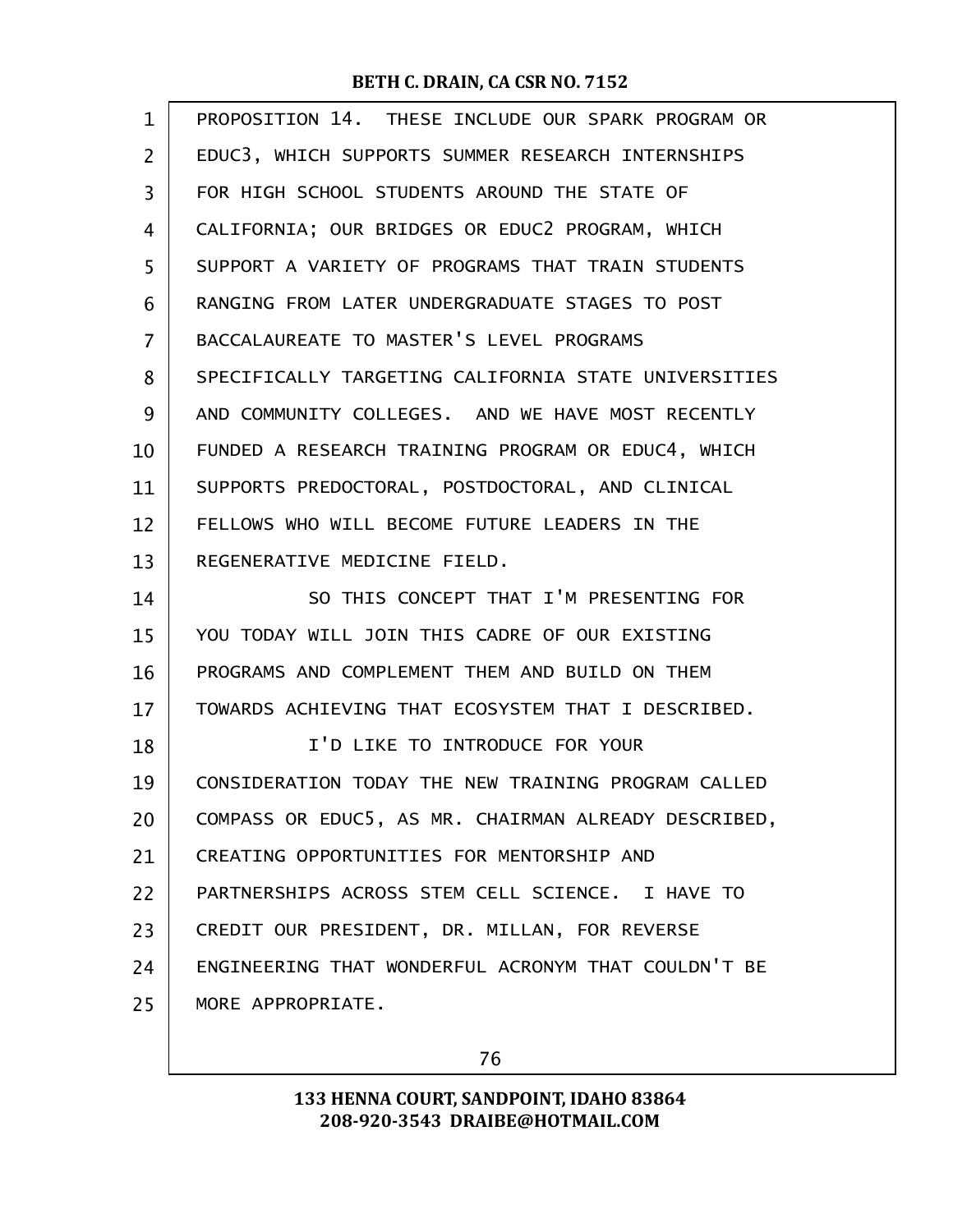PROPOSITION 14. THESE INCLUDE OUR SPARK PROGRAM OR EDUC3, WHICH SUPPORTS SUMMER RESEARCH INTERNSHIPS FOR HIGH SCHOOL STUDENTS AROUND THE STATE OF CALIFORNIA; OUR BRIDGES OR EDUC2 PROGRAM, WHICH SUPPORT A VARIETY OF PROGRAMS THAT TRAIN STUDENTS RANGING FROM LATER UNDERGRADUATE STAGES TO POST BACCALAUREATE TO MASTER'S LEVEL PROGRAMS SPECIFICALLY TARGETING CALIFORNIA STATE UNIVERSITIES AND COMMUNITY COLLEGES. AND WE HAVE MOST RECENTLY FUNDED A RESEARCH TRAINING PROGRAM OR EDUC4, WHICH SUPPORTS PREDOCTORAL, POSTDOCTORAL, AND CLINICAL FELLOWS WHO WILL BECOME FUTURE LEADERS IN THE REGENERATIVE MEDICINE FIELD.

SO THIS CONCEPT THAT I'M PRESENTING FOR YOU TODAY WILL JOIN THIS CADRE OF OUR EXISTING PROGRAMS AND COMPLEMENT THEM AND BUILD ON THEM TOWARDS ACHIEVING THAT ECOSYSTEM THAT I DESCRIBED.

I'D LIKE TO INTRODUCE FOR YOUR CONSIDERATION TODAY THE NEW TRAINING PROGRAM CALLED COMPASS OR EDUC5, AS MR. CHAIRMAN ALREADY DESCRIBED, CREATING OPPORTUNITIES FOR MENTORSHIP AND PARTNERSHIPS ACROSS STEM CELL SCIENCE. I HAVE TO CREDIT OUR PRESIDENT, DR. MILLAN, FOR REVERSE ENGINEERING THAT WONDERFUL ACRONYM THAT COULDN'T BE MORE APPROPRIATE.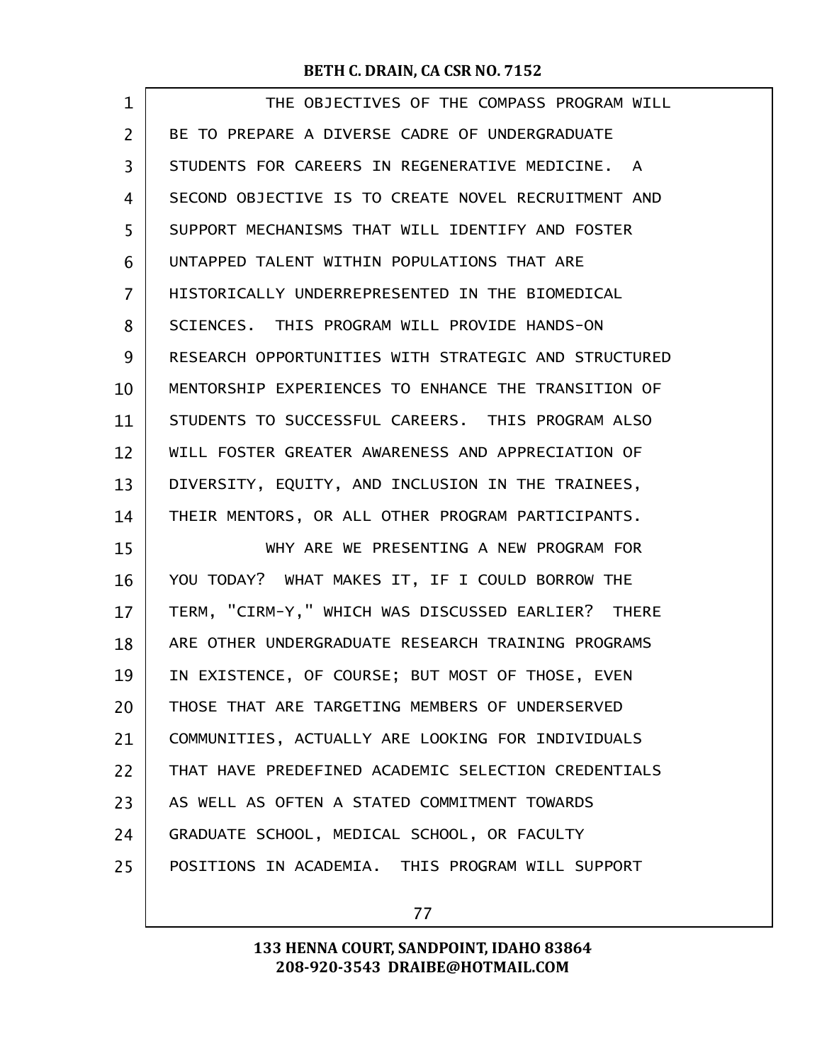THE OBJECTIVES OF THE COMPASS PROGRAM WILL BE TO PREPARE A DIVERSE CADRE OF UNDERGRADUATE STUDENTS FOR CAREERS IN REGENERATIVE MEDICINE. A SECOND OBJECTIVE IS TO CREATE NOVEL RECRUITMENT AND SUPPORT MECHANISMS THAT WILL IDENTIFY AND FOSTER UNTAPPED TALENT WITHIN POPULATIONS THAT ARE HISTORICALLY UNDERREPRESENTED IN THE BIOMEDICAL SCIENCES. THIS PROGRAM WILL PROVIDE HANDS-ON RESEARCH OPPORTUNITIES WITH STRATEGIC AND STRUCTURED MENTORSHIP EXPERIENCES TO ENHANCE THE TRANSITION OF STUDENTS TO SUCCESSFUL CAREERS. THIS PROGRAM ALSO WILL FOSTER GREATER AWARENESS AND APPRECIATION OF DIVERSITY, EQUITY, AND INCLUSION IN THE TRAINEES, THEIR MENTORS, OR ALL OTHER PROGRAM PARTICIPANTS.

WHY ARE WE PRESENTING A NEW PROGRAM FOR YOU TODAY? WHAT MAKES IT, IF I COULD BORROW THE TERM, "CIRM-Y," WHICH WAS DISCUSSED EARLIER? THERE ARE OTHER UNDERGRADUATE RESEARCH TRAINING PROGRAMS IN EXISTENCE, OF COURSE; BUT MOST OF THOSE, EVEN THOSE THAT ARE TARGETING MEMBERS OF UNDERSERVED COMMUNITIES, ACTUALLY ARE LOOKING FOR INDIVIDUALS THAT HAVE PREDEFINED ACADEMIC SELECTION CREDENTIALS AS WELL AS OFTEN A STATED COMMITMENT TOWARDS GRADUATE SCHOOL, MEDICAL SCHOOL, OR FACULTY POSITIONS IN ACADEMIA. THIS PROGRAM WILL SUPPORT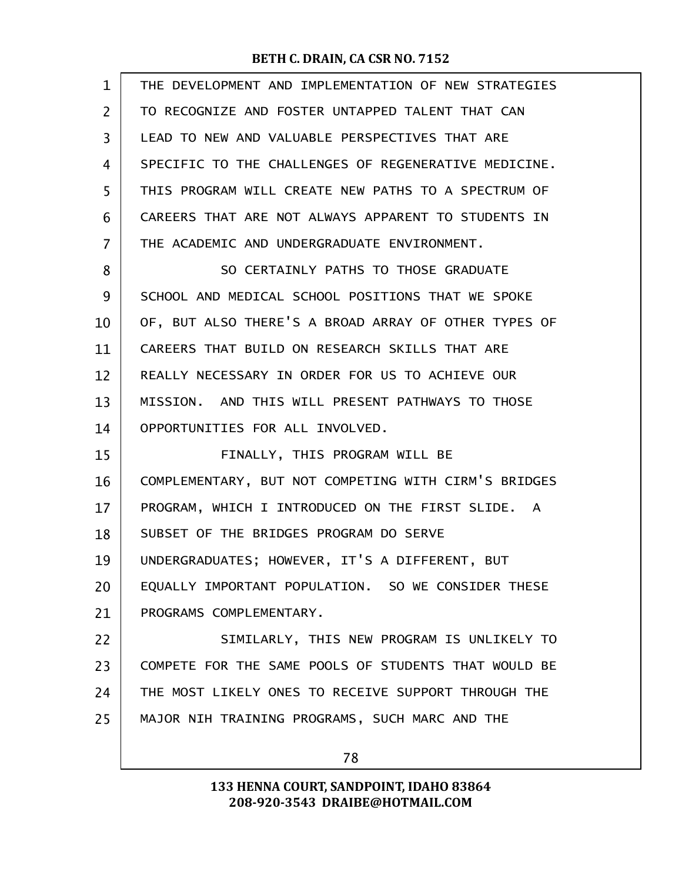THE DEVELOPMENT AND IMPLEMENTATION OF NEW STRATEGIES TO RECOGNIZE AND FOSTER UNTAPPED TALENT THAT CAN LEAD TO NEW AND VALUABLE PERSPECTIVES THAT ARE SPECIFIC TO THE CHALLENGES OF REGENERATIVE MEDICINE. THIS PROGRAM WILL CREATE NEW PATHS TO A SPECTRUM OF CAREERS THAT ARE NOT ALWAYS APPARENT TO STUDENTS IN THE ACADEMIC AND UNDERGRADUATE ENVIRONMENT.

SO CERTAINLY PATHS TO THOSE GRADUATE SCHOOL AND MEDICAL SCHOOL POSITIONS THAT WE SPOKE OF, BUT ALSO THERE'S A BROAD ARRAY OF OTHER TYPES OF CAREERS THAT BUILD ON RESEARCH SKILLS THAT ARE REALLY NECESSARY IN ORDER FOR US TO ACHIEVE OUR MISSION. AND THIS WILL PRESENT PATHWAYS TO THOSE OPPORTUNITIES FOR ALL INVOLVED.

FINALLY, THIS PROGRAM WILL BE COMPLEMENTARY, BUT NOT COMPETING WITH CIRM'S BRIDGES PROGRAM, WHICH I INTRODUCED ON THE FIRST SLIDE. A SUBSET OF THE BRIDGES PROGRAM DO SERVE UNDERGRADUATES; HOWEVER, IT'S A DIFFERENT, BUT EQUALLY IMPORTANT POPULATION. SO WE CONSIDER THESE PROGRAMS COMPLEMENTARY.

SIMILARLY, THIS NEW PROGRAM IS UNLIKELY TO COMPETE FOR THE SAME POOLS OF STUDENTS THAT WOULD BE THE MOST LIKELY ONES TO RECEIVE SUPPORT THROUGH THE MAJOR NIH TRAINING PROGRAMS, SUCH MARC AND THE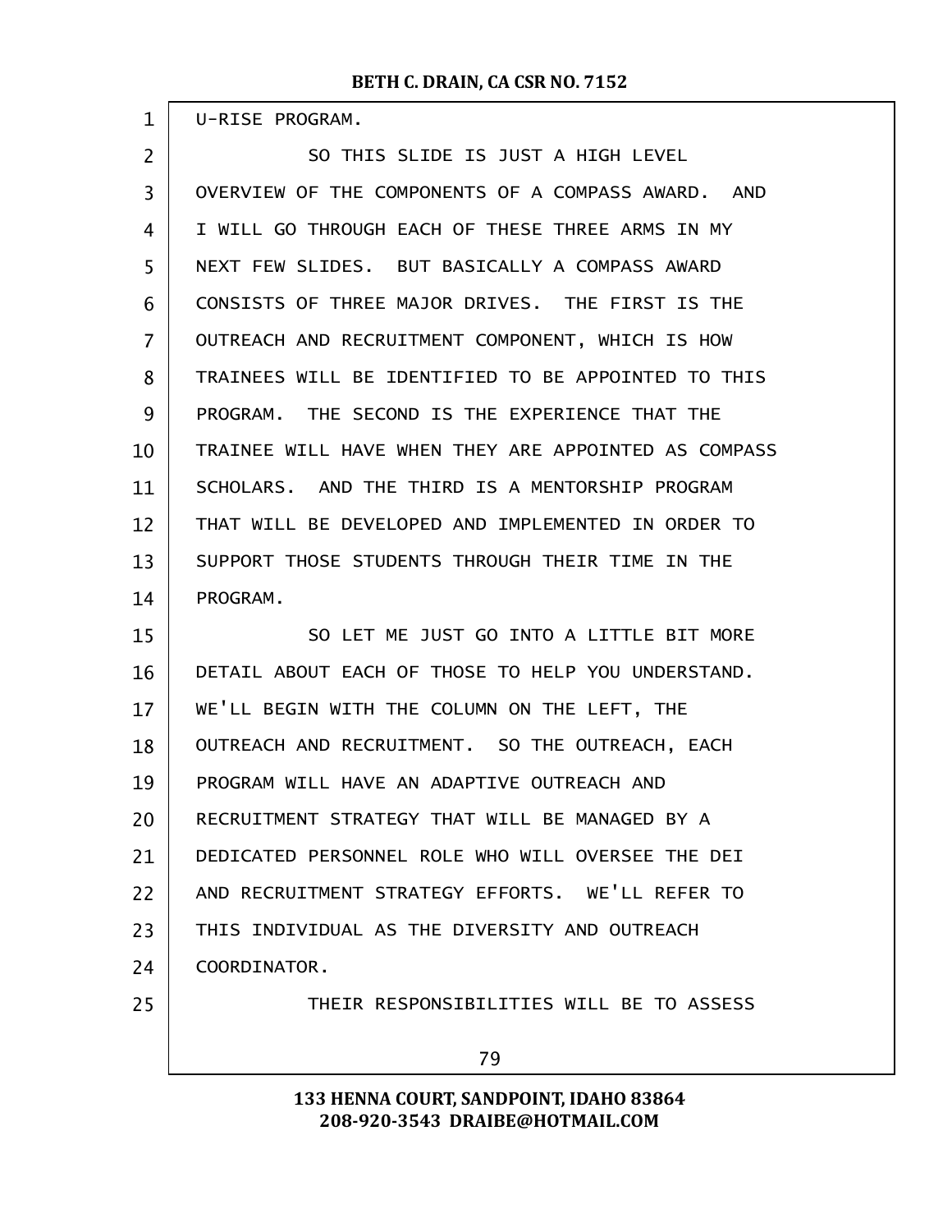U-RISE PROGRAM.

SO THIS SLIDE IS JUST A HIGH LEVEL OVERVIEW OF THE COMPONENTS OF A COMPASS AWARD. AND I WILL GO THROUGH EACH OF THESE THREE ARMS IN MY NEXT FEW SLIDES. BUT BASICALLY A COMPASS AWARD CONSISTS OF THREE MAJOR DRIVES. THE FIRST IS THE OUTREACH AND RECRUITMENT COMPONENT, WHICH IS HOW TRAINEES WILL BE IDENTIFIED TO BE APPOINTED TO THIS PROGRAM. THE SECOND IS THE EXPERIENCE THAT THE TRAINEE WILL HAVE WHEN THEY ARE APPOINTED AS COMPASS SCHOLARS. AND THE THIRD IS A MENTORSHIP PROGRAM THAT WILL BE DEVELOPED AND IMPLEMENTED IN ORDER TO SUPPORT THOSE STUDENTS THROUGH THEIR TIME IN THE PROGRAM.

SO LET ME JUST GO INTO A LITTLE BIT MORE DETAIL ABOUT EACH OF THOSE TO HELP YOU UNDERSTAND. WE'LL BEGIN WITH THE COLUMN ON THE LEFT, THE OUTREACH AND RECRUITMENT. SO THE OUTREACH, EACH PROGRAM WILL HAVE AN ADAPTIVE OUTREACH AND RECRUITMENT STRATEGY THAT WILL BE MANAGED BY A DEDICATED PERSONNEL ROLE WHO WILL OVERSEE THE DEI AND RECRUITMENT STRATEGY EFFORTS. WE'LL REFER TO THIS INDIVIDUAL AS THE DIVERSITY AND OUTREACH COORDINATOR.

THEIR RESPONSIBILITIES WILL BE TO ASSESS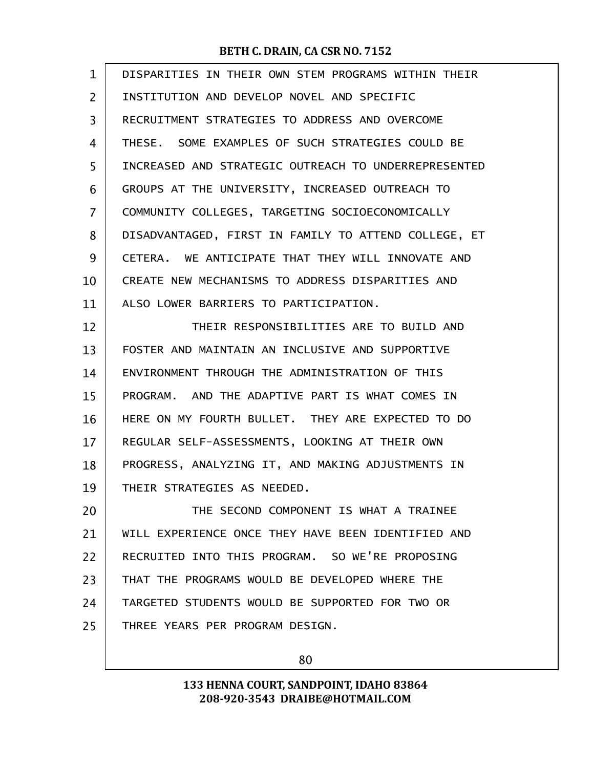DISPARITIES IN THEIR OWN STEM PROGRAMS WITHIN THEIR INSTITUTION AND DEVELOP NOVEL AND SPECIFIC RECRUITMENT STRATEGIES TO ADDRESS AND OVERCOME THESE. SOME EXAMPLES OF SUCH STRATEGIES COULD BE INCREASED AND STRATEGIC OUTREACH TO UNDERREPRESENTED GROUPS AT THE UNIVERSITY, INCREASED OUTREACH TO COMMUNITY COLLEGES, TARGETING SOCIOECONOMICALLY DISADVANTAGED, FIRST IN FAMILY TO ATTEND COLLEGE, ET CETERA. WE ANTICIPATE THAT THEY WILL INNOVATE AND CREATE NEW MECHANISMS TO ADDRESS DISPARITIES AND ALSO LOWER BARRIERS TO PARTICIPATION.

THEIR RESPONSIBILITIES ARE TO BUILD AND FOSTER AND MAINTAIN AN INCLUSIVE AND SUPPORTIVE ENVIRONMENT THROUGH THE ADMINISTRATION OF THIS PROGRAM. AND THE ADAPTIVE PART IS WHAT COMES IN HERE ON MY FOURTH BULLET. THEY ARE EXPECTED TO DO REGULAR SELF-ASSESSMENTS, LOOKING AT THEIR OWN PROGRESS, ANALYZING IT, AND MAKING ADJUSTMENTS IN THEIR STRATEGIES AS NEEDED.

THE SECOND COMPONENT IS WHAT A TRAINEE WILL EXPERIENCE ONCE THEY HAVE BEEN IDENTIFIED AND RECRUITED INTO THIS PROGRAM. SO WE'RE PROPOSING THAT THE PROGRAMS WOULD BE DEVELOPED WHERE THE TARGETED STUDENTS WOULD BE SUPPORTED FOR TWO OR THREE YEARS PER PROGRAM DESIGN.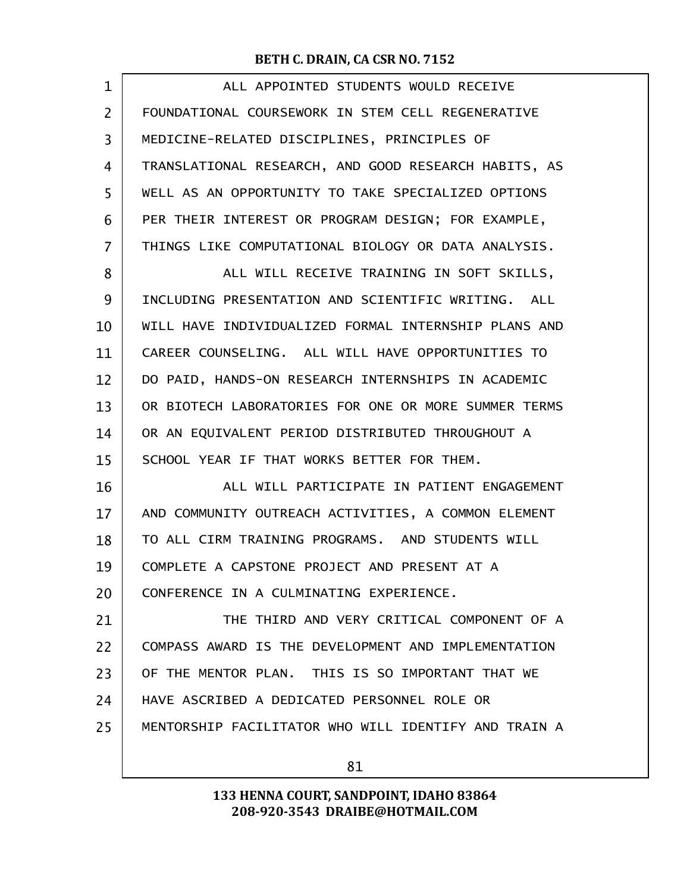ALL APPOINTED STUDENTS WOULD RECEIVE FOUNDATIONAL COURSEWORK IN STEM CELL REGENERATIVE MEDICINE-RELATED DISCIPLINES, PRINCIPLES OF TRANSLATIONAL RESEARCH, AND GOOD RESEARCH HABITS, AS WELL AS AN OPPORTUNITY TO TAKE SPECIALIZED OPTIONS PER THEIR INTEREST OR PROGRAM DESIGN; FOR EXAMPLE, THINGS LIKE COMPUTATIONAL BIOLOGY OR DATA ANALYSIS.

ALL WILL RECEIVE TRAINING IN SOFT SKILLS, INCLUDING PRESENTATION AND SCIENTIFIC WRITING. ALL WILL HAVE INDIVIDUALIZED FORMAL INTERNSHIP PLANS AND CAREER COUNSELING. ALL WILL HAVE OPPORTUNITIES TO DO PAID, HANDS-ON RESEARCH INTERNSHIPS IN ACADEMIC OR BIOTECH LABORATORIES FOR ONE OR MORE SUMMER TERMS OR AN EQUIVALENT PERIOD DISTRIBUTED THROUGHOUT A SCHOOL YEAR IF THAT WORKS BETTER FOR THEM.

ALL WILL PARTICIPATE IN PATIENT ENGAGEMENT AND COMMUNITY OUTREACH ACTIVITIES, A COMMON ELEMENT TO ALL CIRM TRAINING PROGRAMS. AND STUDENTS WILL COMPLETE A CAPSTONE PROJECT AND PRESENT AT A CONFERENCE IN A CULMINATING EXPERIENCE.

THE THIRD AND VERY CRITICAL COMPONENT OF A COMPASS AWARD IS THE DEVELOPMENT AND IMPLEMENTATION OF THE MENTOR PLAN. THIS IS SO IMPORTANT THAT WE HAVE ASCRIBED A DEDICATED PERSONNEL ROLE OR MENTORSHIP FACILITATOR WHO WILL IDENTIFY AND TRAIN A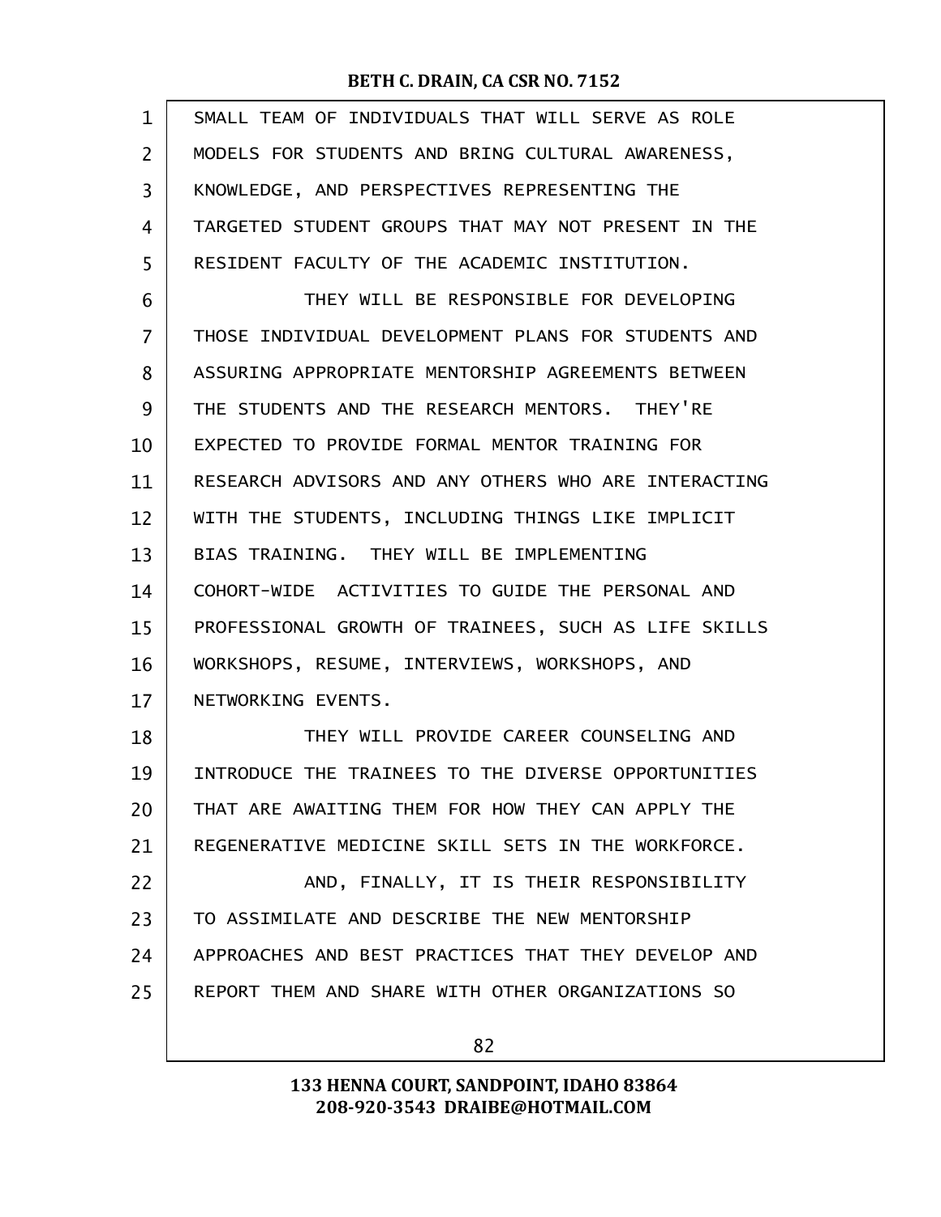SMALL TEAM OF INDIVIDUALS THAT WILL SERVE AS ROLE MODELS FOR STUDENTS AND BRING CULTURAL AWARENESS, KNOWLEDGE, AND PERSPECTIVES REPRESENTING THE TARGETED STUDENT GROUPS THAT MAY NOT PRESENT IN THE RESIDENT FACULTY OF THE ACADEMIC INSTITUTION.

THEY WILL BE RESPONSIBLE FOR DEVELOPING THOSE INDIVIDUAL DEVELOPMENT PLANS FOR STUDENTS AND ASSURING APPROPRIATE MENTORSHIP AGREEMENTS BETWEEN THE STUDENTS AND THE RESEARCH MENTORS. THEY'RE EXPECTED TO PROVIDE FORMAL MENTOR TRAINING FOR RESEARCH ADVISORS AND ANY OTHERS WHO ARE INTERACTING WITH THE STUDENTS, INCLUDING THINGS LIKE IMPLICIT BIAS TRAINING. THEY WILL BE IMPLEMENTING COHORT-WIDE ACTIVITIES TO GUIDE THE PERSONAL AND PROFESSIONAL GROWTH OF TRAINEES, SUCH AS LIFE SKILLS WORKSHOPS, RESUME, INTERVIEWS, WORKSHOPS, AND NETWORKING EVENTS.

THEY WILL PROVIDE CAREER COUNSELING AND INTRODUCE THE TRAINEES TO THE DIVERSE OPPORTUNITIES THAT ARE AWAITING THEM FOR HOW THEY CAN APPLY THE REGENERATIVE MEDICINE SKILL SETS IN THE WORKFORCE.

AND, FINALLY, IT IS THEIR RESPONSIBILITY TO ASSIMILATE AND DESCRIBE THE NEW MENTORSHIP APPROACHES AND BEST PRACTICES THAT THEY DEVELOP AND REPORT THEM AND SHARE WITH OTHER ORGANIZATIONS SO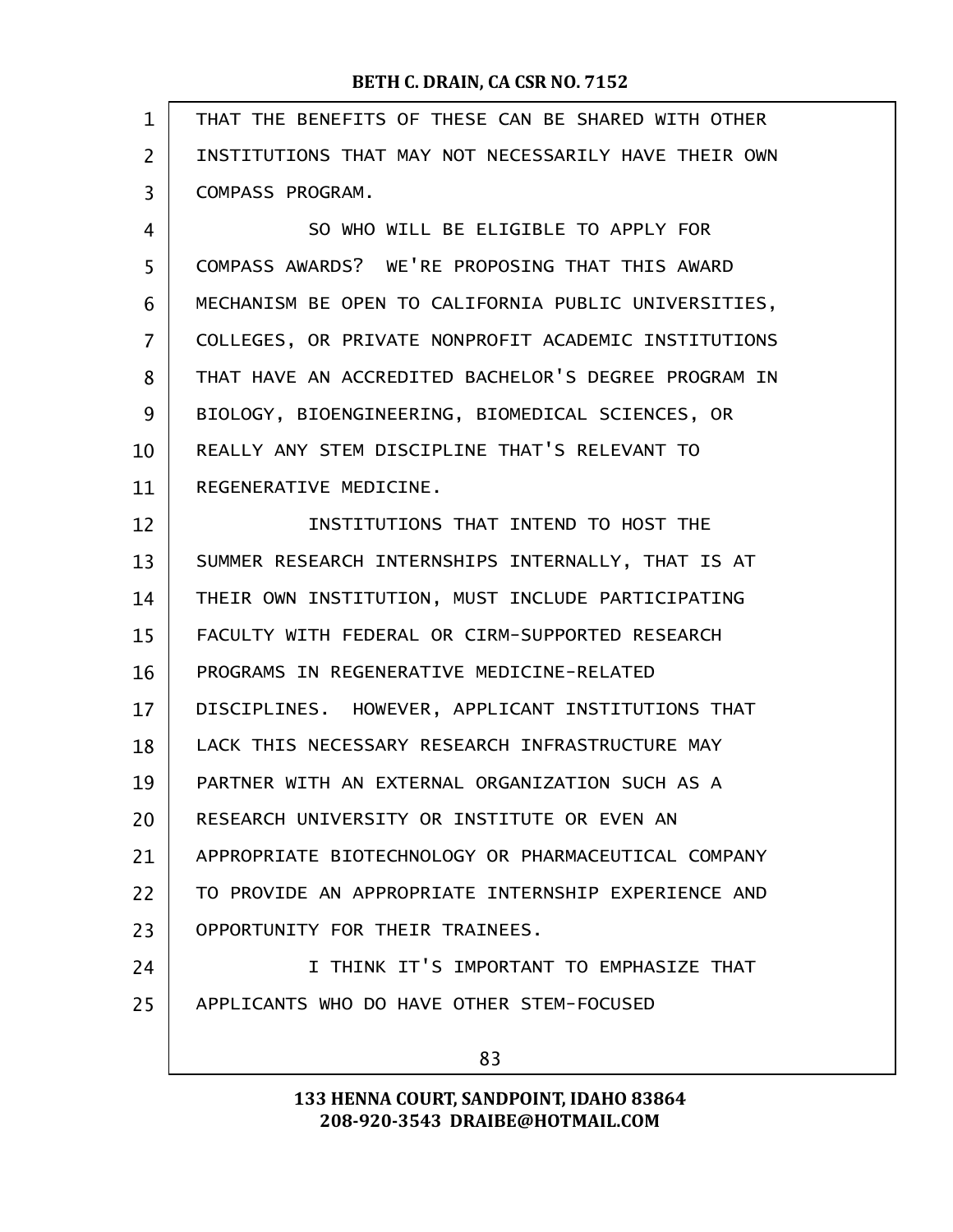THAT THE BENEFITS OF THESE CAN BE SHARED WITH OTHER INSTITUTIONS THAT MAY NOT NECESSARILY HAVE THEIR OWN COMPASS PROGRAM.

SO WHO WILL BE ELIGIBLE TO APPLY FOR COMPASS AWARDS? WE'RE PROPOSING THAT THIS AWARD MECHANISM BE OPEN TO CALIFORNIA PUBLIC UNIVERSITIES, COLLEGES, OR PRIVATE NONPROFIT ACADEMIC INSTITUTIONS THAT HAVE AN ACCREDITED BACHELOR'S DEGREE PROGRAM IN BIOLOGY, BIOENGINEERING, BIOMEDICAL SCIENCES, OR REALLY ANY STEM DISCIPLINE THAT'S RELEVANT TO REGENERATIVE MEDICINE.

INSTITUTIONS THAT INTEND TO HOST THE SUMMER RESEARCH INTERNSHIPS INTERNALLY, THAT IS AT THEIR OWN INSTITUTION, MUST INCLUDE PARTICIPATING FACULTY WITH FEDERAL OR CIRM-SUPPORTED RESEARCH PROGRAMS IN REGENERATIVE MEDICINE-RELATED DISCIPLINES. HOWEVER, APPLICANT INSTITUTIONS THAT LACK THIS NECESSARY RESEARCH INFRASTRUCTURE MAY PARTNER WITH AN EXTERNAL ORGANIZATION SUCH AS A RESEARCH UNIVERSITY OR INSTITUTE OR EVEN AN APPROPRIATE BIOTECHNOLOGY OR PHARMACEUTICAL COMPANY TO PROVIDE AN APPROPRIATE INTERNSHIP EXPERIENCE AND OPPORTUNITY FOR THEIR TRAINEES.

I THINK IT'S IMPORTANT TO EMPHASIZE THAT APPLICANTS WHO DO HAVE OTHER STEM-FOCUSED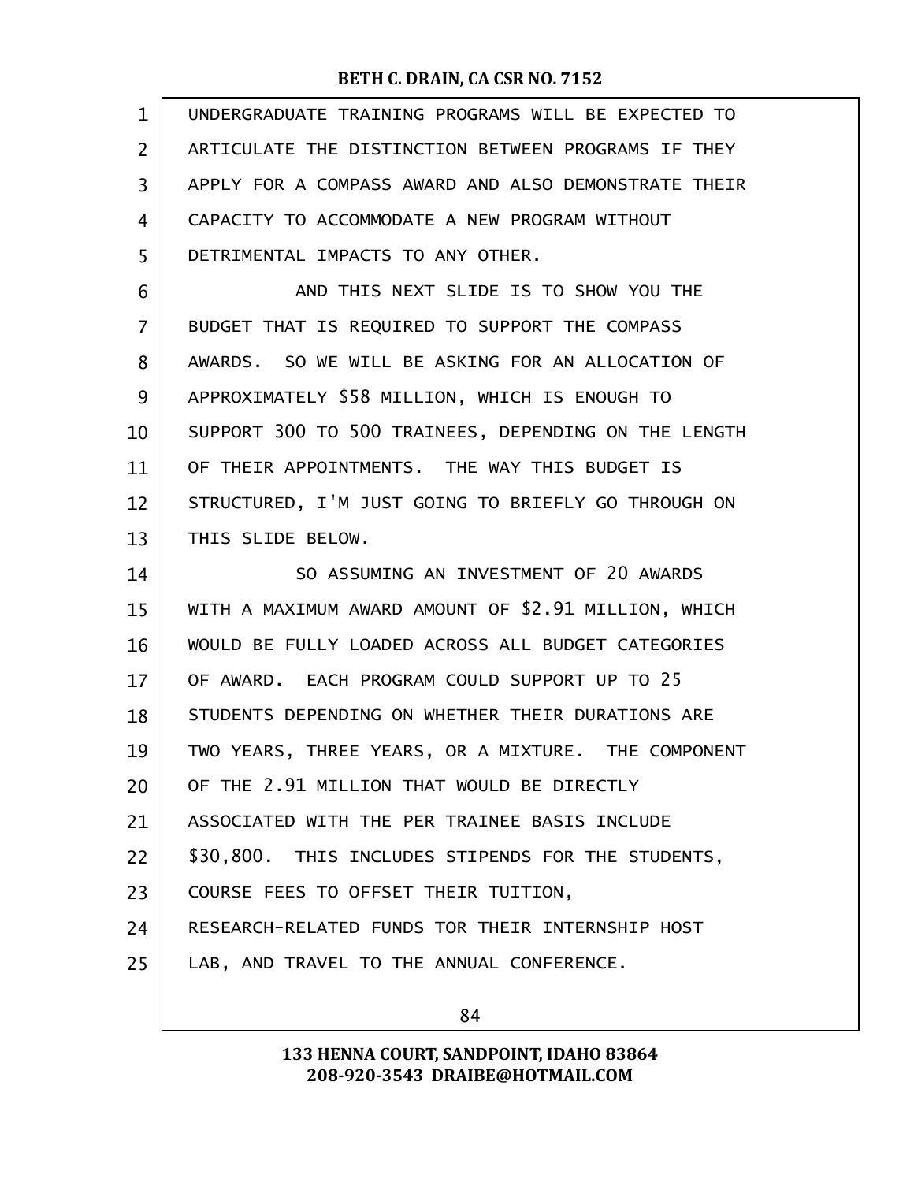UNDERGRADUATE TRAINING PROGRAMS WILL BE EXPECTED TO ARTICULATE THE DISTINCTION BETWEEN PROGRAMS IF THEY APPLY FOR A COMPASS AWARD AND ALSO DEMONSTRATE THEIR CAPACITY TO ACCOMMODATE A NEW PROGRAM WITHOUT DETRIMENTAL IMPACTS TO ANY OTHER.

AND THIS NEXT SLIDE IS TO SHOW YOU THE BUDGET THAT IS REQUIRED TO SUPPORT THE COMPASS AWARDS. SO WE WILL BE ASKING FOR AN ALLOCATION OF APPROXIMATELY $58 MILLION, WHICH IS ENOUGH TO SUPPORT 300 TO 500 TRAINEES, DEPENDING ON THE LENGTH OF THEIR APPOINTMENTS. THE WAY THIS BUDGET IS STRUCTURED, I'M JUST GOING TO BRIEFLY GO THROUGH ON THIS SLIDE BELOW.

SO ASSUMING AN INVESTMENT OF 20 AWARDS WITH A MAXIMUM AWARD AMOUNT OF $2.91 MILLION, WHICH WOULD BE FULLY LOADED ACROSS ALL BUDGET CATEGORIES OF AWARD. EACH PROGRAM COULD SUPPORT UP TO 25 STUDENTS DEPENDING ON WHETHER THEIR DURATIONS ARE TWO YEARS, THREE YEARS, OR A MIXTURE. THE COMPONENT OF THE 2.91 MILLION THAT WOULD BE DIRECTLY ASSOCIATED WITH THE PER TRAINEE BASIS INCLUDE $30,800. THIS INCLUDES STIPENDS FOR THE STUDENTS, COURSE FEES TO OFFSET THEIR TUITION, RESEARCH-RELATED FUNDS TOR THEIR INTERNSHIP HOST LAB, AND TRAVEL TO THE ANNUAL CONFERENCE.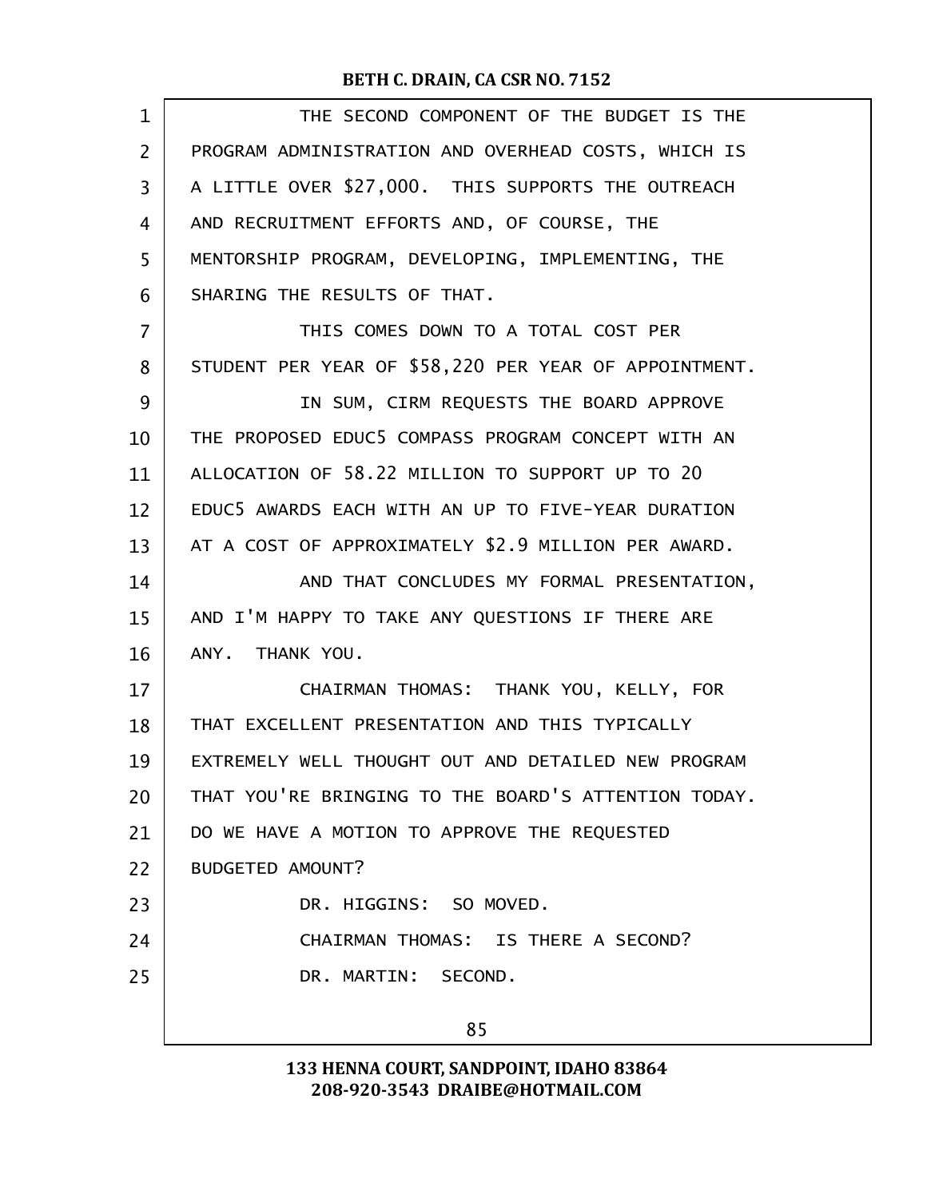THE SECOND COMPONENT OF THE BUDGET IS THE PROGRAM ADMINISTRATION AND OVERHEAD COSTS, WHICH IS A LITTLE OVER $27,000. THIS SUPPORTS THE OUTREACH AND RECRUITMENT EFFORTS AND, OF COURSE, THE MENTORSHIP PROGRAM, DEVELOPING, IMPLEMENTING, THE SHARING THE RESULTS OF THAT.

THIS COMES DOWN TO A TOTAL COST PER STUDENT PER YEAR OF $58,220 PER YEAR OF APPOINTMENT.

IN SUM, CIRM REQUESTS THE BOARD APPROVE THE PROPOSED EDUC5 COMPASS PROGRAM CONCEPT WITH AN ALLOCATION OF 58.22 MILLION TO SUPPORT UP TO 20 EDUC5 AWARDS EACH WITH AN UP TO FIVE-YEAR DURATION AT A COST OF APPROXIMATELY $2.9 MILLION PER AWARD.

AND THAT CONCLUDES MY FORMAL PRESENTATION, AND I'M HAPPY TO TAKE ANY QUESTIONS IF THERE ARE ANY. THANK YOU.

CHAIRMAN THOMAS: THANK YOU, KELLY, FOR THAT EXCELLENT PRESENTATION AND THIS TYPICALLY EXTREMELY WELL THOUGHT OUT AND DETAILED NEW PROGRAM THAT YOU'RE BRINGING TO THE BOARD'S ATTENTION TODAY. DO WE HAVE A MOTION TO APPROVE THE REQUESTED BUDGETED AMOUNT?

DR. HIGGINS: SO MOVED.

CHAIRMAN THOMAS: IS THERE A SECOND?

DR. MARTIN: SECOND.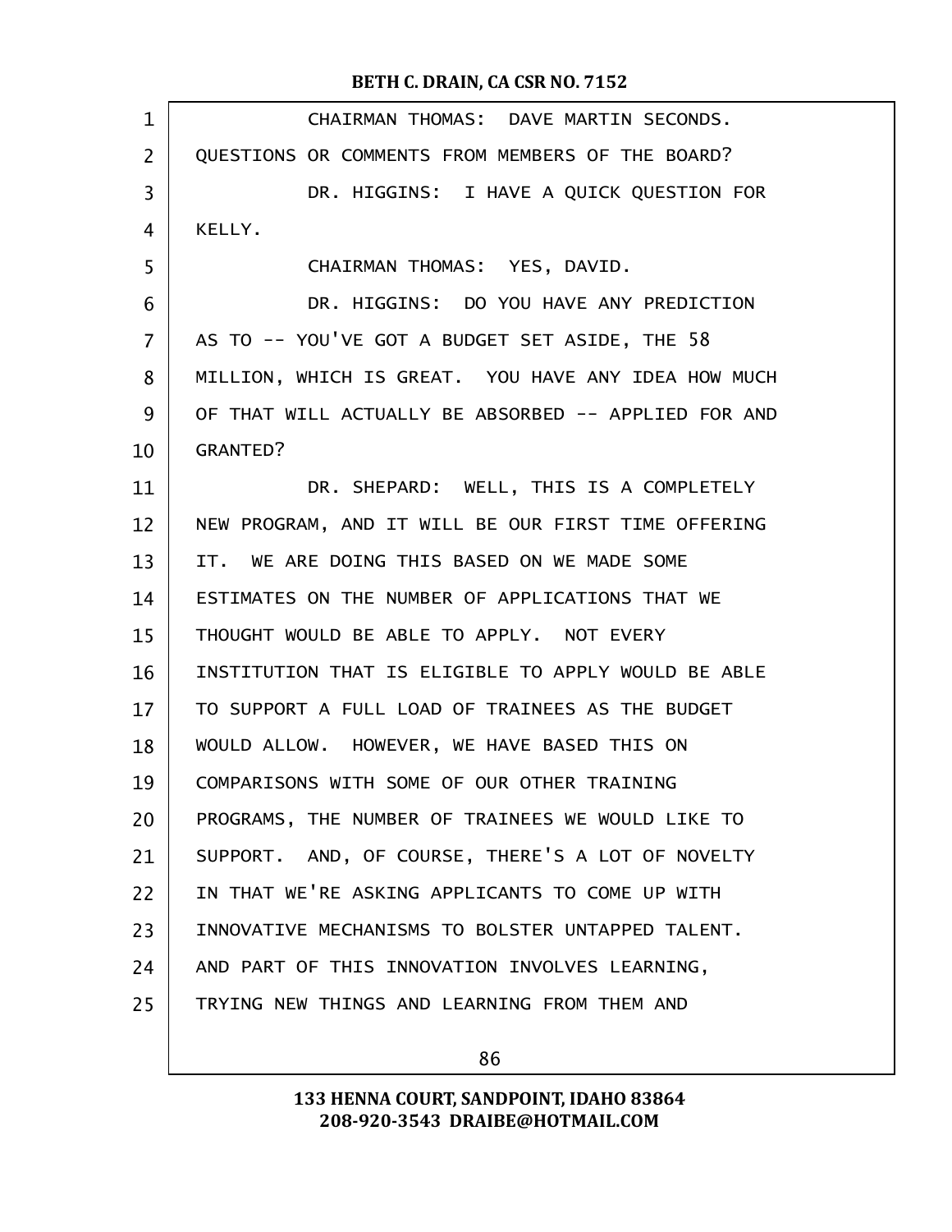CHAIRMAN THOMAS: DAVE MARTIN SECONDS. QUESTIONS OR COMMENTS FROM MEMBERS OF THE BOARD?

DR. HIGGINS: I HAVE A QUICK QUESTION FOR KELLY.

CHAIRMAN THOMAS: YES, DAVID.

DR. HIGGINS: DO YOU HAVE ANY PREDICTION AS TO -- YOU'VE GOT A BUDGET SET ASIDE, THE 58 MILLION, WHICH IS GREAT. YOU HAVE ANY IDEA HOW MUCH OF THAT WILL ACTUALLY BE ABSORBED -- APPLIED FOR AND GRANTED?

DR. SHEPARD: WELL, THIS IS A COMPLETELY NEW PROGRAM, AND IT WILL BE OUR FIRST TIME OFFERING IT. WE ARE DOING THIS BASED ON WE MADE SOME ESTIMATES ON THE NUMBER OF APPLICATIONS THAT WE THOUGHT WOULD BE ABLE TO APPLY. NOT EVERY INSTITUTION THAT IS ELIGIBLE TO APPLY WOULD BE ABLE TO SUPPORT A FULL LOAD OF TRAINEES AS THE BUDGET WOULD ALLOW. HOWEVER, WE HAVE BASED THIS ON COMPARISONS WITH SOME OF OUR OTHER TRAINING PROGRAMS, THE NUMBER OF TRAINEES WE WOULD LIKE TO SUPPORT. AND, OF COURSE, THERE'S A LOT OF NOVELTY IN THAT WE'RE ASKING APPLICANTS TO COME UP WITH INNOVATIVE MECHANISMS TO BOLSTER UNTAPPED TALENT. AND PART OF THIS INNOVATION INVOLVES LEARNING, TRYING NEW THINGS AND LEARNING FROM THEM AND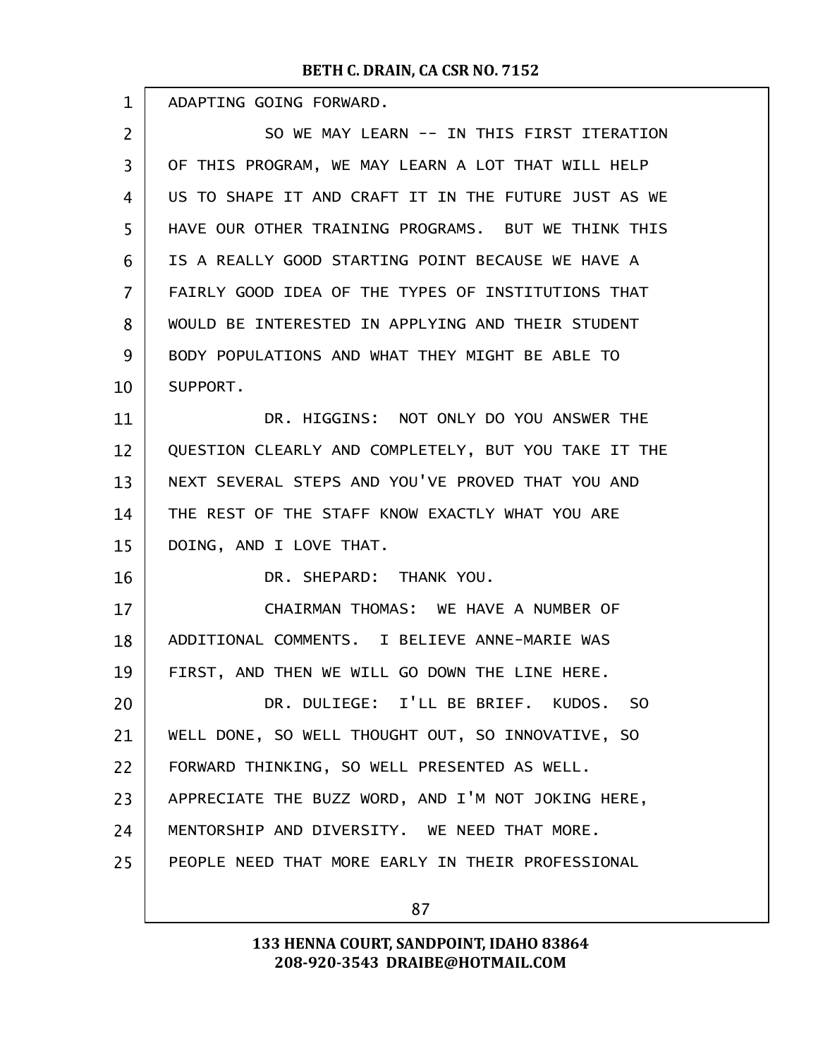ADAPTING GOING FORWARD.

SO WE MAY LEARN -- IN THIS FIRST ITERATION OF THIS PROGRAM, WE MAY LEARN A LOT THAT WILL HELP US TO SHAPE IT AND CRAFT IT IN THE FUTURE JUST AS WE HAVE OUR OTHER TRAINING PROGRAMS. BUT WE THINK THIS IS A REALLY GOOD STARTING POINT BECAUSE WE HAVE A FAIRLY GOOD IDEA OF THE TYPES OF INSTITUTIONS THAT WOULD BE INTERESTED IN APPLYING AND THEIR STUDENT BODY POPULATIONS AND WHAT THEY MIGHT BE ABLE TO SUPPORT.

DR. HIGGINS: NOT ONLY DO YOU ANSWER THE QUESTION CLEARLY AND COMPLETELY, BUT YOU TAKE IT THE NEXT SEVERAL STEPS AND YOU'VE PROVED THAT YOU AND THE REST OF THE STAFF KNOW EXACTLY WHAT YOU ARE DOING, AND I LOVE THAT.

DR. SHEPARD: THANK YOU.

CHAIRMAN THOMAS: WE HAVE A NUMBER OF ADDITIONAL COMMENTS. I BELIEVE ANNE-MARIE WAS FIRST, AND THEN WE WILL GO DOWN THE LINE HERE.

DR. DULIEGE: I'LL BE BRIEF. KUDOS. SO WELL DONE, SO WELL THOUGHT OUT, SO INNOVATIVE, SO FORWARD THINKING, SO WELL PRESENTED AS WELL. APPRECIATE THE BUZZ WORD, AND I'M NOT JOKING HERE, MENTORSHIP AND DIVERSITY. WE NEED THAT MORE. PEOPLE NEED THAT MORE EARLY IN THEIR PROFESSIONAL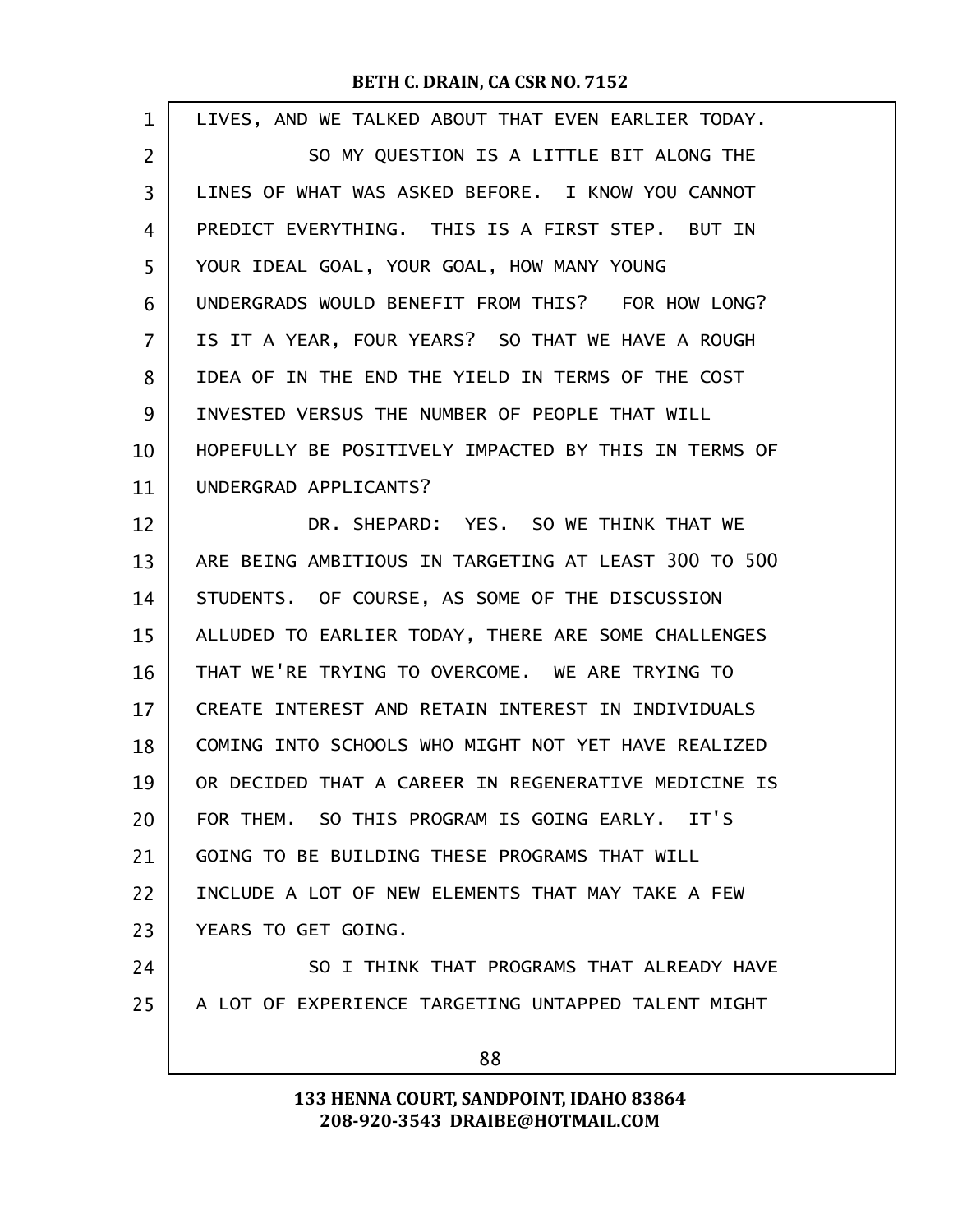LIVES, AND WE TALKED ABOUT THAT EVEN EARLIER TODAY.

SO MY QUESTION IS A LITTLE BIT ALONG THE LINES OF WHAT WAS ASKED BEFORE. I KNOW YOU CANNOT PREDICT EVERYTHING. THIS IS A FIRST STEP. BUT IN YOUR IDEAL GOAL, YOUR GOAL, HOW MANY YOUNG UNDERGRADS WOULD BENEFIT FROM THIS? FOR HOW LONG? IS IT A YEAR, FOUR YEARS? SO THAT WE HAVE A ROUGH IDEA OF IN THE END THE YIELD IN TERMS OF THE COST INVESTED VERSUS THE NUMBER OF PEOPLE THAT WILL HOPEFULLY BE POSITIVELY IMPACTED BY THIS IN TERMS OF UNDERGRAD APPLICANTS?

DR. SHEPARD: YES. SO WE THINK THAT WE ARE BEING AMBITIOUS IN TARGETING AT LEAST 300 TO 500 STUDENTS. OF COURSE, AS SOME OF THE DISCUSSION ALLUDED TO EARLIER TODAY, THERE ARE SOME CHALLENGES THAT WE'RE TRYING TO OVERCOME. WE ARE TRYING TO CREATE INTEREST AND RETAIN INTEREST IN INDIVIDUALS COMING INTO SCHOOLS WHO MIGHT NOT YET HAVE REALIZED OR DECIDED THAT A CAREER IN REGENERATIVE MEDICINE IS FOR THEM. SO THIS PROGRAM IS GOING EARLY. IT'S GOING TO BE BUILDING THESE PROGRAMS THAT WILL INCLUDE A LOT OF NEW ELEMENTS THAT MAY TAKE A FEW YEARS TO GET GOING.

SO I THINK THAT PROGRAMS THAT ALREADY HAVE A LOT OF EXPERIENCE TARGETING UNTAPPED TALENT MIGHT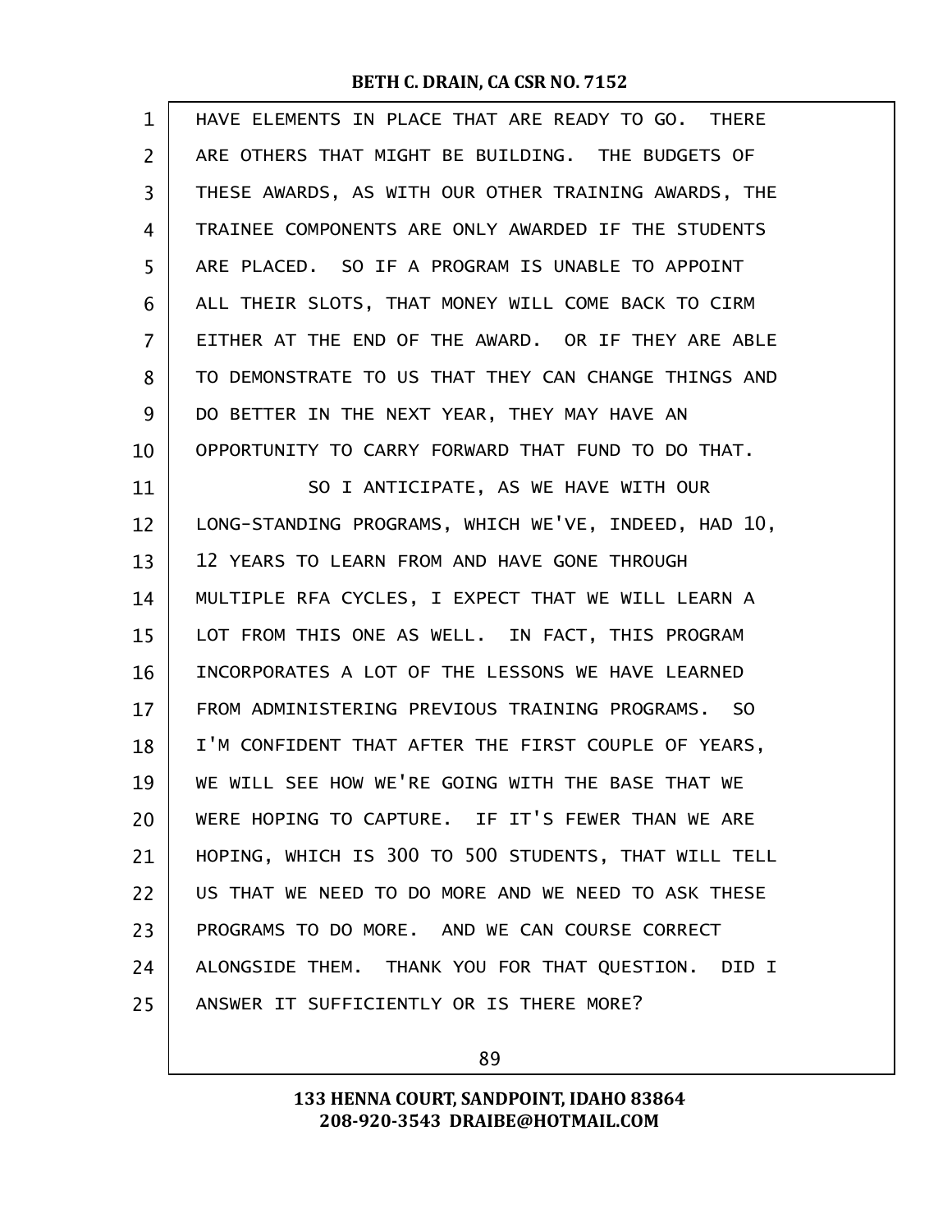HAVE ELEMENTS IN PLACE THAT ARE READY TO GO. THERE ARE OTHERS THAT MIGHT BE BUILDING. THE BUDGETS OF THESE AWARDS, AS WITH OUR OTHER TRAINING AWARDS, THE TRAINEE COMPONENTS ARE ONLY AWARDED IF THE STUDENTS ARE PLACED. SO IF A PROGRAM IS UNABLE TO APPOINT ALL THEIR SLOTS, THAT MONEY WILL COME BACK TO CIRM EITHER AT THE END OF THE AWARD. OR IF THEY ARE ABLE TO DEMONSTRATE TO US THAT THEY CAN CHANGE THINGS AND DO BETTER IN THE NEXT YEAR, THEY MAY HAVE AN OPPORTUNITY TO CARRY FORWARD THAT FUND TO DO THAT.

SO I ANTICIPATE, AS WE HAVE WITH OUR LONG-STANDING PROGRAMS, WHICH WE'VE, INDEED, HAD 10, 12 YEARS TO LEARN FROM AND HAVE GONE THROUGH MULTIPLE RFA CYCLES, I EXPECT THAT WE WILL LEARN A LOT FROM THIS ONE AS WELL. IN FACT, THIS PROGRAM INCORPORATES A LOT OF THE LESSONS WE HAVE LEARNED FROM ADMINISTERING PREVIOUS TRAINING PROGRAMS. SO I'M CONFIDENT THAT AFTER THE FIRST COUPLE OF YEARS, WE WILL SEE HOW WE'RE GOING WITH THE BASE THAT WE WERE HOPING TO CAPTURE. IF IT'S FEWER THAN WE ARE HOPING, WHICH IS 300 TO 500 STUDENTS, THAT WILL TELL US THAT WE NEED TO DO MORE AND WE NEED TO ASK THESE PROGRAMS TO DO MORE. AND WE CAN COURSE CORRECT ALONGSIDE THEM. THANK YOU FOR THAT QUESTION. DID I ANSWER IT SUFFICIENTLY OR IS THERE MORE?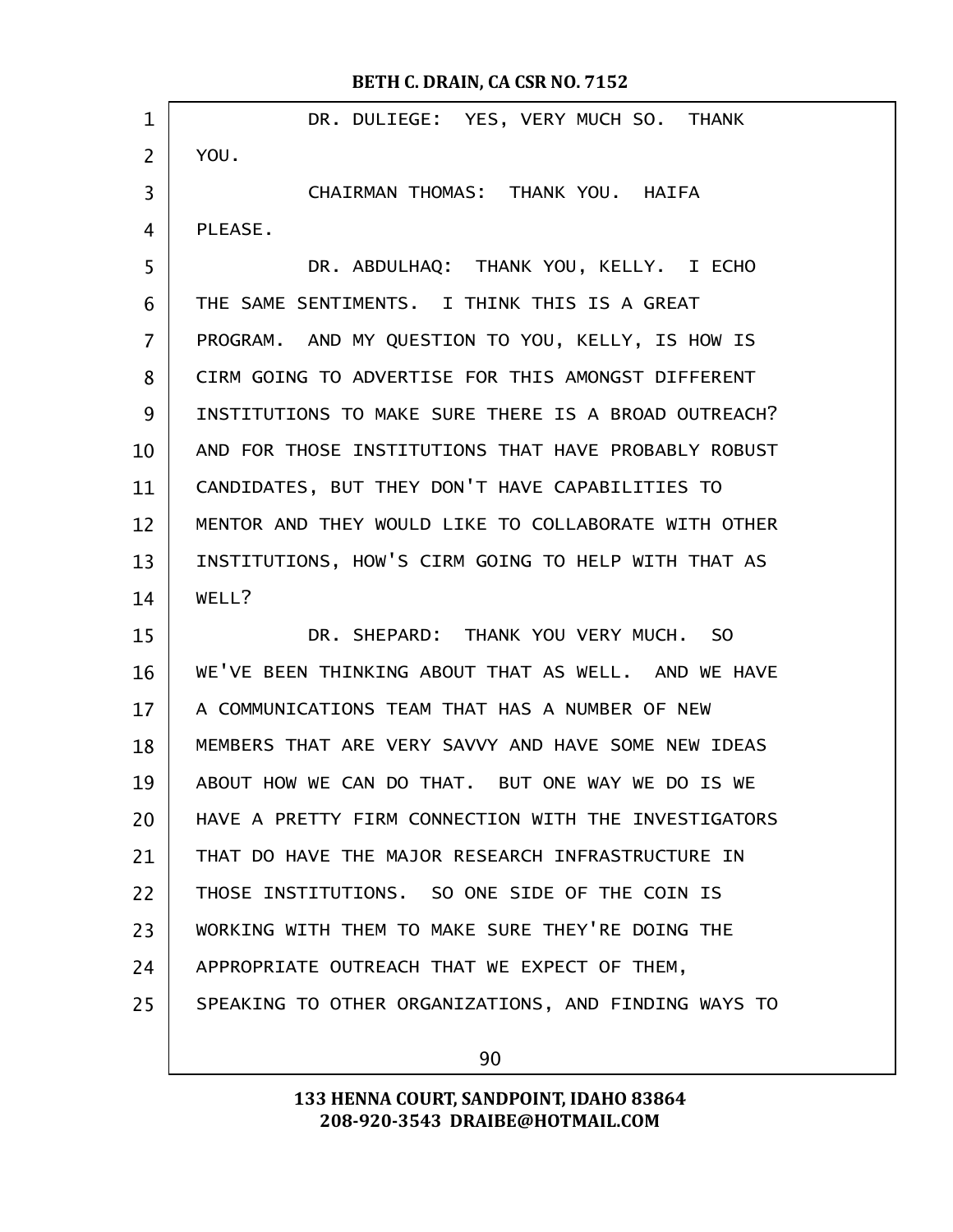DR. DULIEGE: YES, VERY MUCH SO. THANK YOU.

CHAIRMAN THOMAS: THANK YOU. HAIFA PLEASE.

DR. ABDULHAQ: THANK YOU, KELLY. I ECHO THE SAME SENTIMENTS. I THINK THIS IS A GREAT PROGRAM. AND MY QUESTION TO YOU, KELLY, IS HOW IS CIRM GOING TO ADVERTISE FOR THIS AMONGST DIFFERENT INSTITUTIONS TO MAKE SURE THERE IS A BROAD OUTREACH? AND FOR THOSE INSTITUTIONS THAT HAVE PROBABLY ROBUST CANDIDATES, BUT THEY DON'T HAVE CAPABILITIES TO MENTOR AND THEY WOULD LIKE TO COLLABORATE WITH OTHER INSTITUTIONS, HOW'S CIRM GOING TO HELP WITH THAT AS WELL?

DR. SHEPARD: THANK YOU VERY MUCH. SO WE'VE BEEN THINKING ABOUT THAT AS WELL. AND WE HAVE A COMMUNICATIONS TEAM THAT HAS A NUMBER OF NEW MEMBERS THAT ARE VERY SAVVY AND HAVE SOME NEW IDEAS ABOUT HOW WE CAN DO THAT. BUT ONE WAY WE DO IS WE HAVE A PRETTY FIRM CONNECTION WITH THE INVESTIGATORS THAT DO HAVE THE MAJOR RESEARCH INFRASTRUCTURE IN THOSE INSTITUTIONS. SO ONE SIDE OF THE COIN IS WORKING WITH THEM TO MAKE SURE THEY'RE DOING THE APPROPRIATE OUTREACH THAT WE EXPECT OF THEM, SPEAKING TO OTHER ORGANIZATIONS, AND FINDING WAYS TO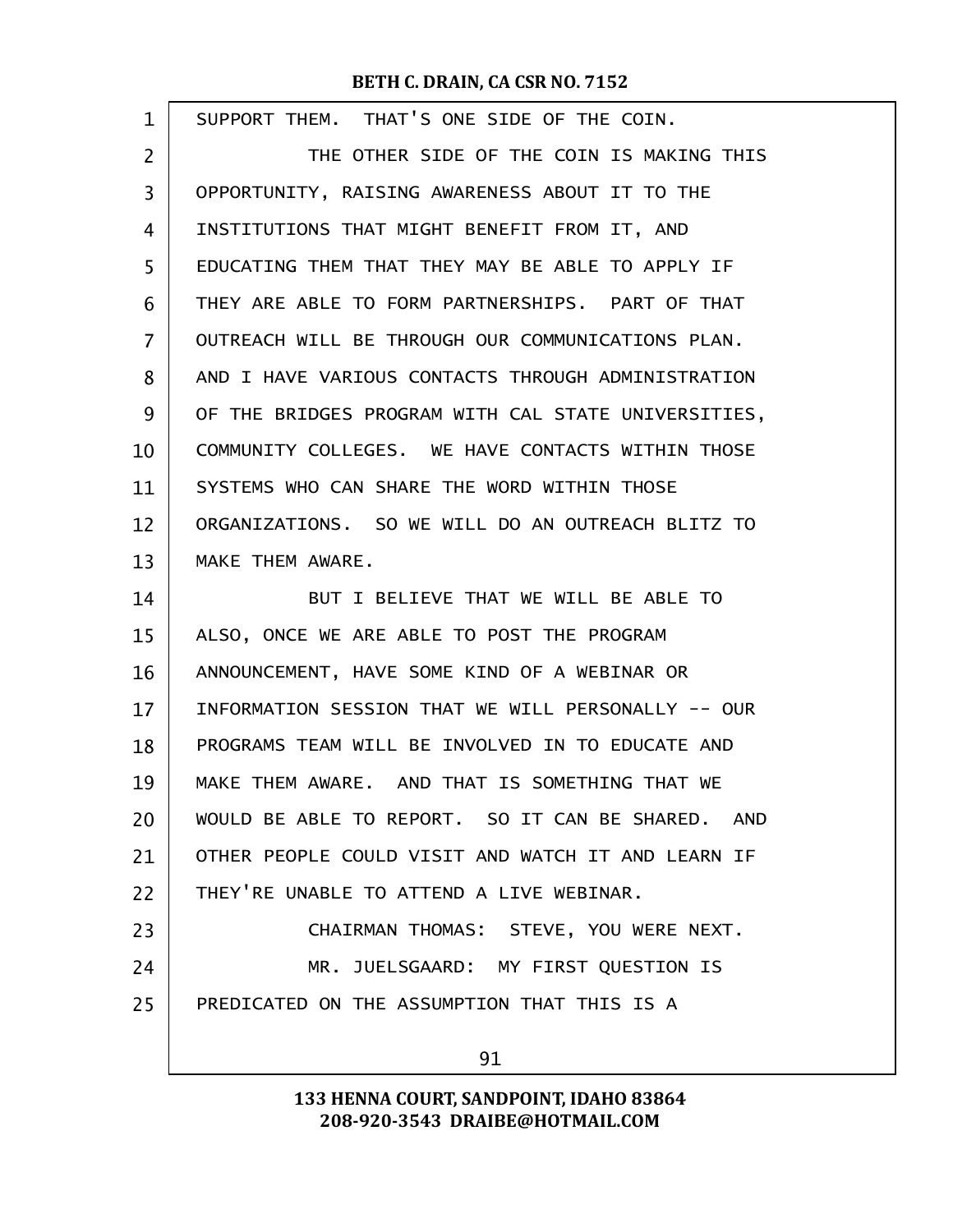SUPPORT THEM. THAT'S ONE SIDE OF THE COIN.

THE OTHER SIDE OF THE COIN IS MAKING THIS OPPORTUNITY, RAISING AWARENESS ABOUT IT TO THE INSTITUTIONS THAT MIGHT BENEFIT FROM IT, AND EDUCATING THEM THAT THEY MAY BE ABLE TO APPLY IF THEY ARE ABLE TO FORM PARTNERSHIPS. PART OF THAT OUTREACH WILL BE THROUGH OUR COMMUNICATIONS PLAN. AND I HAVE VARIOUS CONTACTS THROUGH ADMINISTRATION OF THE BRIDGES PROGRAM WITH CAL STATE UNIVERSITIES, COMMUNITY COLLEGES. WE HAVE CONTACTS WITHIN THOSE SYSTEMS WHO CAN SHARE THE WORD WITHIN THOSE ORGANIZATIONS. SO WE WILL DO AN OUTREACH BLITZ TO MAKE THEM AWARE.

BUT I BELIEVE THAT WE WILL BE ABLE TO ALSO, ONCE WE ARE ABLE TO POST THE PROGRAM ANNOUNCEMENT, HAVE SOME KIND OF A WEBINAR OR INFORMATION SESSION THAT WE WILL PERSONALLY -- OUR PROGRAMS TEAM WILL BE INVOLVED IN TO EDUCATE AND MAKE THEM AWARE. AND THAT IS SOMETHING THAT WE WOULD BE ABLE TO REPORT. SO IT CAN BE SHARED. AND OTHER PEOPLE COULD VISIT AND WATCH IT AND LEARN IF THEY'RE UNABLE TO ATTEND A LIVE WEBINAR.

CHAIRMAN THOMAS: STEVE, YOU WERE NEXT.

MR. JUELSGAARD: MY FIRST QUESTION IS PREDICATED ON THE ASSUMPTION THAT THIS IS A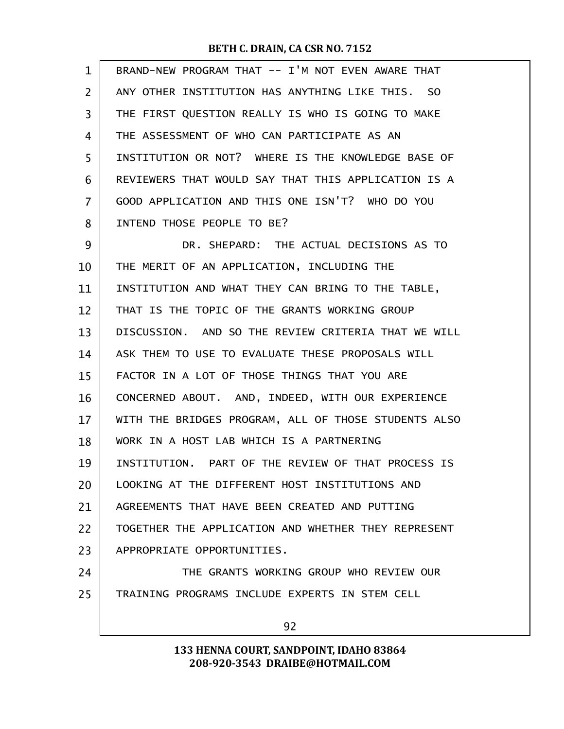BRAND-NEW PROGRAM THAT -- I'M NOT EVEN AWARE THAT ANY OTHER INSTITUTION HAS ANYTHING LIKE THIS. SO THE FIRST QUESTION REALLY IS WHO IS GOING TO MAKE THE ASSESSMENT OF WHO CAN PARTICIPATE AS AN INSTITUTION OR NOT? WHERE IS THE KNOWLEDGE BASE OF REVIEWERS THAT WOULD SAY THAT THIS APPLICATION IS A GOOD APPLICATION AND THIS ONE ISN'T? WHO DO YOU INTEND THOSE PEOPLE TO BE?

DR. SHEPARD: THE ACTUAL DECISIONS AS TO THE MERIT OF AN APPLICATION, INCLUDING THE INSTITUTION AND WHAT THEY CAN BRING TO THE TABLE, THAT IS THE TOPIC OF THE GRANTS WORKING GROUP DISCUSSION. AND SO THE REVIEW CRITERIA THAT WE WILL ASK THEM TO USE TO EVALUATE THESE PROPOSALS WILL FACTOR IN A LOT OF THOSE THINGS THAT YOU ARE CONCERNED ABOUT. AND, INDEED, WITH OUR EXPERIENCE WITH THE BRIDGES PROGRAM, ALL OF THOSE STUDENTS ALSO WORK IN A HOST LAB WHICH IS A PARTNERING INSTITUTION. PART OF THE REVIEW OF THAT PROCESS IS LOOKING AT THE DIFFERENT HOST INSTITUTIONS AND AGREEMENTS THAT HAVE BEEN CREATED AND PUTTING TOGETHER THE APPLICATION AND WHETHER THEY REPRESENT APPROPRIATE OPPORTUNITIES.

THE GRANTS WORKING GROUP WHO REVIEW OUR TRAINING PROGRAMS INCLUDE EXPERTS IN STEM CELL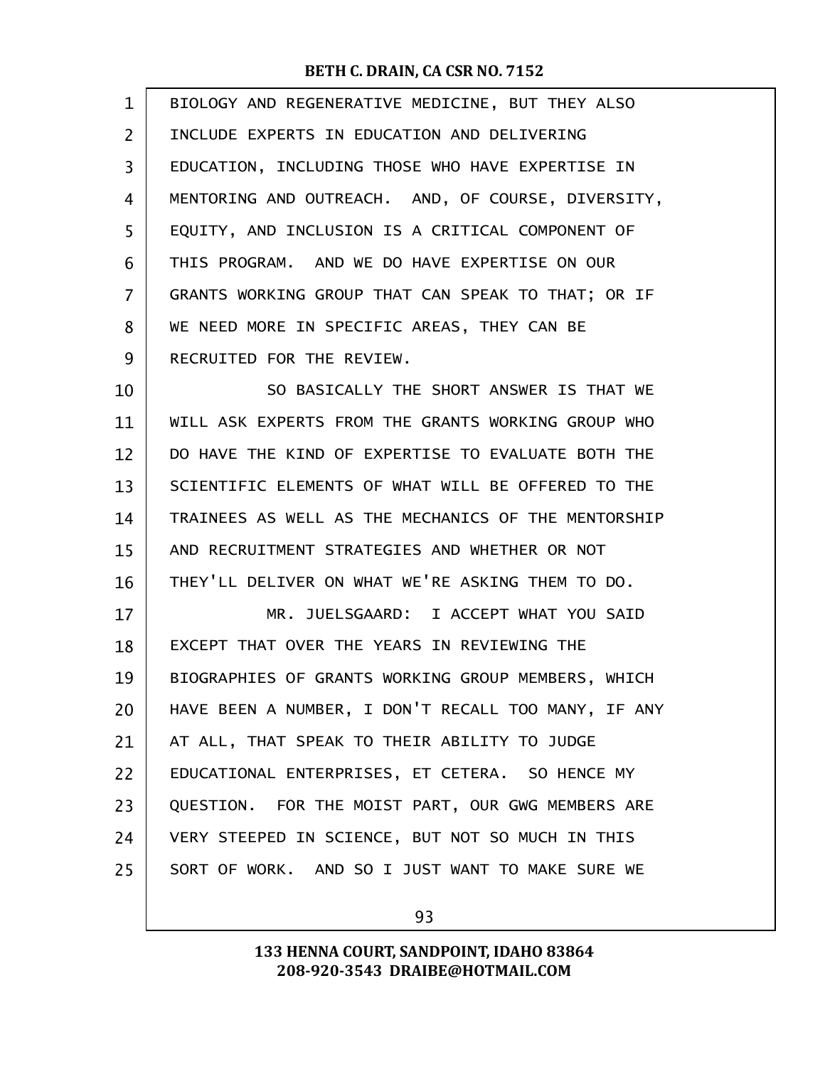BIOLOGY AND REGENERATIVE MEDICINE, BUT THEY ALSO INCLUDE EXPERTS IN EDUCATION AND DELIVERING EDUCATION, INCLUDING THOSE WHO HAVE EXPERTISE IN MENTORING AND OUTREACH. AND, OF COURSE, DIVERSITY, EQUITY, AND INCLUSION IS A CRITICAL COMPONENT OF THIS PROGRAM. AND WE DO HAVE EXPERTISE ON OUR GRANTS WORKING GROUP THAT CAN SPEAK TO THAT; OR IF WE NEED MORE IN SPECIFIC AREAS, THEY CAN BE RECRUITED FOR THE REVIEW.

SO BASICALLY THE SHORT ANSWER IS THAT WE WILL ASK EXPERTS FROM THE GRANTS WORKING GROUP WHO DO HAVE THE KIND OF EXPERTISE TO EVALUATE BOTH THE SCIENTIFIC ELEMENTS OF WHAT WILL BE OFFERED TO THE TRAINEES AS WELL AS THE MECHANICS OF THE MENTORSHIP AND RECRUITMENT STRATEGIES AND WHETHER OR NOT THEY'LL DELIVER ON WHAT WE'RE ASKING THEM TO DO.

MR. JUELSGAARD: I ACCEPT WHAT YOU SAID EXCEPT THAT OVER THE YEARS IN REVIEWING THE BIOGRAPHIES OF GRANTS WORKING GROUP MEMBERS, WHICH HAVE BEEN A NUMBER, I DON'T RECALL TOO MANY, IF ANY AT ALL, THAT SPEAK TO THEIR ABILITY TO JUDGE EDUCATIONAL ENTERPRISES, ET CETERA. SO HENCE MY QUESTION. FOR THE MOIST PART, OUR GWG MEMBERS ARE VERY STEEPED IN SCIENCE, BUT NOT SO MUCH IN THIS SORT OF WORK. AND SO I JUST WANT TO MAKE SURE WE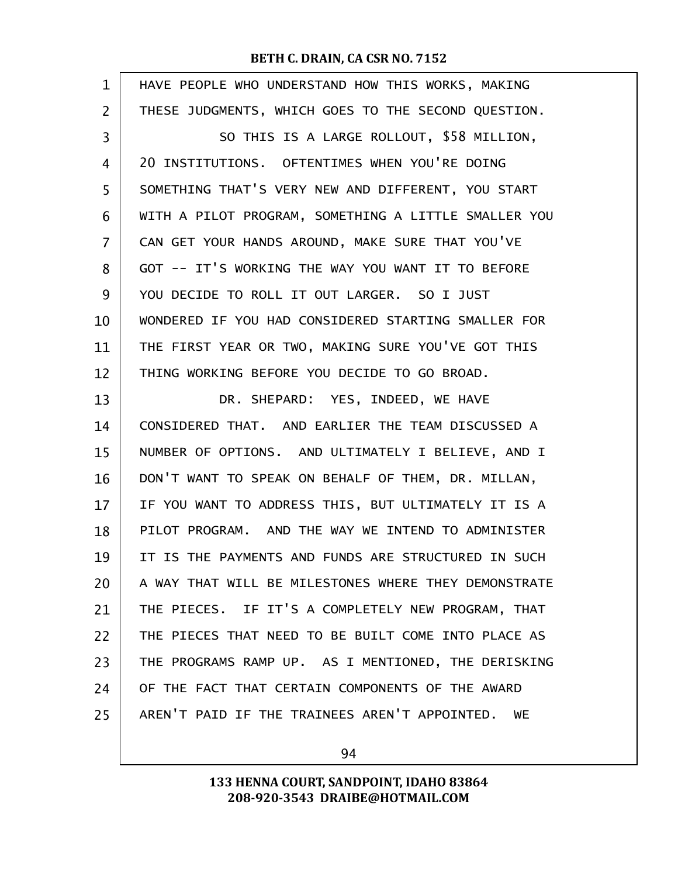HAVE PEOPLE WHO UNDERSTAND HOW THIS WORKS, MAKING THESE JUDGMENTS, WHICH GOES TO THE SECOND QUESTION.

SO THIS IS A LARGE ROLLOUT, $58 MILLION, 20 INSTITUTIONS. OFTENTIMES WHEN YOU'RE DOING SOMETHING THAT'S VERY NEW AND DIFFERENT, YOU START WITH A PILOT PROGRAM, SOMETHING A LITTLE SMALLER YOU CAN GET YOUR HANDS AROUND, MAKE SURE THAT YOU'VE GOT -- IT'S WORKING THE WAY YOU WANT IT TO BEFORE YOU DECIDE TO ROLL IT OUT LARGER. SO I JUST WONDERED IF YOU HAD CONSIDERED STARTING SMALLER FOR THE FIRST YEAR OR TWO, MAKING SURE YOU'VE GOT THIS THING WORKING BEFORE YOU DECIDE TO GO BROAD.

DR. SHEPARD: YES, INDEED, WE HAVE CONSIDERED THAT. AND EARLIER THE TEAM DISCUSSED A NUMBER OF OPTIONS. AND ULTIMATELY I BELIEVE, AND I DON'T WANT TO SPEAK ON BEHALF OF THEM, DR. MILLAN, IF YOU WANT TO ADDRESS THIS, BUT ULTIMATELY IT IS A PILOT PROGRAM. AND THE WAY WE INTEND TO ADMINISTER IT IS THE PAYMENTS AND FUNDS ARE STRUCTURED IN SUCH A WAY THAT WILL BE MILESTONES WHERE THEY DEMONSTRATE THE PIECES. IF IT'S A COMPLETELY NEW PROGRAM, THAT THE PIECES THAT NEED TO BE BUILT COME INTO PLACE AS THE PROGRAMS RAMP UP. AS I MENTIONED, THE DERISKING OF THE FACT THAT CERTAIN COMPONENTS OF THE AWARD AREN'T PAID IF THE TRAINEES AREN'T APPOINTED. WE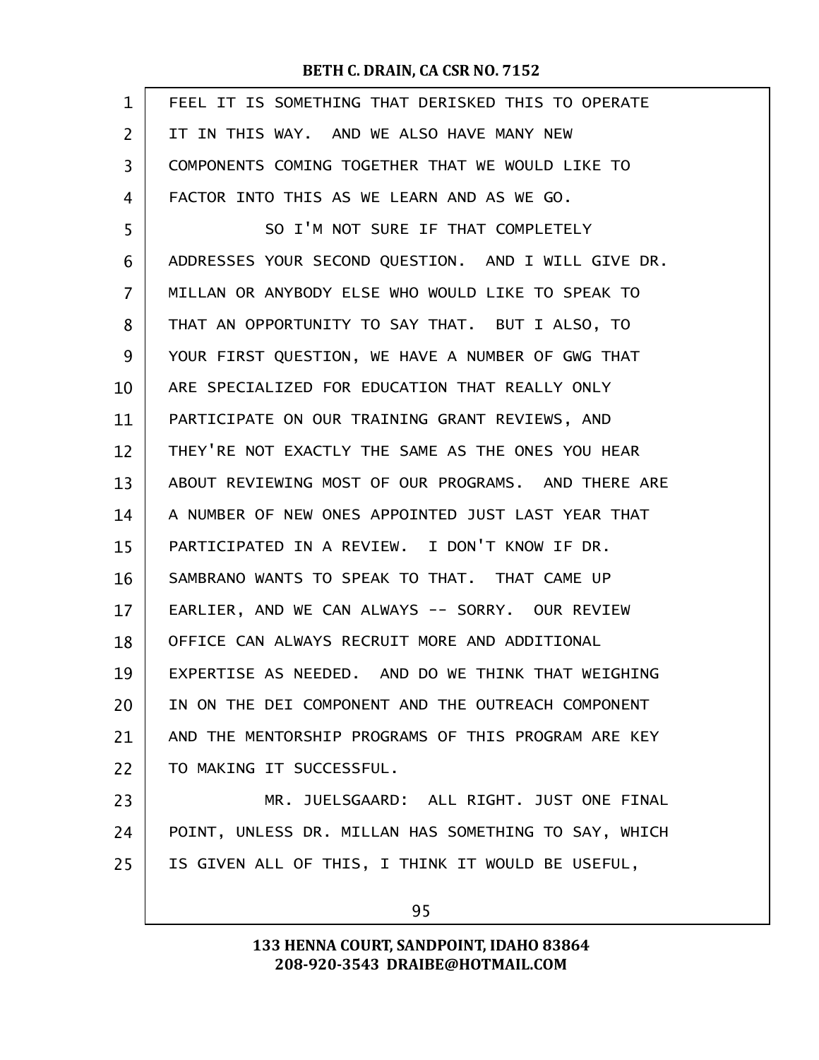FEEL IT IS SOMETHING THAT DERISKED THIS TO OPERATE IT IN THIS WAY. AND WE ALSO HAVE MANY NEW COMPONENTS COMING TOGETHER THAT WE WOULD LIKE TO FACTOR INTO THIS AS WE LEARN AND AS WE GO.

SO I'M NOT SURE IF THAT COMPLETELY ADDRESSES YOUR SECOND QUESTION. AND I WILL GIVE DR. MILLAN OR ANYBODY ELSE WHO WOULD LIKE TO SPEAK TO THAT AN OPPORTUNITY TO SAY THAT. BUT I ALSO, TO YOUR FIRST QUESTION, WE HAVE A NUMBER OF GWG THAT ARE SPECIALIZED FOR EDUCATION THAT REALLY ONLY PARTICIPATE ON OUR TRAINING GRANT REVIEWS, AND THEY'RE NOT EXACTLY THE SAME AS THE ONES YOU HEAR ABOUT REVIEWING MOST OF OUR PROGRAMS. AND THERE ARE A NUMBER OF NEW ONES APPOINTED JUST LAST YEAR THAT PARTICIPATED IN A REVIEW. I DON'T KNOW IF DR. SAMBRANO WANTS TO SPEAK TO THAT. THAT CAME UP EARLIER, AND WE CAN ALWAYS -- SORRY. OUR REVIEW OFFICE CAN ALWAYS RECRUIT MORE AND ADDITIONAL EXPERTISE AS NEEDED. AND DO WE THINK THAT WEIGHING IN ON THE DEI COMPONENT AND THE OUTREACH COMPONENT AND THE MENTORSHIP PROGRAMS OF THIS PROGRAM ARE KEY TO MAKING IT SUCCESSFUL.

MR. JUELSGAARD: ALL RIGHT. JUST ONE FINAL POINT, UNLESS DR. MILLAN HAS SOMETHING TO SAY, WHICH IS GIVEN ALL OF THIS, I THINK IT WOULD BE USEFUL,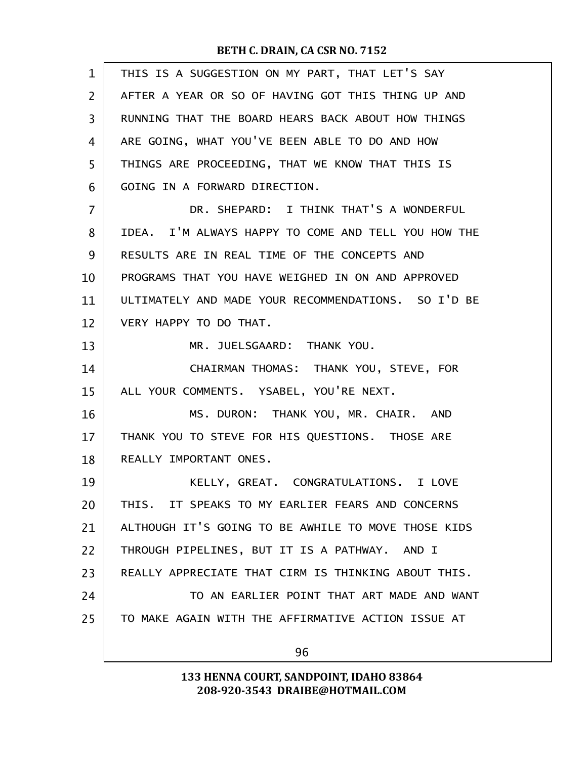THIS IS A SUGGESTION ON MY PART, THAT LET'S SAY AFTER A YEAR OR SO OF HAVING GOT THIS THING UP AND RUNNING THAT THE BOARD HEARS BACK ABOUT HOW THINGS ARE GOING, WHAT YOU'VE BEEN ABLE TO DO AND HOW THINGS ARE PROCEEDING, THAT WE KNOW THAT THIS IS GOING IN A FORWARD DIRECTION.

DR. SHEPARD: I THINK THAT'S A WONDERFUL IDEA. I'M ALWAYS HAPPY TO COME AND TELL YOU HOW THE RESULTS ARE IN REAL TIME OF THE CONCEPTS AND PROGRAMS THAT YOU HAVE WEIGHED IN ON AND APPROVED ULTIMATELY AND MADE YOUR RECOMMENDATIONS. SO I'D BE VERY HAPPY TO DO THAT.

MR. JUELSGAARD: THANK YOU.

CHAIRMAN THOMAS: THANK YOU, STEVE, FOR ALL YOUR COMMENTS. YSABEL, YOU'RE NEXT.

MS. DURON: THANK YOU, MR. CHAIR. AND THANK YOU TO STEVE FOR HIS QUESTIONS. THOSE ARE REALLY IMPORTANT ONES.

KELLY, GREAT. CONGRATULATIONS. I LOVE THIS. IT SPEAKS TO MY EARLIER FEARS AND CONCERNS ALTHOUGH IT'S GOING TO BE AWHILE TO MOVE THOSE KIDS THROUGH PIPELINES, BUT IT IS A PATHWAY. AND I REALLY APPRECIATE THAT CIRM IS THINKING ABOUT THIS.

TO AN EARLIER POINT THAT ART MADE AND WANT TO MAKE AGAIN WITH THE AFFIRMATIVE ACTION ISSUE AT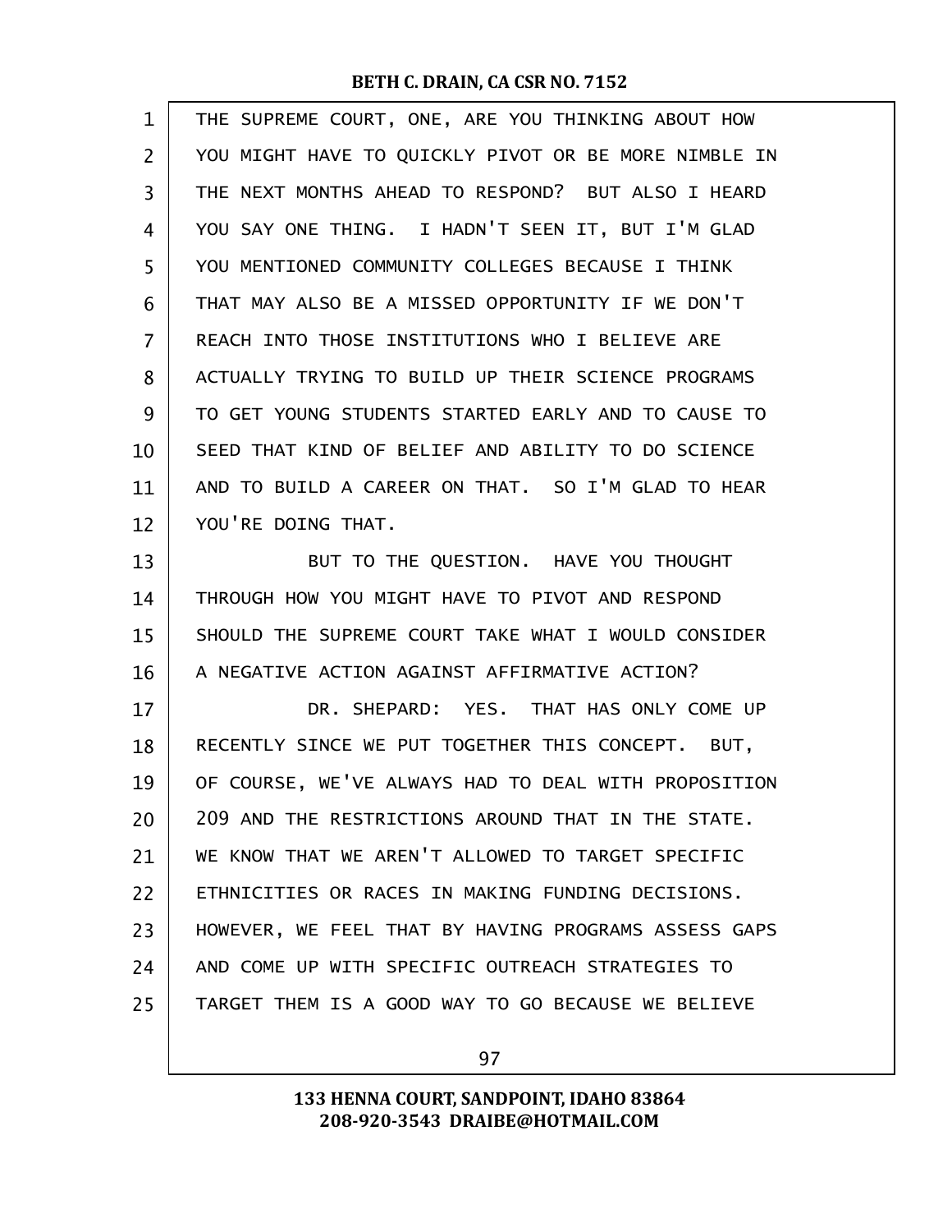THE SUPREME COURT, ONE, ARE YOU THINKING ABOUT HOW YOU MIGHT HAVE TO QUICKLY PIVOT OR BE MORE NIMBLE IN THE NEXT MONTHS AHEAD TO RESPOND? BUT ALSO I HEARD YOU SAY ONE THING. I HADN'T SEEN IT, BUT I'M GLAD YOU MENTIONED COMMUNITY COLLEGES BECAUSE I THINK THAT MAY ALSO BE A MISSED OPPORTUNITY IF WE DON'T REACH INTO THOSE INSTITUTIONS WHO I BELIEVE ARE ACTUALLY TRYING TO BUILD UP THEIR SCIENCE PROGRAMS TO GET YOUNG STUDENTS STARTED EARLY AND TO CAUSE TO SEED THAT KIND OF BELIEF AND ABILITY TO DO SCIENCE AND TO BUILD A CAREER ON THAT. SO I'M GLAD TO HEAR YOU'RE DOING THAT.

BUT TO THE QUESTION. HAVE YOU THOUGHT THROUGH HOW YOU MIGHT HAVE TO PIVOT AND RESPOND SHOULD THE SUPREME COURT TAKE WHAT I WOULD CONSIDER A NEGATIVE ACTION AGAINST AFFIRMATIVE ACTION?

DR. SHEPARD: YES. THAT HAS ONLY COME UP RECENTLY SINCE WE PUT TOGETHER THIS CONCEPT. BUT, OF COURSE, WE'VE ALWAYS HAD TO DEAL WITH PROPOSITION 209 AND THE RESTRICTIONS AROUND THAT IN THE STATE. WE KNOW THAT WE AREN'T ALLOWED TO TARGET SPECIFIC ETHNICITIES OR RACES IN MAKING FUNDING DECISIONS. HOWEVER, WE FEEL THAT BY HAVING PROGRAMS ASSESS GAPS AND COME UP WITH SPECIFIC OUTREACH STRATEGIES TO TARGET THEM IS A GOOD WAY TO GO BECAUSE WE BELIEVE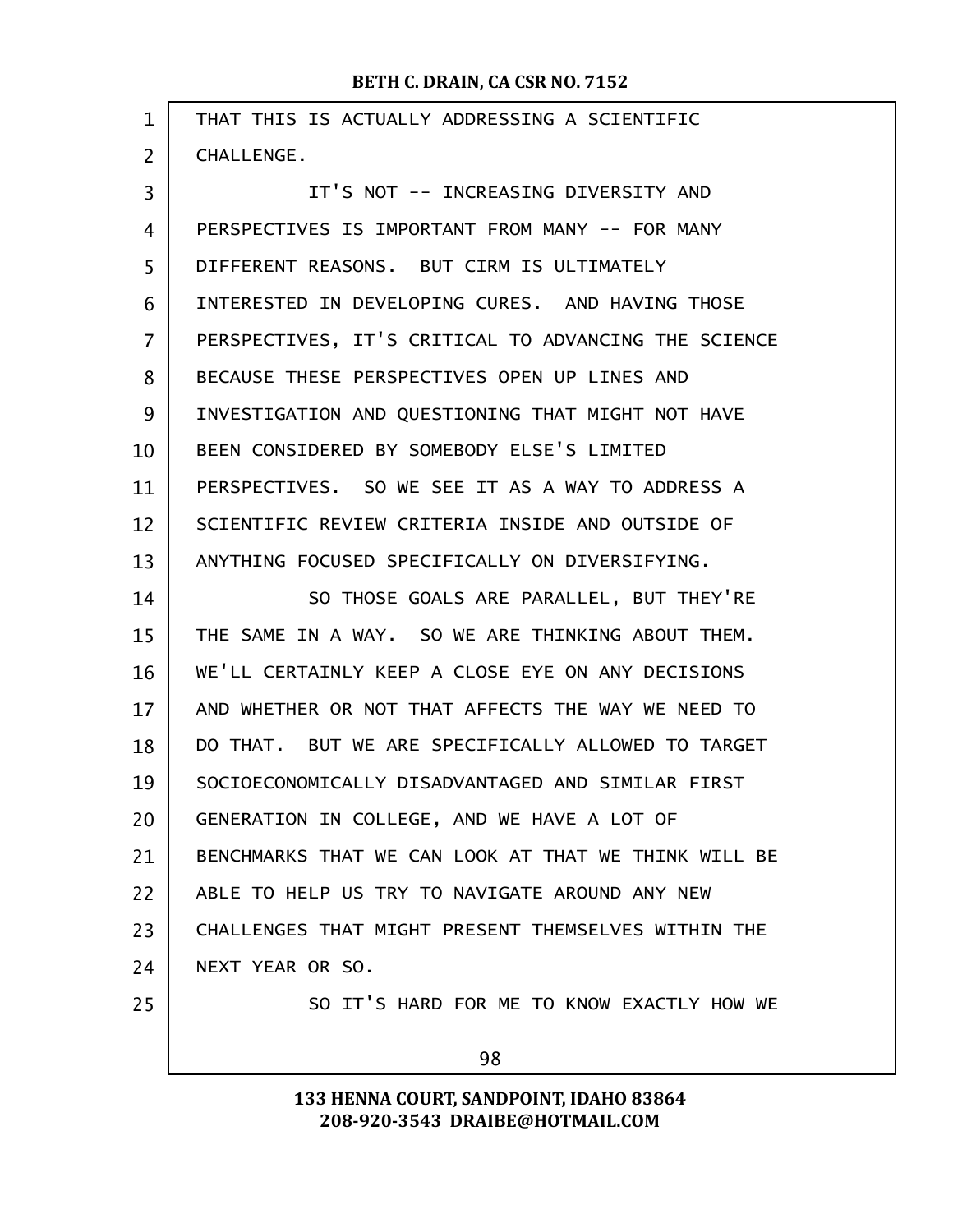THAT THIS IS ACTUALLY ADDRESSING A SCIENTIFIC CHALLENGE.

IT'S NOT -- INCREASING DIVERSITY AND PERSPECTIVES IS IMPORTANT FROM MANY -- FOR MANY DIFFERENT REASONS. BUT CIRM IS ULTIMATELY INTERESTED IN DEVELOPING CURES. AND HAVING THOSE PERSPECTIVES, IT'S CRITICAL TO ADVANCING THE SCIENCE BECAUSE THESE PERSPECTIVES OPEN UP LINES AND INVESTIGATION AND QUESTIONING THAT MIGHT NOT HAVE BEEN CONSIDERED BY SOMEBODY ELSE'S LIMITED PERSPECTIVES. SO WE SEE IT AS A WAY TO ADDRESS A SCIENTIFIC REVIEW CRITERIA INSIDE AND OUTSIDE OF ANYTHING FOCUSED SPECIFICALLY ON DIVERSIFYING.

SO THOSE GOALS ARE PARALLEL, BUT THEY'RE THE SAME IN A WAY. SO WE ARE THINKING ABOUT THEM. WE'LL CERTAINLY KEEP A CLOSE EYE ON ANY DECISIONS AND WHETHER OR NOT THAT AFFECTS THE WAY WE NEED TO DO THAT. BUT WE ARE SPECIFICALLY ALLOWED TO TARGET SOCIOECONOMICALLY DISADVANTAGED AND SIMILAR FIRST GENERATION IN COLLEGE, AND WE HAVE A LOT OF BENCHMARKS THAT WE CAN LOOK AT THAT WE THINK WILL BE ABLE TO HELP US TRY TO NAVIGATE AROUND ANY NEW CHALLENGES THAT MIGHT PRESENT THEMSELVES WITHIN THE NEXT YEAR OR SO.

SO IT'S HARD FOR ME TO KNOW EXACTLY HOW WE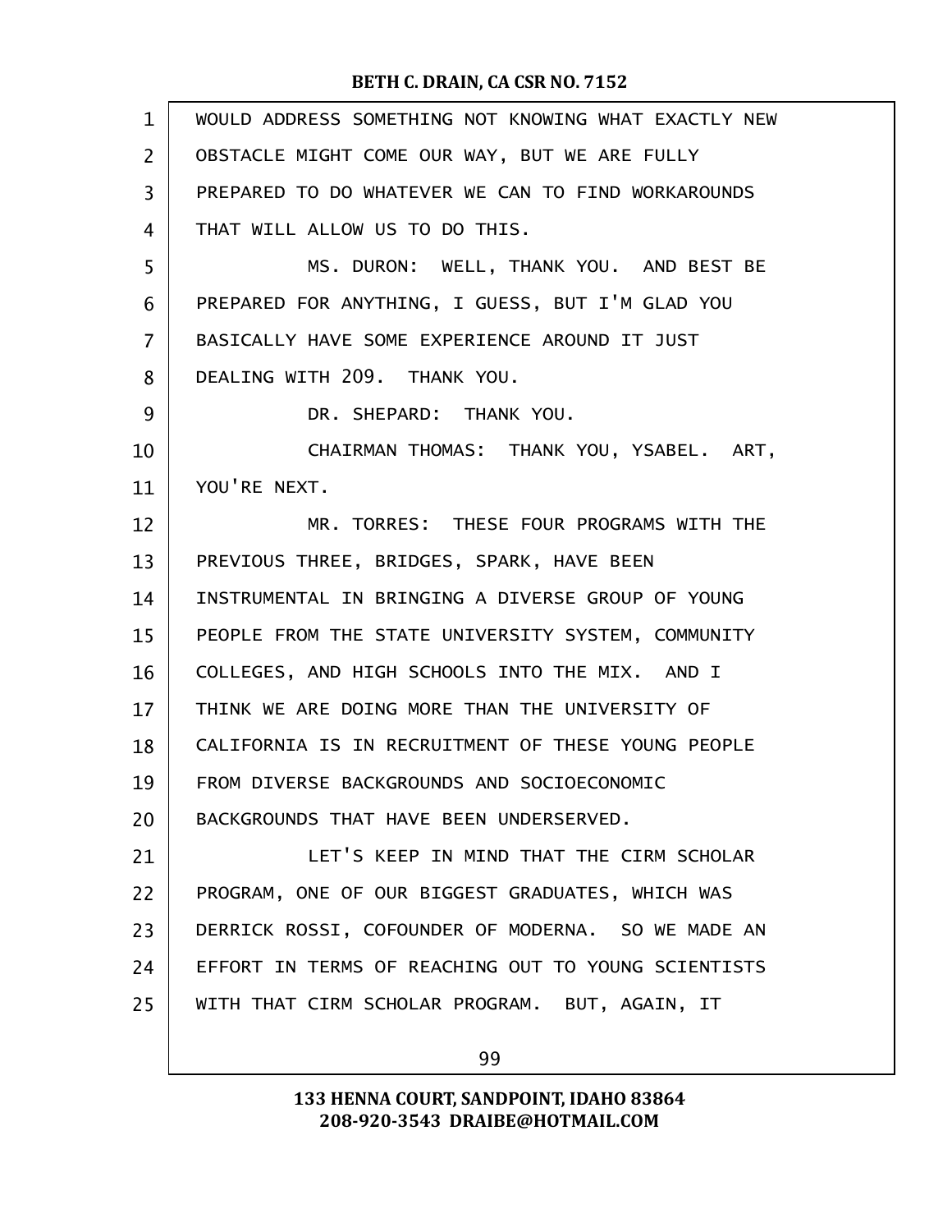WOULD ADDRESS SOMETHING NOT KNOWING WHAT EXACTLY NEW OBSTACLE MIGHT COME OUR WAY, BUT WE ARE FULLY PREPARED TO DO WHATEVER WE CAN TO FIND WORKAROUNDS THAT WILL ALLOW US TO DO THIS.

MS. DURON: WELL, THANK YOU. AND BEST BE PREPARED FOR ANYTHING, I GUESS, BUT I'M GLAD YOU BASICALLY HAVE SOME EXPERIENCE AROUND IT JUST DEALING WITH 209. THANK YOU.

DR. SHEPARD: THANK YOU.

CHAIRMAN THOMAS: THANK YOU, YSABEL. ART, YOU'RE NEXT.

MR. TORRES: THESE FOUR PROGRAMS WITH THE PREVIOUS THREE, BRIDGES, SPARK, HAVE BEEN INSTRUMENTAL IN BRINGING A DIVERSE GROUP OF YOUNG PEOPLE FROM THE STATE UNIVERSITY SYSTEM, COMMUNITY COLLEGES, AND HIGH SCHOOLS INTO THE MIX. AND I THINK WE ARE DOING MORE THAN THE UNIVERSITY OF CALIFORNIA IS IN RECRUITMENT OF THESE YOUNG PEOPLE FROM DIVERSE BACKGROUNDS AND SOCIOECONOMIC BACKGROUNDS THAT HAVE BEEN UNDERSERVED.

LET'S KEEP IN MIND THAT THE CIRM SCHOLAR PROGRAM, ONE OF OUR BIGGEST GRADUATES, WHICH WAS DERRICK ROSSI, COFOUNDER OF MODERNA. SO WE MADE AN EFFORT IN TERMS OF REACHING OUT TO YOUNG SCIENTISTS WITH THAT CIRM SCHOLAR PROGRAM. BUT, AGAIN, IT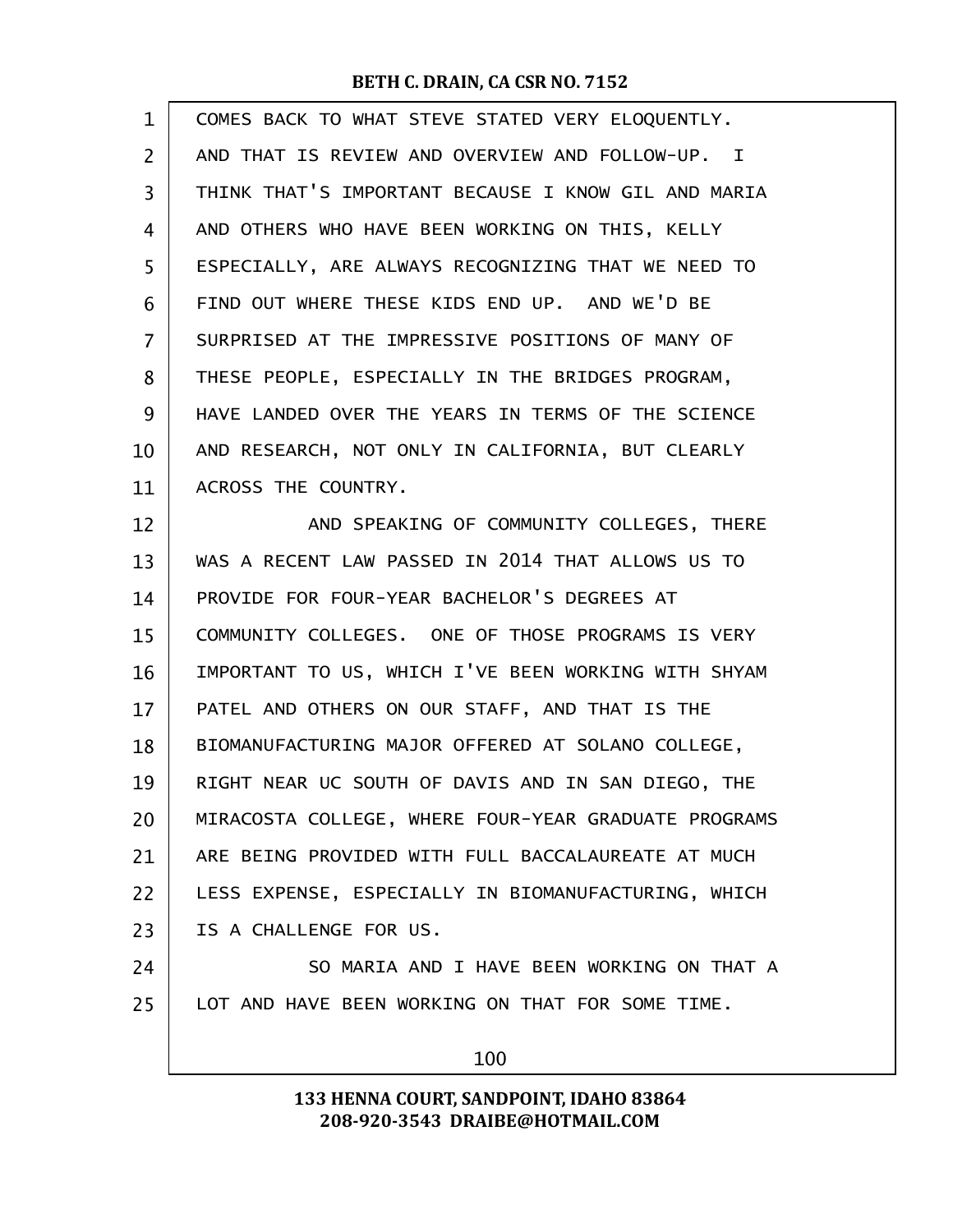COMES BACK TO WHAT STEVE STATED VERY ELOQUENTLY. AND THAT IS REVIEW AND OVERVIEW AND FOLLOW-UP. I THINK THAT'S IMPORTANT BECAUSE I KNOW GIL AND MARIA AND OTHERS WHO HAVE BEEN WORKING ON THIS, KELLY ESPECIALLY, ARE ALWAYS RECOGNIZING THAT WE NEED TO FIND OUT WHERE THESE KIDS END UP. AND WE'D BE SURPRISED AT THE IMPRESSIVE POSITIONS OF MANY OF THESE PEOPLE, ESPECIALLY IN THE BRIDGES PROGRAM, HAVE LANDED OVER THE YEARS IN TERMS OF THE SCIENCE AND RESEARCH, NOT ONLY IN CALIFORNIA, BUT CLEARLY ACROSS THE COUNTRY.

AND SPEAKING OF COMMUNITY COLLEGES, THERE WAS A RECENT LAW PASSED IN 2014 THAT ALLOWS US TO PROVIDE FOR FOUR-YEAR BACHELOR'S DEGREES AT COMMUNITY COLLEGES. ONE OF THOSE PROGRAMS IS VERY IMPORTANT TO US, WHICH I'VE BEEN WORKING WITH SHYAM PATEL AND OTHERS ON OUR STAFF, AND THAT IS THE BIOMANUFACTURING MAJOR OFFERED AT SOLANO COLLEGE, RIGHT NEAR UC SOUTH OF DAVIS AND IN SAN DIEGO, THE MIRACOSTA COLLEGE, WHERE FOUR-YEAR GRADUATE PROGRAMS ARE BEING PROVIDED WITH FULL BACCALAUREATE AT MUCH LESS EXPENSE, ESPECIALLY IN BIOMANUFACTURING, WHICH IS A CHALLENGE FOR US.

SO MARIA AND I HAVE BEEN WORKING ON THAT A LOT AND HAVE BEEN WORKING ON THAT FOR SOME TIME.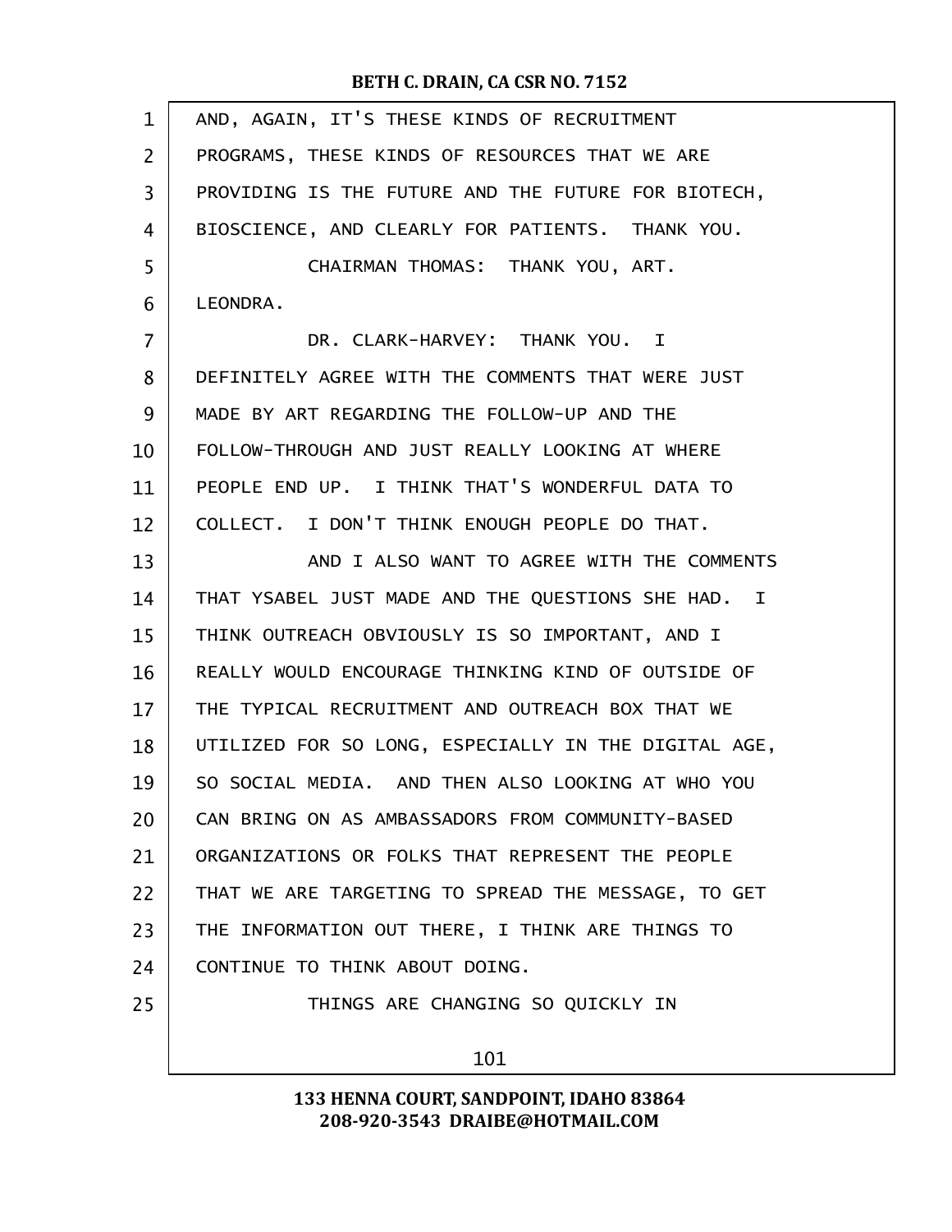AND, AGAIN, IT'S THESE KINDS OF RECRUITMENT PROGRAMS, THESE KINDS OF RESOURCES THAT WE ARE PROVIDING IS THE FUTURE AND THE FUTURE FOR BIOTECH, BIOSCIENCE, AND CLEARLY FOR PATIENTS. THANK YOU.

CHAIRMAN THOMAS: THANK YOU, ART. LEONDRA.

DR. CLARK-HARVEY: THANK YOU. I DEFINITELY AGREE WITH THE COMMENTS THAT WERE JUST MADE BY ART REGARDING THE FOLLOW-UP AND THE FOLLOW-THROUGH AND JUST REALLY LOOKING AT WHERE PEOPLE END UP. I THINK THAT'S WONDERFUL DATA TO COLLECT. I DON'T THINK ENOUGH PEOPLE DO THAT.

AND I ALSO WANT TO AGREE WITH THE COMMENTS THAT YSABEL JUST MADE AND THE QUESTIONS SHE HAD. I THINK OUTREACH OBVIOUSLY IS SO IMPORTANT, AND I REALLY WOULD ENCOURAGE THINKING KIND OF OUTSIDE OF THE TYPICAL RECRUITMENT AND OUTREACH BOX THAT WE UTILIZED FOR SO LONG, ESPECIALLY IN THE DIGITAL AGE, SO SOCIAL MEDIA. AND THEN ALSO LOOKING AT WHO YOU CAN BRING ON AS AMBASSADORS FROM COMMUNITY-BASED ORGANIZATIONS OR FOLKS THAT REPRESENT THE PEOPLE THAT WE ARE TARGETING TO SPREAD THE MESSAGE, TO GET THE INFORMATION OUT THERE, I THINK ARE THINGS TO CONTINUE TO THINK ABOUT DOING.

THINGS ARE CHANGING SO QUICKLY IN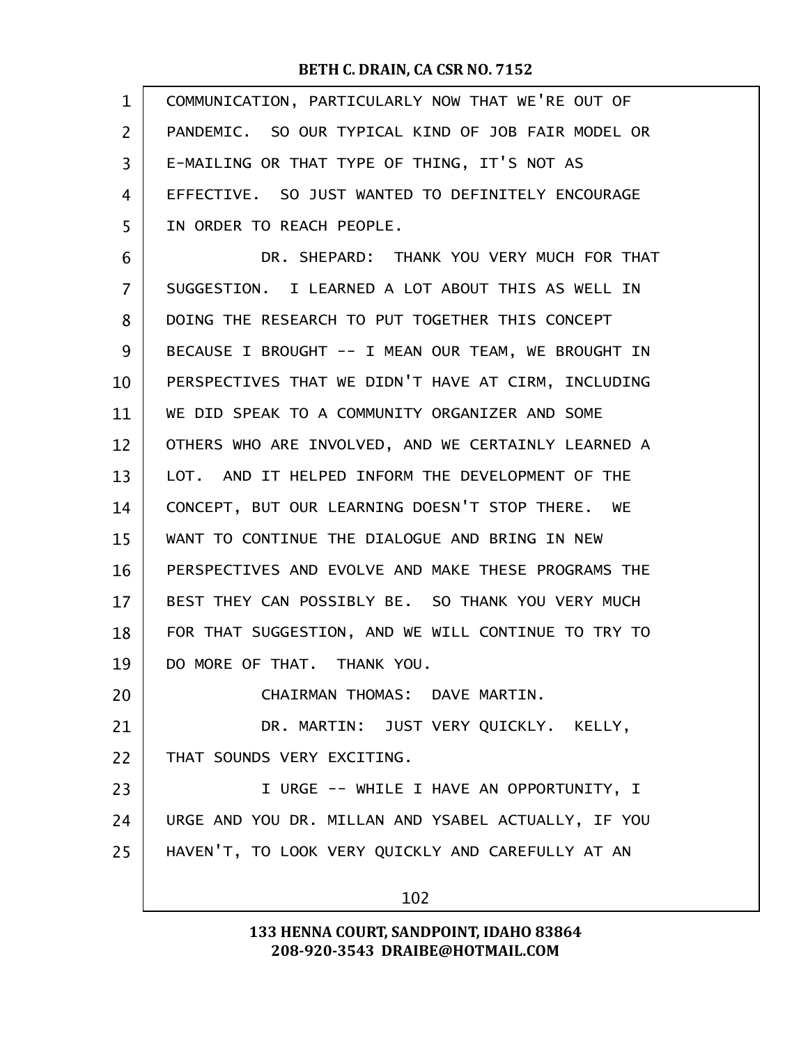COMMUNICATION, PARTICULARLY NOW THAT WE'RE OUT OF PANDEMIC. SO OUR TYPICAL KIND OF JOB FAIR MODEL OR E-MAILING OR THAT TYPE OF THING, IT'S NOT AS EFFECTIVE. SO JUST WANTED TO DEFINITELY ENCOURAGE IN ORDER TO REACH PEOPLE.

DR. SHEPARD: THANK YOU VERY MUCH FOR THAT SUGGESTION. I LEARNED A LOT ABOUT THIS AS WELL IN DOING THE RESEARCH TO PUT TOGETHER THIS CONCEPT BECAUSE I BROUGHT -- I MEAN OUR TEAM, WE BROUGHT IN PERSPECTIVES THAT WE DIDN'T HAVE AT CIRM, INCLUDING WE DID SPEAK TO A COMMUNITY ORGANIZER AND SOME OTHERS WHO ARE INVOLVED, AND WE CERTAINLY LEARNED A LOT. AND IT HELPED INFORM THE DEVELOPMENT OF THE CONCEPT, BUT OUR LEARNING DOESN'T STOP THERE. WE WANT TO CONTINUE THE DIALOGUE AND BRING IN NEW PERSPECTIVES AND EVOLVE AND MAKE THESE PROGRAMS THE BEST THEY CAN POSSIBLY BE. SO THANK YOU VERY MUCH FOR THAT SUGGESTION, AND WE WILL CONTINUE TO TRY TO DO MORE OF THAT. THANK YOU.

CHAIRMAN THOMAS: DAVE MARTIN.

DR. MARTIN: JUST VERY QUICKLY. KELLY, THAT SOUNDS VERY EXCITING.

I URGE -- WHILE I HAVE AN OPPORTUNITY, I URGE AND YOU DR. MILLAN AND YSABEL ACTUALLY, IF YOU HAVEN'T, TO LOOK VERY QUICKLY AND CAREFULLY AT AN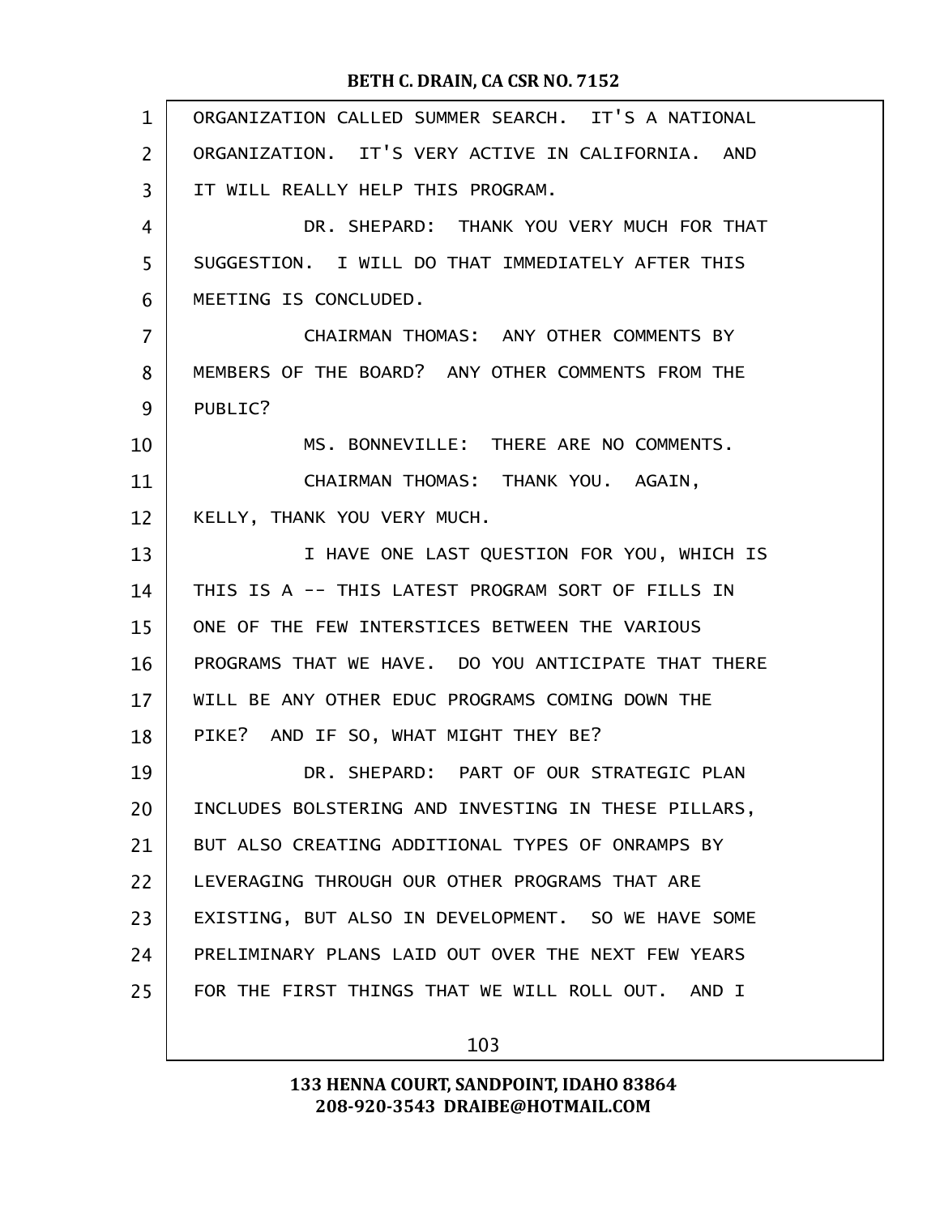ORGANIZATION CALLED SUMMER SEARCH. IT'S A NATIONAL ORGANIZATION. IT'S VERY ACTIVE IN CALIFORNIA. AND IT WILL REALLY HELP THIS PROGRAM.

DR. SHEPARD: THANK YOU VERY MUCH FOR THAT SUGGESTION. I WILL DO THAT IMMEDIATELY AFTER THIS MEETING IS CONCLUDED.

CHAIRMAN THOMAS: ANY OTHER COMMENTS BY MEMBERS OF THE BOARD? ANY OTHER COMMENTS FROM THE PUBLIC?

MS. BONNEVILLE: THERE ARE NO COMMENTS.

CHAIRMAN THOMAS: THANK YOU. AGAIN, KELLY, THANK YOU VERY MUCH.

I HAVE ONE LAST QUESTION FOR YOU, WHICH IS THIS IS A -- THIS LATEST PROGRAM SORT OF FILLS IN ONE OF THE FEW INTERSTICES BETWEEN THE VARIOUS PROGRAMS THAT WE HAVE. DO YOU ANTICIPATE THAT THERE WILL BE ANY OTHER EDUC PROGRAMS COMING DOWN THE PIKE? AND IF SO, WHAT MIGHT THEY BE?

DR. SHEPARD: PART OF OUR STRATEGIC PLAN INCLUDES BOLSTERING AND INVESTING IN THESE PILLARS, BUT ALSO CREATING ADDITIONAL TYPES OF ONRAMPS BY LEVERAGING THROUGH OUR OTHER PROGRAMS THAT ARE EXISTING, BUT ALSO IN DEVELOPMENT. SO WE HAVE SOME PRELIMINARY PLANS LAID OUT OVER THE NEXT FEW YEARS FOR THE FIRST THINGS THAT WE WILL ROLL OUT. AND I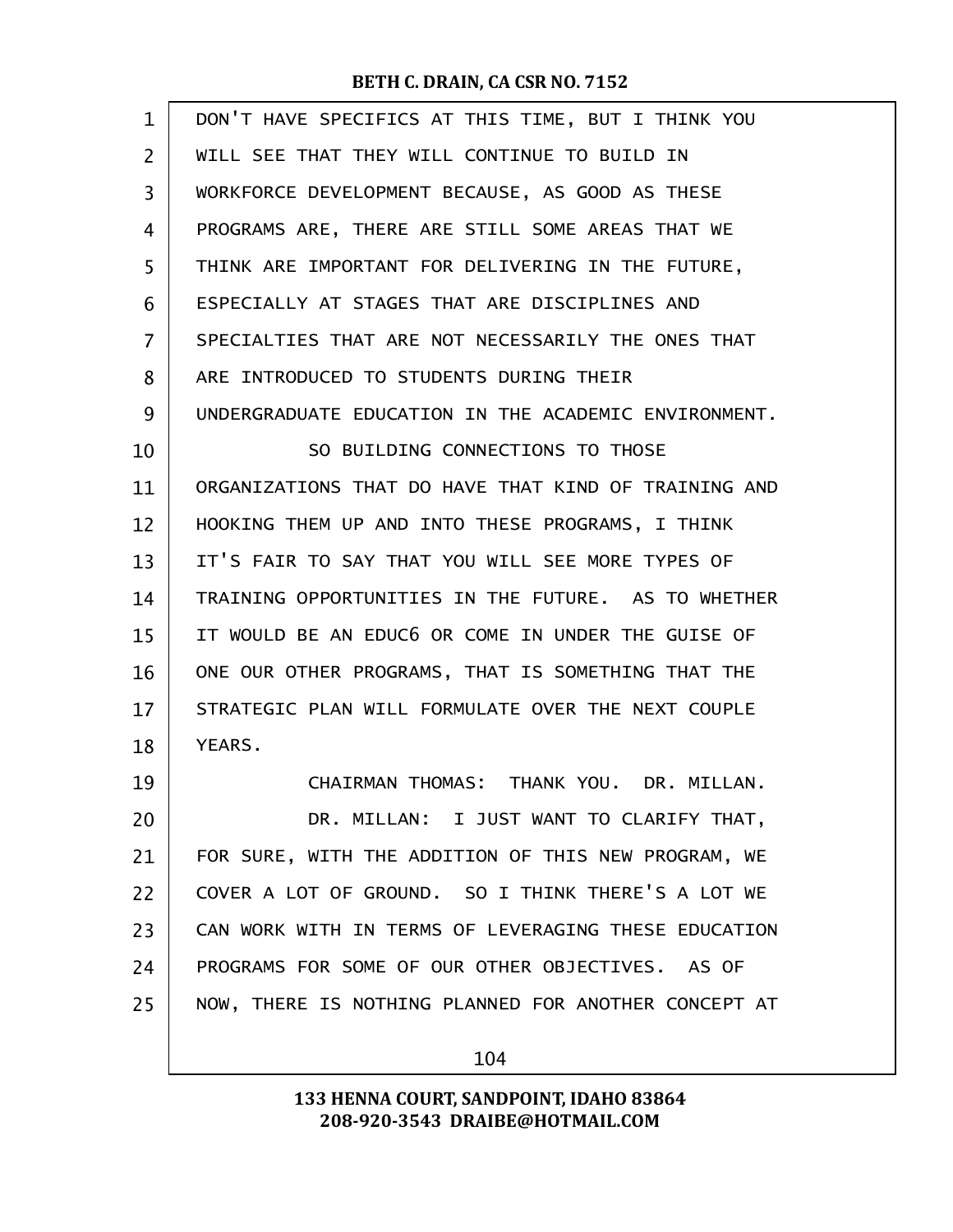DON'T HAVE SPECIFICS AT THIS TIME, BUT I THINK YOU WILL SEE THAT THEY WILL CONTINUE TO BUILD IN WORKFORCE DEVELOPMENT BECAUSE, AS GOOD AS THESE PROGRAMS ARE, THERE ARE STILL SOME AREAS THAT WE THINK ARE IMPORTANT FOR DELIVERING IN THE FUTURE, ESPECIALLY AT STAGES THAT ARE DISCIPLINES AND SPECIALTIES THAT ARE NOT NECESSARILY THE ONES THAT ARE INTRODUCED TO STUDENTS DURING THEIR UNDERGRADUATE EDUCATION IN THE ACADEMIC ENVIRONMENT.

SO BUILDING CONNECTIONS TO THOSE ORGANIZATIONS THAT DO HAVE THAT KIND OF TRAINING AND HOOKING THEM UP AND INTO THESE PROGRAMS, I THINK IT'S FAIR TO SAY THAT YOU WILL SEE MORE TYPES OF TRAINING OPPORTUNITIES IN THE FUTURE. AS TO WHETHER IT WOULD BE AN EDUC6 OR COME IN UNDER THE GUISE OF ONE OUR OTHER PROGRAMS, THAT IS SOMETHING THAT THE STRATEGIC PLAN WILL FORMULATE OVER THE NEXT COUPLE YEARS.

CHAIRMAN THOMAS: THANK YOU. DR. MILLAN.

DR. MILLAN: I JUST WANT TO CLARIFY THAT, FOR SURE, WITH THE ADDITION OF THIS NEW PROGRAM, WE COVER A LOT OF GROUND. SO I THINK THERE'S A LOT WE CAN WORK WITH IN TERMS OF LEVERAGING THESE EDUCATION PROGRAMS FOR SOME OF OUR OTHER OBJECTIVES. AS OF NOW, THERE IS NOTHING PLANNED FOR ANOTHER CONCEPT AT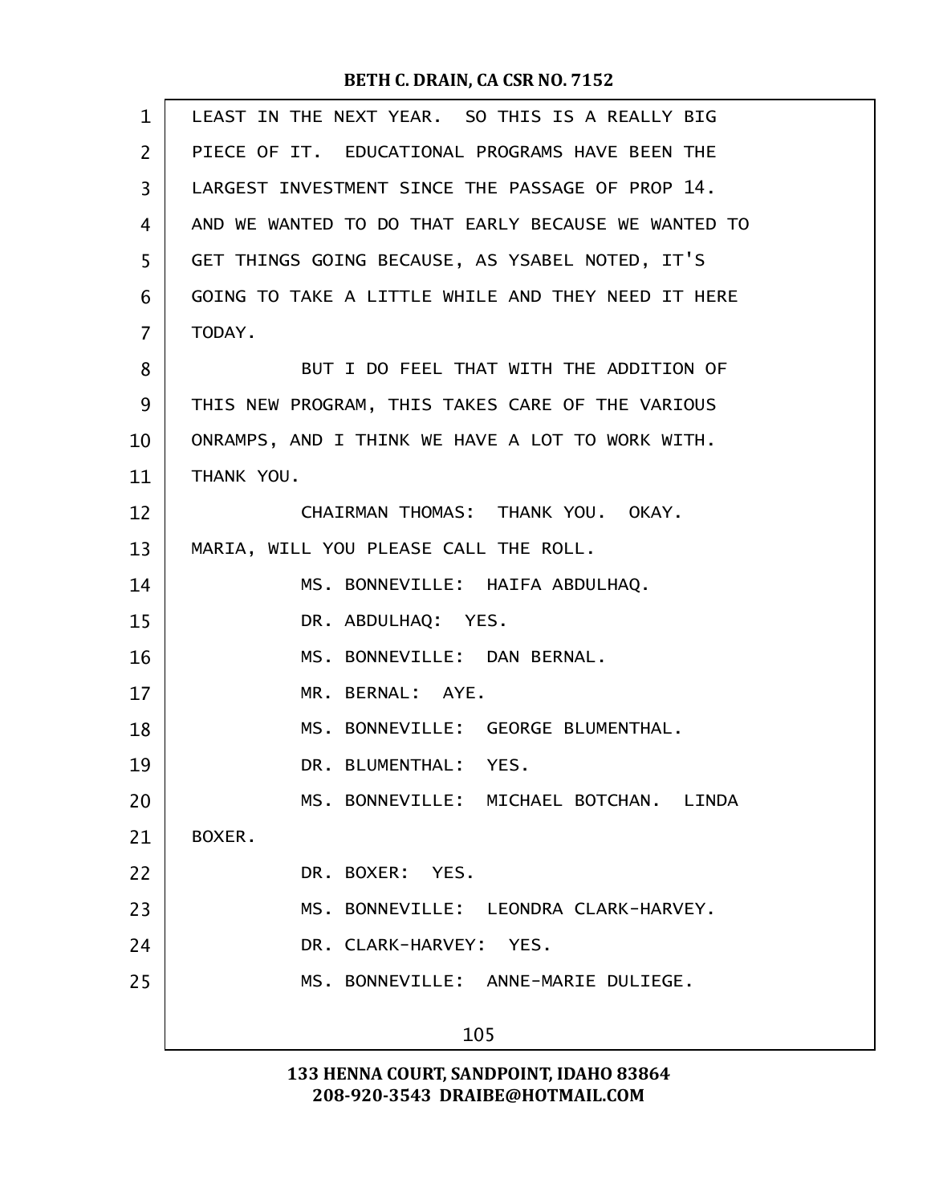LEAST IN THE NEXT YEAR. SO THIS IS A REALLY BIG PIECE OF IT. EDUCATIONAL PROGRAMS HAVE BEEN THE LARGEST INVESTMENT SINCE THE PASSAGE OF PROP 14. AND WE WANTED TO DO THAT EARLY BECAUSE WE WANTED TO GET THINGS GOING BECAUSE, AS YSABEL NOTED, IT'S GOING TO TAKE A LITTLE WHILE AND THEY NEED IT HERE TODAY.

BUT I DO FEEL THAT WITH THE ADDITION OF THIS NEW PROGRAM, THIS TAKES CARE OF THE VARIOUS ONRAMPS, AND I THINK WE HAVE A LOT TO WORK WITH. THANK YOU.

CHAIRMAN THOMAS: THANK YOU. OKAY. MARIA, WILL YOU PLEASE CALL THE ROLL.

MS. BONNEVILLE: HAIFA ABDULHAQ.

DR. ABDULHAQ: YES.

MS. BONNEVILLE: DAN BERNAL.

MR. BERNAL: AYE.

MS. BONNEVILLE: GEORGE BLUMENTHAL.

DR. BLUMENTHAL: YES.

MS. BONNEVILLE: MICHAEL BOTCHAN. LINDA BOXER.

DR. BOXER: YES.

MS. BONNEVILLE: LEONDRA CLARK-HARVEY.

DR. CLARK-HARVEY: YES.

MS. BONNEVILLE: ANNE-MARIE DULIEGE.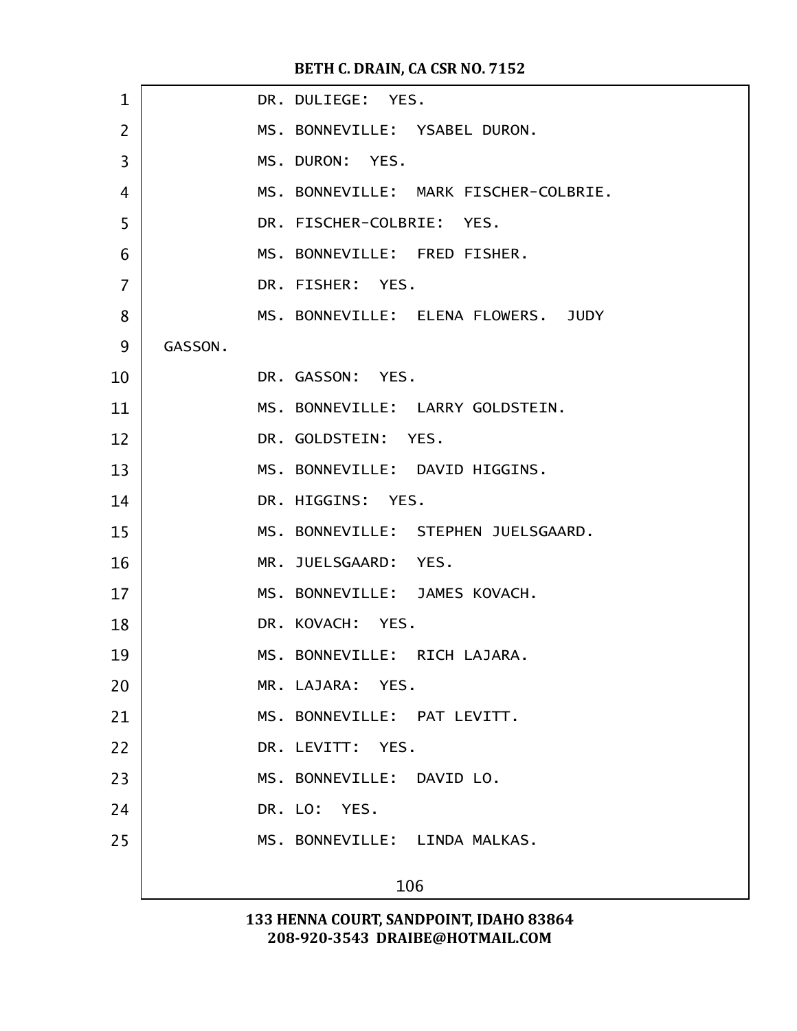DR. DULIEGE: YES.

MS. BONNEVILLE: YSABEL DURON.

MS. DURON: YES.

MS. BONNEVILLE: MARK FISCHER-COLBRIE.

DR. FISCHER-COLBRIE: YES.

MS. BONNEVILLE: FRED FISHER.

DR. FISHER: YES.

MS. BONNEVILLE: ELENA FLOWERS. JUDY GASSON.

DR. GASSON: YES.

MS. BONNEVILLE: LARRY GOLDSTEIN.

DR. GOLDSTEIN: YES.

MS. BONNEVILLE: DAVID HIGGINS.

DR. HIGGINS: YES.

MS. BONNEVILLE: STEPHEN JUELSGAARD.

MR. JUELSGAARD: YES.

MS. BONNEVILLE: JAMES KOVACH.

DR. KOVACH: YES.

MS. BONNEVILLE: RICH LAJARA.

MR. LAJARA: YES.

MS. BONNEVILLE: PAT LEVITT.

DR. LEVITT: YES.

MS. BONNEVILLE: DAVID LO.

DR. LO: YES.

MS. BONNEVILLE: LINDA MALKAS.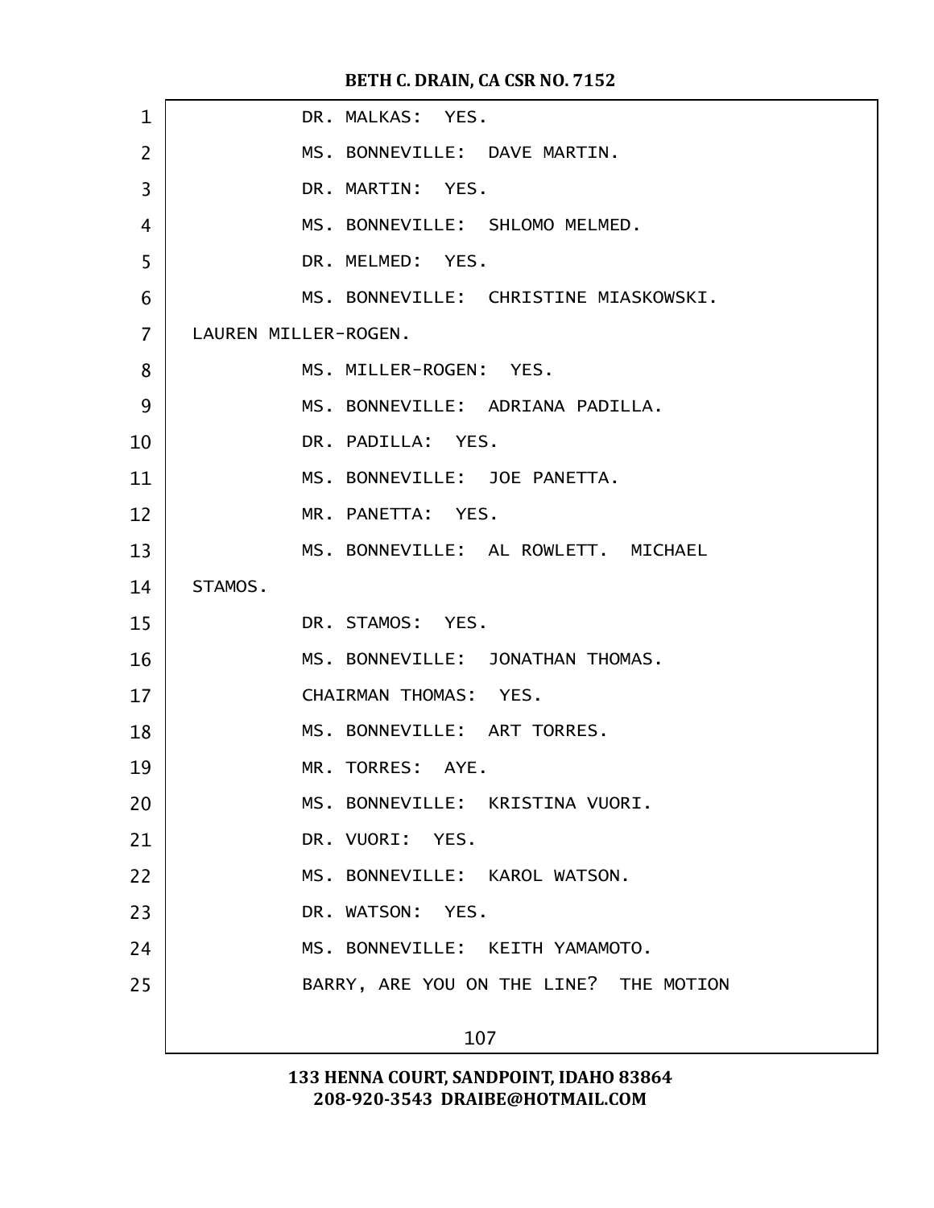DR. MALKAS: YES.

MS. BONNEVILLE: DAVE MARTIN.

DR. MARTIN: YES.

MS. BONNEVILLE: SHLOMO MELMED.

DR. MELMED: YES.

MS. BONNEVILLE: CHRISTINE MIASKOWSKI. LAUREN MILLER-ROGEN.

MS. MILLER-ROGEN: YES.

MS. BONNEVILLE: ADRIANA PADILLA.

DR. PADILLA: YES.

MS. BONNEVILLE: JOE PANETTA.

MR. PANETTA: YES.

MS. BONNEVILLE: AL ROWLETT. MICHAEL STAMOS.

DR. STAMOS: YES.

MS. BONNEVILLE: JONATHAN THOMAS.

CHAIRMAN THOMAS: YES.

MS. BONNEVILLE: ART TORRES.

MR. TORRES: AYE.

MS. BONNEVILLE: KRISTINA VUORI.

DR. VUORI: YES.

MS. BONNEVILLE: KAROL WATSON.

DR. WATSON: YES.

MS. BONNEVILLE: KEITH YAMAMOTO.

BARRY, ARE YOU ON THE LINE? THE MOTION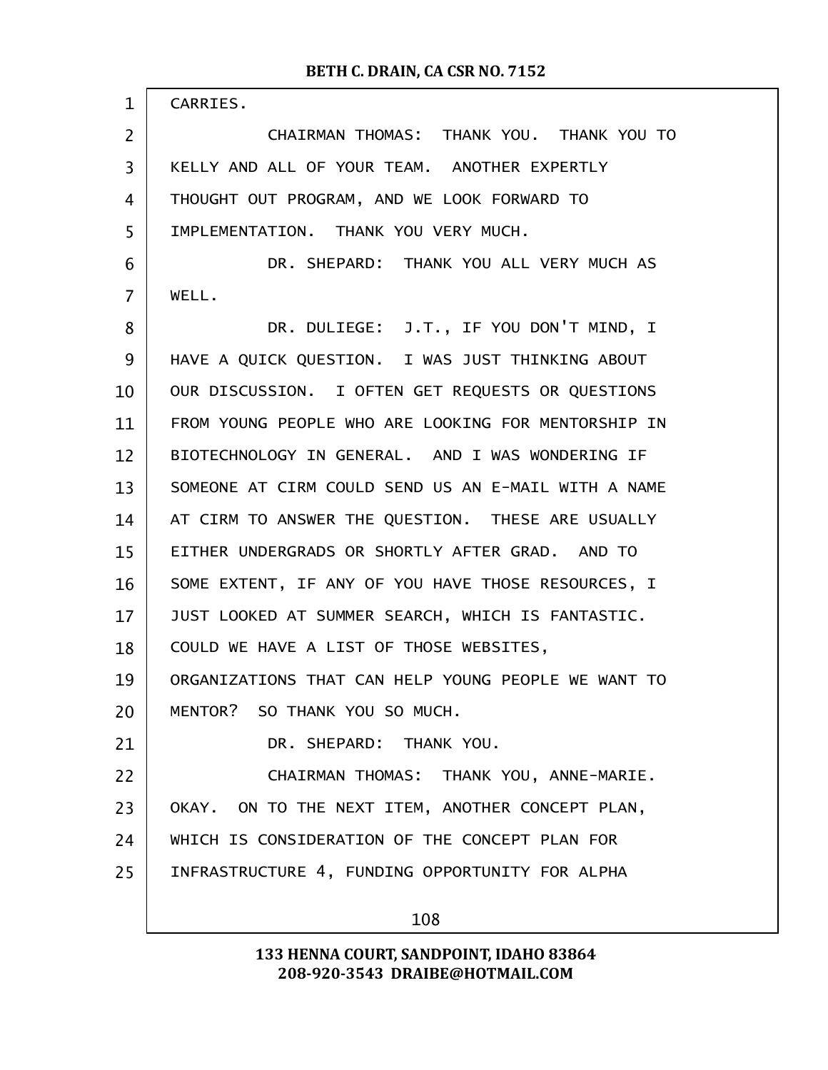CARRIES.

CHAIRMAN THOMAS: THANK YOU. THANK YOU TO KELLY AND ALL OF YOUR TEAM. ANOTHER EXPERTLY THOUGHT OUT PROGRAM, AND WE LOOK FORWARD TO IMPLEMENTATION. THANK YOU VERY MUCH.

DR. SHEPARD: THANK YOU ALL VERY MUCH AS WELL.

DR. DULIEGE: J.T., IF YOU DON'T MIND, I HAVE A QUICK QUESTION. I WAS JUST THINKING ABOUT OUR DISCUSSION. I OFTEN GET REQUESTS OR QUESTIONS FROM YOUNG PEOPLE WHO ARE LOOKING FOR MENTORSHIP IN BIOTECHNOLOGY IN GENERAL. AND I WAS WONDERING IF SOMEONE AT CIRM COULD SEND US AN E-MAIL WITH A NAME AT CIRM TO ANSWER THE QUESTION. THESE ARE USUALLY EITHER UNDERGRADS OR SHORTLY AFTER GRAD. AND TO SOME EXTENT, IF ANY OF YOU HAVE THOSE RESOURCES, I JUST LOOKED AT SUMMER SEARCH, WHICH IS FANTASTIC. COULD WE HAVE A LIST OF THOSE WEBSITES, ORGANIZATIONS THAT CAN HELP YOUNG PEOPLE WE WANT TO MENTOR? SO THANK YOU SO MUCH.

DR. SHEPARD: THANK YOU.

CHAIRMAN THOMAS: THANK YOU, ANNE-MARIE. OKAY. ON TO THE NEXT ITEM, ANOTHER CONCEPT PLAN, WHICH IS CONSIDERATION OF THE CONCEPT PLAN FOR INFRASTRUCTURE 4, FUNDING OPPORTUNITY FOR ALPHA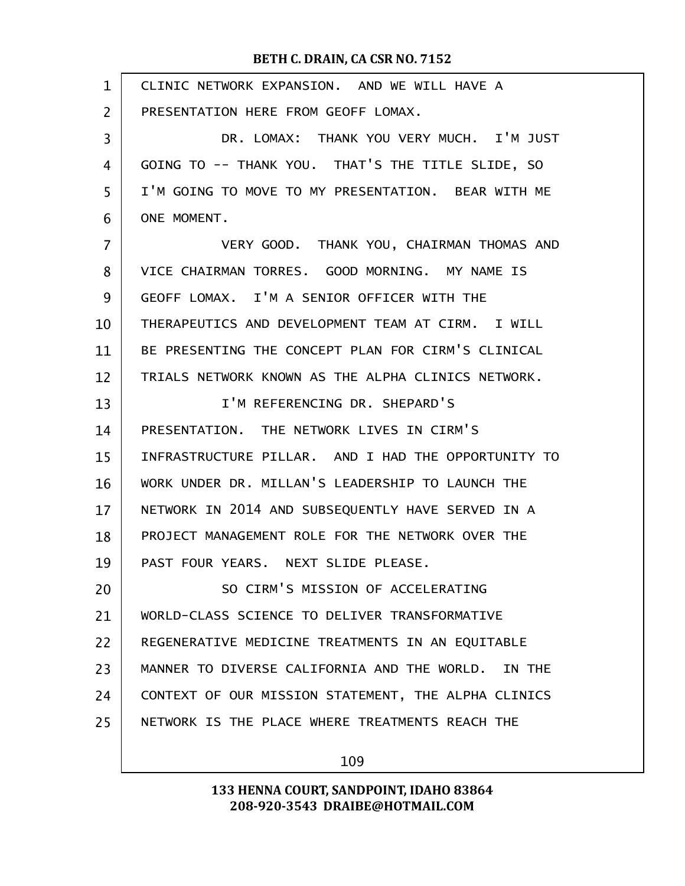CLINIC NETWORK EXPANSION. AND WE WILL HAVE A PRESENTATION HERE FROM GEOFF LOMAX.

DR. LOMAX: THANK YOU VERY MUCH. I'M JUST GOING TO -- THANK YOU. THAT'S THE TITLE SLIDE, SO I'M GOING TO MOVE TO MY PRESENTATION. BEAR WITH ME ONE MOMENT.

VERY GOOD. THANK YOU, CHAIRMAN THOMAS AND VICE CHAIRMAN TORRES. GOOD MORNING. MY NAME IS GEOFF LOMAX. I'M A SENIOR OFFICER WITH THE THERAPEUTICS AND DEVELOPMENT TEAM AT CIRM. I WILL BE PRESENTING THE CONCEPT PLAN FOR CIRM'S CLINICAL TRIALS NETWORK KNOWN AS THE ALPHA CLINICS NETWORK.

I'M REFERENCING DR. SHEPARD'S PRESENTATION. THE NETWORK LIVES IN CIRM'S INFRASTRUCTURE PILLAR. AND I HAD THE OPPORTUNITY TO WORK UNDER DR. MILLAN'S LEADERSHIP TO LAUNCH THE NETWORK IN 2014 AND SUBSEQUENTLY HAVE SERVED IN A PROJECT MANAGEMENT ROLE FOR THE NETWORK OVER THE PAST FOUR YEARS. NEXT SLIDE PLEASE.

SO CIRM'S MISSION OF ACCELERATING WORLD-CLASS SCIENCE TO DELIVER TRANSFORMATIVE REGENERATIVE MEDICINE TREATMENTS IN AN EQUITABLE MANNER TO DIVERSE CALIFORNIA AND THE WORLD. IN THE CONTEXT OF OUR MISSION STATEMENT, THE ALPHA CLINICS NETWORK IS THE PLACE WHERE TREATMENTS REACH THE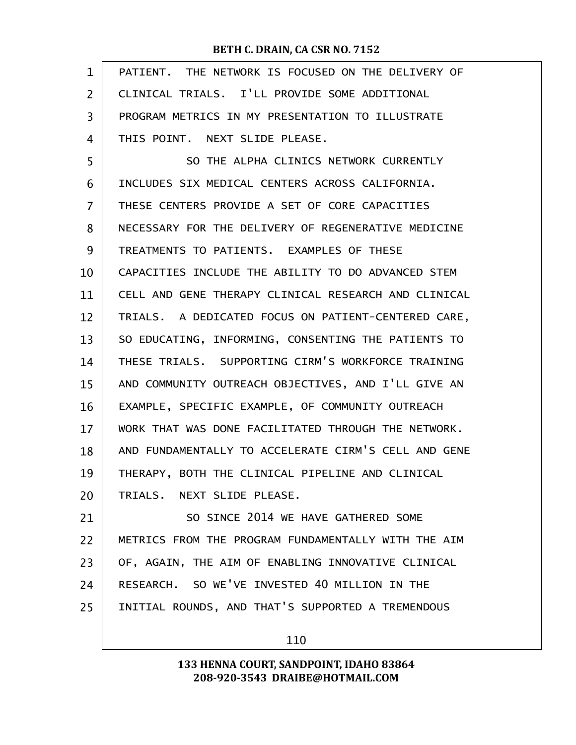PATIENT. THE NETWORK IS FOCUSED ON THE DELIVERY OF CLINICAL TRIALS. I'LL PROVIDE SOME ADDITIONAL PROGRAM METRICS IN MY PRESENTATION TO ILLUSTRATE THIS POINT. NEXT SLIDE PLEASE.

SO THE ALPHA CLINICS NETWORK CURRENTLY INCLUDES SIX MEDICAL CENTERS ACROSS CALIFORNIA. THESE CENTERS PROVIDE A SET OF CORE CAPACITIES NECESSARY FOR THE DELIVERY OF REGENERATIVE MEDICINE TREATMENTS TO PATIENTS. EXAMPLES OF THESE CAPACITIES INCLUDE THE ABILITY TO DO ADVANCED STEM CELL AND GENE THERAPY CLINICAL RESEARCH AND CLINICAL TRIALS. A DEDICATED FOCUS ON PATIENT-CENTERED CARE, SO EDUCATING, INFORMING, CONSENTING THE PATIENTS TO THESE TRIALS. SUPPORTING CIRM'S WORKFORCE TRAINING AND COMMUNITY OUTREACH OBJECTIVES, AND I'LL GIVE AN EXAMPLE, SPECIFIC EXAMPLE, OF COMMUNITY OUTREACH WORK THAT WAS DONE FACILITATED THROUGH THE NETWORK. AND FUNDAMENTALLY TO ACCELERATE CIRM'S CELL AND GENE THERAPY, BOTH THE CLINICAL PIPELINE AND CLINICAL TRIALS. NEXT SLIDE PLEASE.

SO SINCE 2014 WE HAVE GATHERED SOME METRICS FROM THE PROGRAM FUNDAMENTALLY WITH THE AIM OF, AGAIN, THE AIM OF ENABLING INNOVATIVE CLINICAL RESEARCH. SO WE'VE INVESTED 40 MILLION IN THE INITIAL ROUNDS, AND THAT'S SUPPORTED A TREMENDOUS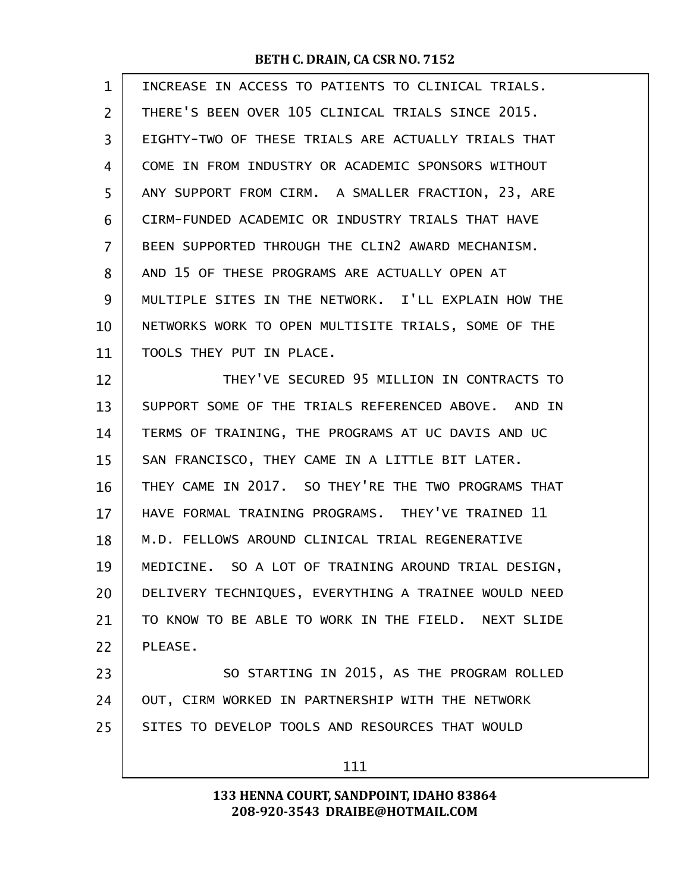INCREASE IN ACCESS TO PATIENTS TO CLINICAL TRIALS. THERE'S BEEN OVER 105 CLINICAL TRIALS SINCE 2015. EIGHTY-TWO OF THESE TRIALS ARE ACTUALLY TRIALS THAT COME IN FROM INDUSTRY OR ACADEMIC SPONSORS WITHOUT ANY SUPPORT FROM CIRM. A SMALLER FRACTION, 23, ARE CIRM-FUNDED ACADEMIC OR INDUSTRY TRIALS THAT HAVE BEEN SUPPORTED THROUGH THE CLIN2 AWARD MECHANISM. AND 15 OF THESE PROGRAMS ARE ACTUALLY OPEN AT MULTIPLE SITES IN THE NETWORK. I'LL EXPLAIN HOW THE NETWORKS WORK TO OPEN MULTISITE TRIALS, SOME OF THE TOOLS THEY PUT IN PLACE.

THEY'VE SECURED 95 MILLION IN CONTRACTS TO SUPPORT SOME OF THE TRIALS REFERENCED ABOVE. AND IN TERMS OF TRAINING, THE PROGRAMS AT UC DAVIS AND UC SAN FRANCISCO, THEY CAME IN A LITTLE BIT LATER. THEY CAME IN 2017. SO THEY'RE THE TWO PROGRAMS THAT HAVE FORMAL TRAINING PROGRAMS. THEY'VE TRAINED 11 M.D. FELLOWS AROUND CLINICAL TRIAL REGENERATIVE MEDICINE. SO A LOT OF TRAINING AROUND TRIAL DESIGN, DELIVERY TECHNIQUES, EVERYTHING A TRAINEE WOULD NEED TO KNOW TO BE ABLE TO WORK IN THE FIELD. NEXT SLIDE PLEASE.

SO STARTING IN 2015, AS THE PROGRAM ROLLED OUT, CIRM WORKED IN PARTNERSHIP WITH THE NETWORK SITES TO DEVELOP TOOLS AND RESOURCES THAT WOULD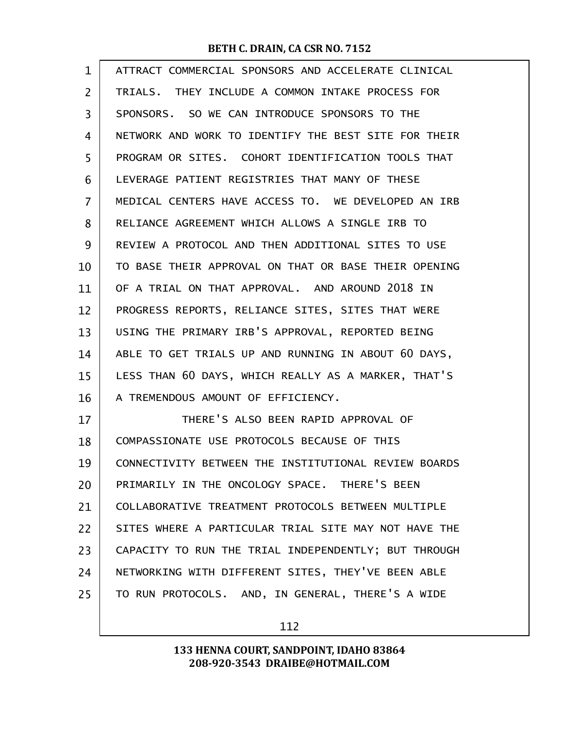ATTRACT COMMERCIAL SPONSORS AND ACCELERATE CLINICAL TRIALS. THEY INCLUDE A COMMON INTAKE PROCESS FOR SPONSORS. SO WE CAN INTRODUCE SPONSORS TO THE NETWORK AND WORK TO IDENTIFY THE BEST SITE FOR THEIR PROGRAM OR SITES. COHORT IDENTIFICATION TOOLS THAT LEVERAGE PATIENT REGISTRIES THAT MANY OF THESE MEDICAL CENTERS HAVE ACCESS TO. WE DEVELOPED AN IRB RELIANCE AGREEMENT WHICH ALLOWS A SINGLE IRB TO REVIEW A PROTOCOL AND THEN ADDITIONAL SITES TO USE TO BASE THEIR APPROVAL ON THAT OR BASE THEIR OPENING OF A TRIAL ON THAT APPROVAL. AND AROUND 2018 IN PROGRESS REPORTS, RELIANCE SITES, SITES THAT WERE USING THE PRIMARY IRB'S APPROVAL, REPORTED BEING ABLE TO GET TRIALS UP AND RUNNING IN ABOUT 60 DAYS, LESS THAN 60 DAYS, WHICH REALLY AS A MARKER, THAT'S A TREMENDOUS AMOUNT OF EFFICIENCY.

THERE'S ALSO BEEN RAPID APPROVAL OF COMPASSIONATE USE PROTOCOLS BECAUSE OF THIS CONNECTIVITY BETWEEN THE INSTITUTIONAL REVIEW BOARDS PRIMARILY IN THE ONCOLOGY SPACE. THERE'S BEEN COLLABORATIVE TREATMENT PROTOCOLS BETWEEN MULTIPLE SITES WHERE A PARTICULAR TRIAL SITE MAY NOT HAVE THE CAPACITY TO RUN THE TRIAL INDEPENDENTLY; BUT THROUGH NETWORKING WITH DIFFERENT SITES, THEY'VE BEEN ABLE TO RUN PROTOCOLS. AND, IN GENERAL, THERE'S A WIDE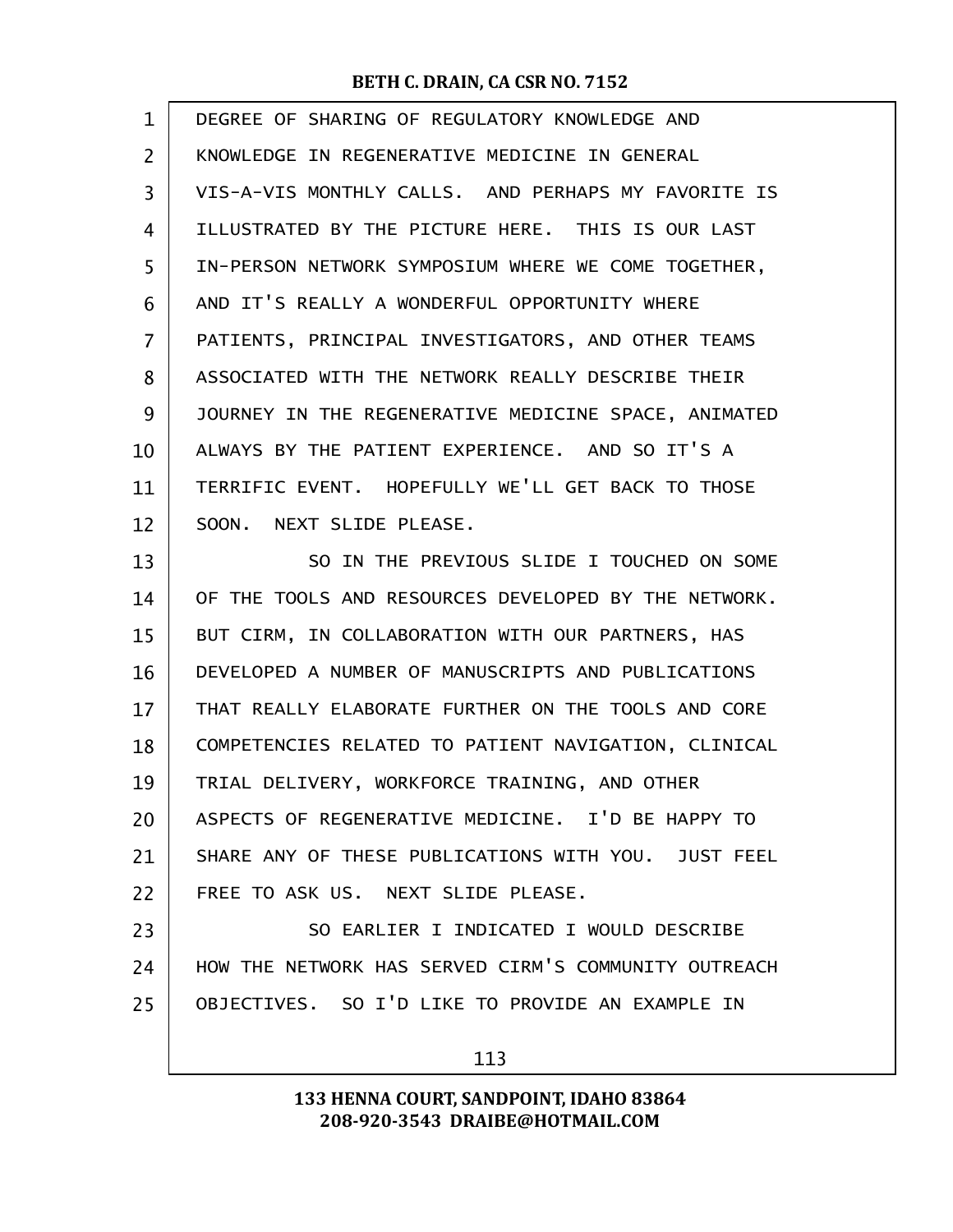DEGREE OF SHARING OF REGULATORY KNOWLEDGE AND KNOWLEDGE IN REGENERATIVE MEDICINE IN GENERAL VIS-A-VIS MONTHLY CALLS. AND PERHAPS MY FAVORITE IS ILLUSTRATED BY THE PICTURE HERE. THIS IS OUR LAST IN-PERSON NETWORK SYMPOSIUM WHERE WE COME TOGETHER, AND IT'S REALLY A WONDERFUL OPPORTUNITY WHERE PATIENTS, PRINCIPAL INVESTIGATORS, AND OTHER TEAMS ASSOCIATED WITH THE NETWORK REALLY DESCRIBE THEIR JOURNEY IN THE REGENERATIVE MEDICINE SPACE, ANIMATED ALWAYS BY THE PATIENT EXPERIENCE. AND SO IT'S A TERRIFIC EVENT. HOPEFULLY WE'LL GET BACK TO THOSE SOON. NEXT SLIDE PLEASE.

SO IN THE PREVIOUS SLIDE I TOUCHED ON SOME OF THE TOOLS AND RESOURCES DEVELOPED BY THE NETWORK. BUT CIRM, IN COLLABORATION WITH OUR PARTNERS, HAS DEVELOPED A NUMBER OF MANUSCRIPTS AND PUBLICATIONS THAT REALLY ELABORATE FURTHER ON THE TOOLS AND CORE COMPETENCIES RELATED TO PATIENT NAVIGATION, CLINICAL TRIAL DELIVERY, WORKFORCE TRAINING, AND OTHER ASPECTS OF REGENERATIVE MEDICINE. I'D BE HAPPY TO SHARE ANY OF THESE PUBLICATIONS WITH YOU. JUST FEEL FREE TO ASK US. NEXT SLIDE PLEASE.

SO EARLIER I INDICATED I WOULD DESCRIBE HOW THE NETWORK HAS SERVED CIRM'S COMMUNITY OUTREACH OBJECTIVES. SO I'D LIKE TO PROVIDE AN EXAMPLE IN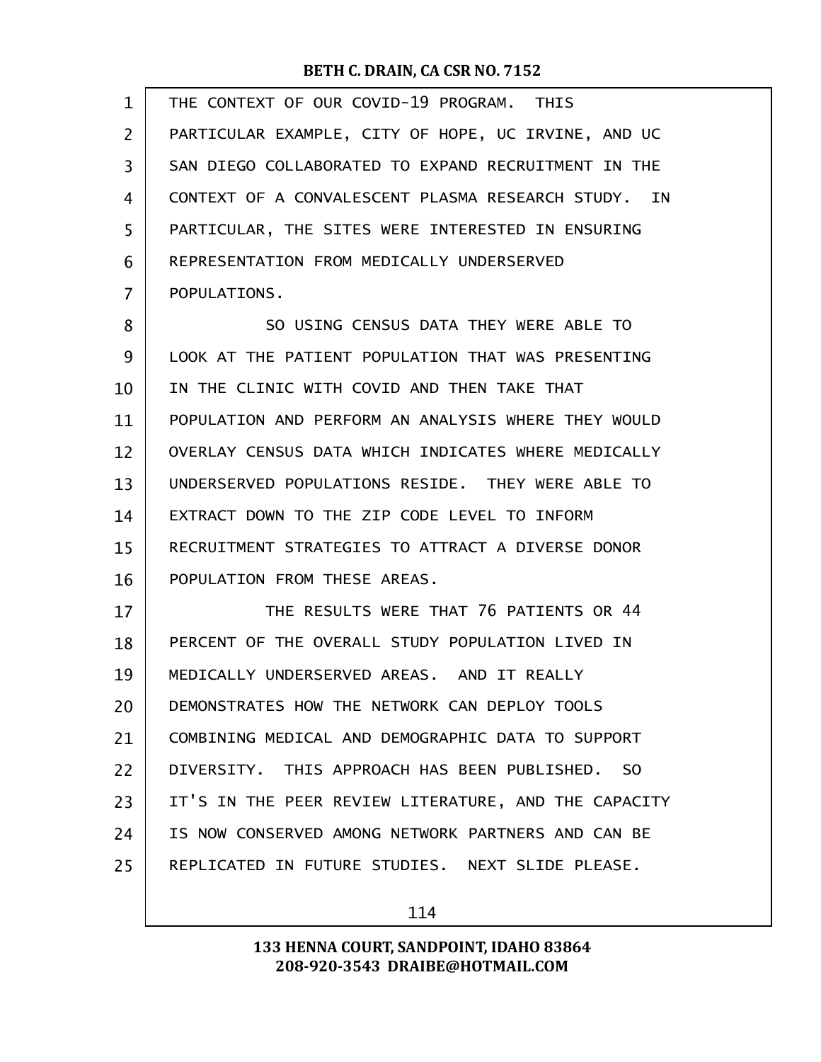THE CONTEXT OF OUR COVID-19 PROGRAM. THIS PARTICULAR EXAMPLE, CITY OF HOPE, UC IRVINE, AND UC SAN DIEGO COLLABORATED TO EXPAND RECRUITMENT IN THE CONTEXT OF A CONVALESCENT PLASMA RESEARCH STUDY. IN PARTICULAR, THE SITES WERE INTERESTED IN ENSURING REPRESENTATION FROM MEDICALLY UNDERSERVED POPULATIONS.

SO USING CENSUS DATA THEY WERE ABLE TO LOOK AT THE PATIENT POPULATION THAT WAS PRESENTING IN THE CLINIC WITH COVID AND THEN TAKE THAT POPULATION AND PERFORM AN ANALYSIS WHERE THEY WOULD OVERLAY CENSUS DATA WHICH INDICATES WHERE MEDICALLY UNDERSERVED POPULATIONS RESIDE. THEY WERE ABLE TO EXTRACT DOWN TO THE ZIP CODE LEVEL TO INFORM RECRUITMENT STRATEGIES TO ATTRACT A DIVERSE DONOR POPULATION FROM THESE AREAS.

THE RESULTS WERE THAT 76 PATIENTS OR 44 PERCENT OF THE OVERALL STUDY POPULATION LIVED IN MEDICALLY UNDERSERVED AREAS. AND IT REALLY DEMONSTRATES HOW THE NETWORK CAN DEPLOY TOOLS COMBINING MEDICAL AND DEMOGRAPHIC DATA TO SUPPORT DIVERSITY. THIS APPROACH HAS BEEN PUBLISHED. SO IT'S IN THE PEER REVIEW LITERATURE, AND THE CAPACITY IS NOW CONSERVED AMONG NETWORK PARTNERS AND CAN BE REPLICATED IN FUTURE STUDIES. NEXT SLIDE PLEASE.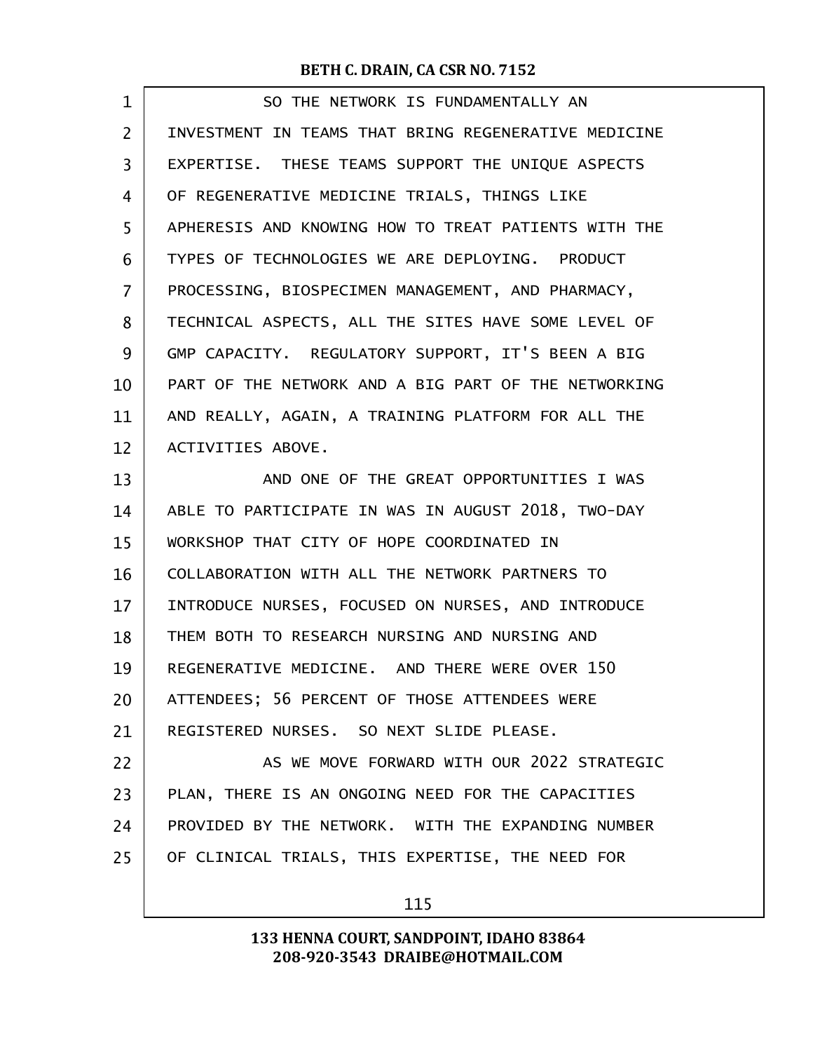SO THE NETWORK IS FUNDAMENTALLY AN INVESTMENT IN TEAMS THAT BRING REGENERATIVE MEDICINE EXPERTISE. THESE TEAMS SUPPORT THE UNIQUE ASPECTS OF REGENERATIVE MEDICINE TRIALS, THINGS LIKE APHERESIS AND KNOWING HOW TO TREAT PATIENTS WITH THE TYPES OF TECHNOLOGIES WE ARE DEPLOYING. PRODUCT PROCESSING, BIOSPECIMEN MANAGEMENT, AND PHARMACY, TECHNICAL ASPECTS, ALL THE SITES HAVE SOME LEVEL OF GMP CAPACITY. REGULATORY SUPPORT, IT'S BEEN A BIG PART OF THE NETWORK AND A BIG PART OF THE NETWORKING AND REALLY, AGAIN, A TRAINING PLATFORM FOR ALL THE ACTIVITIES ABOVE.

AND ONE OF THE GREAT OPPORTUNITIES I WAS ABLE TO PARTICIPATE IN WAS IN AUGUST 2018, TWO-DAY WORKSHOP THAT CITY OF HOPE COORDINATED IN COLLABORATION WITH ALL THE NETWORK PARTNERS TO INTRODUCE NURSES, FOCUSED ON NURSES, AND INTRODUCE THEM BOTH TO RESEARCH NURSING AND NURSING AND REGENERATIVE MEDICINE. AND THERE WERE OVER 150 ATTENDEES; 56 PERCENT OF THOSE ATTENDEES WERE REGISTERED NURSES. SO NEXT SLIDE PLEASE.

AS WE MOVE FORWARD WITH OUR 2022 STRATEGIC PLAN, THERE IS AN ONGOING NEED FOR THE CAPACITIES PROVIDED BY THE NETWORK. WITH THE EXPANDING NUMBER OF CLINICAL TRIALS, THIS EXPERTISE, THE NEED FOR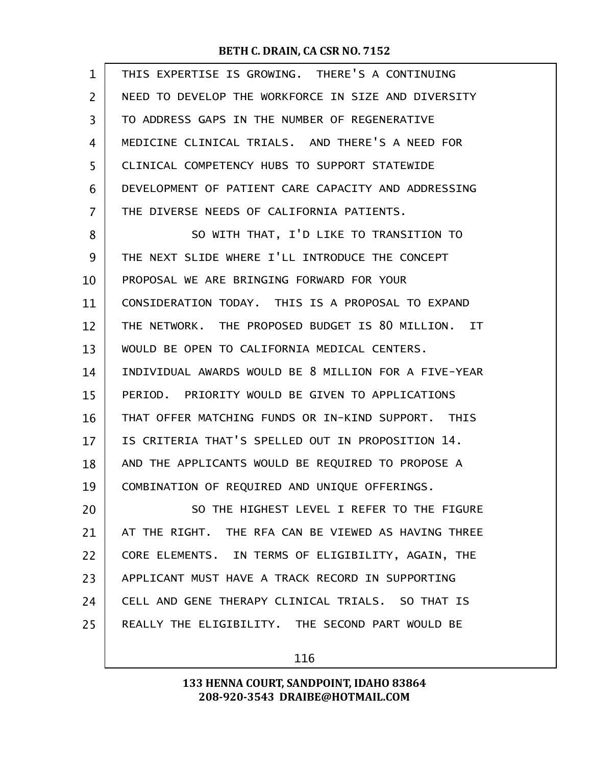THIS EXPERTISE IS GROWING. THERE'S A CONTINUING NEED TO DEVELOP THE WORKFORCE IN SIZE AND DIVERSITY TO ADDRESS GAPS IN THE NUMBER OF REGENERATIVE MEDICINE CLINICAL TRIALS. AND THERE'S A NEED FOR CLINICAL COMPETENCY HUBS TO SUPPORT STATEWIDE DEVELOPMENT OF PATIENT CARE CAPACITY AND ADDRESSING THE DIVERSE NEEDS OF CALIFORNIA PATIENTS.

SO WITH THAT, I'D LIKE TO TRANSITION TO THE NEXT SLIDE WHERE I'LL INTRODUCE THE CONCEPT PROPOSAL WE ARE BRINGING FORWARD FOR YOUR CONSIDERATION TODAY. THIS IS A PROPOSAL TO EXPAND THE NETWORK. THE PROPOSED BUDGET IS 80 MILLION. IT WOULD BE OPEN TO CALIFORNIA MEDICAL CENTERS. INDIVIDUAL AWARDS WOULD BE 8 MILLION FOR A FIVE-YEAR PERIOD. PRIORITY WOULD BE GIVEN TO APPLICATIONS THAT OFFER MATCHING FUNDS OR IN-KIND SUPPORT. THIS IS CRITERIA THAT'S SPELLED OUT IN PROPOSITION 14. AND THE APPLICANTS WOULD BE REQUIRED TO PROPOSE A COMBINATION OF REQUIRED AND UNIQUE OFFERINGS.

SO THE HIGHEST LEVEL I REFER TO THE FIGURE AT THE RIGHT. THE RFA CAN BE VIEWED AS HAVING THREE CORE ELEMENTS. IN TERMS OF ELIGIBILITY, AGAIN, THE APPLICANT MUST HAVE A TRACK RECORD IN SUPPORTING CELL AND GENE THERAPY CLINICAL TRIALS. SO THAT IS REALLY THE ELIGIBILITY. THE SECOND PART WOULD BE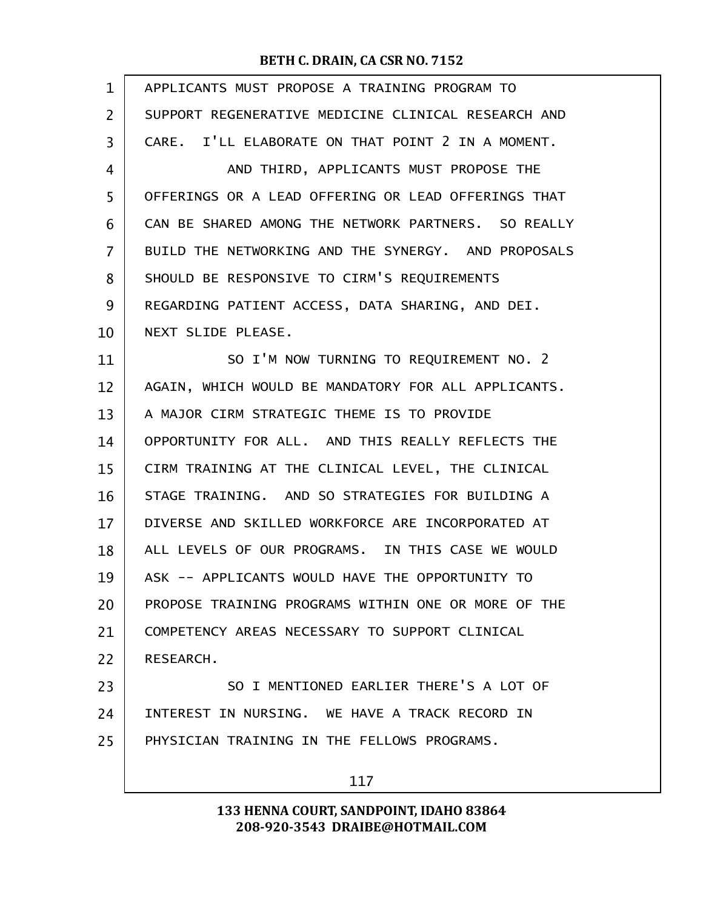APPLICANTS MUST PROPOSE A TRAINING PROGRAM TO SUPPORT REGENERATIVE MEDICINE CLINICAL RESEARCH AND CARE. I'LL ELABORATE ON THAT POINT 2 IN A MOMENT.

AND THIRD, APPLICANTS MUST PROPOSE THE OFFERINGS OR A LEAD OFFERING OR LEAD OFFERINGS THAT CAN BE SHARED AMONG THE NETWORK PARTNERS. SO REALLY BUILD THE NETWORKING AND THE SYNERGY. AND PROPOSALS SHOULD BE RESPONSIVE TO CIRM'S REQUIREMENTS REGARDING PATIENT ACCESS, DATA SHARING, AND DEI. NEXT SLIDE PLEASE.

SO I'M NOW TURNING TO REQUIREMENT NO. 2 AGAIN, WHICH WOULD BE MANDATORY FOR ALL APPLICANTS. A MAJOR CIRM STRATEGIC THEME IS TO PROVIDE OPPORTUNITY FOR ALL. AND THIS REALLY REFLECTS THE CIRM TRAINING AT THE CLINICAL LEVEL, THE CLINICAL STAGE TRAINING. AND SO STRATEGIES FOR BUILDING A DIVERSE AND SKILLED WORKFORCE ARE INCORPORATED AT ALL LEVELS OF OUR PROGRAMS. IN THIS CASE WE WOULD ASK -- APPLICANTS WOULD HAVE THE OPPORTUNITY TO PROPOSE TRAINING PROGRAMS WITHIN ONE OR MORE OF THE COMPETENCY AREAS NECESSARY TO SUPPORT CLINICAL RESEARCH.

SO I MENTIONED EARLIER THERE'S A LOT OF INTEREST IN NURSING. WE HAVE A TRACK RECORD IN PHYSICIAN TRAINING IN THE FELLOWS PROGRAMS.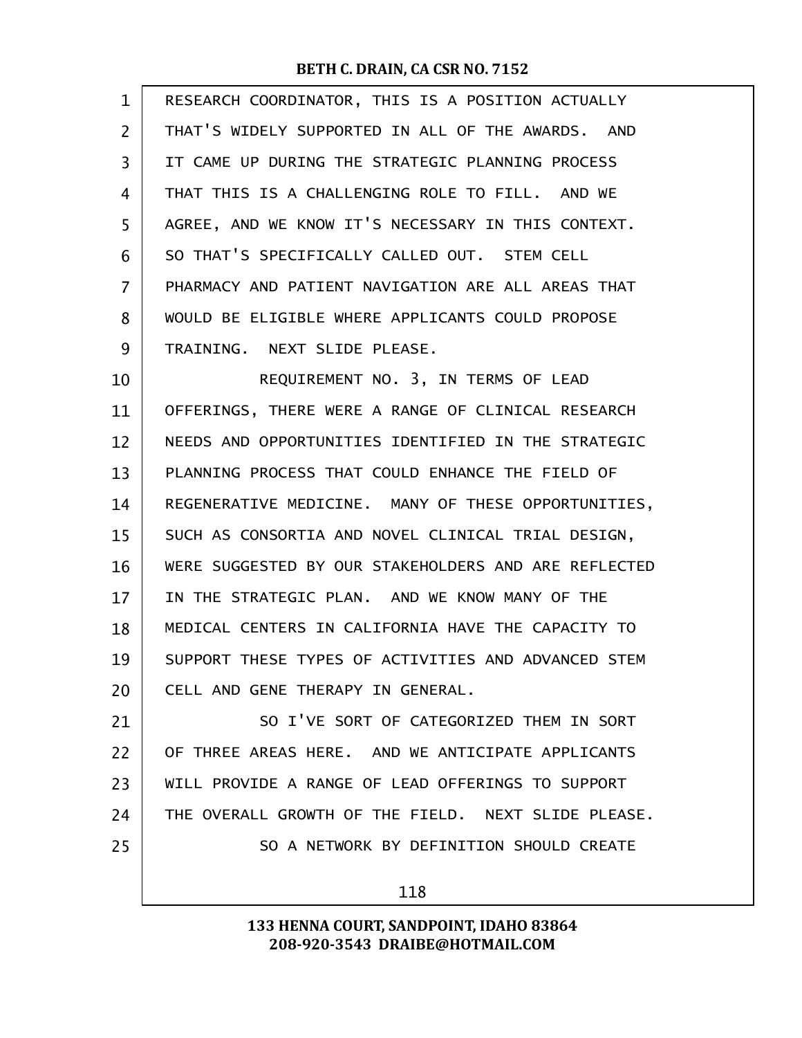RESEARCH COORDINATOR, THIS IS A POSITION ACTUALLY THAT'S WIDELY SUPPORTED IN ALL OF THE AWARDS. AND IT CAME UP DURING THE STRATEGIC PLANNING PROCESS THAT THIS IS A CHALLENGING ROLE TO FILL. AND WE AGREE, AND WE KNOW IT'S NECESSARY IN THIS CONTEXT. SO THAT'S SPECIFICALLY CALLED OUT. STEM CELL PHARMACY AND PATIENT NAVIGATION ARE ALL AREAS THAT WOULD BE ELIGIBLE WHERE APPLICANTS COULD PROPOSE TRAINING. NEXT SLIDE PLEASE.

REQUIREMENT NO. 3, IN TERMS OF LEAD OFFERINGS, THERE WERE A RANGE OF CLINICAL RESEARCH NEEDS AND OPPORTUNITIES IDENTIFIED IN THE STRATEGIC PLANNING PROCESS THAT COULD ENHANCE THE FIELD OF REGENERATIVE MEDICINE. MANY OF THESE OPPORTUNITIES, SUCH AS CONSORTIA AND NOVEL CLINICAL TRIAL DESIGN, WERE SUGGESTED BY OUR STAKEHOLDERS AND ARE REFLECTED IN THE STRATEGIC PLAN. AND WE KNOW MANY OF THE MEDICAL CENTERS IN CALIFORNIA HAVE THE CAPACITY TO SUPPORT THESE TYPES OF ACTIVITIES AND ADVANCED STEM CELL AND GENE THERAPY IN GENERAL.

SO I'VE SORT OF CATEGORIZED THEM IN SORT OF THREE AREAS HERE. AND WE ANTICIPATE APPLICANTS WILL PROVIDE A RANGE OF LEAD OFFERINGS TO SUPPORT THE OVERALL GROWTH OF THE FIELD. NEXT SLIDE PLEASE.

SO A NETWORK BY DEFINITION SHOULD CREATE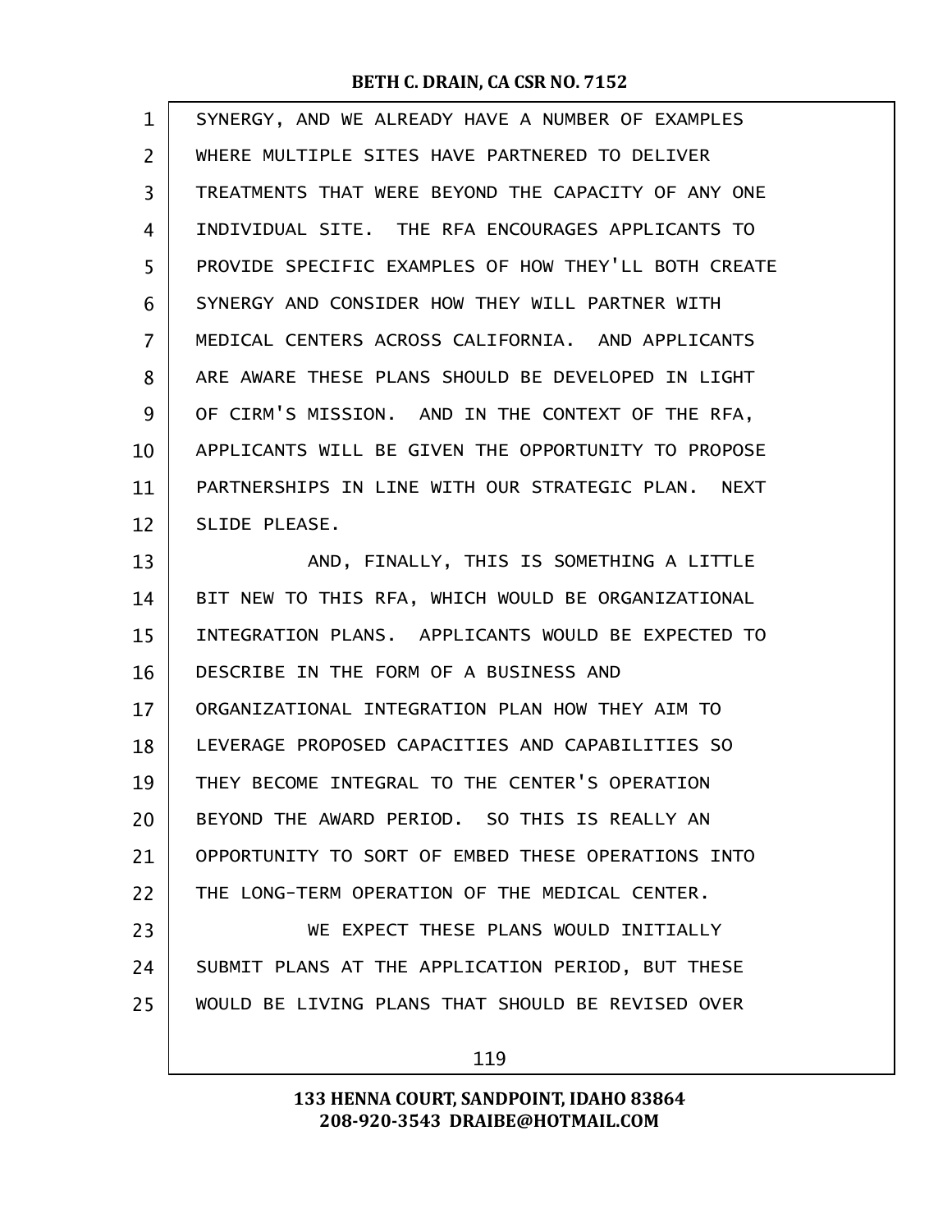SYNERGY, AND WE ALREADY HAVE A NUMBER OF EXAMPLES WHERE MULTIPLE SITES HAVE PARTNERED TO DELIVER TREATMENTS THAT WERE BEYOND THE CAPACITY OF ANY ONE INDIVIDUAL SITE. THE RFA ENCOURAGES APPLICANTS TO PROVIDE SPECIFIC EXAMPLES OF HOW THEY'LL BOTH CREATE SYNERGY AND CONSIDER HOW THEY WILL PARTNER WITH MEDICAL CENTERS ACROSS CALIFORNIA. AND APPLICANTS ARE AWARE THESE PLANS SHOULD BE DEVELOPED IN LIGHT OF CIRM'S MISSION. AND IN THE CONTEXT OF THE RFA, APPLICANTS WILL BE GIVEN THE OPPORTUNITY TO PROPOSE PARTNERSHIPS IN LINE WITH OUR STRATEGIC PLAN. NEXT SLIDE PLEASE.

AND, FINALLY, THIS IS SOMETHING A LITTLE BIT NEW TO THIS RFA, WHICH WOULD BE ORGANIZATIONAL INTEGRATION PLANS. APPLICANTS WOULD BE EXPECTED TO DESCRIBE IN THE FORM OF A BUSINESS AND ORGANIZATIONAL INTEGRATION PLAN HOW THEY AIM TO LEVERAGE PROPOSED CAPACITIES AND CAPABILITIES SO THEY BECOME INTEGRAL TO THE CENTER'S OPERATION BEYOND THE AWARD PERIOD. SO THIS IS REALLY AN OPPORTUNITY TO SORT OF EMBED THESE OPERATIONS INTO THE LONG-TERM OPERATION OF THE MEDICAL CENTER.

WE EXPECT THESE PLANS WOULD INITIALLY SUBMIT PLANS AT THE APPLICATION PERIOD, BUT THESE WOULD BE LIVING PLANS THAT SHOULD BE REVISED OVER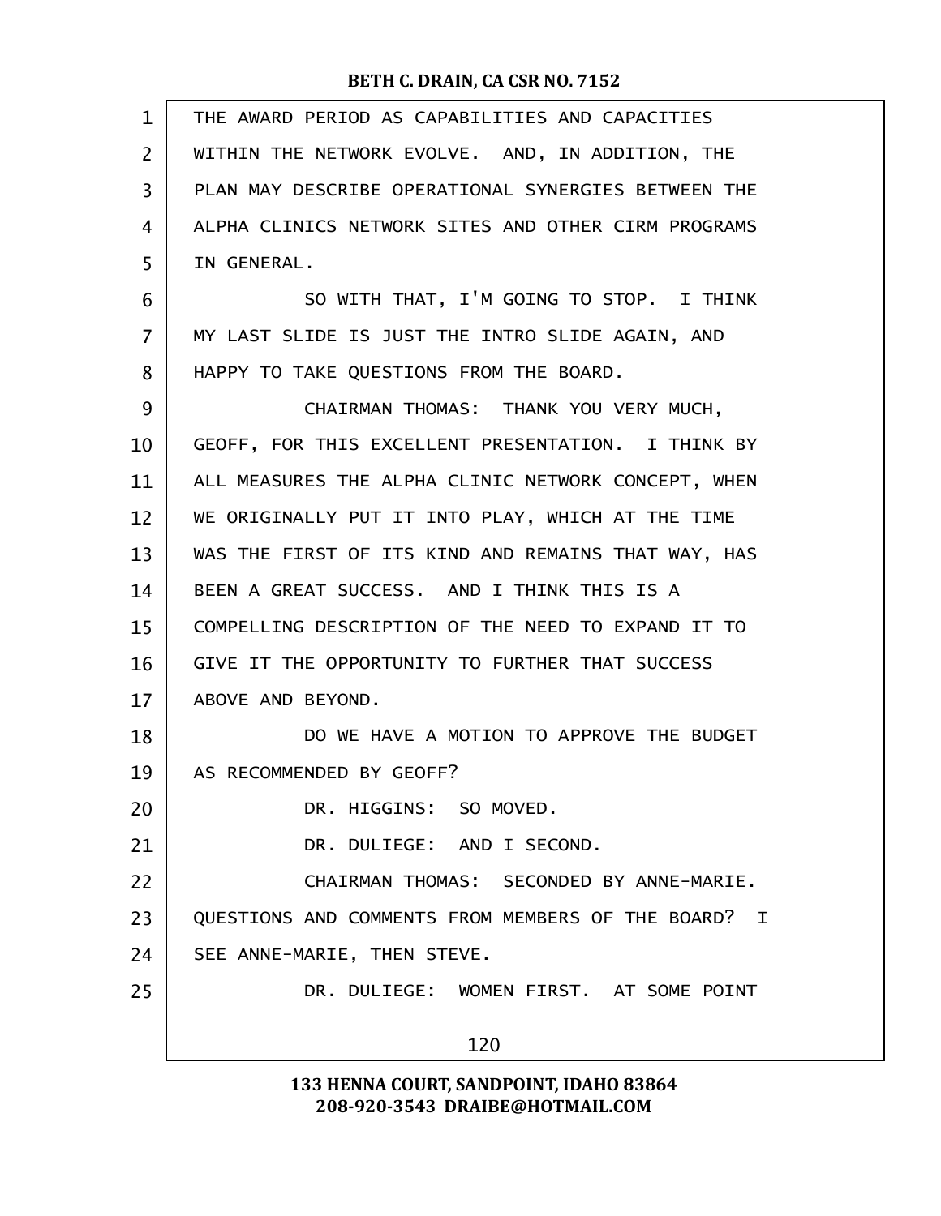THE AWARD PERIOD AS CAPABILITIES AND CAPACITIES WITHIN THE NETWORK EVOLVE. AND, IN ADDITION, THE PLAN MAY DESCRIBE OPERATIONAL SYNERGIES BETWEEN THE ALPHA CLINICS NETWORK SITES AND OTHER CIRM PROGRAMS IN GENERAL.

SO WITH THAT, I'M GOING TO STOP. I THINK MY LAST SLIDE IS JUST THE INTRO SLIDE AGAIN, AND HAPPY TO TAKE QUESTIONS FROM THE BOARD.

CHAIRMAN THOMAS: THANK YOU VERY MUCH, GEOFF, FOR THIS EXCELLENT PRESENTATION. I THINK BY ALL MEASURES THE ALPHA CLINIC NETWORK CONCEPT, WHEN WE ORIGINALLY PUT IT INTO PLAY, WHICH AT THE TIME WAS THE FIRST OF ITS KIND AND REMAINS THAT WAY, HAS BEEN A GREAT SUCCESS. AND I THINK THIS IS A COMPELLING DESCRIPTION OF THE NEED TO EXPAND IT TO GIVE IT THE OPPORTUNITY TO FURTHER THAT SUCCESS ABOVE AND BEYOND.

DO WE HAVE A MOTION TO APPROVE THE BUDGET AS RECOMMENDED BY GEOFF?

DR. HIGGINS: SO MOVED.

DR. DULIEGE: AND I SECOND.

CHAIRMAN THOMAS: SECONDED BY ANNE-MARIE. QUESTIONS AND COMMENTS FROM MEMBERS OF THE BOARD? I SEE ANNE-MARIE, THEN STEVE.

DR. DULIEGE: WOMEN FIRST. AT SOME POINT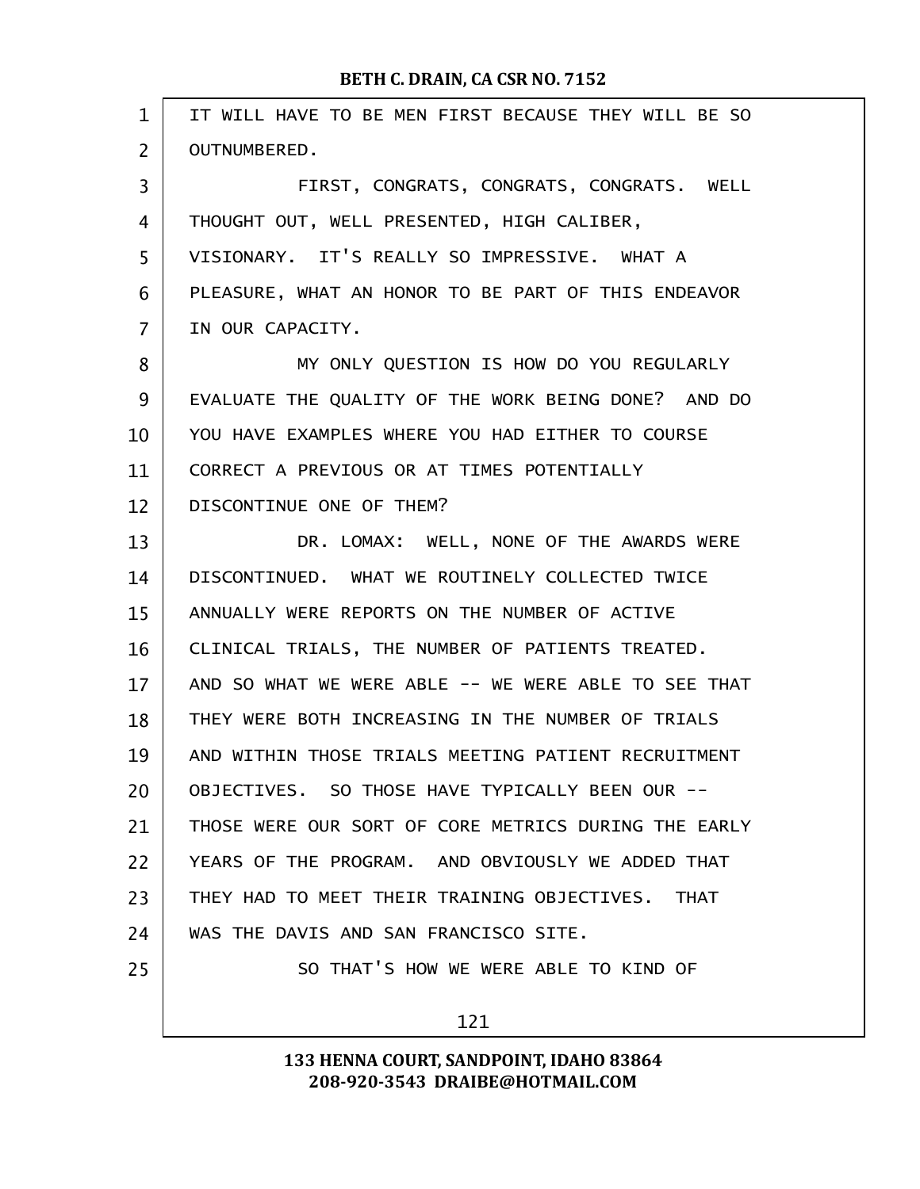IT WILL HAVE TO BE MEN FIRST BECAUSE THEY WILL BE SO OUTNUMBERED.

FIRST, CONGRATS, CONGRATS, CONGRATS. WELL THOUGHT OUT, WELL PRESENTED, HIGH CALIBER, VISIONARY. IT'S REALLY SO IMPRESSIVE. WHAT A PLEASURE, WHAT AN HONOR TO BE PART OF THIS ENDEAVOR IN OUR CAPACITY.

MY ONLY QUESTION IS HOW DO YOU REGULARLY EVALUATE THE QUALITY OF THE WORK BEING DONE? AND DO YOU HAVE EXAMPLES WHERE YOU HAD EITHER TO COURSE CORRECT A PREVIOUS OR AT TIMES POTENTIALLY DISCONTINUE ONE OF THEM?

DR. LOMAX: WELL, NONE OF THE AWARDS WERE DISCONTINUED. WHAT WE ROUTINELY COLLECTED TWICE ANNUALLY WERE REPORTS ON THE NUMBER OF ACTIVE CLINICAL TRIALS, THE NUMBER OF PATIENTS TREATED. AND SO WHAT WE WERE ABLE -- WE WERE ABLE TO SEE THAT THEY WERE BOTH INCREASING IN THE NUMBER OF TRIALS AND WITHIN THOSE TRIALS MEETING PATIENT RECRUITMENT OBJECTIVES. SO THOSE HAVE TYPICALLY BEEN OUR -- THOSE WERE OUR SORT OF CORE METRICS DURING THE EARLY YEARS OF THE PROGRAM. AND OBVIOUSLY WE ADDED THAT THEY HAD TO MEET THEIR TRAINING OBJECTIVES. THAT WAS THE DAVIS AND SAN FRANCISCO SITE.

SO THAT'S HOW WE WERE ABLE TO KIND OF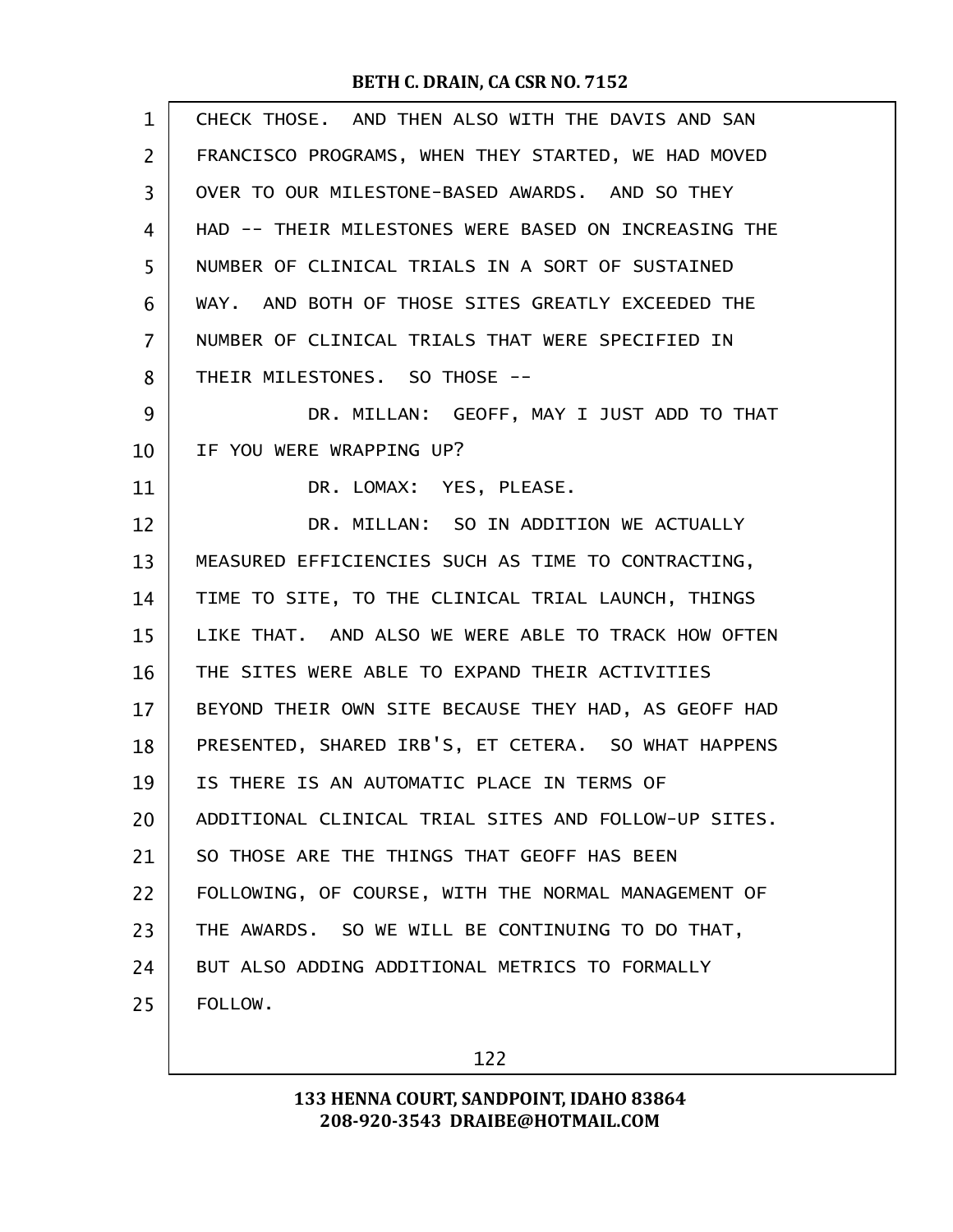CHECK THOSE. AND THEN ALSO WITH THE DAVIS AND SAN FRANCISCO PROGRAMS, WHEN THEY STARTED, WE HAD MOVED OVER TO OUR MILESTONE-BASED AWARDS. AND SO THEY HAD -- THEIR MILESTONES WERE BASED ON INCREASING THE NUMBER OF CLINICAL TRIALS IN A SORT OF SUSTAINED WAY. AND BOTH OF THOSE SITES GREATLY EXCEEDED THE NUMBER OF CLINICAL TRIALS THAT WERE SPECIFIED IN THEIR MILESTONES. SO THOSE --

DR. MILLAN: GEOFF, MAY I JUST ADD TO THAT IF YOU WERE WRAPPING UP?

DR. LOMAX: YES, PLEASE.

DR. MILLAN: SO IN ADDITION WE ACTUALLY MEASURED EFFICIENCIES SUCH AS TIME TO CONTRACTING, TIME TO SITE, TO THE CLINICAL TRIAL LAUNCH, THINGS LIKE THAT. AND ALSO WE WERE ABLE TO TRACK HOW OFTEN THE SITES WERE ABLE TO EXPAND THEIR ACTIVITIES BEYOND THEIR OWN SITE BECAUSE THEY HAD, AS GEOFF HAD PRESENTED, SHARED IRB'S, ET CETERA. SO WHAT HAPPENS IS THERE IS AN AUTOMATIC PLACE IN TERMS OF ADDITIONAL CLINICAL TRIAL SITES AND FOLLOW-UP SITES. SO THOSE ARE THE THINGS THAT GEOFF HAS BEEN FOLLOWING, OF COURSE, WITH THE NORMAL MANAGEMENT OF THE AWARDS. SO WE WILL BE CONTINUING TO DO THAT, BUT ALSO ADDING ADDITIONAL METRICS TO FORMALLY FOLLOW.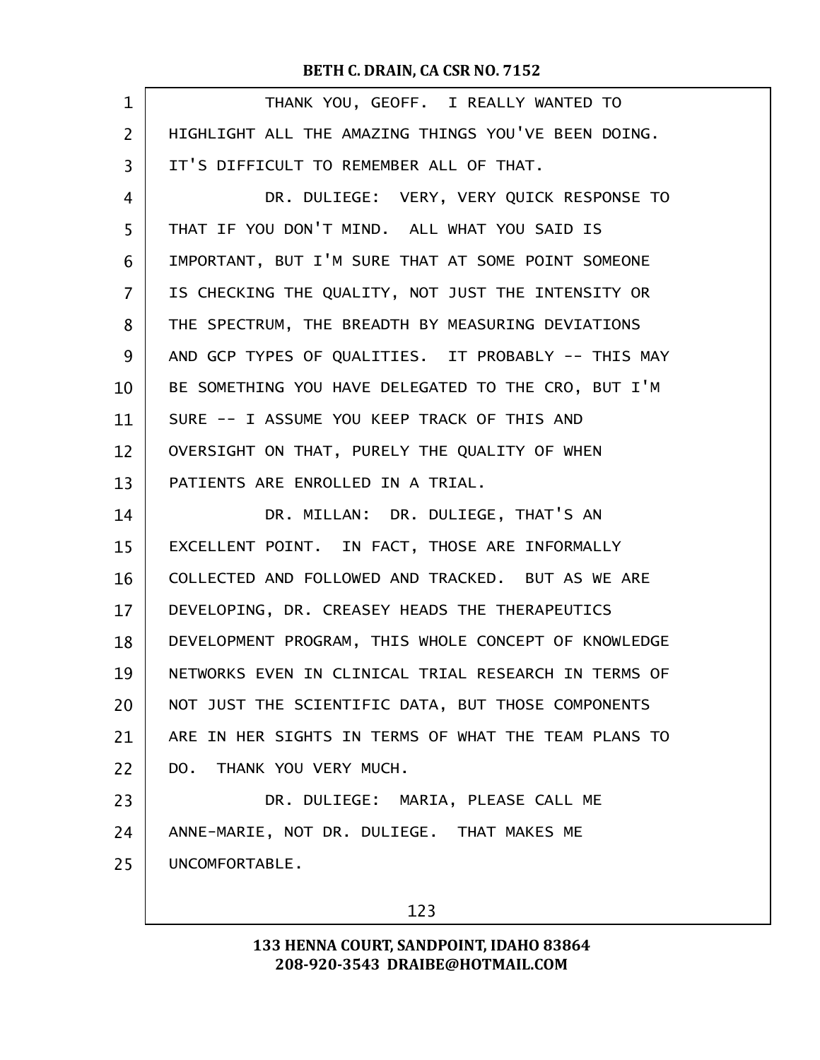THANK YOU, GEOFF. I REALLY WANTED TO HIGHLIGHT ALL THE AMAZING THINGS YOU'VE BEEN DOING. IT'S DIFFICULT TO REMEMBER ALL OF THAT.

DR. DULIEGE: VERY, VERY QUICK RESPONSE TO THAT IF YOU DON'T MIND. ALL WHAT YOU SAID IS IMPORTANT, BUT I'M SURE THAT AT SOME POINT SOMEONE IS CHECKING THE QUALITY, NOT JUST THE INTENSITY OR THE SPECTRUM, THE BREADTH BY MEASURING DEVIATIONS AND GCP TYPES OF QUALITIES. IT PROBABLY -- THIS MAY BE SOMETHING YOU HAVE DELEGATED TO THE CRO, BUT I'M SURE -- I ASSUME YOU KEEP TRACK OF THIS AND OVERSIGHT ON THAT, PURELY THE QUALITY OF WHEN PATIENTS ARE ENROLLED IN A TRIAL.

DR. MILLAN: DR. DULIEGE, THAT'S AN EXCELLENT POINT. IN FACT, THOSE ARE INFORMALLY COLLECTED AND FOLLOWED AND TRACKED. BUT AS WE ARE DEVELOPING, DR. CREASEY HEADS THE THERAPEUTICS DEVELOPMENT PROGRAM, THIS WHOLE CONCEPT OF KNOWLEDGE NETWORKS EVEN IN CLINICAL TRIAL RESEARCH IN TERMS OF NOT JUST THE SCIENTIFIC DATA, BUT THOSE COMPONENTS ARE IN HER SIGHTS IN TERMS OF WHAT THE TEAM PLANS TO DO. THANK YOU VERY MUCH.

DR. DULIEGE: MARIA, PLEASE CALL ME ANNE-MARIE, NOT DR. DULIEGE. THAT MAKES ME UNCOMFORTABLE.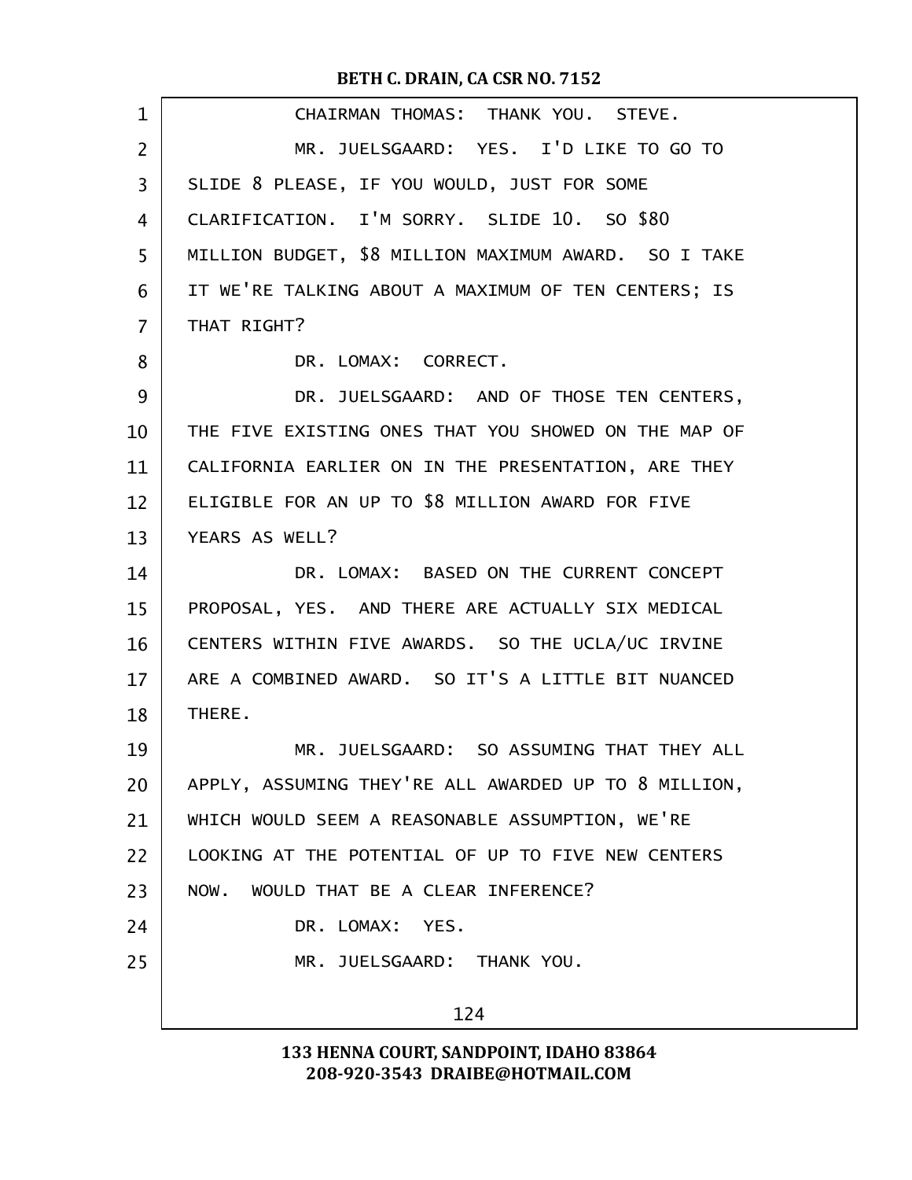CHAIRMAN THOMAS: THANK YOU. STEVE.

MR. JUELSGAARD: YES. I'D LIKE TO GO TO SLIDE 8 PLEASE, IF YOU WOULD, JUST FOR SOME CLARIFICATION. I'M SORRY. SLIDE 10. SO $80 MILLION BUDGET, $8 MILLION MAXIMUM AWARD. SO I TAKE IT WE'RE TALKING ABOUT A MAXIMUM OF TEN CENTERS; IS THAT RIGHT?

DR. LOMAX: CORRECT.

DR. JUELSGAARD: AND OF THOSE TEN CENTERS, THE FIVE EXISTING ONES THAT YOU SHOWED ON THE MAP OF CALIFORNIA EARLIER ON IN THE PRESENTATION, ARE THEY ELIGIBLE FOR AN UP TO $8 MILLION AWARD FOR FIVE YEARS AS WELL?

DR. LOMAX: BASED ON THE CURRENT CONCEPT PROPOSAL, YES. AND THERE ARE ACTUALLY SIX MEDICAL CENTERS WITHIN FIVE AWARDS. SO THE UCLA/UC IRVINE ARE A COMBINED AWARD. SO IT'S A LITTLE BIT NUANCED THERE.

MR. JUELSGAARD: SO ASSUMING THAT THEY ALL APPLY, ASSUMING THEY'RE ALL AWARDED UP TO 8 MILLION, WHICH WOULD SEEM A REASONABLE ASSUMPTION, WE'RE LOOKING AT THE POTENTIAL OF UP TO FIVE NEW CENTERS NOW. WOULD THAT BE A CLEAR INFERENCE?

DR. LOMAX: YES.

MR. JUELSGAARD: THANK YOU.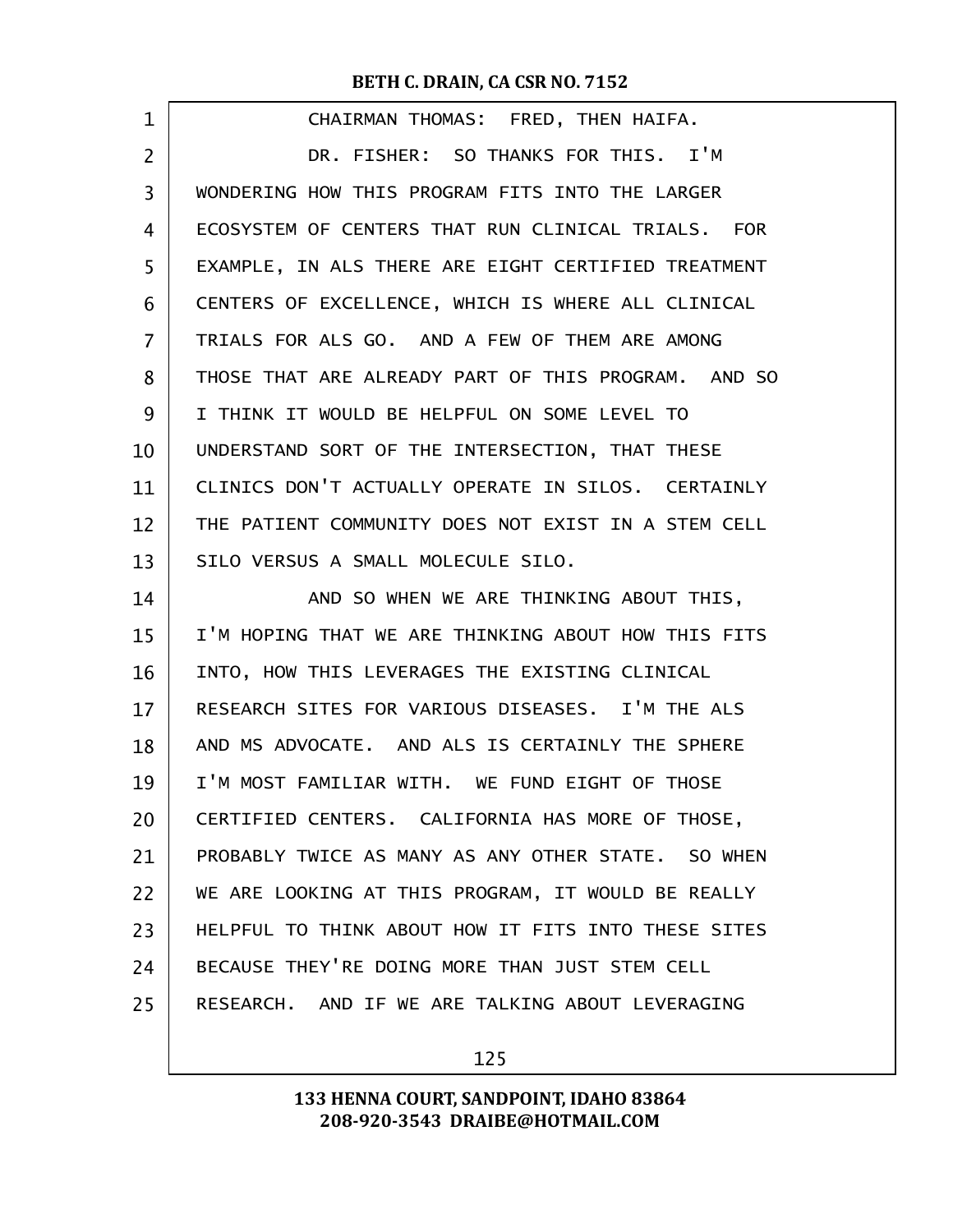CHAIRMAN THOMAS: FRED, THEN HAIFA.

DR. FISHER: SO THANKS FOR THIS. I'M WONDERING HOW THIS PROGRAM FITS INTO THE LARGER ECOSYSTEM OF CENTERS THAT RUN CLINICAL TRIALS. FOR EXAMPLE, IN ALS THERE ARE EIGHT CERTIFIED TREATMENT CENTERS OF EXCELLENCE, WHICH IS WHERE ALL CLINICAL TRIALS FOR ALS GO. AND A FEW OF THEM ARE AMONG THOSE THAT ARE ALREADY PART OF THIS PROGRAM. AND SO I THINK IT WOULD BE HELPFUL ON SOME LEVEL TO UNDERSTAND SORT OF THE INTERSECTION, THAT THESE CLINICS DON'T ACTUALLY OPERATE IN SILOS. CERTAINLY THE PATIENT COMMUNITY DOES NOT EXIST IN A STEM CELL SILO VERSUS A SMALL MOLECULE SILO.

AND SO WHEN WE ARE THINKING ABOUT THIS, I'M HOPING THAT WE ARE THINKING ABOUT HOW THIS FITS INTO, HOW THIS LEVERAGES THE EXISTING CLINICAL RESEARCH SITES FOR VARIOUS DISEASES. I'M THE ALS AND MS ADVOCATE. AND ALS IS CERTAINLY THE SPHERE I'M MOST FAMILIAR WITH. WE FUND EIGHT OF THOSE CERTIFIED CENTERS. CALIFORNIA HAS MORE OF THOSE, PROBABLY TWICE AS MANY AS ANY OTHER STATE. SO WHEN WE ARE LOOKING AT THIS PROGRAM, IT WOULD BE REALLY HELPFUL TO THINK ABOUT HOW IT FITS INTO THESE SITES BECAUSE THEY'RE DOING MORE THAN JUST STEM CELL RESEARCH. AND IF WE ARE TALKING ABOUT LEVERAGING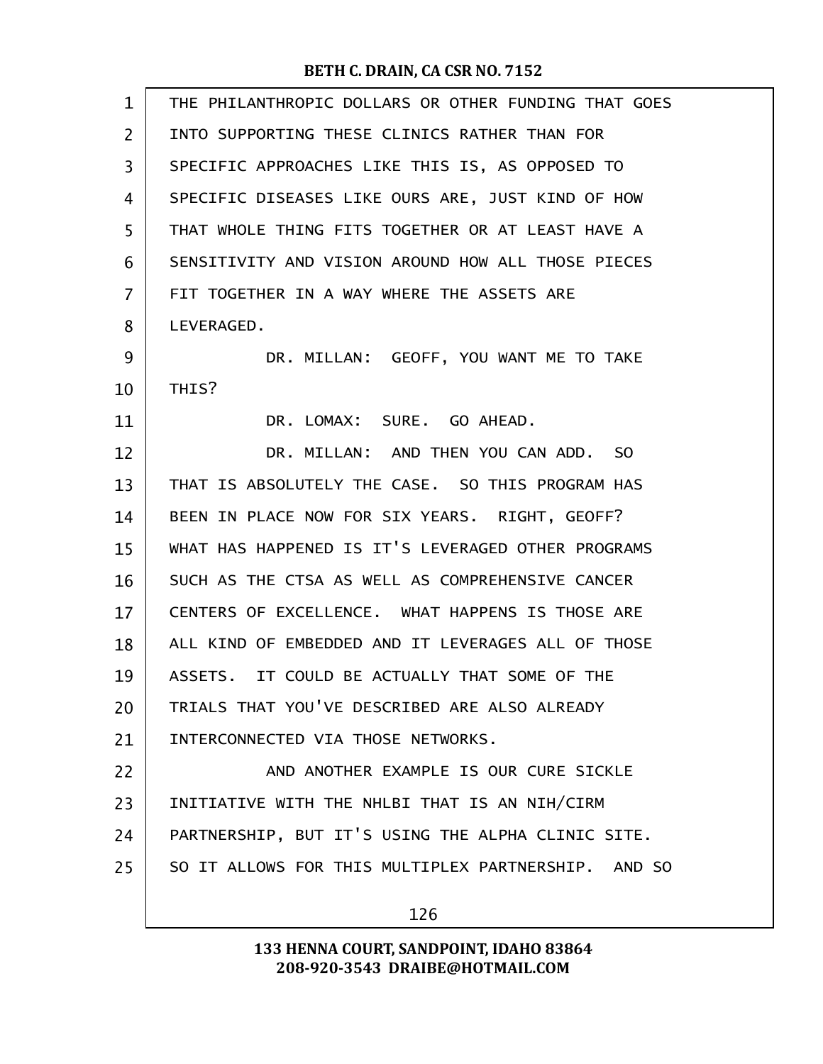THE PHILANTHROPIC DOLLARS OR OTHER FUNDING THAT GOES INTO SUPPORTING THESE CLINICS RATHER THAN FOR SPECIFIC APPROACHES LIKE THIS IS, AS OPPOSED TO SPECIFIC DISEASES LIKE OURS ARE, JUST KIND OF HOW THAT WHOLE THING FITS TOGETHER OR AT LEAST HAVE A SENSITIVITY AND VISION AROUND HOW ALL THOSE PIECES FIT TOGETHER IN A WAY WHERE THE ASSETS ARE LEVERAGED.

DR. MILLAN: GEOFF, YOU WANT ME TO TAKE THIS?

DR. LOMAX: SURE. GO AHEAD.

DR. MILLAN: AND THEN YOU CAN ADD. SO THAT IS ABSOLUTELY THE CASE. SO THIS PROGRAM HAS BEEN IN PLACE NOW FOR SIX YEARS. RIGHT, GEOFF? WHAT HAS HAPPENED IS IT'S LEVERAGED OTHER PROGRAMS SUCH AS THE CTSA AS WELL AS COMPREHENSIVE CANCER CENTERS OF EXCELLENCE. WHAT HAPPENS IS THOSE ARE ALL KIND OF EMBEDDED AND IT LEVERAGES ALL OF THOSE ASSETS. IT COULD BE ACTUALLY THAT SOME OF THE TRIALS THAT YOU'VE DESCRIBED ARE ALSO ALREADY INTERCONNECTED VIA THOSE NETWORKS.

AND ANOTHER EXAMPLE IS OUR CURE SICKLE INITIATIVE WITH THE NHLBI THAT IS AN NIH/CIRM PARTNERSHIP, BUT IT'S USING THE ALPHA CLINIC SITE. SO IT ALLOWS FOR THIS MULTIPLEX PARTNERSHIP. AND SO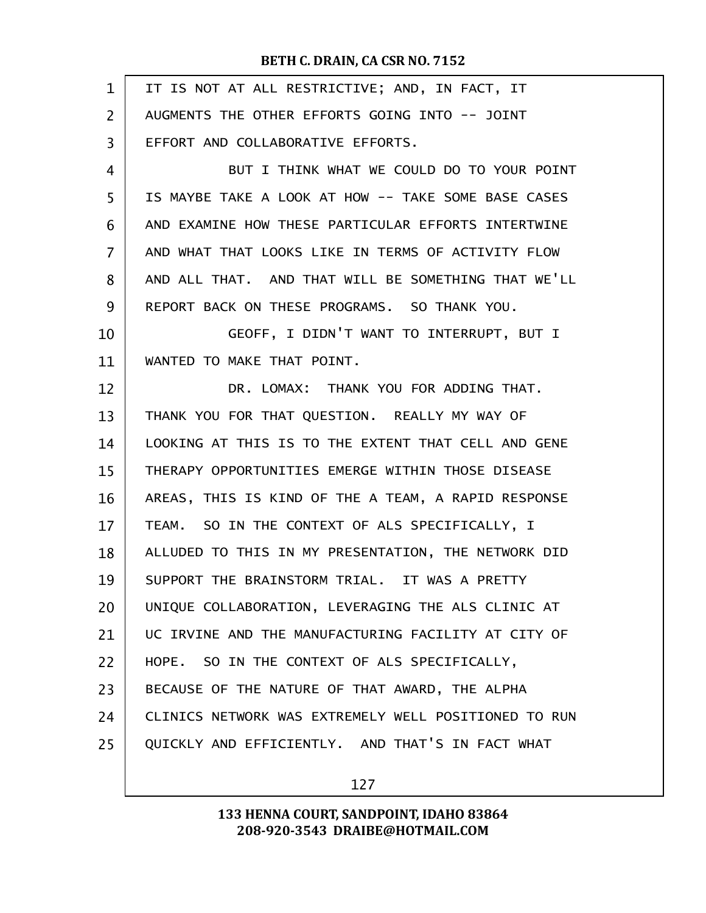IT IS NOT AT ALL RESTRICTIVE; AND, IN FACT, IT AUGMENTS THE OTHER EFFORTS GOING INTO -- JOINT EFFORT AND COLLABORATIVE EFFORTS.

BUT I THINK WHAT WE COULD DO TO YOUR POINT IS MAYBE TAKE A LOOK AT HOW -- TAKE SOME BASE CASES AND EXAMINE HOW THESE PARTICULAR EFFORTS INTERTWINE AND WHAT THAT LOOKS LIKE IN TERMS OF ACTIVITY FLOW AND ALL THAT. AND THAT WILL BE SOMETHING THAT WE'LL REPORT BACK ON THESE PROGRAMS. SO THANK YOU.

GEOFF, I DIDN'T WANT TO INTERRUPT, BUT I WANTED TO MAKE THAT POINT.

DR. LOMAX: THANK YOU FOR ADDING THAT. THANK YOU FOR THAT QUESTION. REALLY MY WAY OF LOOKING AT THIS IS TO THE EXTENT THAT CELL AND GENE THERAPY OPPORTUNITIES EMERGE WITHIN THOSE DISEASE AREAS, THIS IS KIND OF THE A TEAM, A RAPID RESPONSE TEAM. SO IN THE CONTEXT OF ALS SPECIFICALLY, I ALLUDED TO THIS IN MY PRESENTATION, THE NETWORK DID SUPPORT THE BRAINSTORM TRIAL. IT WAS A PRETTY UNIQUE COLLABORATION, LEVERAGING THE ALS CLINIC AT UC IRVINE AND THE MANUFACTURING FACILITY AT CITY OF HOPE. SO IN THE CONTEXT OF ALS SPECIFICALLY, BECAUSE OF THE NATURE OF THAT AWARD, THE ALPHA CLINICS NETWORK WAS EXTREMELY WELL POSITIONED TO RUN QUICKLY AND EFFICIENTLY. AND THAT'S IN FACT WHAT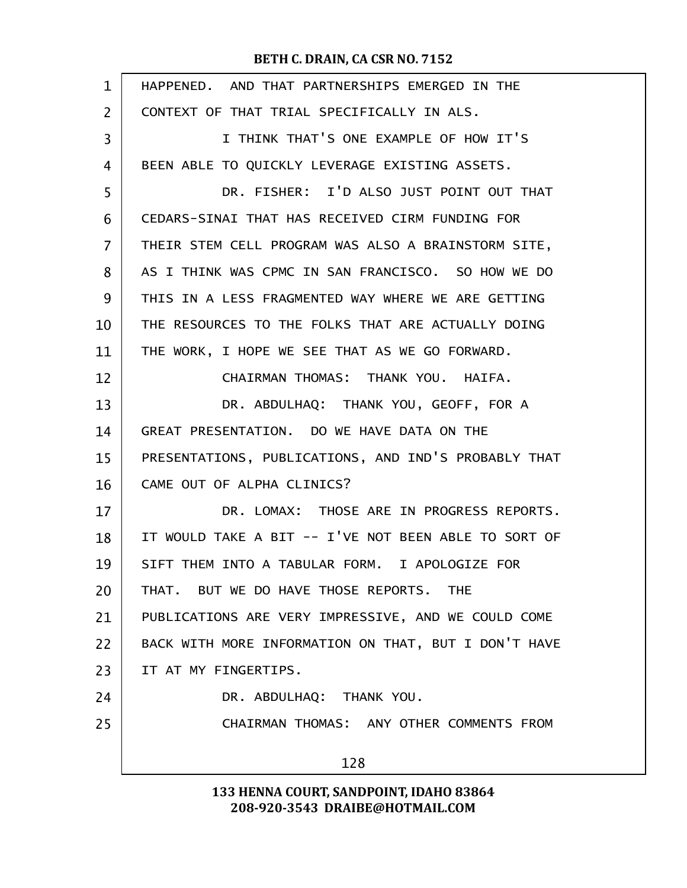HAPPENED. AND THAT PARTNERSHIPS EMERGED IN THE CONTEXT OF THAT TRIAL SPECIFICALLY IN ALS.

I THINK THAT'S ONE EXAMPLE OF HOW IT'S BEEN ABLE TO QUICKLY LEVERAGE EXISTING ASSETS.

DR. FISHER: I'D ALSO JUST POINT OUT THAT CEDARS-SINAI THAT HAS RECEIVED CIRM FUNDING FOR THEIR STEM CELL PROGRAM WAS ALSO A BRAINSTORM SITE, AS I THINK WAS CPMC IN SAN FRANCISCO. SO HOW WE DO THIS IN A LESS FRAGMENTED WAY WHERE WE ARE GETTING THE RESOURCES TO THE FOLKS THAT ARE ACTUALLY DOING THE WORK, I HOPE WE SEE THAT AS WE GO FORWARD.

CHAIRMAN THOMAS: THANK YOU. HAIFA.

DR. ABDULHAQ: THANK YOU, GEOFF, FOR A GREAT PRESENTATION. DO WE HAVE DATA ON THE PRESENTATIONS, PUBLICATIONS, AND IND'S PROBABLY THAT CAME OUT OF ALPHA CLINICS?

DR. LOMAX: THOSE ARE IN PROGRESS REPORTS. IT WOULD TAKE A BIT -- I'VE NOT BEEN ABLE TO SORT OF SIFT THEM INTO A TABULAR FORM. I APOLOGIZE FOR THAT. BUT WE DO HAVE THOSE REPORTS. THE PUBLICATIONS ARE VERY IMPRESSIVE, AND WE COULD COME BACK WITH MORE INFORMATION ON THAT, BUT I DON'T HAVE IT AT MY FINGERTIPS.

DR. ABDULHAQ: THANK YOU.

CHAIRMAN THOMAS: ANY OTHER COMMENTS FROM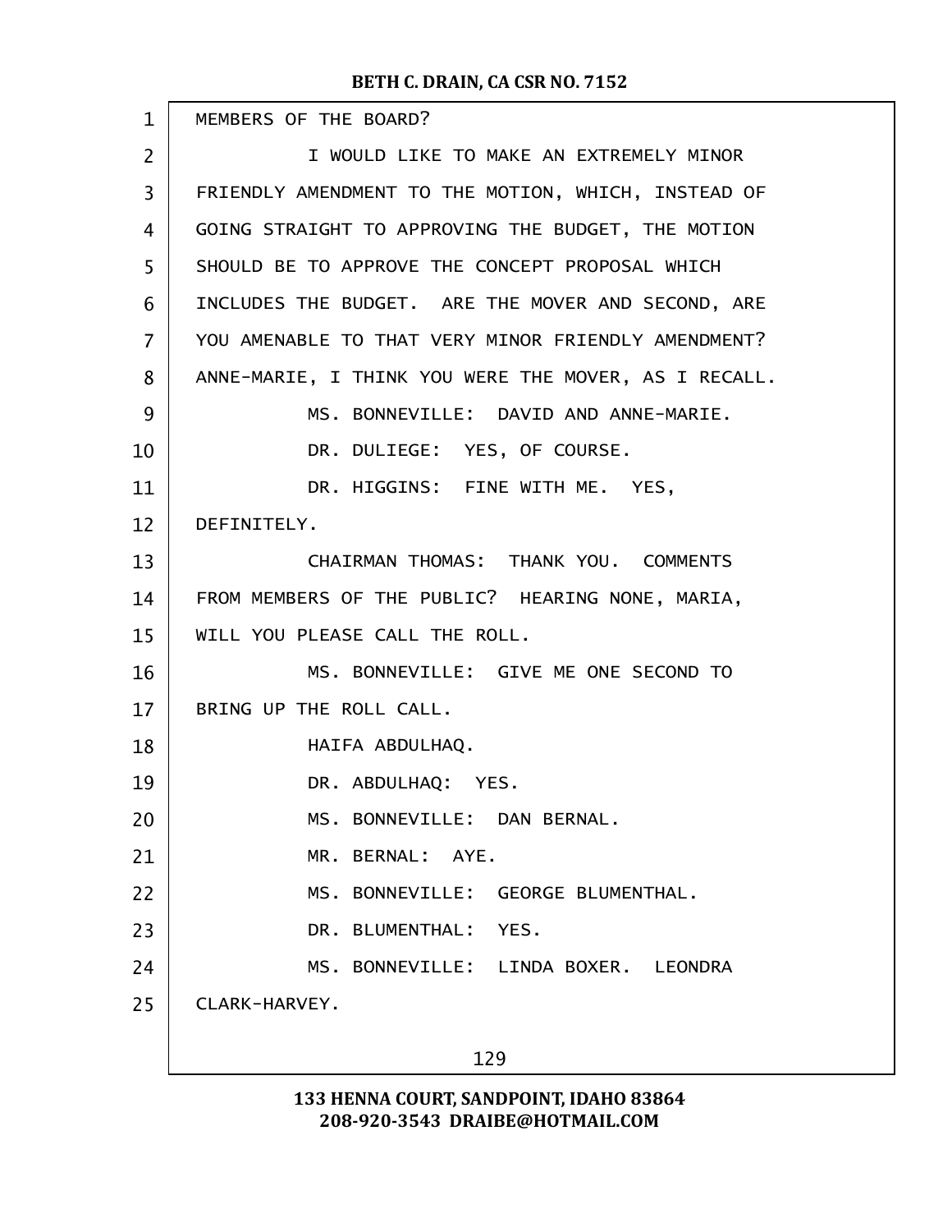MEMBERS OF THE BOARD?

I WOULD LIKE TO MAKE AN EXTREMELY MINOR FRIENDLY AMENDMENT TO THE MOTION, WHICH, INSTEAD OF GOING STRAIGHT TO APPROVING THE BUDGET, THE MOTION SHOULD BE TO APPROVE THE CONCEPT PROPOSAL WHICH INCLUDES THE BUDGET. ARE THE MOVER AND SECOND, ARE YOU AMENABLE TO THAT VERY MINOR FRIENDLY AMENDMENT? ANNE-MARIE, I THINK YOU WERE THE MOVER, AS I RECALL.

MS. BONNEVILLE: DAVID AND ANNE-MARIE.

DR. DULIEGE: YES, OF COURSE.

DR. HIGGINS: FINE WITH ME. YES, DEFINITELY.

CHAIRMAN THOMAS: THANK YOU. COMMENTS FROM MEMBERS OF THE PUBLIC? HEARING NONE, MARIA, WILL YOU PLEASE CALL THE ROLL.

MS. BONNEVILLE: GIVE ME ONE SECOND TO BRING UP THE ROLL CALL.

HAIFA ABDULHAQ.

DR. ABDULHAQ: YES.

MS. BONNEVILLE: DAN BERNAL.

MR. BERNAL: AYE.

MS. BONNEVILLE: GEORGE BLUMENTHAL.

DR. BLUMENTHAL: YES.

MS. BONNEVILLE: LINDA BOXER. LEONDRA CLARK-HARVEY.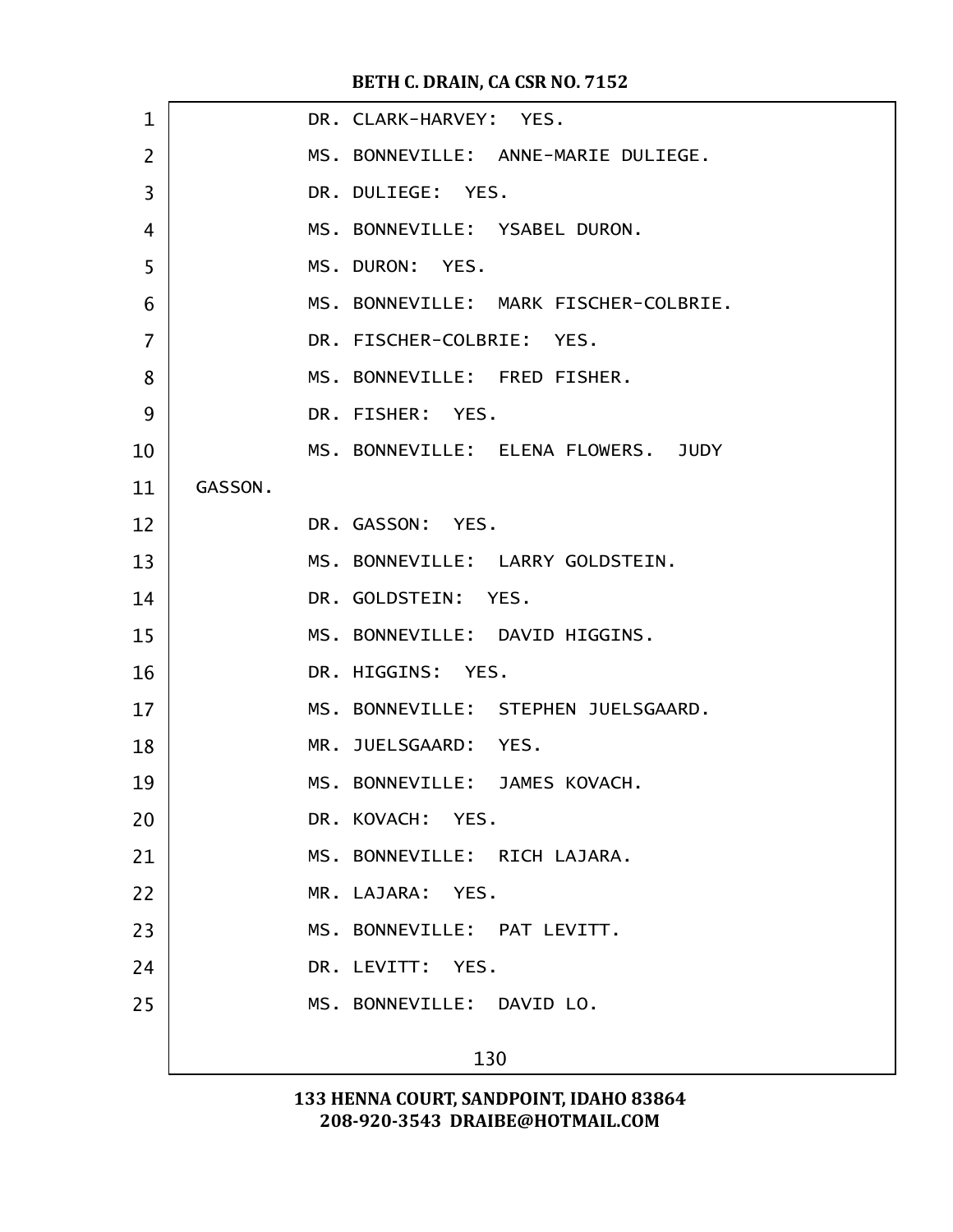DR. CLARK-HARVEY: YES.

MS. BONNEVILLE: ANNE-MARIE DULIEGE.

DR. DULIEGE: YES.

MS. BONNEVILLE: YSABEL DURON.

MS. DURON: YES.

MS. BONNEVILLE: MARK FISCHER-COLBRIE.

DR. FISCHER-COLBRIE: YES.

MS. BONNEVILLE: FRED FISHER.

DR. FISHER: YES.

MS. BONNEVILLE: ELENA FLOWERS. JUDY GASSON.

DR. GASSON: YES.

MS. BONNEVILLE: LARRY GOLDSTEIN.

DR. GOLDSTEIN: YES.

MS. BONNEVILLE: DAVID HIGGINS.

DR. HIGGINS: YES.

MS. BONNEVILLE: STEPHEN JUELSGAARD.

MR. JUELSGAARD: YES.

MS. BONNEVILLE: JAMES KOVACH.

DR. KOVACH: YES.

MS. BONNEVILLE: RICH LAJARA.

MR. LAJARA: YES.

MS. BONNEVILLE: PAT LEVITT.

DR. LEVITT: YES.

MS. BONNEVILLE: DAVID LO.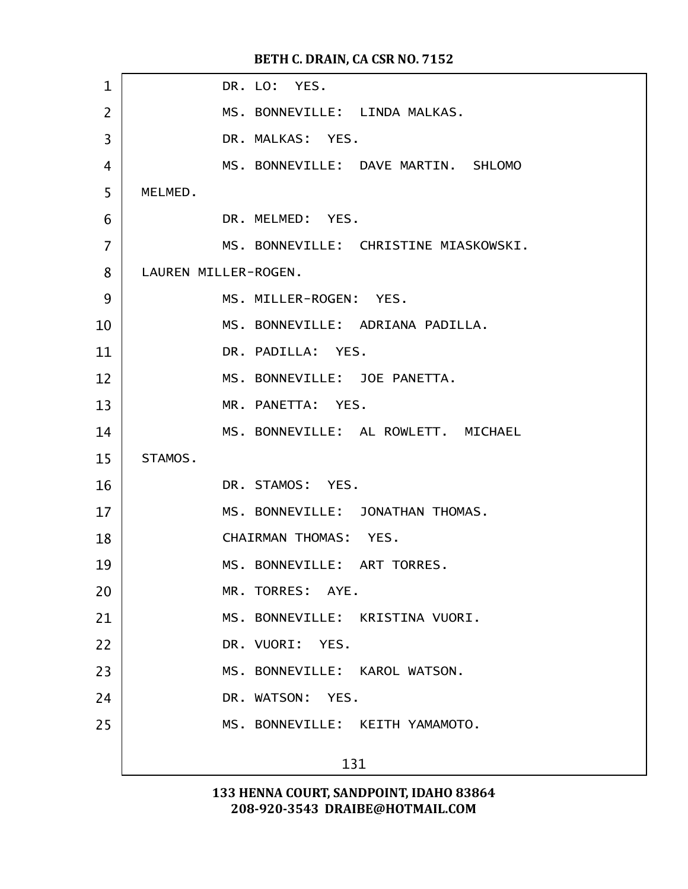DR. LO: YES.

MS. BONNEVILLE: LINDA MALKAS.

DR. MALKAS: YES.

MS. BONNEVILLE: DAVE MARTIN. SHLOMO MELMED.

DR. MELMED: YES.

MS. BONNEVILLE: CHRISTINE MIASKOWSKI. LAUREN MILLER-ROGEN.

MS. MILLER-ROGEN: YES.

MS. BONNEVILLE: ADRIANA PADILLA.

DR. PADILLA: YES.

MS. BONNEVILLE: JOE PANETTA.

MR. PANETTA: YES.

MS. BONNEVILLE: AL ROWLETT. MICHAEL STAMOS.

DR. STAMOS: YES.

MS. BONNEVILLE: JONATHAN THOMAS.

CHAIRMAN THOMAS: YES.

MS. BONNEVILLE: ART TORRES.

MR. TORRES: AYE.

MS. BONNEVILLE: KRISTINA VUORI.

DR. VUORI: YES.

MS. BONNEVILLE: KAROL WATSON.

DR. WATSON: YES.

MS. BONNEVILLE: KEITH YAMAMOTO.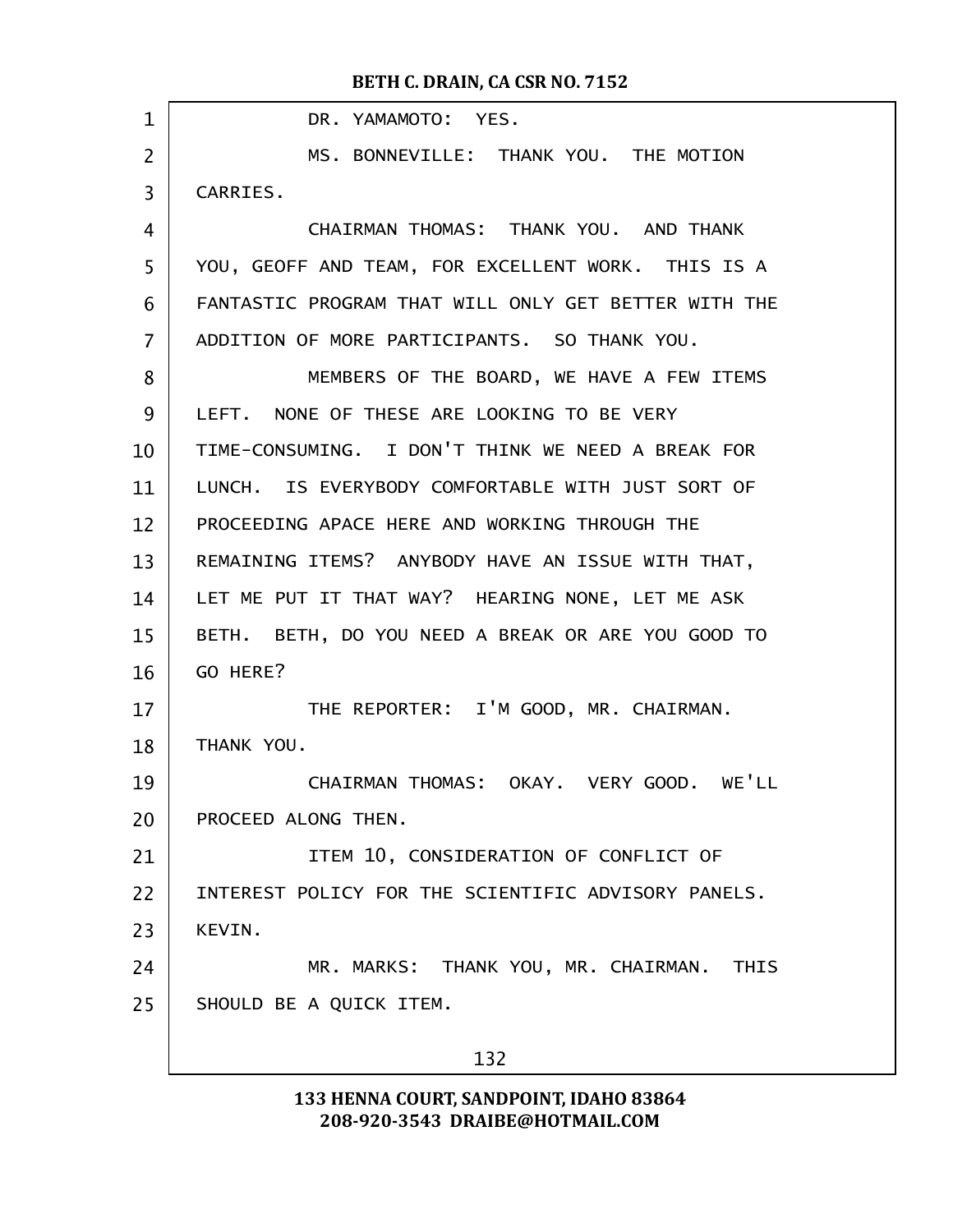DR. YAMAMOTO: YES.

MS. BONNEVILLE: THANK YOU. THE MOTION CARRIES.

CHAIRMAN THOMAS: THANK YOU. AND THANK YOU, GEOFF AND TEAM, FOR EXCELLENT WORK. THIS IS A FANTASTIC PROGRAM THAT WILL ONLY GET BETTER WITH THE ADDITION OF MORE PARTICIPANTS. SO THANK YOU.

MEMBERS OF THE BOARD, WE HAVE A FEW ITEMS LEFT. NONE OF THESE ARE LOOKING TO BE VERY TIME-CONSUMING. I DON'T THINK WE NEED A BREAK FOR LUNCH. IS EVERYBODY COMFORTABLE WITH JUST SORT OF PROCEEDING APACE HERE AND WORKING THROUGH THE REMAINING ITEMS? ANYBODY HAVE AN ISSUE WITH THAT, LET ME PUT IT THAT WAY? HEARING NONE, LET ME ASK BETH. BETH, DO YOU NEED A BREAK OR ARE YOU GOOD TO GO HERE?

THE REPORTER: I'M GOOD, MR. CHAIRMAN. THANK YOU.

CHAIRMAN THOMAS: OKAY. VERY GOOD. WE'LL PROCEED ALONG THEN.

ITEM 10, CONSIDERATION OF CONFLICT OF INTEREST POLICY FOR THE SCIENTIFIC ADVISORY PANELS. KEVIN.

MR. MARKS: THANK YOU, MR. CHAIRMAN. THIS SHOULD BE A QUICK ITEM.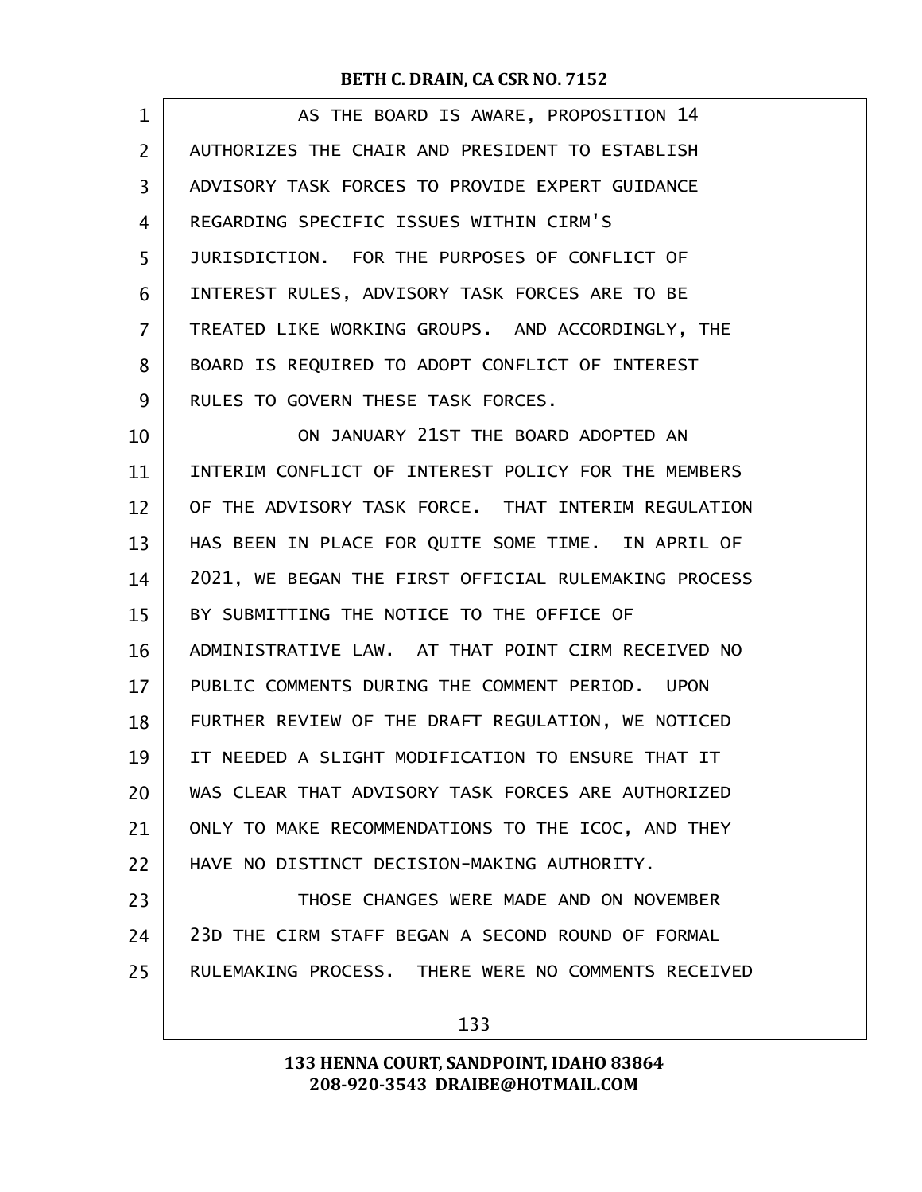AS THE BOARD IS AWARE, PROPOSITION 14 AUTHORIZES THE CHAIR AND PRESIDENT TO ESTABLISH ADVISORY TASK FORCES TO PROVIDE EXPERT GUIDANCE REGARDING SPECIFIC ISSUES WITHIN CIRM'S JURISDICTION. FOR THE PURPOSES OF CONFLICT OF INTEREST RULES, ADVISORY TASK FORCES ARE TO BE TREATED LIKE WORKING GROUPS. AND ACCORDINGLY, THE BOARD IS REQUIRED TO ADOPT CONFLICT OF INTEREST RULES TO GOVERN THESE TASK FORCES.

ON JANUARY 21ST THE BOARD ADOPTED AN INTERIM CONFLICT OF INTEREST POLICY FOR THE MEMBERS OF THE ADVISORY TASK FORCE. THAT INTERIM REGULATION HAS BEEN IN PLACE FOR QUITE SOME TIME. IN APRIL OF 2021, WE BEGAN THE FIRST OFFICIAL RULEMAKING PROCESS BY SUBMITTING THE NOTICE TO THE OFFICE OF ADMINISTRATIVE LAW. AT THAT POINT CIRM RECEIVED NO PUBLIC COMMENTS DURING THE COMMENT PERIOD. UPON FURTHER REVIEW OF THE DRAFT REGULATION, WE NOTICED IT NEEDED A SLIGHT MODIFICATION TO ENSURE THAT IT WAS CLEAR THAT ADVISORY TASK FORCES ARE AUTHORIZED ONLY TO MAKE RECOMMENDATIONS TO THE ICOC, AND THEY HAVE NO DISTINCT DECISION-MAKING AUTHORITY.

THOSE CHANGES WERE MADE AND ON NOVEMBER 23D THE CIRM STAFF BEGAN A SECOND ROUND OF FORMAL RULEMAKING PROCESS. THERE WERE NO COMMENTS RECEIVED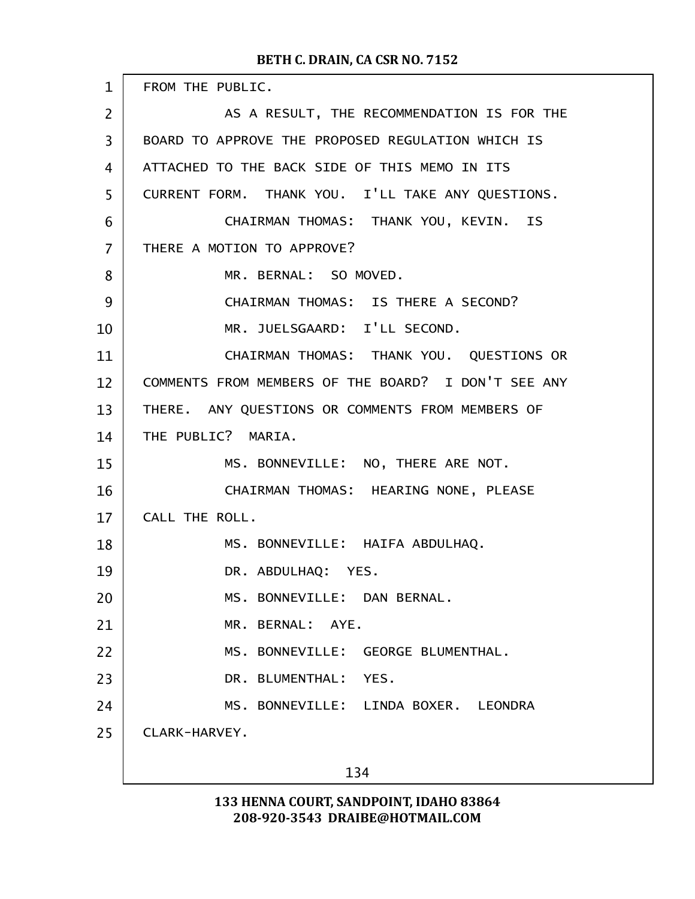FROM THE PUBLIC.

AS A RESULT, THE RECOMMENDATION IS FOR THE BOARD TO APPROVE THE PROPOSED REGULATION WHICH IS ATTACHED TO THE BACK SIDE OF THIS MEMO IN ITS CURRENT FORM. THANK YOU. I'LL TAKE ANY QUESTIONS.

CHAIRMAN THOMAS: THANK YOU, KEVIN. IS THERE A MOTION TO APPROVE?

MR. BERNAL: SO MOVED.

CHAIRMAN THOMAS: IS THERE A SECOND?

MR. JUELSGAARD: I'LL SECOND.

CHAIRMAN THOMAS: THANK YOU. QUESTIONS OR COMMENTS FROM MEMBERS OF THE BOARD? I DON'T SEE ANY THERE. ANY QUESTIONS OR COMMENTS FROM MEMBERS OF THE PUBLIC? MARIA.

MS. BONNEVILLE: NO, THERE ARE NOT.

CHAIRMAN THOMAS: HEARING NONE, PLEASE CALL THE ROLL.

MS. BONNEVILLE: HAIFA ABDULHAQ.

DR. ABDULHAQ: YES.

MS. BONNEVILLE: DAN BERNAL.

MR. BERNAL: AYE.

MS. BONNEVILLE: GEORGE BLUMENTHAL.

DR. BLUMENTHAL: YES.

MS. BONNEVILLE: LINDA BOXER. LEONDRA CLARK-HARVEY.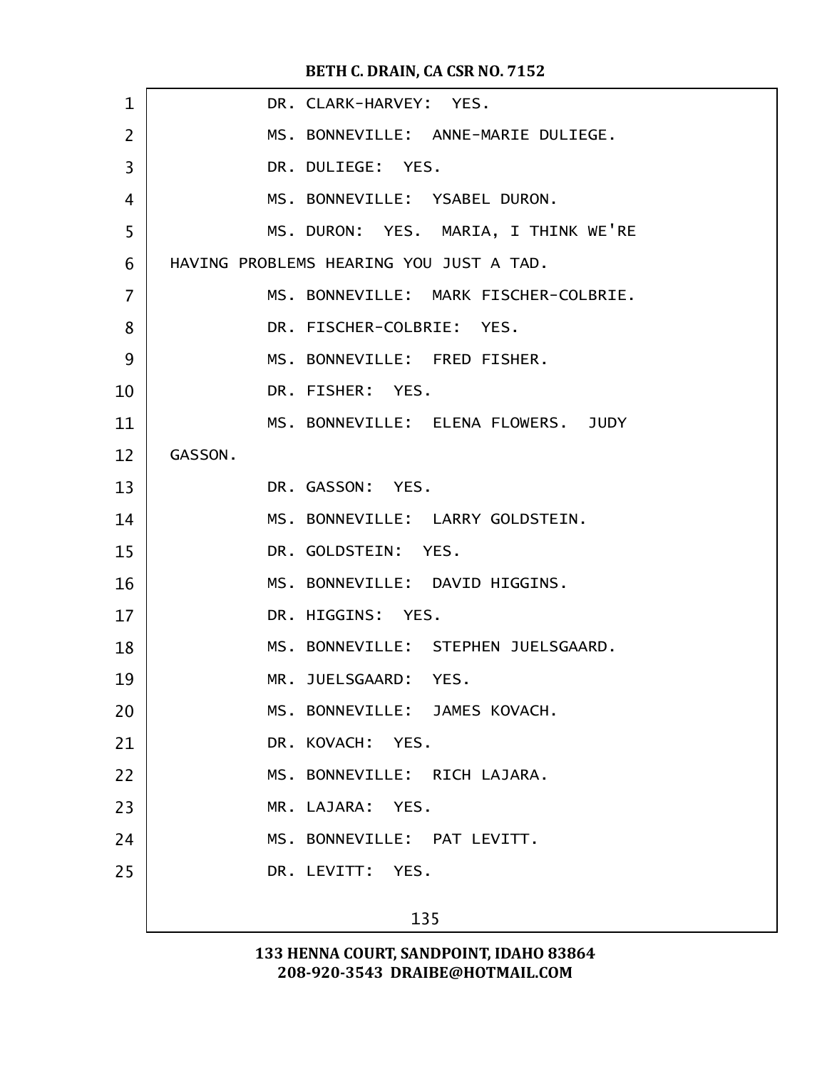DR. CLARK-HARVEY: YES.

MS. BONNEVILLE: ANNE-MARIE DULIEGE.

DR. DULIEGE: YES.

MS. BONNEVILLE: YSABEL DURON.

MS. DURON: YES. MARIA, I THINK WE'RE HAVING PROBLEMS HEARING YOU JUST A TAD.

MS. BONNEVILLE: MARK FISCHER-COLBRIE.

DR. FISCHER-COLBRIE: YES.

MS. BONNEVILLE: FRED FISHER.

DR. FISHER: YES.

MS. BONNEVILLE: ELENA FLOWERS. JUDY GASSON.

DR. GASSON: YES.

MS. BONNEVILLE: LARRY GOLDSTEIN.

DR. GOLDSTEIN: YES.

MS. BONNEVILLE: DAVID HIGGINS.

DR. HIGGINS: YES.

MS. BONNEVILLE: STEPHEN JUELSGAARD.

MR. JUELSGAARD: YES.

MS. BONNEVILLE: JAMES KOVACH.

DR. KOVACH: YES.

MS. BONNEVILLE: RICH LAJARA.

MR. LAJARA: YES.

MS. BONNEVILLE: PAT LEVITT.

DR. LEVITT: YES.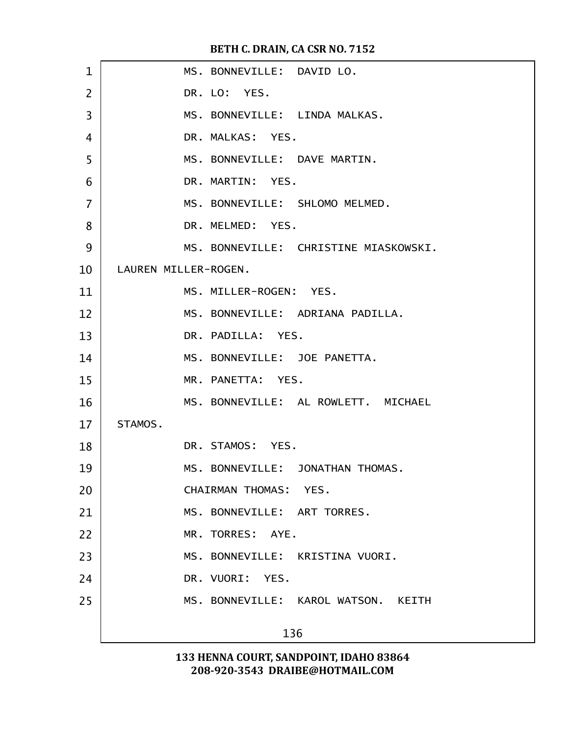MS. BONNEVILLE: DAVID LO.

DR. LO: YES.

MS. BONNEVILLE: LINDA MALKAS.

DR. MALKAS: YES.

MS. BONNEVILLE: DAVE MARTIN.

DR. MARTIN: YES.

MS. BONNEVILLE: SHLOMO MELMED.

DR. MELMED: YES.

MS. BONNEVILLE: CHRISTINE MIASKOWSKI. LAUREN MILLER-ROGEN.

MS. MILLER-ROGEN: YES.

MS. BONNEVILLE: ADRIANA PADILLA.

DR. PADILLA: YES.

MS. BONNEVILLE: JOE PANETTA.

MR. PANETTA: YES.

MS. BONNEVILLE: AL ROWLETT. MICHAEL STAMOS.

DR. STAMOS: YES.

MS. BONNEVILLE: JONATHAN THOMAS.

CHAIRMAN THOMAS: YES.

MS. BONNEVILLE: ART TORRES.

MR. TORRES: AYE.

MS. BONNEVILLE: KRISTINA VUORI.

DR. VUORI: YES.

MS. BONNEVILLE: KAROL WATSON. KEITH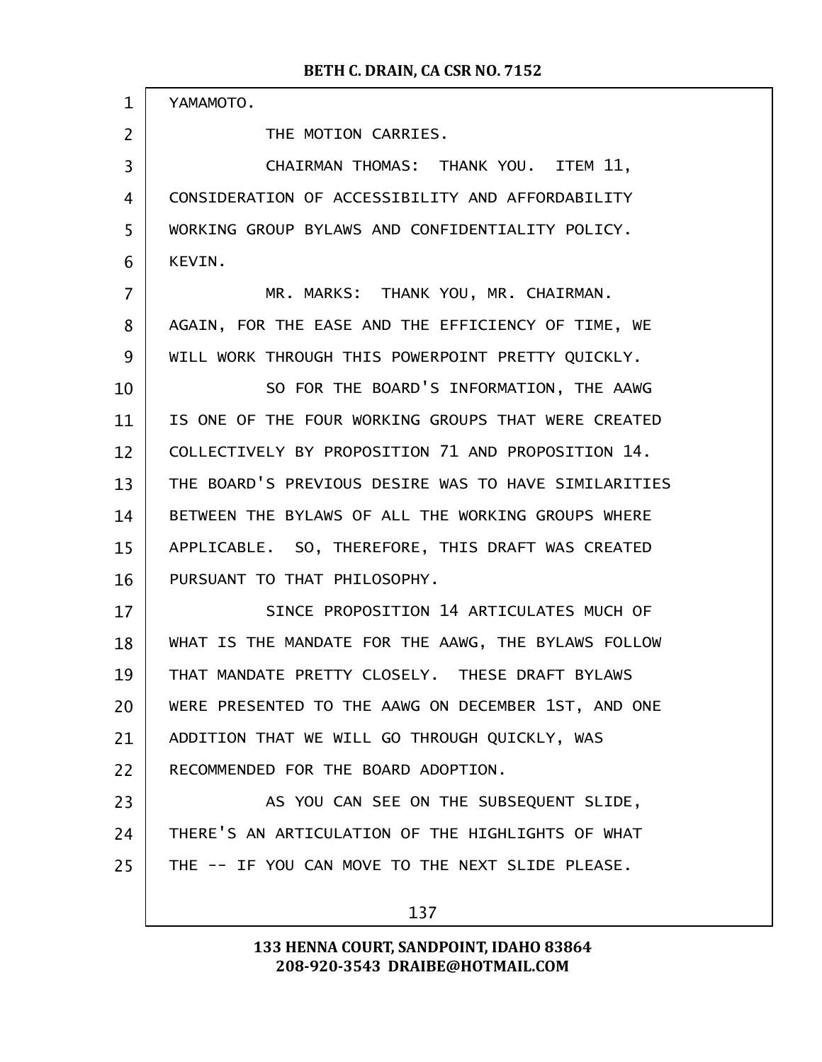YAMAMOTO.

THE MOTION CARRIES.

CHAIRMAN THOMAS: THANK YOU. ITEM 11, CONSIDERATION OF ACCESSIBILITY AND AFFORDABILITY WORKING GROUP BYLAWS AND CONFIDENTIALITY POLICY. KEVIN.

MR. MARKS: THANK YOU, MR. CHAIRMAN. AGAIN, FOR THE EASE AND THE EFFICIENCY OF TIME, WE WILL WORK THROUGH THIS POWERPOINT PRETTY QUICKLY.

SO FOR THE BOARD'S INFORMATION, THE AAWG IS ONE OF THE FOUR WORKING GROUPS THAT WERE CREATED COLLECTIVELY BY PROPOSITION 71 AND PROPOSITION 14. THE BOARD'S PREVIOUS DESIRE WAS TO HAVE SIMILARITIES BETWEEN THE BYLAWS OF ALL THE WORKING GROUPS WHERE APPLICABLE. SO, THEREFORE, THIS DRAFT WAS CREATED PURSUANT TO THAT PHILOSOPHY.

SINCE PROPOSITION 14 ARTICULATES MUCH OF WHAT IS THE MANDATE FOR THE AAWG, THE BYLAWS FOLLOW THAT MANDATE PRETTY CLOSELY. THESE DRAFT BYLAWS WERE PRESENTED TO THE AAWG ON DECEMBER 1ST, AND ONE ADDITION THAT WE WILL GO THROUGH QUICKLY, WAS RECOMMENDED FOR THE BOARD ADOPTION.

AS YOU CAN SEE ON THE SUBSEQUENT SLIDE, THERE'S AN ARTICULATION OF THE HIGHLIGHTS OF WHAT THE -- IF YOU CAN MOVE TO THE NEXT SLIDE PLEASE.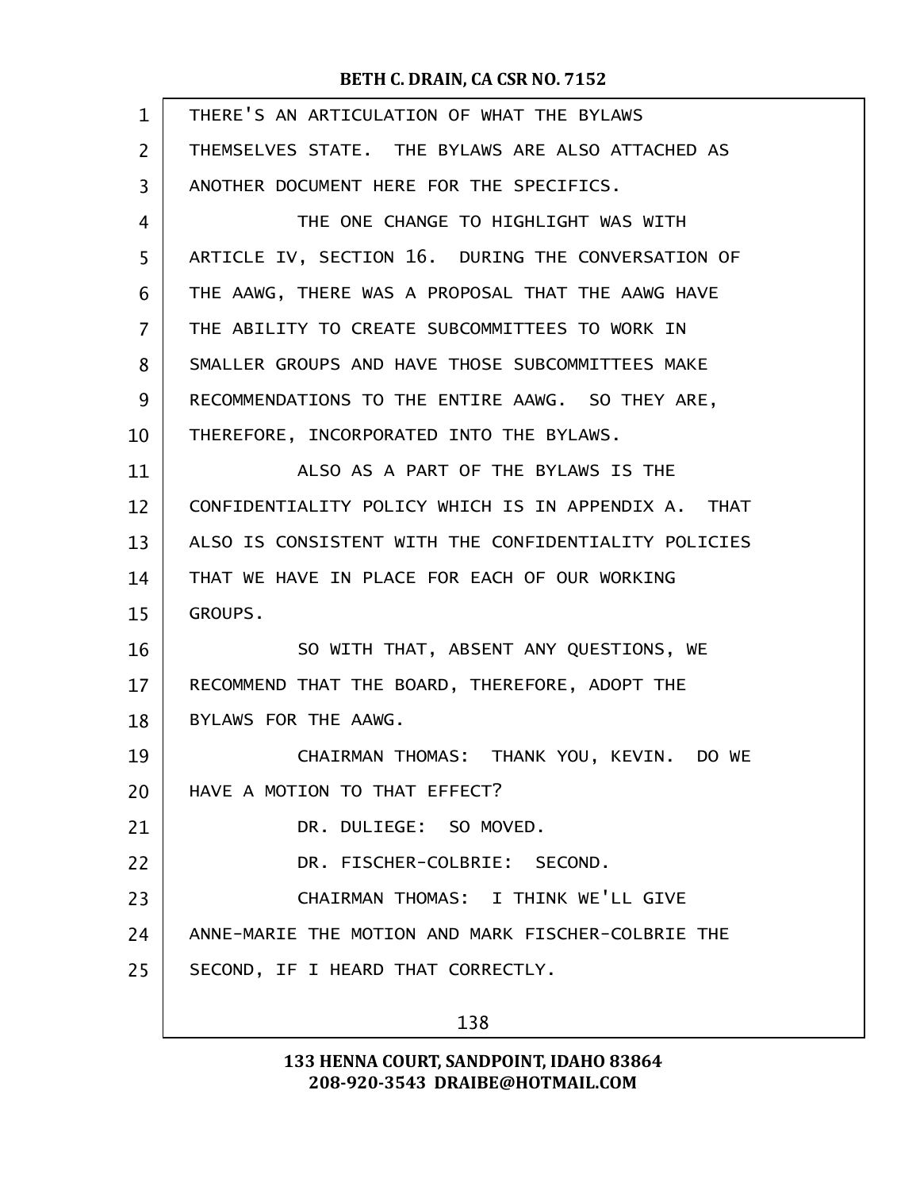THERE'S AN ARTICULATION OF WHAT THE BYLAWS THEMSELVES STATE. THE BYLAWS ARE ALSO ATTACHED AS ANOTHER DOCUMENT HERE FOR THE SPECIFICS.

THE ONE CHANGE TO HIGHLIGHT WAS WITH ARTICLE IV, SECTION 16. DURING THE CONVERSATION OF THE AAWG, THERE WAS A PROPOSAL THAT THE AAWG HAVE THE ABILITY TO CREATE SUBCOMMITTEES TO WORK IN SMALLER GROUPS AND HAVE THOSE SUBCOMMITTEES MAKE RECOMMENDATIONS TO THE ENTIRE AAWG. SO THEY ARE, THEREFORE, INCORPORATED INTO THE BYLAWS.

ALSO AS A PART OF THE BYLAWS IS THE CONFIDENTIALITY POLICY WHICH IS IN APPENDIX A. THAT ALSO IS CONSISTENT WITH THE CONFIDENTIALITY POLICIES THAT WE HAVE IN PLACE FOR EACH OF OUR WORKING GROUPS.

SO WITH THAT, ABSENT ANY QUESTIONS, WE RECOMMEND THAT THE BOARD, THEREFORE, ADOPT THE BYLAWS FOR THE AAWG.

CHAIRMAN THOMAS: THANK YOU, KEVIN. DO WE HAVE A MOTION TO THAT EFFECT?

DR. DULIEGE: SO MOVED.

DR. FISCHER-COLBRIE: SECOND.

CHAIRMAN THOMAS: I THINK WE'LL GIVE ANNE-MARIE THE MOTION AND MARK FISCHER-COLBRIE THE SECOND, IF I HEARD THAT CORRECTLY.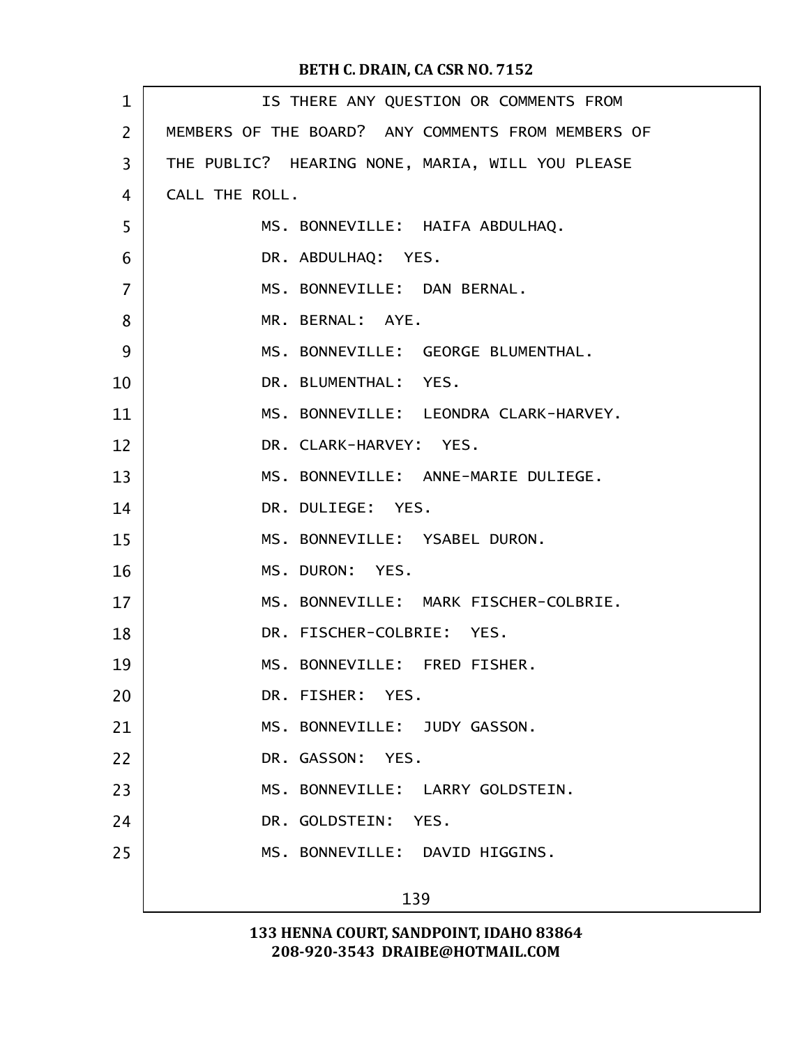IS THERE ANY QUESTION OR COMMENTS FROM MEMBERS OF THE BOARD? ANY COMMENTS FROM MEMBERS OF THE PUBLIC? HEARING NONE, MARIA, WILL YOU PLEASE CALL THE ROLL.

MS. BONNEVILLE: HAIFA ABDULHAQ.

DR. ABDULHAQ: YES.

MS. BONNEVILLE: DAN BERNAL.

MR. BERNAL: AYE.

MS. BONNEVILLE: GEORGE BLUMENTHAL.

DR. BLUMENTHAL: YES.

MS. BONNEVILLE: LEONDRA CLARK-HARVEY.

DR. CLARK-HARVEY: YES.

MS. BONNEVILLE: ANNE-MARIE DULIEGE.

DR. DULIEGE: YES.

MS. BONNEVILLE: YSABEL DURON.

MS. DURON: YES.

MS. BONNEVILLE: MARK FISCHER-COLBRIE.

DR. FISCHER-COLBRIE: YES.

MS. BONNEVILLE: FRED FISHER.

DR. FISHER: YES.

MS. BONNEVILLE: JUDY GASSON.

DR. GASSON: YES.

MS. BONNEVILLE: LARRY GOLDSTEIN.

DR. GOLDSTEIN: YES.

MS. BONNEVILLE: DAVID HIGGINS.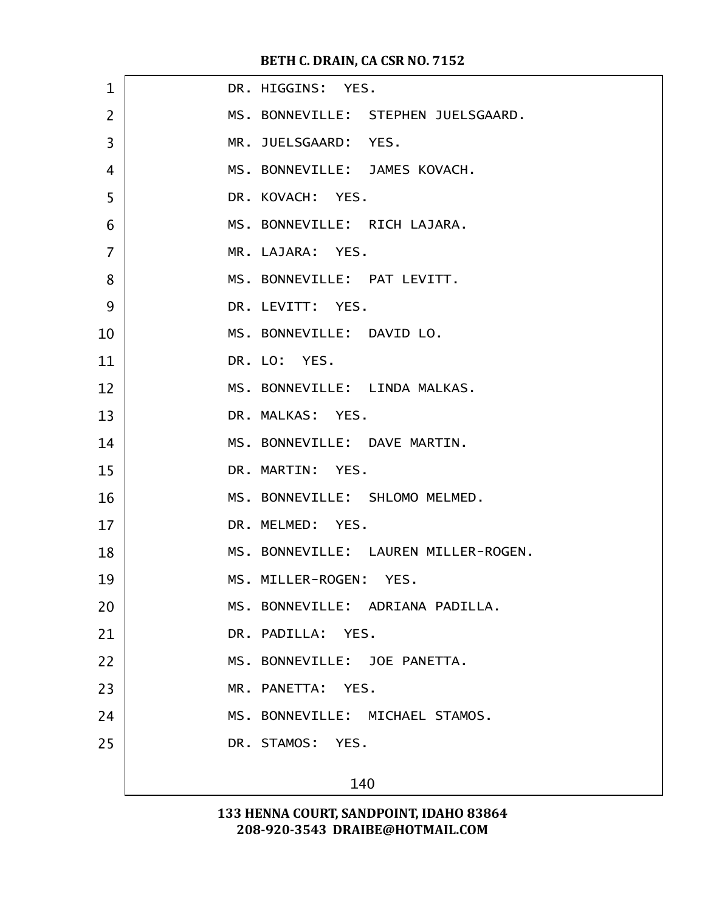DR. HIGGINS: YES.

MS. BONNEVILLE: STEPHEN JUELSGAARD.

MR. JUELSGAARD: YES.

MS. BONNEVILLE: JAMES KOVACH.

DR. KOVACH: YES.

MS. BONNEVILLE: RICH LAJARA.

MR. LAJARA: YES.

MS. BONNEVILLE: PAT LEVITT.

DR. LEVITT: YES.

MS. BONNEVILLE: DAVID LO.

DR. LO: YES.

MS. BONNEVILLE: LINDA MALKAS.

DR. MALKAS: YES.

MS. BONNEVILLE: DAVE MARTIN.

DR. MARTIN: YES.

MS. BONNEVILLE: SHLOMO MELMED.

DR. MELMED: YES.

MS. BONNEVILLE: LAUREN MILLER-ROGEN.

MS. MILLER-ROGEN: YES.

MS. BONNEVILLE: ADRIANA PADILLA.

DR. PADILLA: YES.

MS. BONNEVILLE: JOE PANETTA.

MR. PANETTA: YES.

MS. BONNEVILLE: MICHAEL STAMOS.

DR. STAMOS: YES.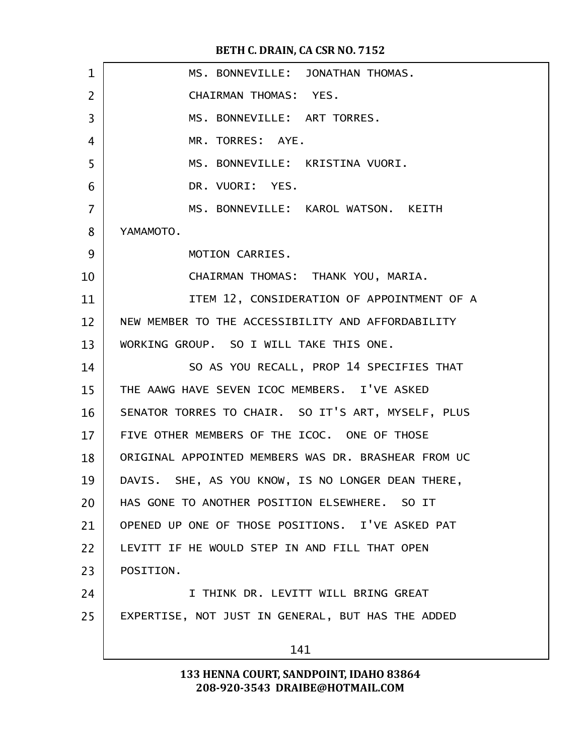MS. BONNEVILLE: JONATHAN THOMAS.

CHAIRMAN THOMAS: YES.

MS. BONNEVILLE: ART TORRES.

MR. TORRES: AYE.

MS. BONNEVILLE: KRISTINA VUORI.

DR. VUORI: YES.

MS. BONNEVILLE: KAROL WATSON. KEITH YAMAMOTO.

MOTION CARRIES.

CHAIRMAN THOMAS: THANK YOU, MARIA.

ITEM 12, CONSIDERATION OF APPOINTMENT OF A NEW MEMBER TO THE ACCESSIBILITY AND AFFORDABILITY WORKING GROUP. SO I WILL TAKE THIS ONE.

SO AS YOU RECALL, PROP 14 SPECIFIES THAT THE AAWG HAVE SEVEN ICOC MEMBERS. I'VE ASKED SENATOR TORRES TO CHAIR. SO IT'S ART, MYSELF, PLUS FIVE OTHER MEMBERS OF THE ICOC. ONE OF THOSE ORIGINAL APPOINTED MEMBERS WAS DR. BRASHEAR FROM UC DAVIS. SHE, AS YOU KNOW, IS NO LONGER DEAN THERE, HAS GONE TO ANOTHER POSITION ELSEWHERE. SO IT OPENED UP ONE OF THOSE POSITIONS. I'VE ASKED PAT LEVITT IF HE WOULD STEP IN AND FILL THAT OPEN POSITION.

I THINK DR. LEVITT WILL BRING GREAT EXPERTISE, NOT JUST IN GENERAL, BUT HAS THE ADDED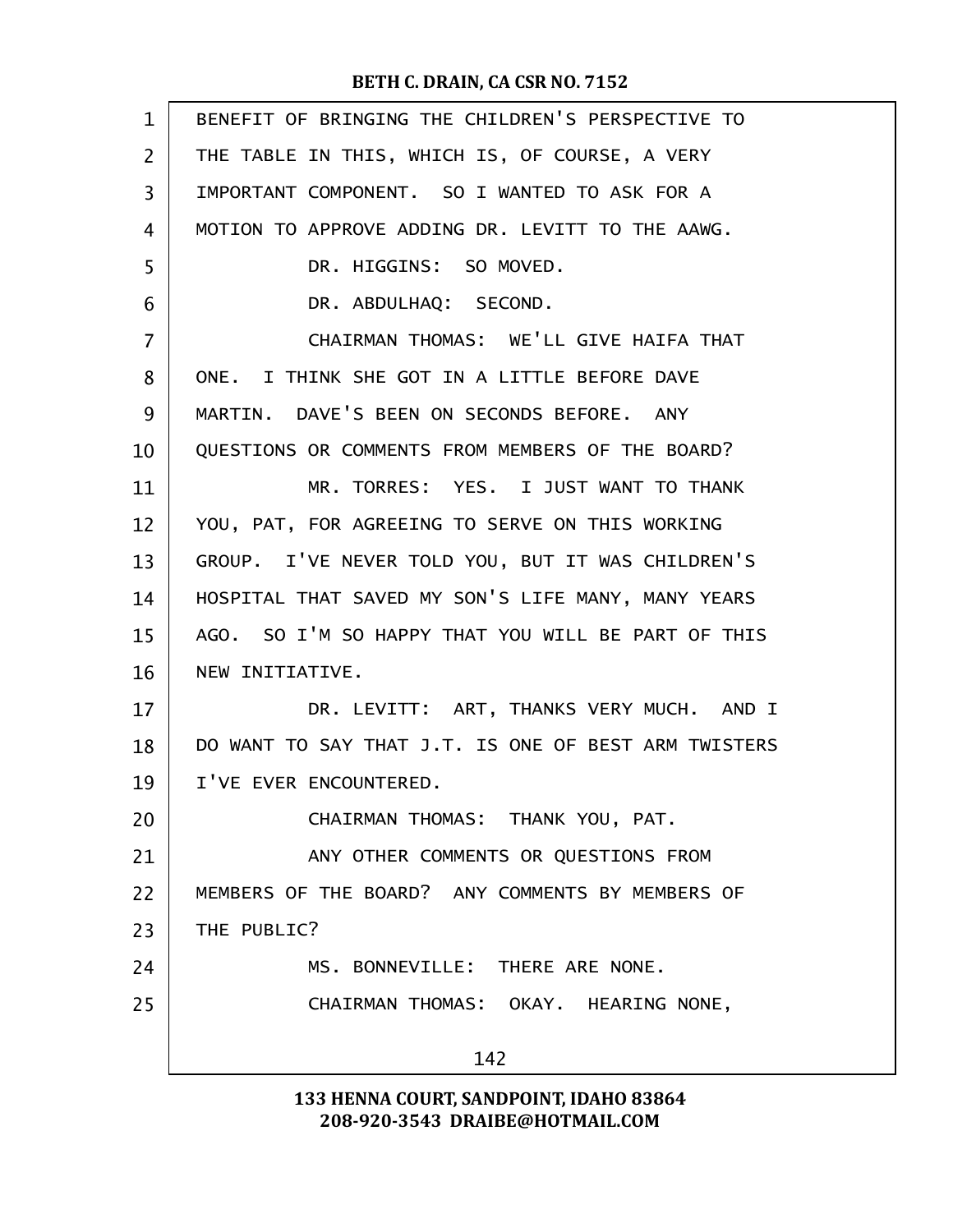BENEFIT OF BRINGING THE CHILDREN'S PERSPECTIVE TO THE TABLE IN THIS, WHICH IS, OF COURSE, A VERY IMPORTANT COMPONENT. SO I WANTED TO ASK FOR A MOTION TO APPROVE ADDING DR. LEVITT TO THE AAWG.

DR. HIGGINS: SO MOVED.

DR. ABDULHAQ: SECOND.

CHAIRMAN THOMAS: WE'LL GIVE HAIFA THAT ONE. I THINK SHE GOT IN A LITTLE BEFORE DAVE MARTIN. DAVE'S BEEN ON SECONDS BEFORE. ANY QUESTIONS OR COMMENTS FROM MEMBERS OF THE BOARD?

MR. TORRES: YES. I JUST WANT TO THANK YOU, PAT, FOR AGREEING TO SERVE ON THIS WORKING GROUP. I'VE NEVER TOLD YOU, BUT IT WAS CHILDREN'S HOSPITAL THAT SAVED MY SON'S LIFE MANY, MANY YEARS AGO. SO I'M SO HAPPY THAT YOU WILL BE PART OF THIS NEW INITIATIVE.

DR. LEVITT: ART, THANKS VERY MUCH. AND I DO WANT TO SAY THAT J.T. IS ONE OF BEST ARM TWISTERS I'VE EVER ENCOUNTERED.

CHAIRMAN THOMAS: THANK YOU, PAT.

ANY OTHER COMMENTS OR QUESTIONS FROM MEMBERS OF THE BOARD? ANY COMMENTS BY MEMBERS OF THE PUBLIC?

MS. BONNEVILLE: THERE ARE NONE.

CHAIRMAN THOMAS: OKAY. HEARING NONE,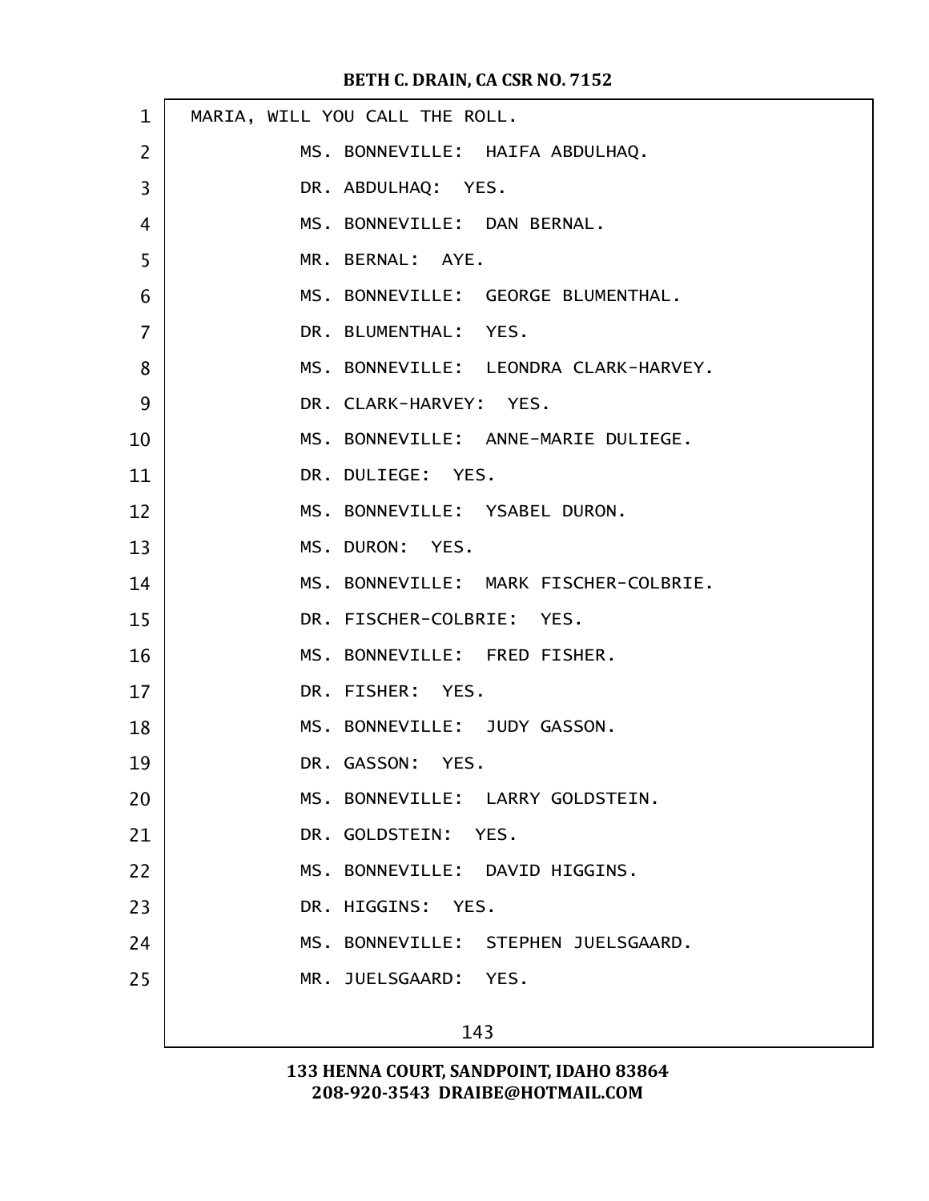MARIA, WILL YOU CALL THE ROLL.

MS. BONNEVILLE: HAIFA ABDULHAQ.

DR. ABDULHAQ: YES.

MS. BONNEVILLE: DAN BERNAL.

MR. BERNAL: AYE.

MS. BONNEVILLE: GEORGE BLUMENTHAL.

DR. BLUMENTHAL: YES.

MS. BONNEVILLE: LEONDRA CLARK-HARVEY.

DR. CLARK-HARVEY: YES.

MS. BONNEVILLE: ANNE-MARIE DULIEGE.

DR. DULIEGE: YES.

MS. BONNEVILLE: YSABEL DURON.

MS. DURON: YES.

MS. BONNEVILLE: MARK FISCHER-COLBRIE.

DR. FISCHER-COLBRIE: YES.

MS. BONNEVILLE: FRED FISHER.

DR. FISHER: YES.

MS. BONNEVILLE: JUDY GASSON.

DR. GASSON: YES.

MS. BONNEVILLE: LARRY GOLDSTEIN.

DR. GOLDSTEIN: YES.

MS. BONNEVILLE: DAVID HIGGINS.

DR. HIGGINS: YES.

MS. BONNEVILLE: STEPHEN JUELSGAARD.

MR. JUELSGAARD: YES.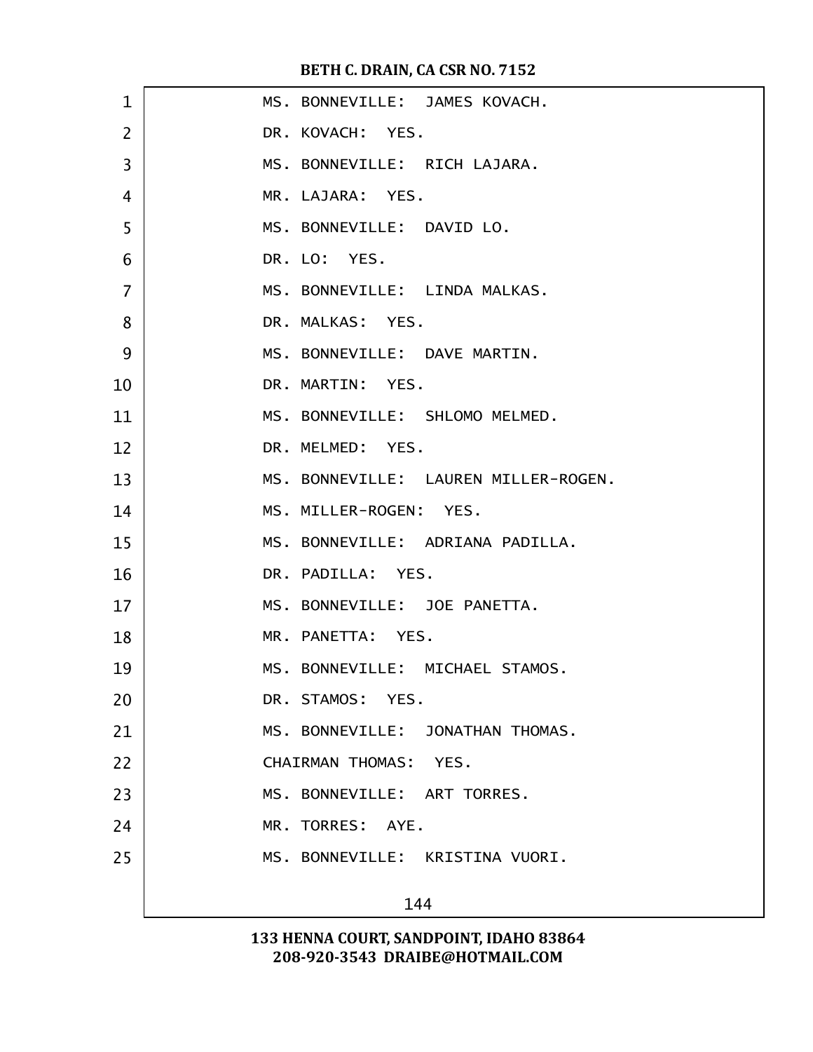MS. BONNEVILLE: JAMES KOVACH.

DR. KOVACH: YES.

MS. BONNEVILLE: RICH LAJARA.

MR. LAJARA: YES.

MS. BONNEVILLE: DAVID LO.

DR. LO: YES.

MS. BONNEVILLE: LINDA MALKAS.

DR. MALKAS: YES.

MS. BONNEVILLE: DAVE MARTIN.

DR. MARTIN: YES.

MS. BONNEVILLE: SHLOMO MELMED.

DR. MELMED: YES.

MS. BONNEVILLE: LAUREN MILLER-ROGEN.

MS. MILLER-ROGEN: YES.

MS. BONNEVILLE: ADRIANA PADILLA.

DR. PADILLA: YES.

MS. BONNEVILLE: JOE PANETTA.

MR. PANETTA: YES.

MS. BONNEVILLE: MICHAEL STAMOS.

DR. STAMOS: YES.

MS. BONNEVILLE: JONATHAN THOMAS.

CHAIRMAN THOMAS: YES.

MS. BONNEVILLE: ART TORRES.

MR. TORRES: AYE.

MS. BONNEVILLE: KRISTINA VUORI.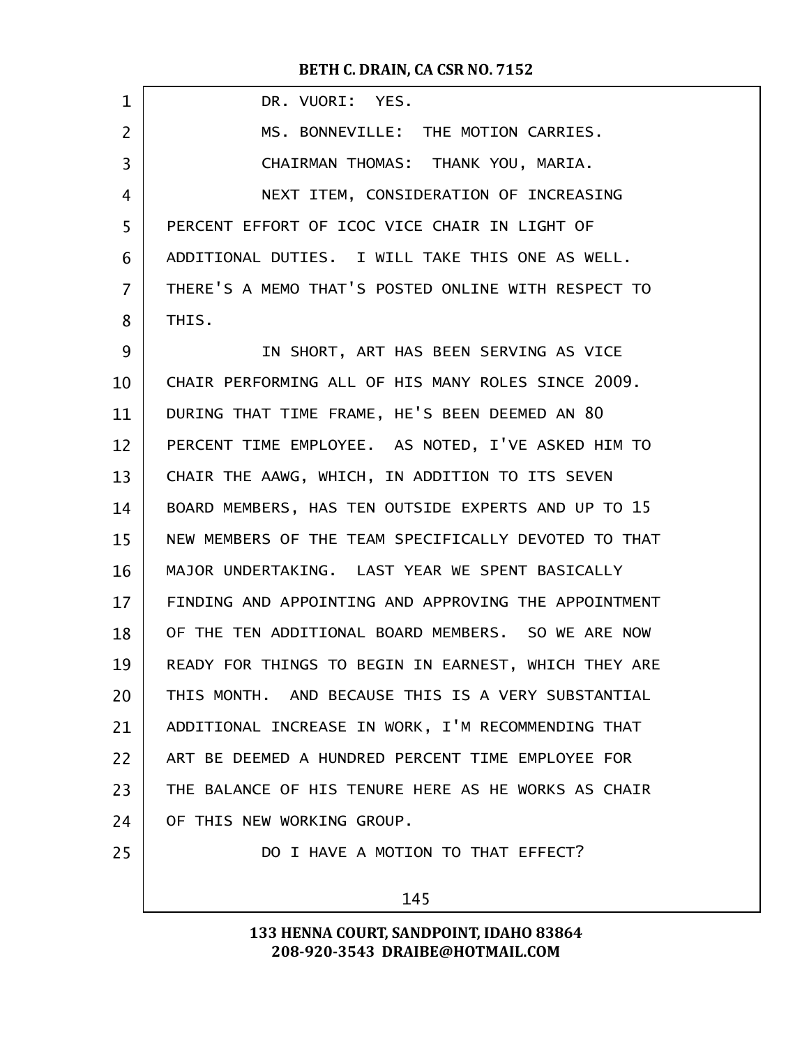DR. VUORI: YES.

MS. BONNEVILLE: THE MOTION CARRIES.

CHAIRMAN THOMAS: THANK YOU, MARIA.

NEXT ITEM, CONSIDERATION OF INCREASING PERCENT EFFORT OF ICOC VICE CHAIR IN LIGHT OF ADDITIONAL DUTIES. I WILL TAKE THIS ONE AS WELL. THERE'S A MEMO THAT'S POSTED ONLINE WITH RESPECT TO THIS.

IN SHORT, ART HAS BEEN SERVING AS VICE CHAIR PERFORMING ALL OF HIS MANY ROLES SINCE 2009. DURING THAT TIME FRAME, HE'S BEEN DEEMED AN 80 PERCENT TIME EMPLOYEE. AS NOTED, I'VE ASKED HIM TO CHAIR THE AAWG, WHICH, IN ADDITION TO ITS SEVEN BOARD MEMBERS, HAS TEN OUTSIDE EXPERTS AND UP TO 15 NEW MEMBERS OF THE TEAM SPECIFICALLY DEVOTED TO THAT MAJOR UNDERTAKING. LAST YEAR WE SPENT BASICALLY FINDING AND APPOINTING AND APPROVING THE APPOINTMENT OF THE TEN ADDITIONAL BOARD MEMBERS. SO WE ARE NOW READY FOR THINGS TO BEGIN IN EARNEST, WHICH THEY ARE THIS MONTH. AND BECAUSE THIS IS A VERY SUBSTANTIAL ADDITIONAL INCREASE IN WORK, I'M RECOMMENDING THAT ART BE DEEMED A HUNDRED PERCENT TIME EMPLOYEE FOR THE BALANCE OF HIS TENURE HERE AS HE WORKS AS CHAIR OF THIS NEW WORKING GROUP.

DO I HAVE A MOTION TO THAT EFFECT?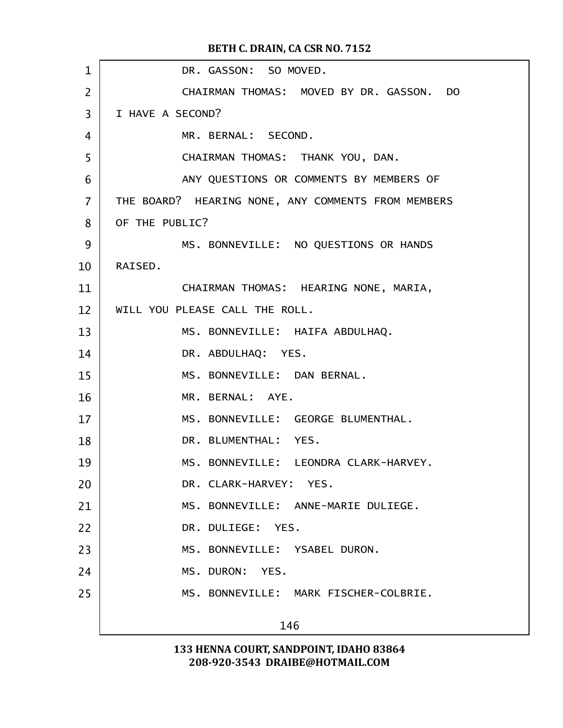DR. GASSON: SO MOVED.

CHAIRMAN THOMAS: MOVED BY DR. GASSON. DO I HAVE A SECOND?

MR. BERNAL: SECOND.

CHAIRMAN THOMAS: THANK YOU, DAN.

ANY QUESTIONS OR COMMENTS BY MEMBERS OF THE BOARD? HEARING NONE, ANY COMMENTS FROM MEMBERS OF THE PUBLIC?

MS. BONNEVILLE: NO QUESTIONS OR HANDS RAISED.

CHAIRMAN THOMAS: HEARING NONE, MARIA, WILL YOU PLEASE CALL THE ROLL.

MS. BONNEVILLE: HAIFA ABDULHAQ.

DR. ABDULHAQ: YES.

MS. BONNEVILLE: DAN BERNAL.

MR. BERNAL: AYE.

MS. BONNEVILLE: GEORGE BLUMENTHAL.

DR. BLUMENTHAL: YES.

MS. BONNEVILLE: LEONDRA CLARK-HARVEY.

DR. CLARK-HARVEY: YES.

MS. BONNEVILLE: ANNE-MARIE DULIEGE.

DR. DULIEGE: YES.

MS. BONNEVILLE: YSABEL DURON.

MS. DURON: YES.

MS. BONNEVILLE: MARK FISCHER-COLBRIE.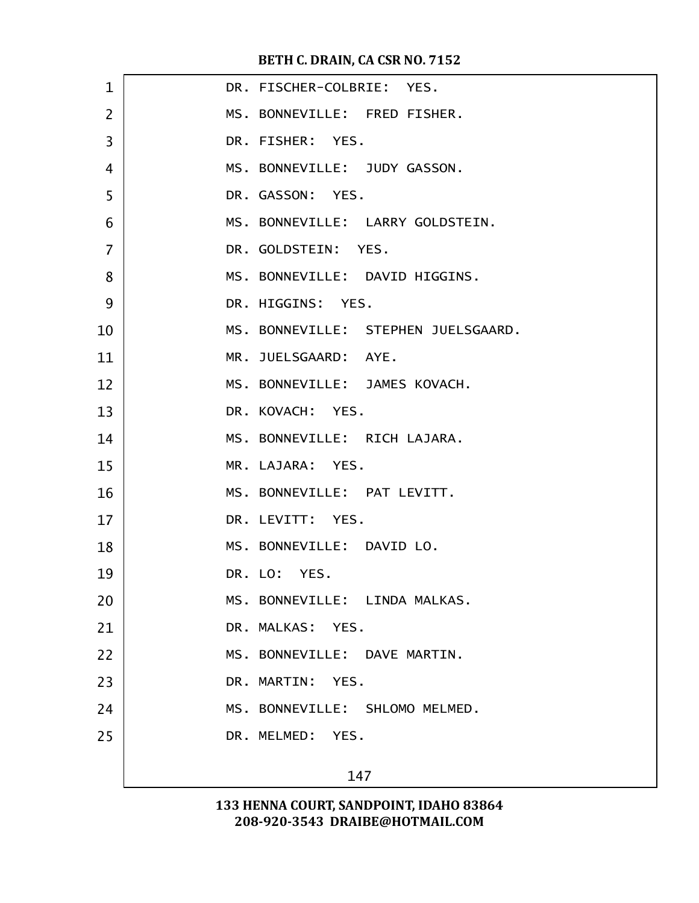DR. FISCHER-COLBRIE: YES.

MS. BONNEVILLE: FRED FISHER.

DR. FISHER: YES.

MS. BONNEVILLE: JUDY GASSON.

DR. GASSON: YES.

MS. BONNEVILLE: LARRY GOLDSTEIN.

DR. GOLDSTEIN: YES.

MS. BONNEVILLE: DAVID HIGGINS.

DR. HIGGINS: YES.

MS. BONNEVILLE: STEPHEN JUELSGAARD.

MR. JUELSGAARD: AYE.

MS. BONNEVILLE: JAMES KOVACH.

DR. KOVACH: YES.

MS. BONNEVILLE: RICH LAJARA.

MR. LAJARA: YES.

MS. BONNEVILLE: PAT LEVITT.

DR. LEVITT: YES.

MS. BONNEVILLE: DAVID LO.

DR. LO: YES.

MS. BONNEVILLE: LINDA MALKAS.

DR. MALKAS: YES.

MS. BONNEVILLE: DAVE MARTIN.

DR. MARTIN: YES.

MS. BONNEVILLE: SHLOMO MELMED.

DR. MELMED: YES.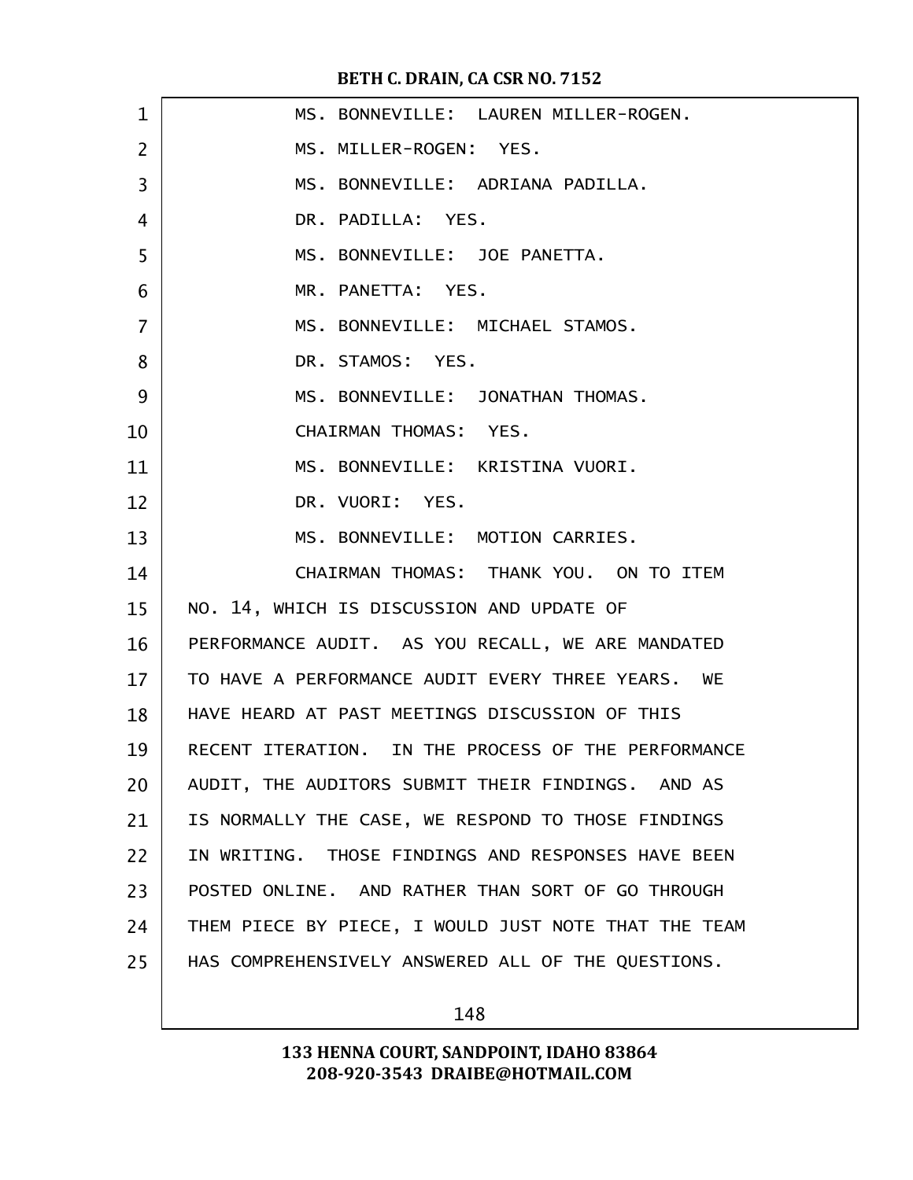MS. BONNEVILLE: LAUREN MILLER-ROGEN.

MS. MILLER-ROGEN: YES.

MS. BONNEVILLE: ADRIANA PADILLA.

DR. PADILLA: YES.

MS. BONNEVILLE: JOE PANETTA.

MR. PANETTA: YES.

MS. BONNEVILLE: MICHAEL STAMOS.

DR. STAMOS: YES.

MS. BONNEVILLE: JONATHAN THOMAS.

CHAIRMAN THOMAS: YES.

MS. BONNEVILLE: KRISTINA VUORI.

DR. VUORI: YES.

MS. BONNEVILLE: MOTION CARRIES.

CHAIRMAN THOMAS: THANK YOU. ON TO ITEM NO. 14, WHICH IS DISCUSSION AND UPDATE OF PERFORMANCE AUDIT. AS YOU RECALL, WE ARE MANDATED TO HAVE A PERFORMANCE AUDIT EVERY THREE YEARS. WE HAVE HEARD AT PAST MEETINGS DISCUSSION OF THIS RECENT ITERATION. IN THE PROCESS OF THE PERFORMANCE AUDIT, THE AUDITORS SUBMIT THEIR FINDINGS. AND AS IS NORMALLY THE CASE, WE RESPOND TO THOSE FINDINGS IN WRITING. THOSE FINDINGS AND RESPONSES HAVE BEEN POSTED ONLINE. AND RATHER THAN SORT OF GO THROUGH THEM PIECE BY PIECE, I WOULD JUST NOTE THAT THE TEAM HAS COMPREHENSIVELY ANSWERED ALL OF THE QUESTIONS.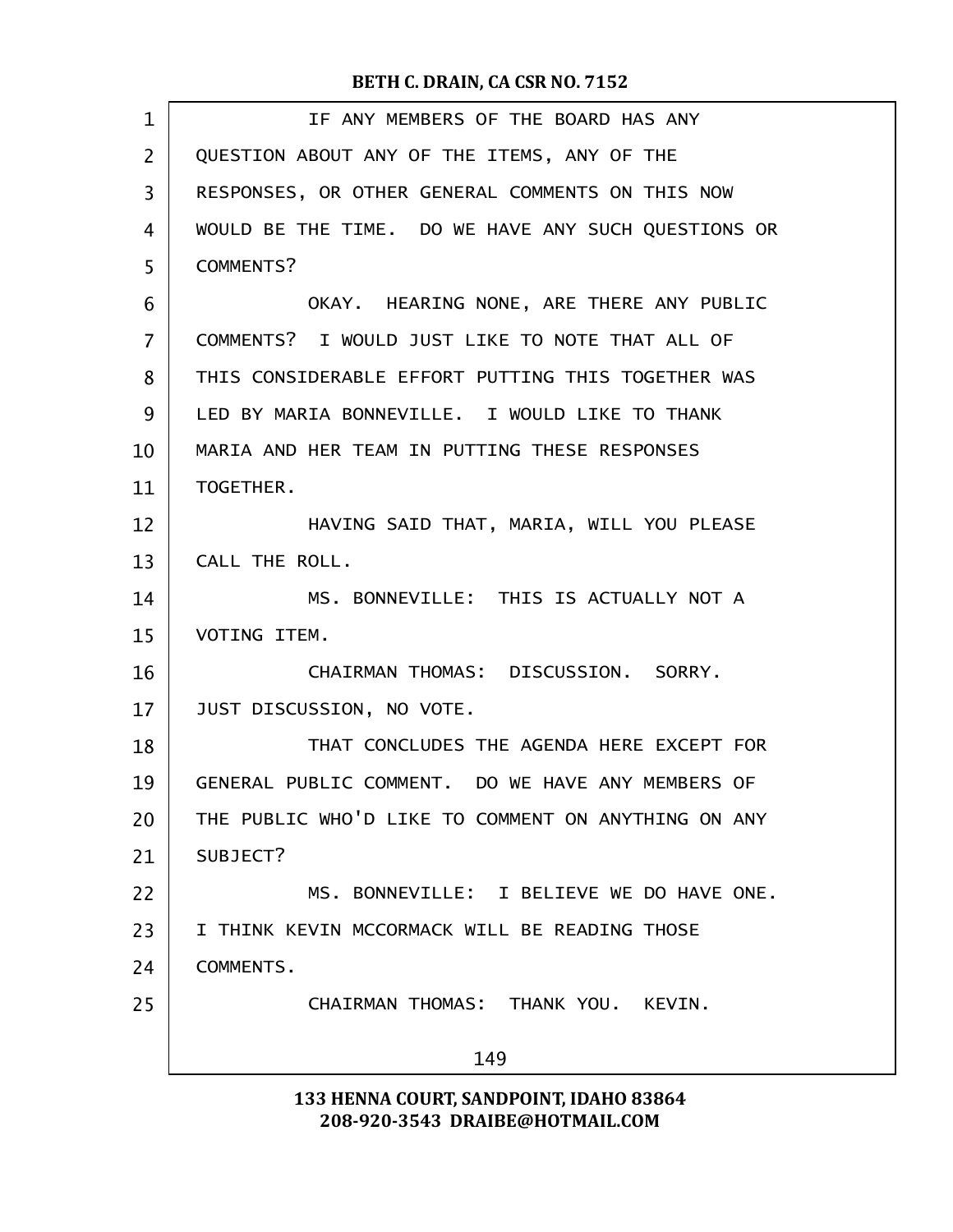IF ANY MEMBERS OF THE BOARD HAS ANY QUESTION ABOUT ANY OF THE ITEMS, ANY OF THE RESPONSES, OR OTHER GENERAL COMMENTS ON THIS NOW WOULD BE THE TIME. DO WE HAVE ANY SUCH QUESTIONS OR COMMENTS?

OKAY. HEARING NONE, ARE THERE ANY PUBLIC COMMENTS? I WOULD JUST LIKE TO NOTE THAT ALL OF THIS CONSIDERABLE EFFORT PUTTING THIS TOGETHER WAS LED BY MARIA BONNEVILLE. I WOULD LIKE TO THANK MARIA AND HER TEAM IN PUTTING THESE RESPONSES TOGETHER.

HAVING SAID THAT, MARIA, WILL YOU PLEASE CALL THE ROLL.

MS. BONNEVILLE: THIS IS ACTUALLY NOT A VOTING ITEM.

CHAIRMAN THOMAS: DISCUSSION. SORRY. JUST DISCUSSION, NO VOTE.

THAT CONCLUDES THE AGENDA HERE EXCEPT FOR GENERAL PUBLIC COMMENT. DO WE HAVE ANY MEMBERS OF THE PUBLIC WHO'D LIKE TO COMMENT ON ANYTHING ON ANY SUBJECT?

MS. BONNEVILLE: I BELIEVE WE DO HAVE ONE. I THINK KEVIN MCCORMACK WILL BE READING THOSE COMMENTS.

CHAIRMAN THOMAS: THANK YOU. KEVIN.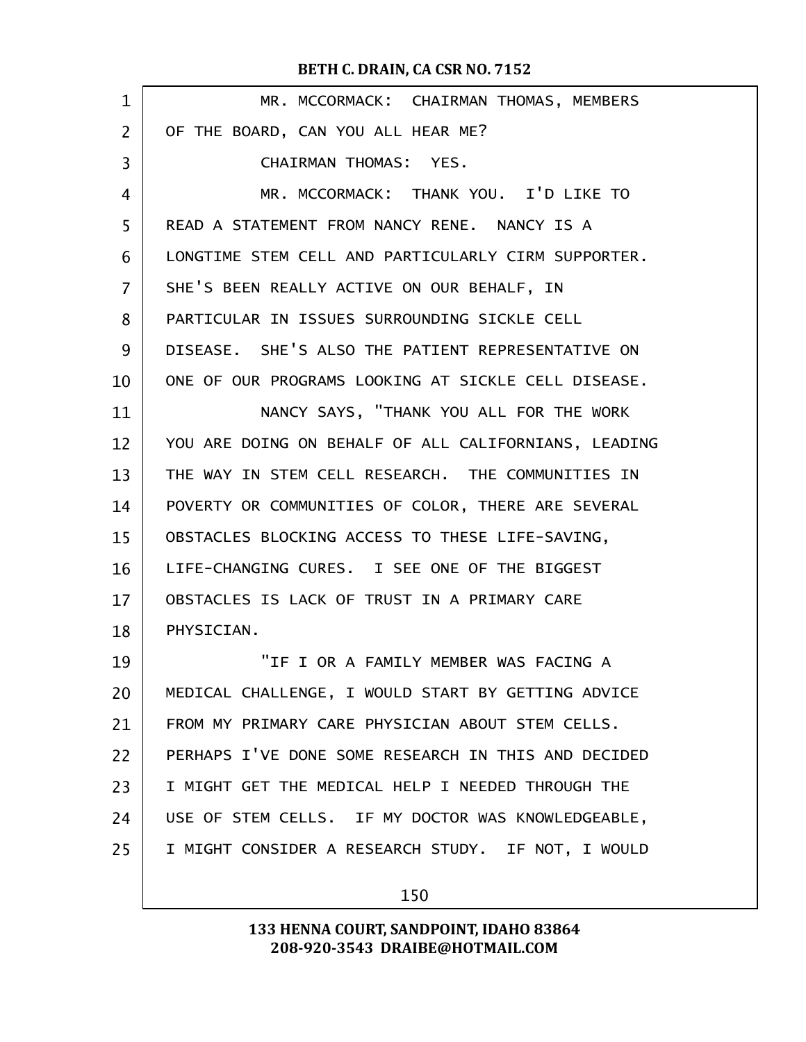MR. MCCORMACK: CHAIRMAN THOMAS, MEMBERS OF THE BOARD, CAN YOU ALL HEAR ME?

CHAIRMAN THOMAS: YES.

MR. MCCORMACK: THANK YOU. I'D LIKE TO READ A STATEMENT FROM NANCY RENE. NANCY IS A LONGTIME STEM CELL AND PARTICULARLY CIRM SUPPORTER. SHE'S BEEN REALLY ACTIVE ON OUR BEHALF, IN PARTICULAR IN ISSUES SURROUNDING SICKLE CELL DISEASE. SHE'S ALSO THE PATIENT REPRESENTATIVE ON ONE OF OUR PROGRAMS LOOKING AT SICKLE CELL DISEASE.

NANCY SAYS, "THANK YOU ALL FOR THE WORK YOU ARE DOING ON BEHALF OF ALL CALIFORNIANS, LEADING THE WAY IN STEM CELL RESEARCH. THE COMMUNITIES IN POVERTY OR COMMUNITIES OF COLOR, THERE ARE SEVERAL OBSTACLES BLOCKING ACCESS TO THESE LIFE-SAVING, LIFE-CHANGING CURES. I SEE ONE OF THE BIGGEST OBSTACLES IS LACK OF TRUST IN A PRIMARY CARE PHYSICIAN.

"IF I OR A FAMILY MEMBER WAS FACING A MEDICAL CHALLENGE, I WOULD START BY GETTING ADVICE FROM MY PRIMARY CARE PHYSICIAN ABOUT STEM CELLS. PERHAPS I'VE DONE SOME RESEARCH IN THIS AND DECIDED I MIGHT GET THE MEDICAL HELP I NEEDED THROUGH THE USE OF STEM CELLS. IF MY DOCTOR WAS KNOWLEDGEABLE, I MIGHT CONSIDER A RESEARCH STUDY. IF NOT, I WOULD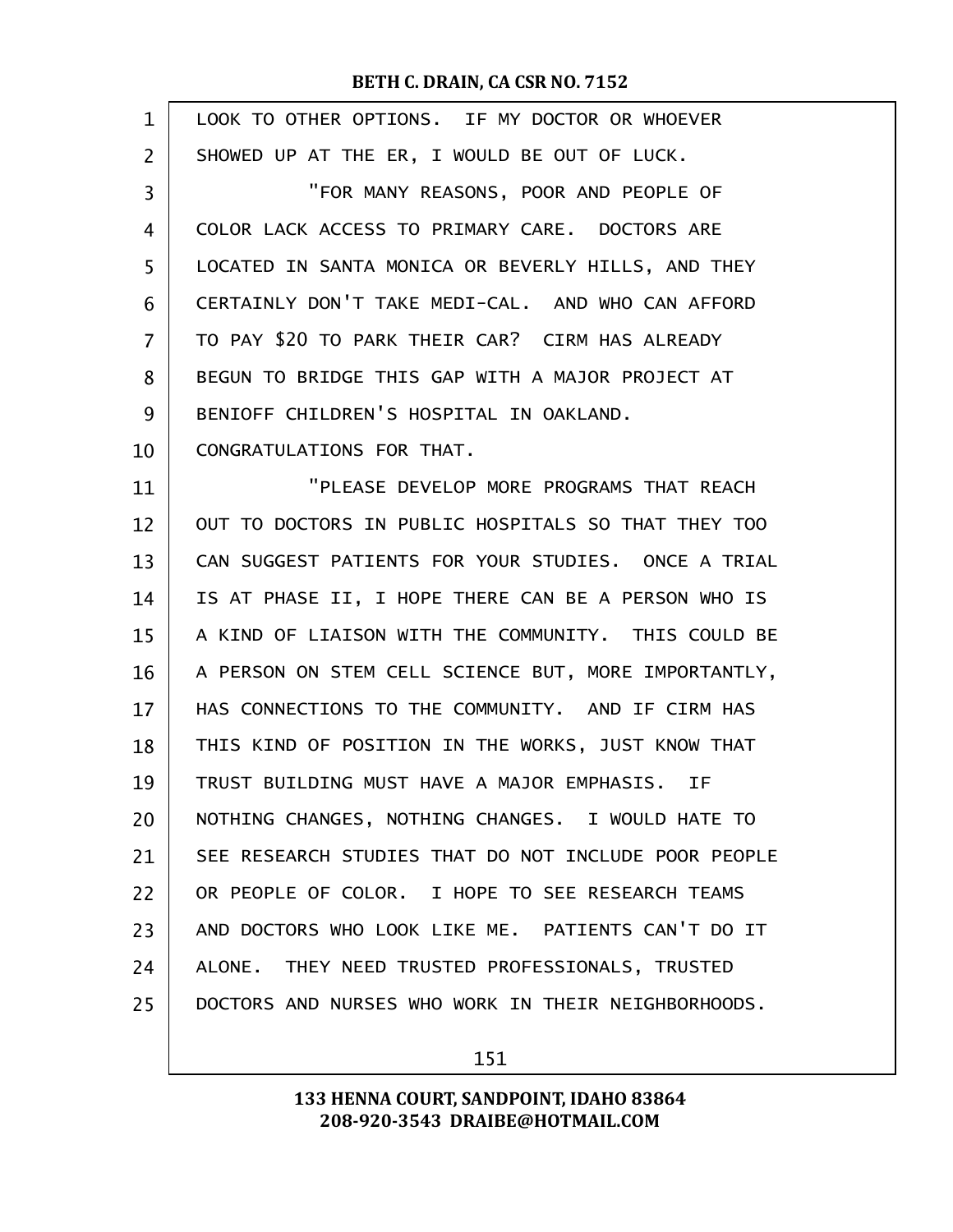LOOK TO OTHER OPTIONS. IF MY DOCTOR OR WHOEVER SHOWED UP AT THE ER, I WOULD BE OUT OF LUCK.

"FOR MANY REASONS, POOR AND PEOPLE OF COLOR LACK ACCESS TO PRIMARY CARE. DOCTORS ARE LOCATED IN SANTA MONICA OR BEVERLY HILLS, AND THEY CERTAINLY DON'T TAKE MEDI-CAL. AND WHO CAN AFFORD TO PAY $20 TO PARK THEIR CAR? CIRM HAS ALREADY BEGUN TO BRIDGE THIS GAP WITH A MAJOR PROJECT AT BENIOFF CHILDREN'S HOSPITAL IN OAKLAND. CONGRATULATIONS FOR THAT.

"PLEASE DEVELOP MORE PROGRAMS THAT REACH OUT TO DOCTORS IN PUBLIC HOSPITALS SO THAT THEY TOO CAN SUGGEST PATIENTS FOR YOUR STUDIES. ONCE A TRIAL IS AT PHASE II, I HOPE THERE CAN BE A PERSON WHO IS A KIND OF LIAISON WITH THE COMMUNITY. THIS COULD BE A PERSON ON STEM CELL SCIENCE BUT, MORE IMPORTANTLY, HAS CONNECTIONS TO THE COMMUNITY. AND IF CIRM HAS THIS KIND OF POSITION IN THE WORKS, JUST KNOW THAT TRUST BUILDING MUST HAVE A MAJOR EMPHASIS. IF NOTHING CHANGES, NOTHING CHANGES. I WOULD HATE TO SEE RESEARCH STUDIES THAT DO NOT INCLUDE POOR PEOPLE OR PEOPLE OF COLOR. I HOPE TO SEE RESEARCH TEAMS AND DOCTORS WHO LOOK LIKE ME. PATIENTS CAN'T DO IT ALONE. THEY NEED TRUSTED PROFESSIONALS, TRUSTED DOCTORS AND NURSES WHO WORK IN THEIR NEIGHBORHOODS.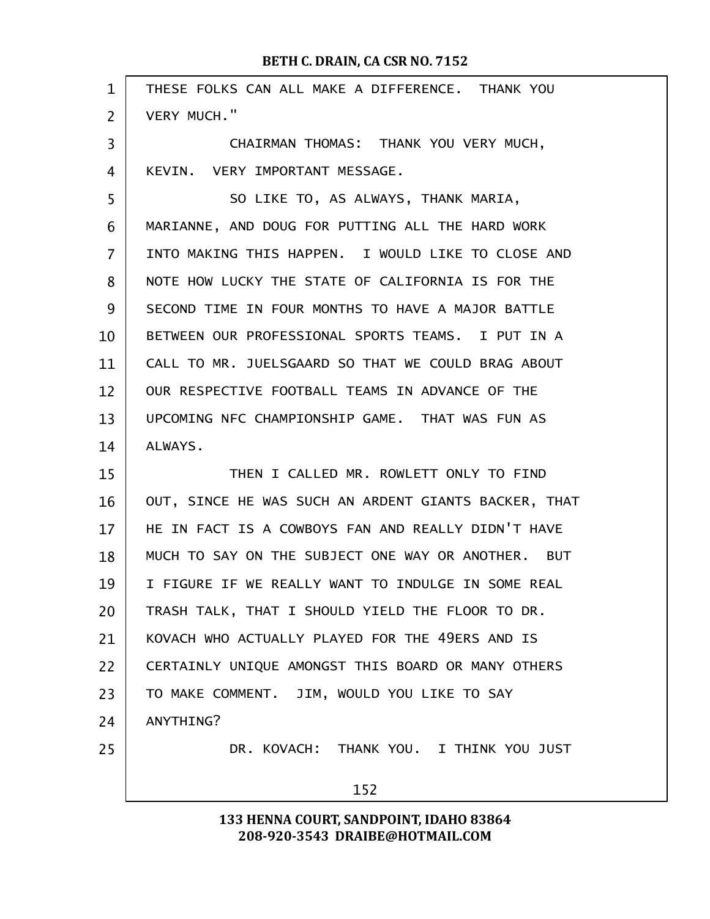THESE FOLKS CAN ALL MAKE A DIFFERENCE. THANK YOU VERY MUCH."

CHAIRMAN THOMAS: THANK YOU VERY MUCH, KEVIN. VERY IMPORTANT MESSAGE.

SO LIKE TO, AS ALWAYS, THANK MARIA, MARIANNE, AND DOUG FOR PUTTING ALL THE HARD WORK INTO MAKING THIS HAPPEN. I WOULD LIKE TO CLOSE AND NOTE HOW LUCKY THE STATE OF CALIFORNIA IS FOR THE SECOND TIME IN FOUR MONTHS TO HAVE A MAJOR BATTLE BETWEEN OUR PROFESSIONAL SPORTS TEAMS. I PUT IN A CALL TO MR. JUELSGAARD SO THAT WE COULD BRAG ABOUT OUR RESPECTIVE FOOTBALL TEAMS IN ADVANCE OF THE UPCOMING NFC CHAMPIONSHIP GAME. THAT WAS FUN AS ALWAYS.

THEN I CALLED MR. ROWLETT ONLY TO FIND OUT, SINCE HE WAS SUCH AN ARDENT GIANTS BACKER, THAT HE IN FACT IS A COWBOYS FAN AND REALLY DIDN'T HAVE MUCH TO SAY ON THE SUBJECT ONE WAY OR ANOTHER. BUT I FIGURE IF WE REALLY WANT TO INDULGE IN SOME REAL TRASH TALK, THAT I SHOULD YIELD THE FLOOR TO DR. KOVACH WHO ACTUALLY PLAYED FOR THE 49ERS AND IS CERTAINLY UNIQUE AMONGST THIS BOARD OR MANY OTHERS TO MAKE COMMENT. JIM, WOULD YOU LIKE TO SAY ANYTHING?

DR. KOVACH: THANK YOU. I THINK YOU JUST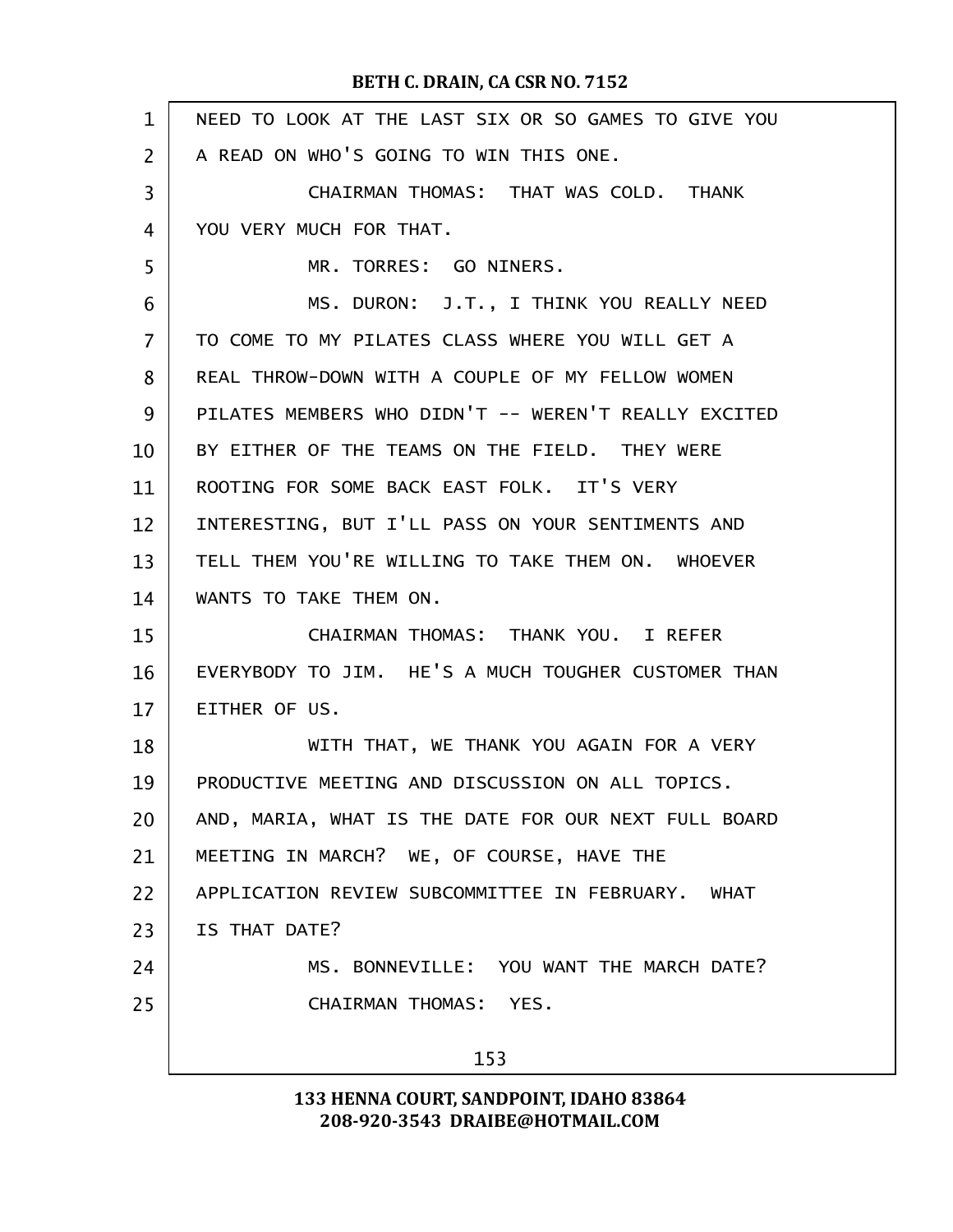NEED TO LOOK AT THE LAST SIX OR SO GAMES TO GIVE YOU A READ ON WHO'S GOING TO WIN THIS ONE.

CHAIRMAN THOMAS: THAT WAS COLD. THANK YOU VERY MUCH FOR THAT.

MR. TORRES: GO NINERS.

MS. DURON: J.T., I THINK YOU REALLY NEED TO COME TO MY PILATES CLASS WHERE YOU WILL GET A REAL THROW-DOWN WITH A COUPLE OF MY FELLOW WOMEN PILATES MEMBERS WHO DIDN'T -- WEREN'T REALLY EXCITED BY EITHER OF THE TEAMS ON THE FIELD. THEY WERE ROOTING FOR SOME BACK EAST FOLK. IT'S VERY INTERESTING, BUT I'LL PASS ON YOUR SENTIMENTS AND TELL THEM YOU'RE WILLING TO TAKE THEM ON. WHOEVER WANTS TO TAKE THEM ON.

CHAIRMAN THOMAS: THANK YOU. I REFER EVERYBODY TO JIM. HE'S A MUCH TOUGHER CUSTOMER THAN EITHER OF US.

WITH THAT, WE THANK YOU AGAIN FOR A VERY PRODUCTIVE MEETING AND DISCUSSION ON ALL TOPICS. AND, MARIA, WHAT IS THE DATE FOR OUR NEXT FULL BOARD MEETING IN MARCH? WE, OF COURSE, HAVE THE APPLICATION REVIEW SUBCOMMITTEE IN FEBRUARY. WHAT IS THAT DATE?

MS. BONNEVILLE: YOU WANT THE MARCH DATE?

CHAIRMAN THOMAS: YES.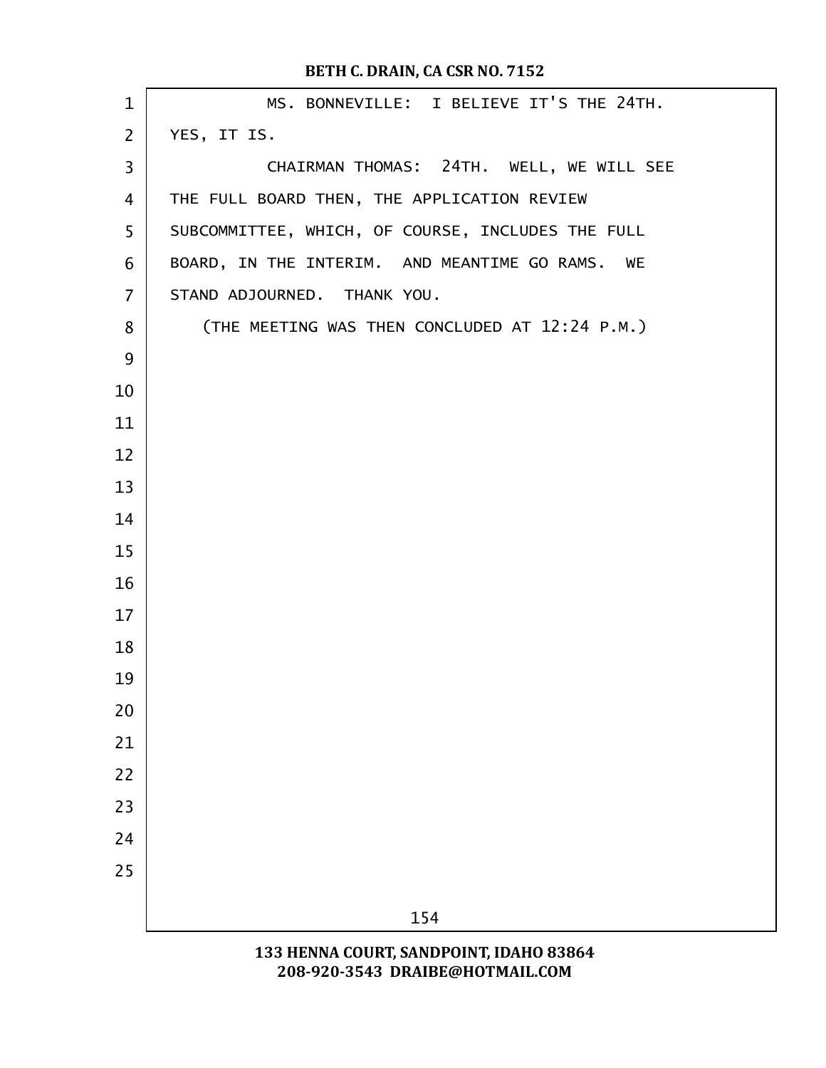MS. BONNEVILLE: I BELIEVE IT'S THE 24TH. YES, IT IS.

CHAIRMAN THOMAS: 24TH. WELL, WE WILL SEE THE FULL BOARD THEN, THE APPLICATION REVIEW SUBCOMMITTEE, WHICH, OF COURSE, INCLUDES THE FULL BOARD, IN THE INTERIM. AND MEANTIME GO RAMS. WE STAND ADJOURNED. THANK YOU.

(THE MEETING WAS THEN CONCLUDED AT 12:24 P.M.)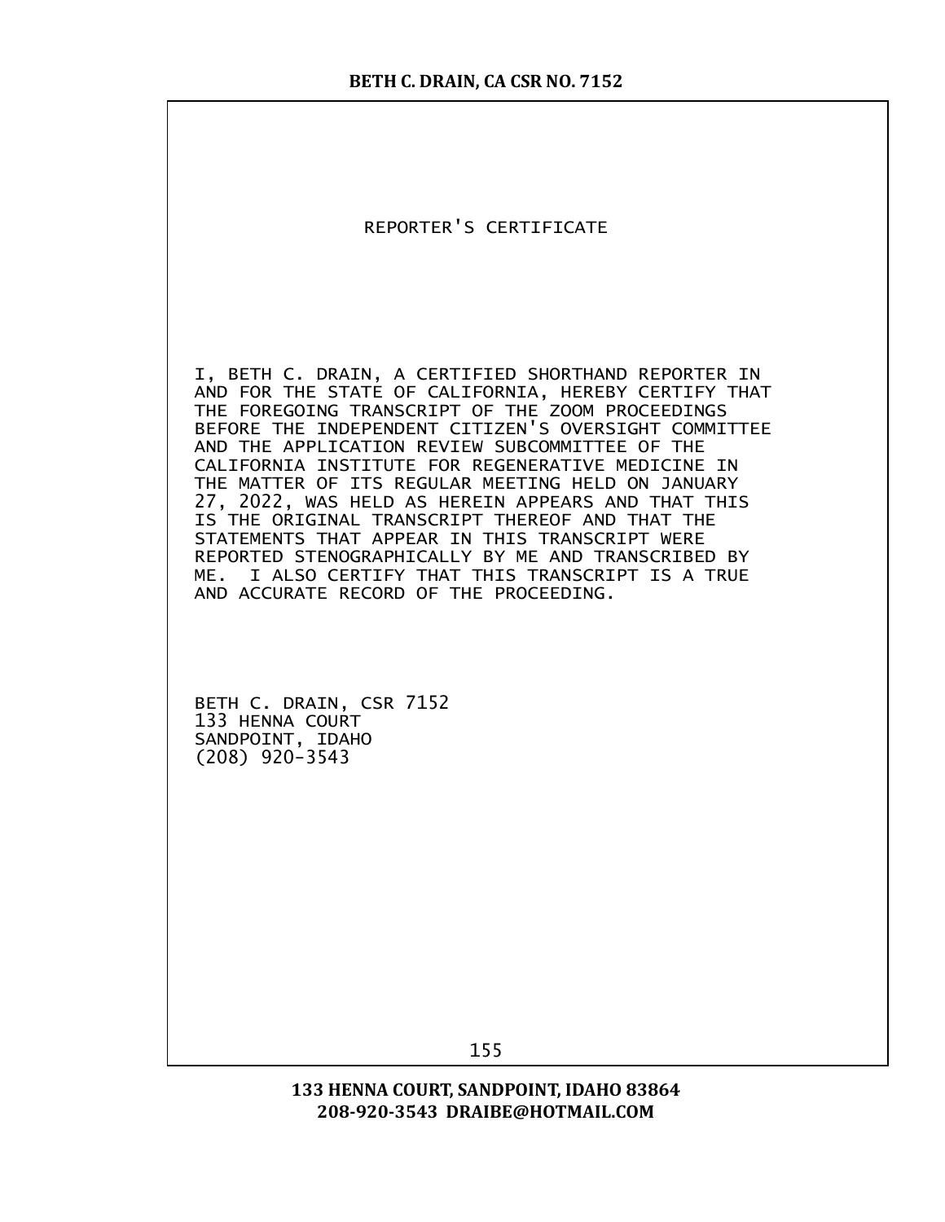REPORTER'S CERTIFICATE

I, BETH C. DRAIN, A CERTIFIED SHORTHAND REPORTER IN AND FOR THE STATE OF CALIFORNIA, HEREBY CERTIFY THAT THE FOREGOING TRANSCRIPT OF THE ZOOM PROCEEDINGS BEFORE THE INDEPENDENT CITIZEN'S OVERSIGHT COMMITTEE AND THE APPLICATION REVIEW SUBCOMMITTEE OF THE CALIFORNIA INSTITUTE FOR REGENERATIVE MEDICINE IN THE MATTER OF ITS REGULAR MEETING HELD ON JANUARY 27, 2022, WAS HELD AS HEREIN APPEARS AND THAT THIS IS THE ORIGINAL TRANSCRIPT THEREOF AND THAT THE STATEMENTS THAT APPEAR IN THIS TRANSCRIPT WERE REPORTED STENOGRAPHICALLY BY ME AND TRANSCRIBED BY ME. I ALSO CERTIFY THAT THIS TRANSCRIPT IS A TRUE AND ACCURATE RECORD OF THE PROCEEDING.

BETH C. DRAIN, CSR 7152
133 HENNA COURT
SANDPOINT, IDAHO
(208) 920-3543